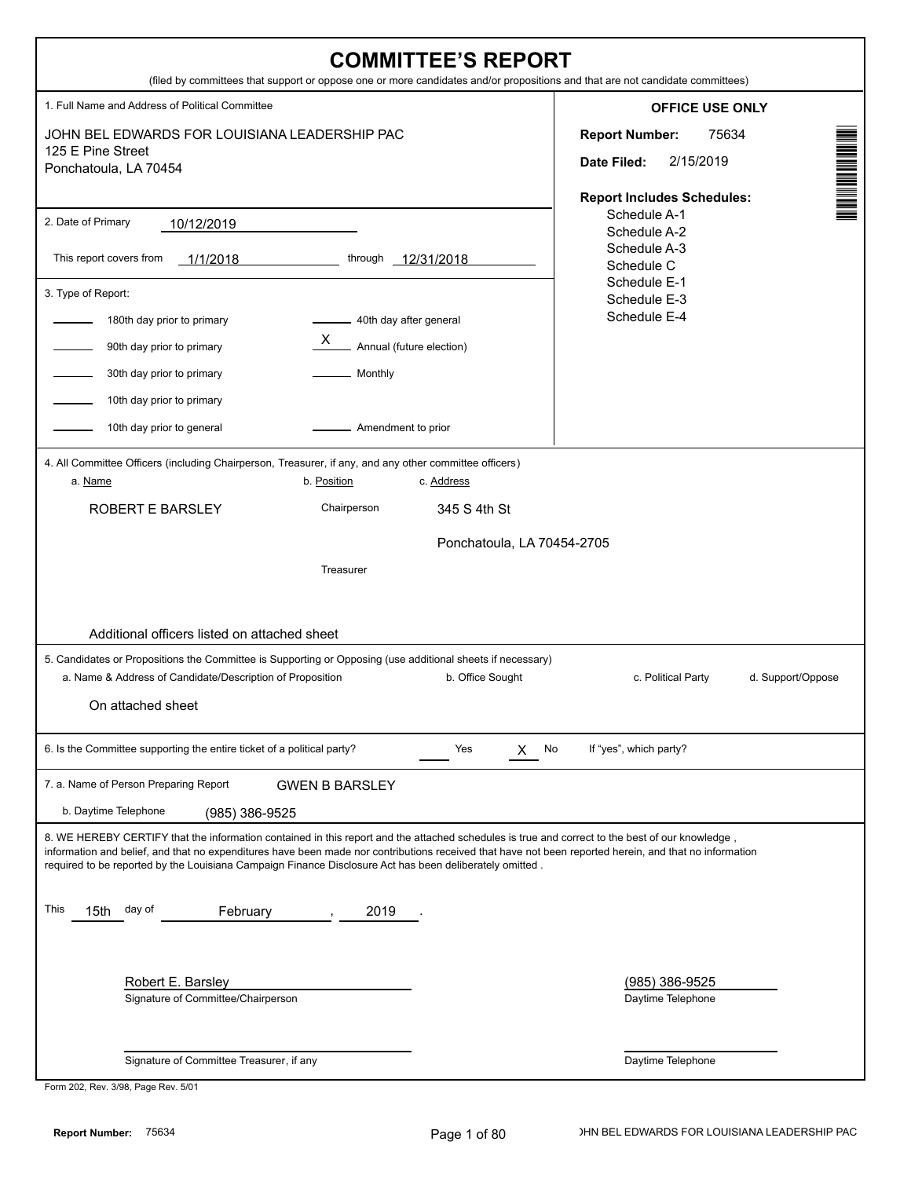# COMMITTEE'S REPORT

(filed by committees that support or oppose one or more candidates and/or propositions and that are not candidate committees)

**1. Full Name and Address of Political Committee**

JOHN BEL EDWARDS FOR LOUISIANA LEADERSHIP PAC
125 E Pine Street
Ponchatoula, LA 70454

**OFFICE USE ONLY**

**Report Number:** 75634

**Date Filed:** 2/15/2019

**Report Includes Schedules:**
- Schedule A-1
- Schedule A-2
- Schedule A-3
- Schedule C
- Schedule E-1
- Schedule E-3
- Schedule E-4

**2. Date of Primary** 10/12/2019

This report covers from 1/1/2018 through 12/31/2018

**3. Type of Report:**

| | | | |
|---|---|---|---|
| ____ | 180th day prior to primary | ____ | 40th day after general |
| ____ | 90th day prior to primary | X | Annual (future election) |
| ____ | 30th day prior to primary | ____ | Monthly |
| ____ | 10th day prior to primary | | |
| ____ | 10th day prior to general | ____ | Amendment to prior |

**4. All Committee Officers (including Chairperson, Treasurer, if any, and any other committee officers)**

| a. Name | b. Position | c. Address |
|---|---|---|
| ROBERT E BARSLEY | Chairperson | 345 S 4th St, Ponchatoula, LA 70454-2705 |
| | Treasurer | |

Additional officers listed on attached sheet

**5. Candidates or Propositions the Committee is Supporting or Opposing (use additional sheets if necessary)**

| a. Name & Address of Candidate/Description of Proposition | b. Office Sought | c. Political Party | d. Support/Oppose |
|---|---|---|---|
| On attached sheet | | | |

**6. Is the Committee supporting the entire ticket of a political party?** ____ Yes X No If "yes", which party?

**7. a. Name of Person Preparing Report** GWEN B BARSLEY

b. Daytime Telephone (985) 386-9525

**8.** WE HEREBY CERTIFY that the information contained in this report and the attached schedules is true and correct to the best of our knowledge , information and belief, and that no expenditures have been made nor contributions received that have not been reported herein, and that no information required to be reported by the Louisiana Campaign Finance Disclosure Act has been deliberately omitted .

This 15th day of February , 2019 .

Robert E. Barsley
Signature of Committee/Chairperson

(985) 386-9525
Daytime Telephone

______________________
Signature of Committee Treasurer, if any

______________________
Daytime Telephone

Form 202, Rev. 3/98, Page Rev. 5/01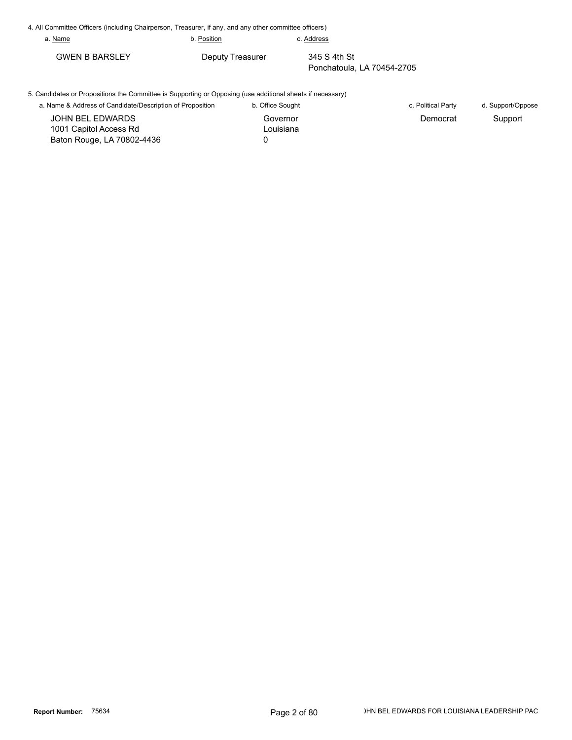4. All Committee Officers (including Chairperson, Treasurer, if any, and any other committee officers)

| a. Name | b. Position | c. Address |
|---|---|---|
| GWEN B BARSLEY | Deputy Treasurer | 345 S 4th St<br>Ponchatoula, LA 70454-2705 |

5. Candidates or Propositions the Committee is Supporting or Opposing (use additional sheets if necessary)

| a. Name & Address of Candidate/Description of Proposition | b. Office Sought | c. Political Party | d. Support/Oppose |
|---|---|---|---|
| JOHN BEL EDWARDS<br>1001 Capitol Access Rd<br>Baton Rouge, LA 70802-4436 | Governor<br>Louisiana<br>0 | Democrat | Support |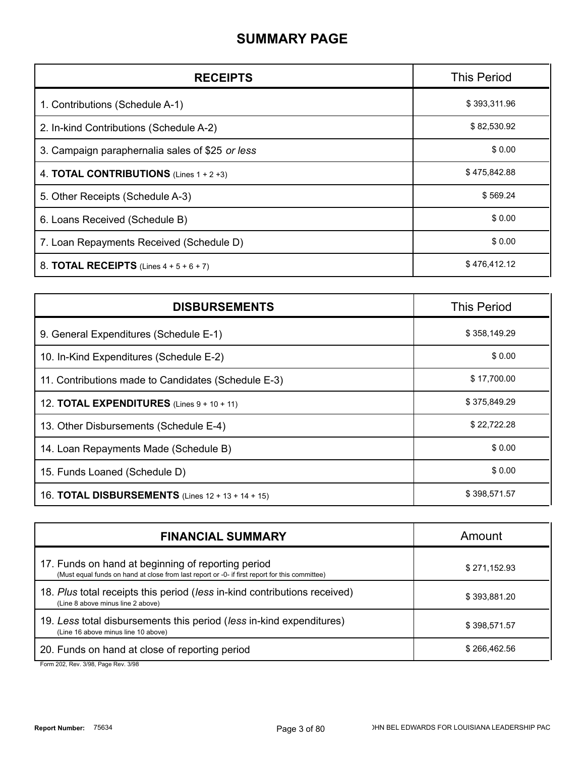# SUMMARY PAGE

| **RECEIPTS** | This Period |
|---|---|
| 1. Contributions (Schedule A-1) | $ 393,311.96 |
| 2. In-kind Contributions (Schedule A-2) | $ 82,530.92 |
| 3. Campaign paraphernalia sales of $25 *or less* | $ 0.00 |
| 4. **TOTAL CONTRIBUTIONS** (Lines 1 + 2 +3) | $ 475,842.88 |
| 5. Other Receipts (Schedule A-3) | $ 569.24 |
| 6. Loans Received (Schedule B) | $ 0.00 |
| 7. Loan Repayments Received (Schedule D) | $ 0.00 |
| 8. **TOTAL RECEIPTS** (Lines 4 + 5 + 6 + 7) | $ 476,412.12 |

| **DISBURSEMENTS** | This Period |
|---|---|
| 9. General Expenditures (Schedule E-1) | $ 358,149.29 |
| 10. In-Kind Expenditures (Schedule E-2) | $ 0.00 |
| 11. Contributions made to Candidates (Schedule E-3) | $ 17,700.00 |
| 12. **TOTAL EXPENDITURES** (Lines 9 + 10 + 11) | $ 375,849.29 |
| 13. Other Disbursements (Schedule E-4) | $ 22,722.28 |
| 14. Loan Repayments Made (Schedule B) | $ 0.00 |
| 15. Funds Loaned (Schedule D) | $ 0.00 |
| 16. **TOTAL DISBURSEMENTS** (Lines 12 + 13 + 14 + 15) | $ 398,571.57 |

| **FINANCIAL SUMMARY** | Amount |
|---|---|
| 17. Funds on hand at beginning of reporting period (Must equal funds on hand at close from last report or -0- if first report for this committee) | $ 271,152.93 |
| 18. *Plus* total receipts this period (*less* in-kind contributions received) (Line 8 above minus line 2 above) | $ 393,881.20 |
| 19. *Less* total disbursements this period (*less* in-kind expenditures) (Line 16 above minus line 10 above) | $ 398,571.57 |
| 20. Funds on hand at close of reporting period | $ 266,462.56 |

Form 202, Rev. 3/98, Page Rev. 3/98

**Report Number:** 75634

JOHN BEL EDWARDS FOR LOUISIANA LEADERSHIP PAC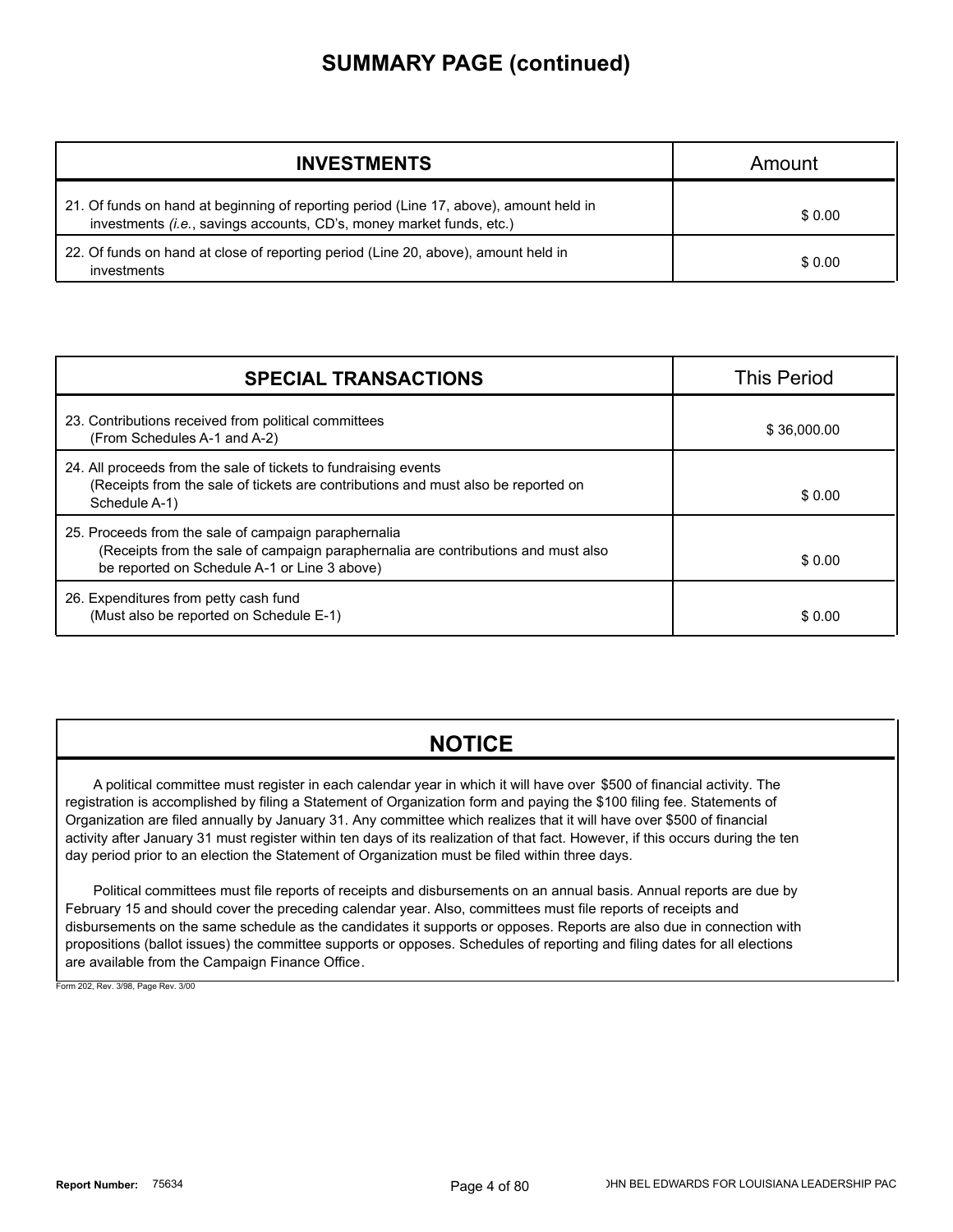# SUMMARY PAGE (continued)

| INVESTMENTS | Amount |
|---|---|
| 21. Of funds on hand at beginning of reporting period (Line 17, above), amount held in investments (*i.e.*, savings accounts, CD's, money market funds, etc.) | $ 0.00 |
| 22. Of funds on hand at close of reporting period (Line 20, above), amount held in investments | $ 0.00 |

| SPECIAL TRANSACTIONS | This Period |
|---|---|
| 23. Contributions received from political committees (From Schedules A-1 and A-2) | $ 36,000.00 |
| 24. All proceeds from the sale of tickets to fundraising events (Receipts from the sale of tickets are contributions and must also be reported on Schedule A-1) | $ 0.00 |
| 25. Proceeds from the sale of campaign paraphernalia (Receipts from the sale of campaign paraphernalia are contributions and must also be reported on Schedule A-1 or Line 3 above) | $ 0.00 |
| 26. Expenditures from petty cash fund (Must also be reported on Schedule E-1) | $ 0.00 |

## NOTICE

A political committee must register in each calendar year in which it will have over $500 of financial activity. The registration is accomplished by filing a Statement of Organization form and paying the $100 filing fee. Statements of Organization are filed annually by January 31. Any committee which realizes that it will have over $500 of financial activity after January 31 must register within ten days of its realization of that fact. However, if this occurs during the ten day period prior to an election the Statement of Organization must be filed within three days.

Political committees must file reports of receipts and disbursements on an annual basis. Annual reports are due by February 15 and should cover the preceding calendar year. Also, committees must file reports of receipts and disbursements on the same schedule as the candidates it supports or opposes. Reports are also due in connection with propositions (ballot issues) the committee supports or opposes. Schedules of reporting and filing dates for all elections are available from the Campaign Finance Office.

Form 202, Rev. 3/98, Page Rev. 3/00

**Report Number:** 75634

JOHN BEL EDWARDS FOR LOUISIANA LEADERSHIP PAC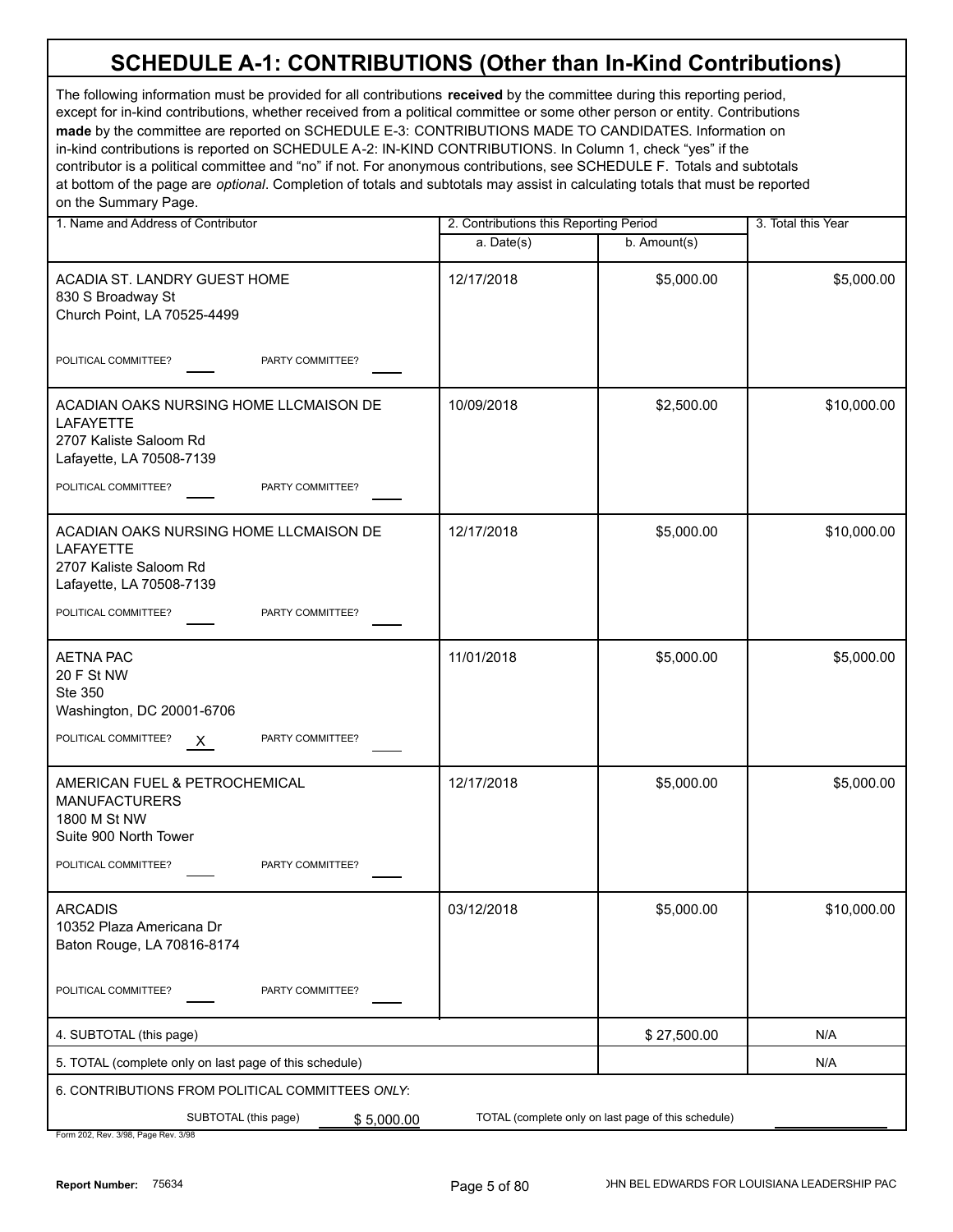# SCHEDULE A-1: CONTRIBUTIONS (Other than In-Kind Contributions)

The following information must be provided for all contributions **received** by the committee during this reporting period, except for in-kind contributions, whether received from a political committee or some other person or entity. Contributions **made** by the committee are reported on SCHEDULE E-3: CONTRIBUTIONS MADE TO CANDIDATES. Information on in-kind contributions is reported on SCHEDULE A-2: IN-KIND CONTRIBUTIONS. In Column 1, check "yes" if the contributor is a political committee and "no" if not. For anonymous contributions, see SCHEDULE F. Totals and subtotals at bottom of the page are *optional*. Completion of totals and subtotals may assist in calculating totals that must be reported on the Summary Page.

| 1. Name and Address of Contributor | 2. Contributions this Reporting Period a. Date(s) | b. Amount(s) | 3. Total this Year |
|---|---|---|---|
| ACADIA ST. LANDRY GUEST HOME<br>830 S Broadway St<br>Church Point, LA 70525-4499<br>POLITICAL COMMITTEE? ___ PARTY COMMITTEE? ___ | 12/17/2018 | $5,000.00 | $5,000.00 |
| ACADIAN OAKS NURSING HOME LLCMAISON DE LAFAYETTE<br>2707 Kaliste Saloom Rd<br>Lafayette, LA 70508-7139<br>POLITICAL COMMITTEE? ___ PARTY COMMITTEE? ___ | 10/09/2018 | $2,500.00 | $10,000.00 |
| ACADIAN OAKS NURSING HOME LLCMAISON DE LAFAYETTE<br>2707 Kaliste Saloom Rd<br>Lafayette, LA 70508-7139<br>POLITICAL COMMITTEE? ___ PARTY COMMITTEE? ___ | 12/17/2018 | $5,000.00 | $10,000.00 |
| AETNA PAC<br>20 F St NW<br>Ste 350<br>Washington, DC 20001-6706<br>POLITICAL COMMITTEE? X PARTY COMMITTEE? ___ | 11/01/2018 | $5,000.00 | $5,000.00 |
| AMERICAN FUEL & PETROCHEMICAL MANUFACTURERS<br>1800 M St NW<br>Suite 900 North Tower<br>POLITICAL COMMITTEE? ___ PARTY COMMITTEE? ___ | 12/17/2018 | $5,000.00 | $5,000.00 |
| ARCADIS<br>10352 Plaza Americana Dr<br>Baton Rouge, LA 70816-8174<br>POLITICAL COMMITTEE? ___ PARTY COMMITTEE? ___ | 03/12/2018 | $5,000.00 | $10,000.00 |
| 4. SUBTOTAL (this page) | | $ 27,500.00 | N/A |
| 5. TOTAL (complete only on last page of this schedule) | | | N/A |

6. CONTRIBUTIONS FROM POLITICAL COMMITTEES *ONLY*:

SUBTOTAL (this page) $ 5,000.00 TOTAL (complete only on last page of this schedule) ________

Form 202, Rev. 3/98, Page Rev. 3/98

Report Number: 75634 JOHN BEL EDWARDS FOR LOUISIANA LEADERSHIP PAC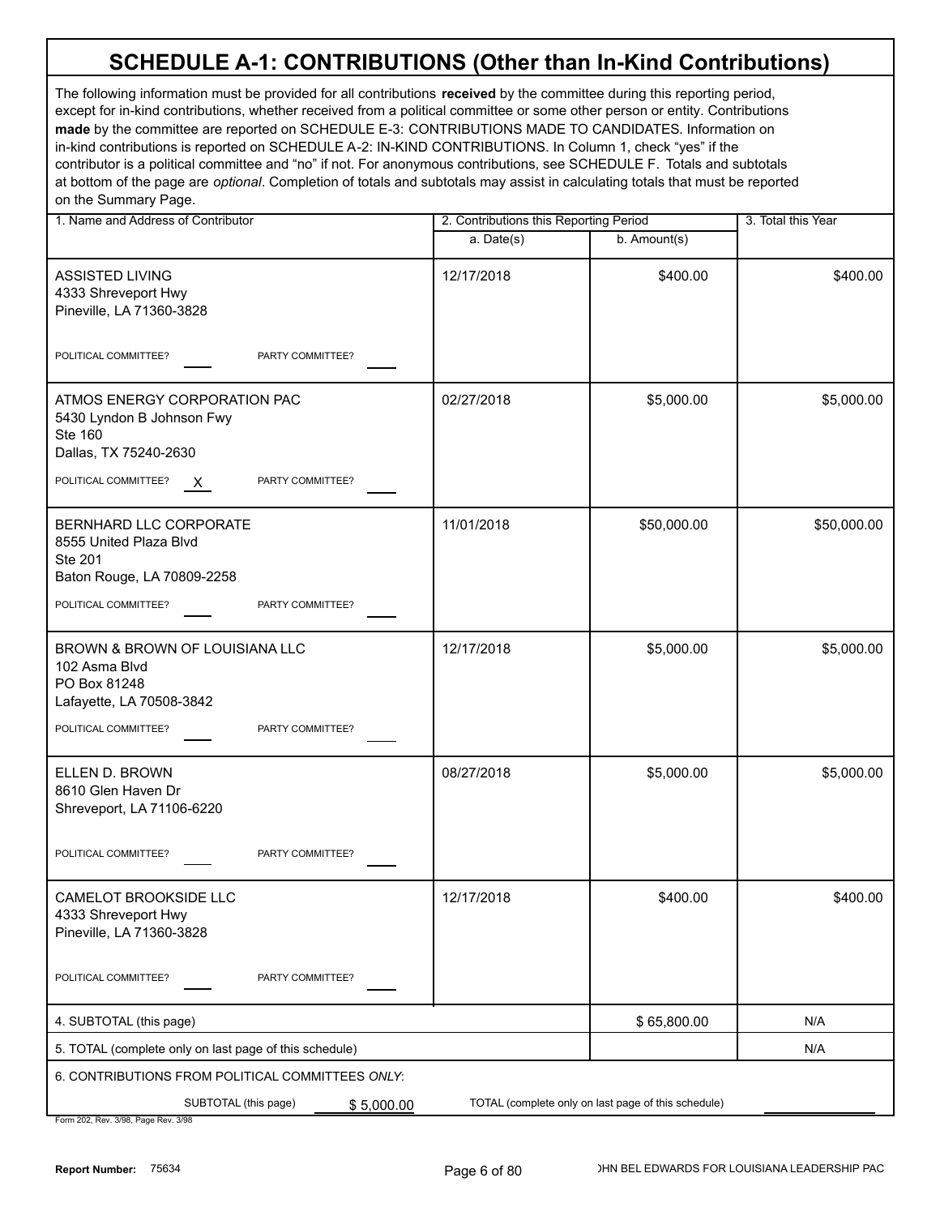# SCHEDULE A-1: CONTRIBUTIONS (Other than In-Kind Contributions)

The following information must be provided for all contributions **received** by the committee during this reporting period, except for in-kind contributions, whether received from a political committee or some other person or entity. Contributions **made** by the committee are reported on SCHEDULE E-3: CONTRIBUTIONS MADE TO CANDIDATES. Information on in-kind contributions is reported on SCHEDULE A-2: IN-KIND CONTRIBUTIONS. In Column 1, check "yes" if the contributor is a political committee and "no" if not. For anonymous contributions, see SCHEDULE F. Totals and subtotals at bottom of the page are *optional*. Completion of totals and subtotals may assist in calculating totals that must be reported on the Summary Page.

| 1. Name and Address of Contributor | 2. Contributions this Reporting Period | | 3. Total this Year |
|---|---|---|---|
| | a. Date(s) | b. Amount(s) | |
| ASSISTED LIVING<br>4333 Shreveport Hwy<br>Pineville, LA 71360-3828<br>POLITICAL COMMITTEE? ___ PARTY COMMITTEE? ___ | 12/17/2018 | $400.00 | $400.00 |
| ATMOS ENERGY CORPORATION PAC<br>5430 Lyndon B Johnson Fwy<br>Ste 160<br>Dallas, TX 75240-2630<br>POLITICAL COMMITTEE? X PARTY COMMITTEE? ___ | 02/27/2018 | $5,000.00 | $5,000.00 |
| BERNHARD LLC CORPORATE<br>8555 United Plaza Blvd<br>Ste 201<br>Baton Rouge, LA 70809-2258<br>POLITICAL COMMITTEE? ___ PARTY COMMITTEE? ___ | 11/01/2018 | $50,000.00 | $50,000.00 |
| BROWN & BROWN OF LOUISIANA LLC<br>102 Asma Blvd<br>PO Box 81248<br>Lafayette, LA 70508-3842<br>POLITICAL COMMITTEE? ___ PARTY COMMITTEE? ___ | 12/17/2018 | $5,000.00 | $5,000.00 |
| ELLEN D. BROWN<br>8610 Glen Haven Dr<br>Shreveport, LA 71106-6220<br>POLITICAL COMMITTEE? ___ PARTY COMMITTEE? ___ | 08/27/2018 | $5,000.00 | $5,000.00 |
| CAMELOT BROOKSIDE LLC<br>4333 Shreveport Hwy<br>Pineville, LA 71360-3828<br>POLITICAL COMMITTEE? ___ PARTY COMMITTEE? ___ | 12/17/2018 | $400.00 | $400.00 |
| 4. SUBTOTAL (this page) | | $ 65,800.00 | N/A |
| 5. TOTAL (complete only on last page of this schedule) | | | N/A |

6. CONTRIBUTIONS FROM POLITICAL COMMITTEES *ONLY*:

SUBTOTAL (this page) $ 5,000.00 TOTAL (complete only on last page of this schedule) ________

Form 202, Rev. 3/98, Page Rev. 3/98

Report Number: 75634

JOHN BEL EDWARDS FOR LOUISIANA LEADERSHIP PAC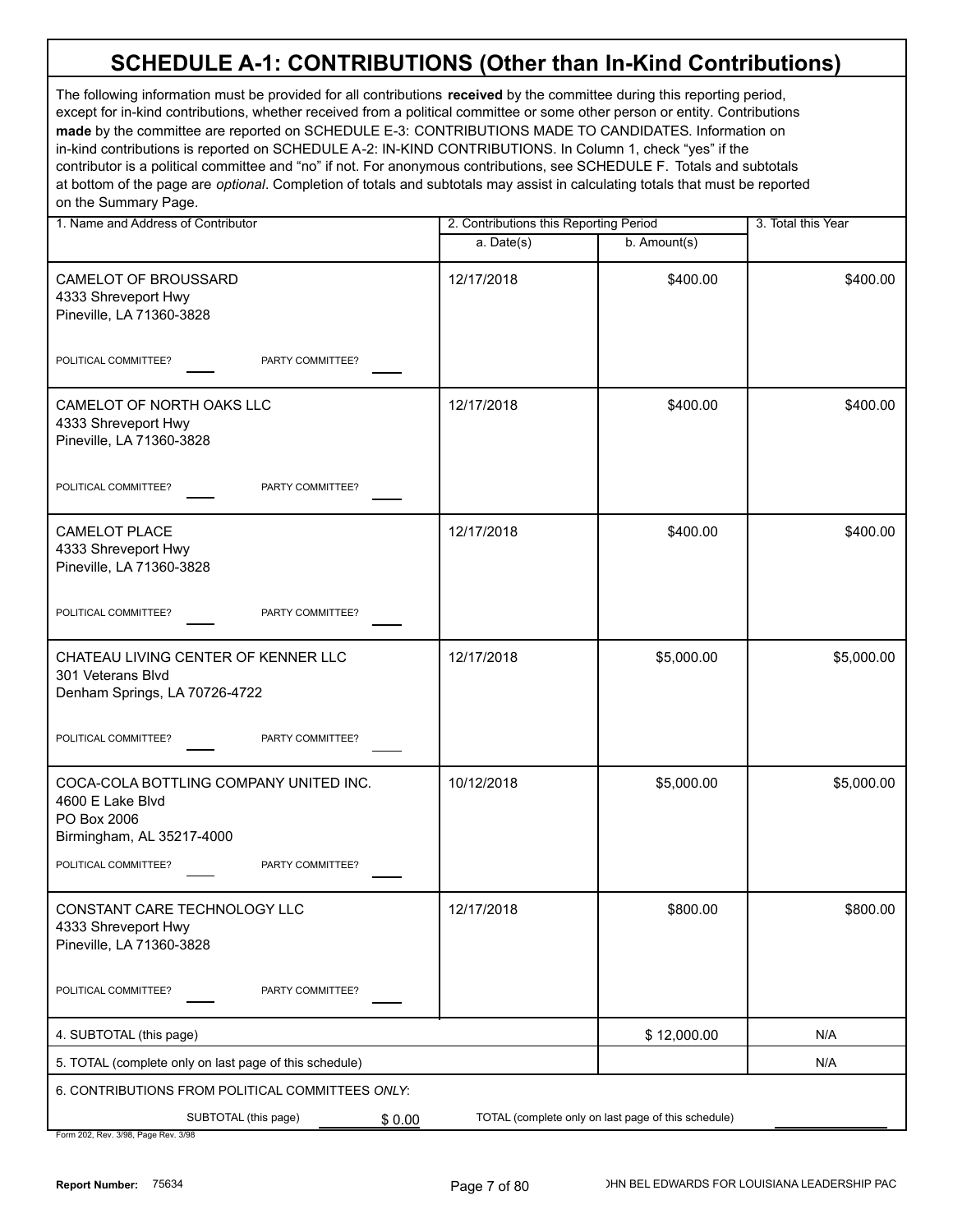# SCHEDULE A-1: CONTRIBUTIONS (Other than In-Kind Contributions)

The following information must be provided for all contributions **received** by the committee during this reporting period, except for in-kind contributions, whether received from a political committee or some other person or entity. Contributions **made** by the committee are reported on SCHEDULE E-3: CONTRIBUTIONS MADE TO CANDIDATES. Information on in-kind contributions is reported on SCHEDULE A-2: IN-KIND CONTRIBUTIONS. In Column 1, check "yes" if the contributor is a political committee and "no" if not. For anonymous contributions, see SCHEDULE F. Totals and subtotals at bottom of the page are *optional*. Completion of totals and subtotals may assist in calculating totals that must be reported on the Summary Page.

| 1. Name and Address of Contributor | 2. Contributions this Reporting Period | | 3. Total this Year |
|---|---|---|---|
| | a. Date(s) | b. Amount(s) | |
| CAMELOT OF BROUSSARD<br>4333 Shreveport Hwy<br>Pineville, LA 71360-3828<br>POLITICAL COMMITTEE? ____ PARTY COMMITTEE? ____ | 12/17/2018 | $400.00 | $400.00 |
| CAMELOT OF NORTH OAKS LLC<br>4333 Shreveport Hwy<br>Pineville, LA 71360-3828<br>POLITICAL COMMITTEE? ____ PARTY COMMITTEE? ____ | 12/17/2018 | $400.00 | $400.00 |
| CAMELOT PLACE<br>4333 Shreveport Hwy<br>Pineville, LA 71360-3828<br>POLITICAL COMMITTEE? ____ PARTY COMMITTEE? ____ | 12/17/2018 | $400.00 | $400.00 |
| CHATEAU LIVING CENTER OF KENNER LLC<br>301 Veterans Blvd<br>Denham Springs, LA 70726-4722<br>POLITICAL COMMITTEE? ____ PARTY COMMITTEE? ____ | 12/17/2018 | $5,000.00 | $5,000.00 |
| COCA-COLA BOTTLING COMPANY UNITED INC.<br>4600 E Lake Blvd<br>PO Box 2006<br>Birmingham, AL 35217-4000<br>POLITICAL COMMITTEE? ____ PARTY COMMITTEE? ____ | 10/12/2018 | $5,000.00 | $5,000.00 |
| CONSTANT CARE TECHNOLOGY LLC<br>4333 Shreveport Hwy<br>Pineville, LA 71360-3828<br>POLITICAL COMMITTEE? ____ PARTY COMMITTEE? ____ | 12/17/2018 | $800.00 | $800.00 |
| 4. SUBTOTAL (this page) | | $ 12,000.00 | N/A |
| 5. TOTAL (complete only on last page of this schedule) | | | N/A |

6. CONTRIBUTIONS FROM POLITICAL COMMITTEES *ONLY*:

SUBTOTAL (this page) $ 0.00 TOTAL (complete only on last page of this schedule) ____________

Form 202, Rev. 3/98, Page Rev. 3/98

**Report Number:** 75634

JOHN BEL EDWARDS FOR LOUISIANA LEADERSHIP PAC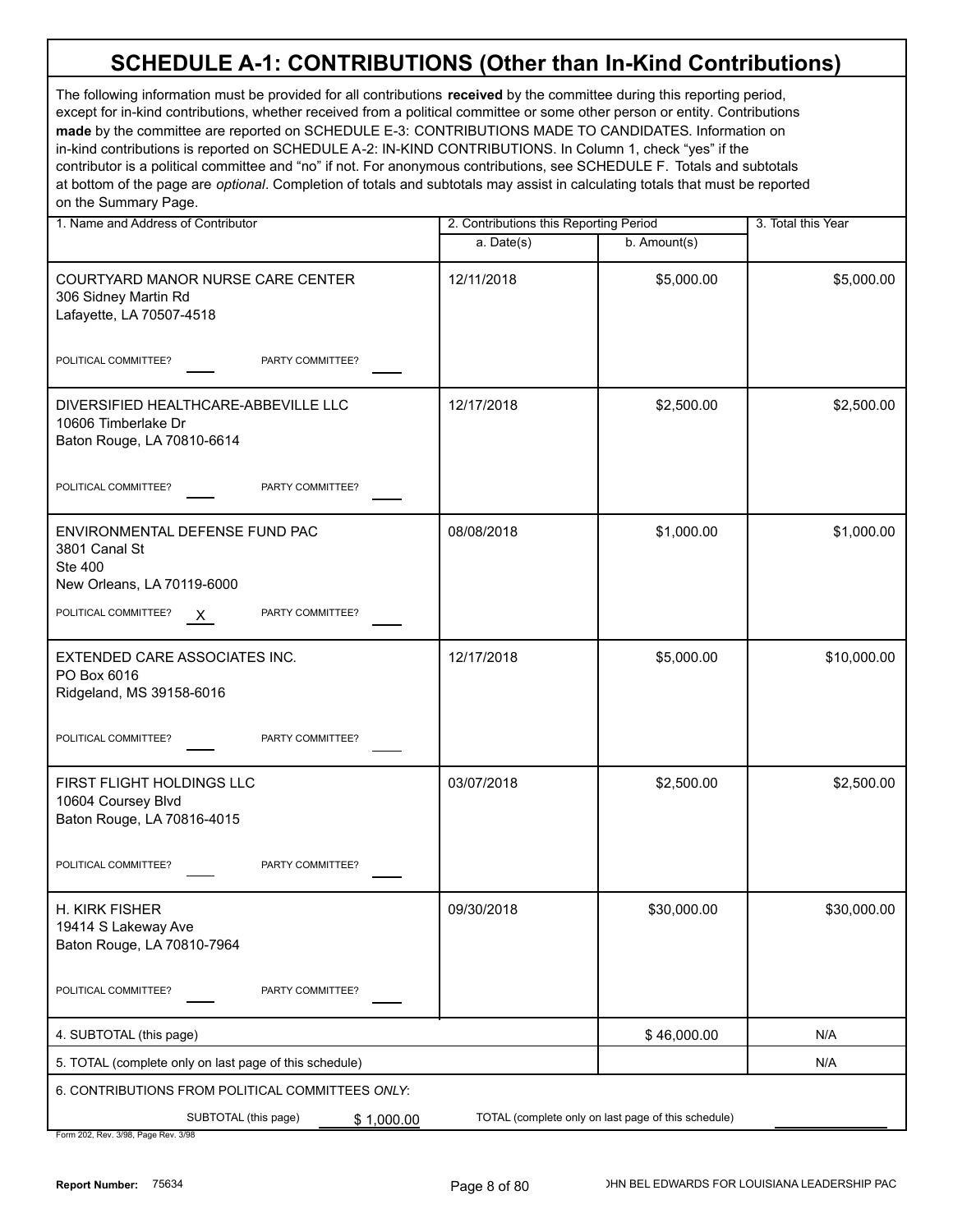# SCHEDULE A-1: CONTRIBUTIONS (Other than In-Kind Contributions)

The following information must be provided for all contributions **received** by the committee during this reporting period, except for in-kind contributions, whether received from a political committee or some other person or entity. Contributions **made** by the committee are reported on SCHEDULE E-3: CONTRIBUTIONS MADE TO CANDIDATES. Information on in-kind contributions is reported on SCHEDULE A-2: IN-KIND CONTRIBUTIONS. In Column 1, check "yes" if the contributor is a political committee and "no" if not. For anonymous contributions, see SCHEDULE F. Totals and subtotals at bottom of the page are *optional*. Completion of totals and subtotals may assist in calculating totals that must be reported on the Summary Page.

| 1. Name and Address of Contributor | 2. Contributions this Reporting Period | | 3. Total this Year |
|---|---|---|---|
| | a. Date(s) | b. Amount(s) | |
| COURTYARD MANOR NURSE CARE CENTER<br>306 Sidney Martin Rd<br>Lafayette, LA 70507-4518<br>POLITICAL COMMITTEE? ___ PARTY COMMITTEE? ___ | 12/11/2018 | $5,000.00 | $5,000.00 |
| DIVERSIFIED HEALTHCARE-ABBEVILLE LLC<br>10606 Timberlake Dr<br>Baton Rouge, LA 70810-6614<br>POLITICAL COMMITTEE? ___ PARTY COMMITTEE? ___ | 12/17/2018 | $2,500.00 | $2,500.00 |
| ENVIRONMENTAL DEFENSE FUND PAC<br>3801 Canal St<br>Ste 400<br>New Orleans, LA 70119-6000<br>POLITICAL COMMITTEE? X PARTY COMMITTEE? ___ | 08/08/2018 | $1,000.00 | $1,000.00 |
| EXTENDED CARE ASSOCIATES INC.<br>PO Box 6016<br>Ridgeland, MS 39158-6016<br>POLITICAL COMMITTEE? ___ PARTY COMMITTEE? ___ | 12/17/2018 | $5,000.00 | $10,000.00 |
| FIRST FLIGHT HOLDINGS LLC<br>10604 Coursey Blvd<br>Baton Rouge, LA 70816-4015<br>POLITICAL COMMITTEE? ___ PARTY COMMITTEE? ___ | 03/07/2018 | $2,500.00 | $2,500.00 |
| H. KIRK FISHER<br>19414 S Lakeway Ave<br>Baton Rouge, LA 70810-7964<br>POLITICAL COMMITTEE? ___ PARTY COMMITTEE? ___ | 09/30/2018 | $30,000.00 | $30,000.00 |
| 4. SUBTOTAL (this page) | | $ 46,000.00 | N/A |
| 5. TOTAL (complete only on last page of this schedule) | | | N/A |

6. CONTRIBUTIONS FROM POLITICAL COMMITTEES *ONLY*:

SUBTOTAL (this page) $ 1,000.00 TOTAL (complete only on last page of this schedule) ________

Form 202, Rev. 3/98, Page Rev. 3/98

Report Number: 75634 JOHN BEL EDWARDS FOR LOUISIANA LEADERSHIP PAC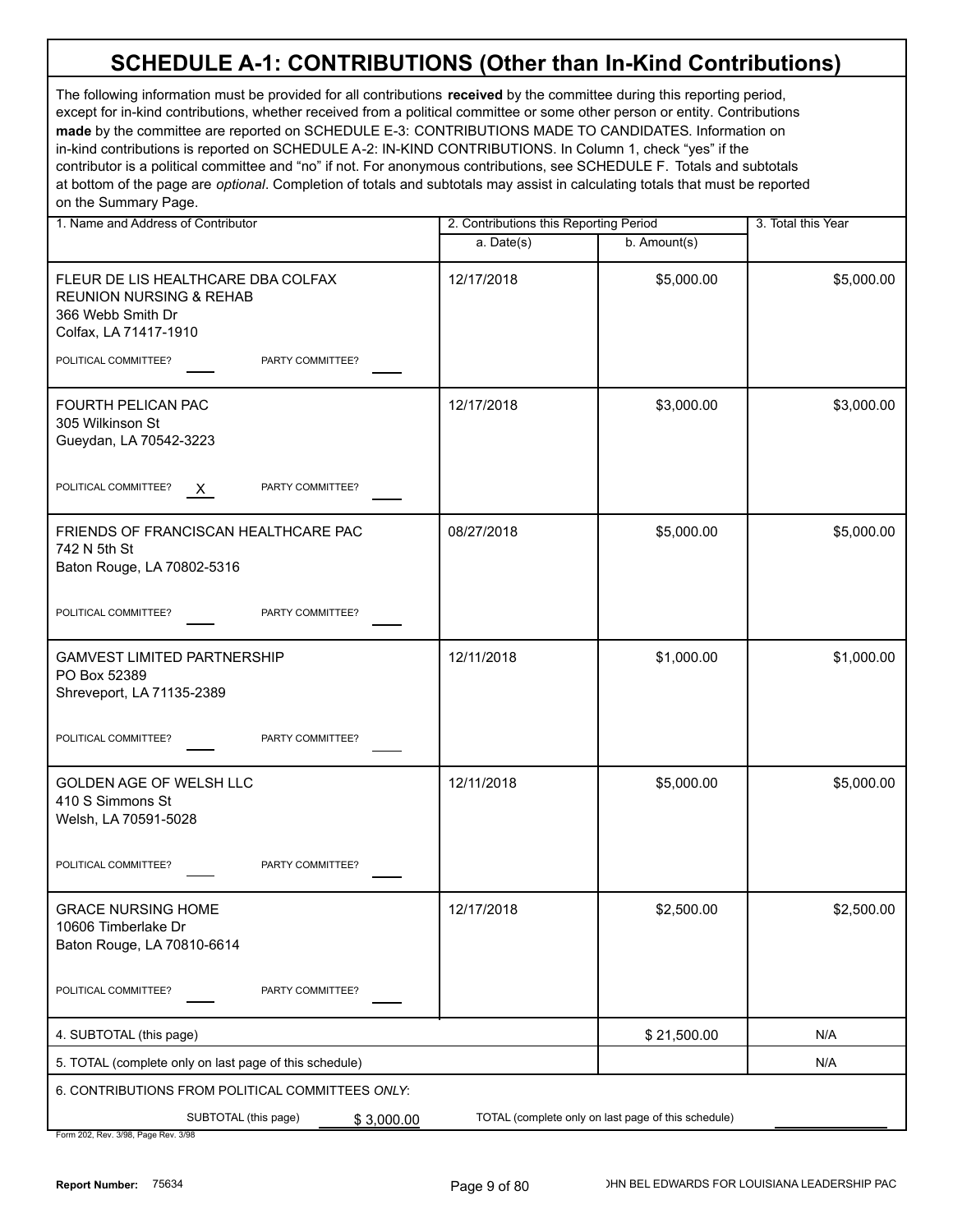# SCHEDULE A-1: CONTRIBUTIONS (Other than In-Kind Contributions)

The following information must be provided for all contributions **received** by the committee during this reporting period, except for in-kind contributions, whether received from a political committee or some other person or entity. Contributions **made** by the committee are reported on SCHEDULE E-3: CONTRIBUTIONS MADE TO CANDIDATES. Information on in-kind contributions is reported on SCHEDULE A-2: IN-KIND CONTRIBUTIONS. In Column 1, check "yes" if the contributor is a political committee and "no" if not. For anonymous contributions, see SCHEDULE F. Totals and subtotals at bottom of the page are *optional*. Completion of totals and subtotals may assist in calculating totals that must be reported on the Summary Page.

| 1. Name and Address of Contributor | 2. Contributions this Reporting Period | | 3. Total this Year |
|---|---|---|---|
| | a. Date(s) | b. Amount(s) | |
| FLEUR DE LIS HEALTHCARE DBA COLFAX REUNION NURSING & REHAB<br>366 Webb Smith Dr<br>Colfax, LA 71417-1910<br>POLITICAL COMMITTEE? ___ PARTY COMMITTEE? ___ | 12/17/2018 | $5,000.00 | $5,000.00 |
| FOURTH PELICAN PAC<br>305 Wilkinson St<br>Gueydan, LA 70542-3223<br>POLITICAL COMMITTEE? X PARTY COMMITTEE? ___ | 12/17/2018 | $3,000.00 | $3,000.00 |
| FRIENDS OF FRANCISCAN HEALTHCARE PAC<br>742 N 5th St<br>Baton Rouge, LA 70802-5316<br>POLITICAL COMMITTEE? ___ PARTY COMMITTEE? ___ | 08/27/2018 | $5,000.00 | $5,000.00 |
| GAMVEST LIMITED PARTNERSHIP<br>PO Box 52389<br>Shreveport, LA 71135-2389<br>POLITICAL COMMITTEE? ___ PARTY COMMITTEE? ___ | 12/11/2018 | $1,000.00 | $1,000.00 |
| GOLDEN AGE OF WELSH LLC<br>410 S Simmons St<br>Welsh, LA 70591-5028<br>POLITICAL COMMITTEE? ___ PARTY COMMITTEE? ___ | 12/11/2018 | $5,000.00 | $5,000.00 |
| GRACE NURSING HOME<br>10606 Timberlake Dr<br>Baton Rouge, LA 70810-6614<br>POLITICAL COMMITTEE? ___ PARTY COMMITTEE? ___ | 12/17/2018 | $2,500.00 | $2,500.00 |
| 4. SUBTOTAL (this page) | | $ 21,500.00 | N/A |
| 5. TOTAL (complete only on last page of this schedule) | | | N/A |

6. CONTRIBUTIONS FROM POLITICAL COMMITTEES *ONLY*:

SUBTOTAL (this page) $ 3,000.00 TOTAL (complete only on last page of this schedule) ________

Form 202, Rev. 3/98, Page Rev. 3/98

**Report Number:** 75634 JOHN BEL EDWARDS FOR LOUISIANA LEADERSHIP PAC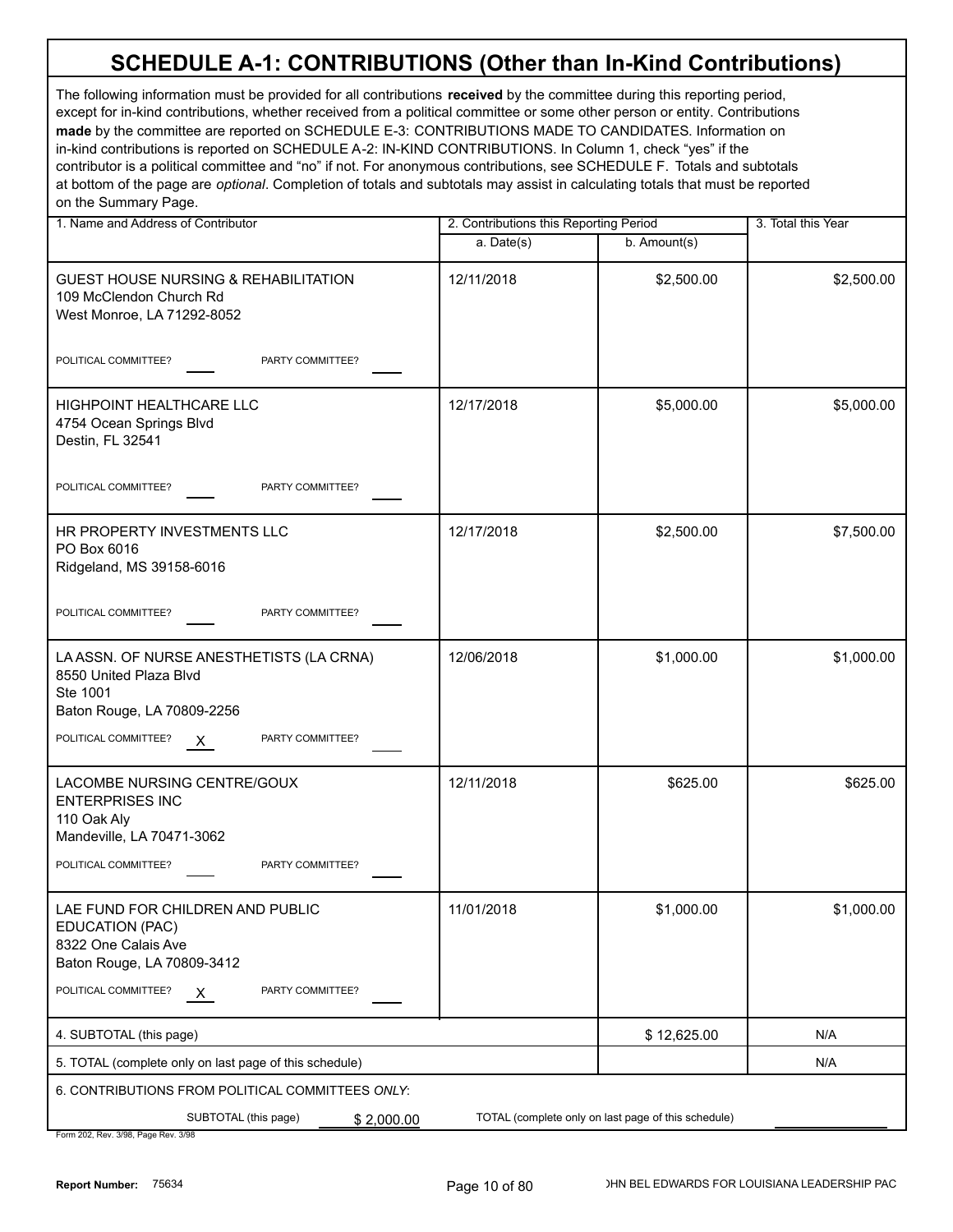# SCHEDULE A-1: CONTRIBUTIONS (Other than In-Kind Contributions)

The following information must be provided for all contributions **received** by the committee during this reporting period, except for in-kind contributions, whether received from a political committee or some other person or entity. Contributions **made** by the committee are reported on SCHEDULE E-3: CONTRIBUTIONS MADE TO CANDIDATES. Information on in-kind contributions is reported on SCHEDULE A-2: IN-KIND CONTRIBUTIONS. In Column 1, check "yes" if the contributor is a political committee and "no" if not. For anonymous contributions, see SCHEDULE F. Totals and subtotals at bottom of the page are *optional*. Completion of totals and subtotals may assist in calculating totals that must be reported on the Summary Page.

| 1. Name and Address of Contributor | 2. Contributions this Reporting Period | | 3. Total this Year |
|---|---|---|---|
| | a. Date(s) | b. Amount(s) | |
| GUEST HOUSE NURSING & REHABILITATION<br>109 McClendon Church Rd<br>West Monroe, LA 71292-8052<br>POLITICAL COMMITTEE? ___ PARTY COMMITTEE? ___ | 12/11/2018 | $2,500.00 | $2,500.00 |
| HIGHPOINT HEALTHCARE LLC<br>4754 Ocean Springs Blvd<br>Destin, FL 32541<br>POLITICAL COMMITTEE? ___ PARTY COMMITTEE? ___ | 12/17/2018 | $5,000.00 | $5,000.00 |
| HR PROPERTY INVESTMENTS LLC<br>PO Box 6016<br>Ridgeland, MS 39158-6016<br>POLITICAL COMMITTEE? ___ PARTY COMMITTEE? ___ | 12/17/2018 | $2,500.00 | $7,500.00 |
| LA ASSN. OF NURSE ANESTHETISTS (LA CRNA)<br>8550 United Plaza Blvd<br>Ste 1001<br>Baton Rouge, LA 70809-2256<br>POLITICAL COMMITTEE? X PARTY COMMITTEE? ___ | 12/06/2018 | $1,000.00 | $1,000.00 |
| LACOMBE NURSING CENTRE/GOUX ENTERPRISES INC<br>110 Oak Aly<br>Mandeville, LA 70471-3062<br>POLITICAL COMMITTEE? ___ PARTY COMMITTEE? ___ | 12/11/2018 | $625.00 | $625.00 |
| LAE FUND FOR CHILDREN AND PUBLIC EDUCATION (PAC)<br>8322 One Calais Ave<br>Baton Rouge, LA 70809-3412<br>POLITICAL COMMITTEE? X PARTY COMMITTEE? ___ | 11/01/2018 | $1,000.00 | $1,000.00 |
| 4. SUBTOTAL (this page) | | $ 12,625.00 | N/A |
| 5. TOTAL (complete only on last page of this schedule) | | | N/A |

6. CONTRIBUTIONS FROM POLITICAL COMMITTEES *ONLY*:

SUBTOTAL (this page) $ 2,000.00 TOTAL (complete only on last page of this schedule) ________

Form 202, Rev. 3/98, Page Rev. 3/98

Report Number: 75634

JOHN BEL EDWARDS FOR LOUISIANA LEADERSHIP PAC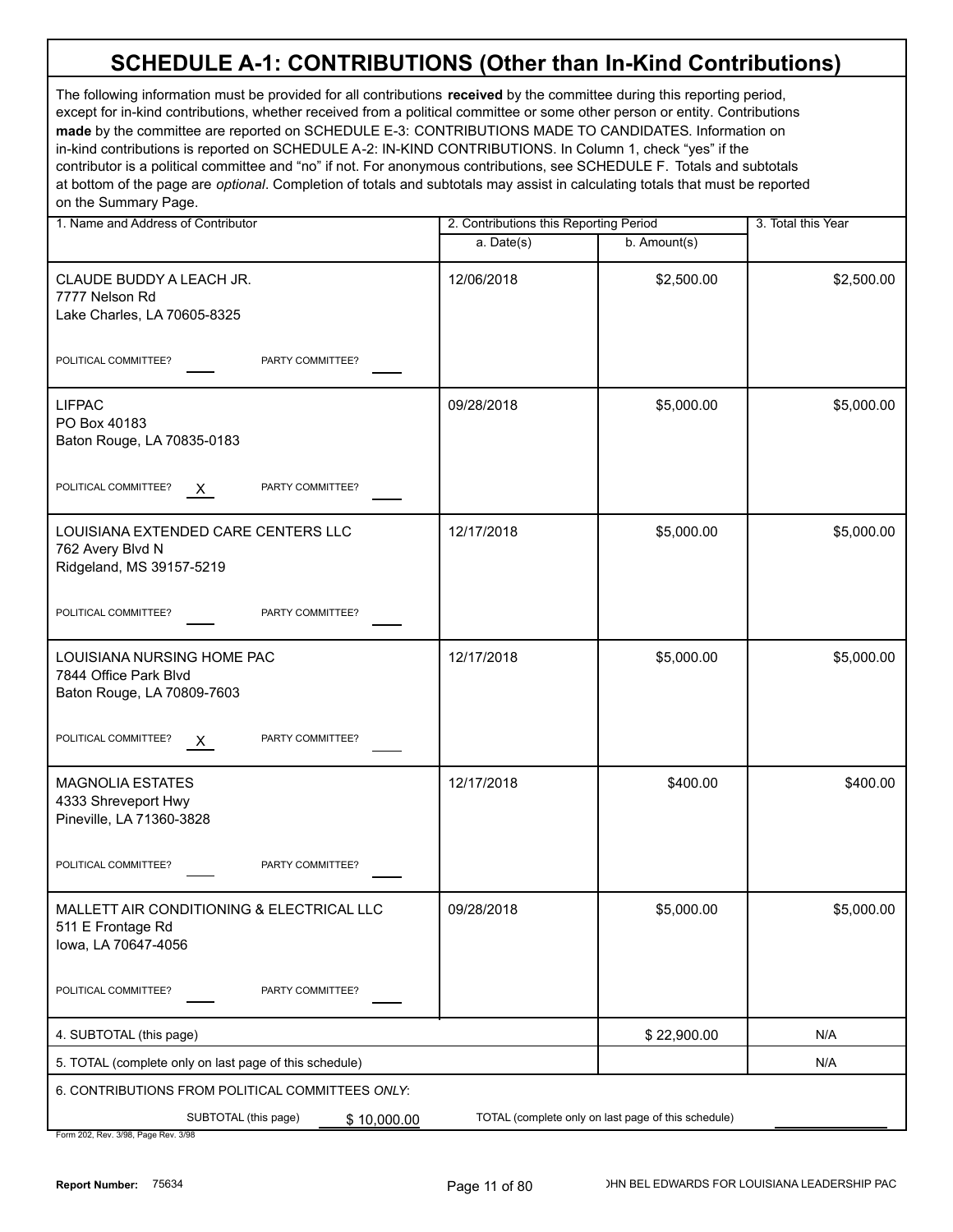# SCHEDULE A-1: CONTRIBUTIONS (Other than In-Kind Contributions)

The following information must be provided for all contributions **received** by the committee during this reporting period, except for in-kind contributions, whether received from a political committee or some other person or entity. Contributions **made** by the committee are reported on SCHEDULE E-3: CONTRIBUTIONS MADE TO CANDIDATES. Information on in-kind contributions is reported on SCHEDULE A-2: IN-KIND CONTRIBUTIONS. In Column 1, check "yes" if the contributor is a political committee and "no" if not. For anonymous contributions, see SCHEDULE F. Totals and subtotals at bottom of the page are *optional*. Completion of totals and subtotals may assist in calculating totals that must be reported on the Summary Page.

| 1. Name and Address of Contributor | 2. Contributions this Reporting Period | | 3. Total this Year |
|---|---|---|---|
| | a. Date(s) | b. Amount(s) | |
| CLAUDE BUDDY A LEACH JR.<br>7777 Nelson Rd<br>Lake Charles, LA 70605-8325<br>POLITICAL COMMITTEE? ___ PARTY COMMITTEE? ___ | 12/06/2018 | $2,500.00 | $2,500.00 |
| LIFPAC<br>PO Box 40183<br>Baton Rouge, LA 70835-0183<br>POLITICAL COMMITTEE? X PARTY COMMITTEE? ___ | 09/28/2018 | $5,000.00 | $5,000.00 |
| LOUISIANA EXTENDED CARE CENTERS LLC<br>762 Avery Blvd N<br>Ridgeland, MS 39157-5219<br>POLITICAL COMMITTEE? ___ PARTY COMMITTEE? ___ | 12/17/2018 | $5,000.00 | $5,000.00 |
| LOUISIANA NURSING HOME PAC<br>7844 Office Park Blvd<br>Baton Rouge, LA 70809-7603<br>POLITICAL COMMITTEE? X PARTY COMMITTEE? ___ | 12/17/2018 | $5,000.00 | $5,000.00 |
| MAGNOLIA ESTATES<br>4333 Shreveport Hwy<br>Pineville, LA 71360-3828<br>POLITICAL COMMITTEE? ___ PARTY COMMITTEE? ___ | 12/17/2018 | $400.00 | $400.00 |
| MALLETT AIR CONDITIONING & ELECTRICAL LLC<br>511 E Frontage Rd<br>Iowa, LA 70647-4056<br>POLITICAL COMMITTEE? ___ PARTY COMMITTEE? ___ | 09/28/2018 | $5,000.00 | $5,000.00 |
| 4. SUBTOTAL (this page) | | $ 22,900.00 | N/A |
| 5. TOTAL (complete only on last page of this schedule) | | | N/A |

6. CONTRIBUTIONS FROM POLITICAL COMMITTEES *ONLY*:

SUBTOTAL (this page) $ 10,000.00 TOTAL (complete only on last page of this schedule) ______

Form 202, Rev. 3/98, Page Rev. 3/98

Report Number: 75634 JOHN BEL EDWARDS FOR LOUISIANA LEADERSHIP PAC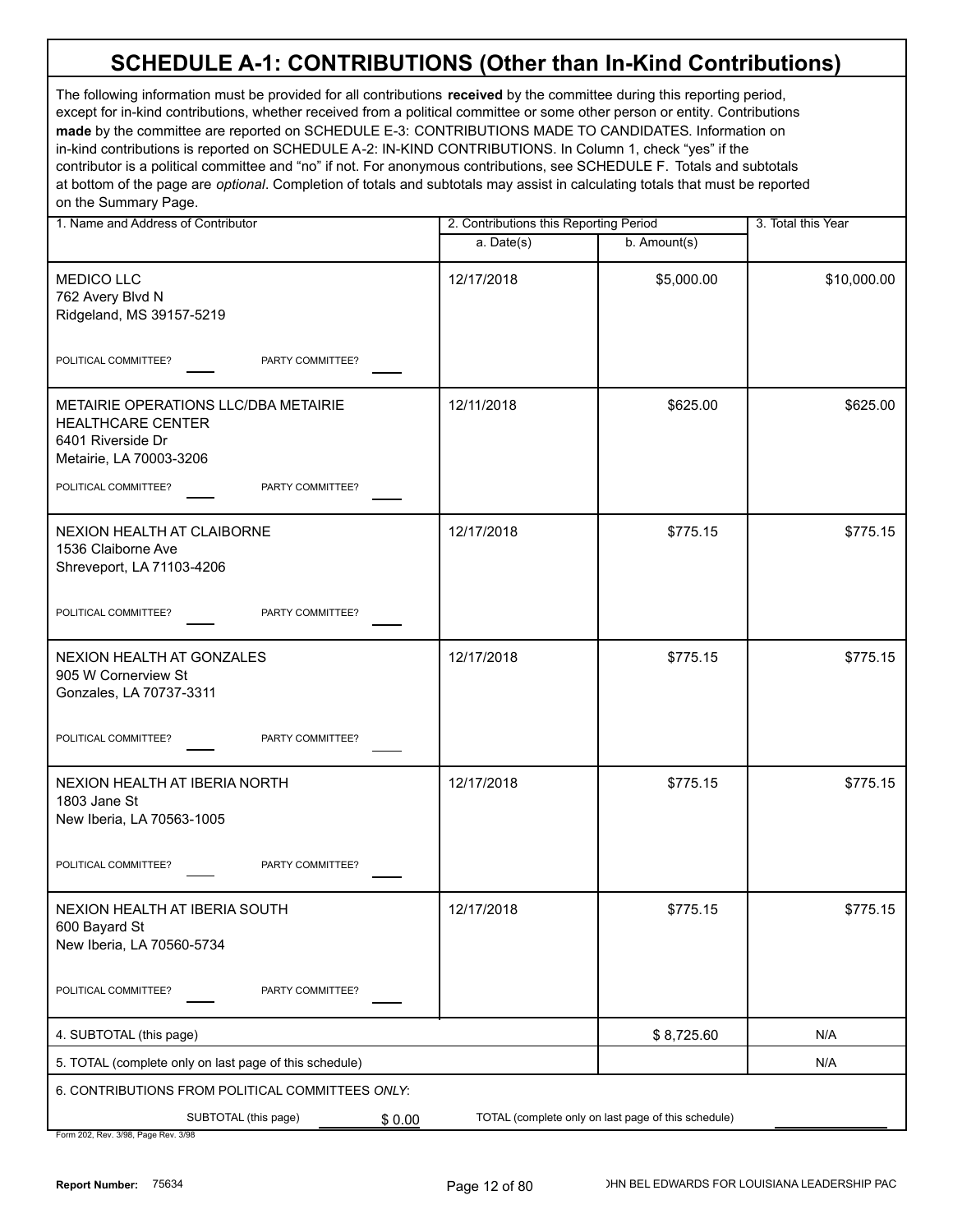# SCHEDULE A-1: CONTRIBUTIONS (Other than In-Kind Contributions)

The following information must be provided for all contributions **received** by the committee during this reporting period, except for in-kind contributions, whether received from a political committee or some other person or entity. Contributions **made** by the committee are reported on SCHEDULE E-3: CONTRIBUTIONS MADE TO CANDIDATES. Information on in-kind contributions is reported on SCHEDULE A-2: IN-KIND CONTRIBUTIONS. In Column 1, check "yes" if the contributor is a political committee and "no" if not. For anonymous contributions, see SCHEDULE F. Totals and subtotals at bottom of the page are *optional*. Completion of totals and subtotals may assist in calculating totals that must be reported on the Summary Page.

| 1. Name and Address of Contributor | 2. Contributions this Reporting Period | | 3. Total this Year |
|---|---|---|---|
| | a. Date(s) | b. Amount(s) | |
| MEDICO LLC<br>762 Avery Blvd N<br>Ridgeland, MS 39157-5219<br>POLITICAL COMMITTEE? ____ PARTY COMMITTEE? ____ | 12/17/2018 | $5,000.00 | $10,000.00 |
| METAIRIE OPERATIONS LLC/DBA METAIRIE HEALTHCARE CENTER<br>6401 Riverside Dr<br>Metairie, LA 70003-3206<br>POLITICAL COMMITTEE? ____ PARTY COMMITTEE? ____ | 12/11/2018 | $625.00 | $625.00 |
| NEXION HEALTH AT CLAIBORNE<br>1536 Claiborne Ave<br>Shreveport, LA 71103-4206<br>POLITICAL COMMITTEE? ____ PARTY COMMITTEE? ____ | 12/17/2018 | $775.15 | $775.15 |
| NEXION HEALTH AT GONZALES<br>905 W Cornerview St<br>Gonzales, LA 70737-3311<br>POLITICAL COMMITTEE? ____ PARTY COMMITTEE? ____ | 12/17/2018 | $775.15 | $775.15 |
| NEXION HEALTH AT IBERIA NORTH<br>1803 Jane St<br>New Iberia, LA 70563-1005<br>POLITICAL COMMITTEE? ____ PARTY COMMITTEE? ____ | 12/17/2018 | $775.15 | $775.15 |
| NEXION HEALTH AT IBERIA SOUTH<br>600 Bayard St<br>New Iberia, LA 70560-5734<br>POLITICAL COMMITTEE? ____ PARTY COMMITTEE? ____ | 12/17/2018 | $775.15 | $775.15 |
| 4. SUBTOTAL (this page) | | $ 8,725.60 | N/A |
| 5. TOTAL (complete only on last page of this schedule) | | | N/A |

6. CONTRIBUTIONS FROM POLITICAL COMMITTEES *ONLY*:

SUBTOTAL (this page) $ 0.00 TOTAL (complete only on last page of this schedule) ________

Form 202, Rev. 3/98, Page Rev. 3/98

Report Number: 75634 JOHN BEL EDWARDS FOR LOUISIANA LEADERSHIP PAC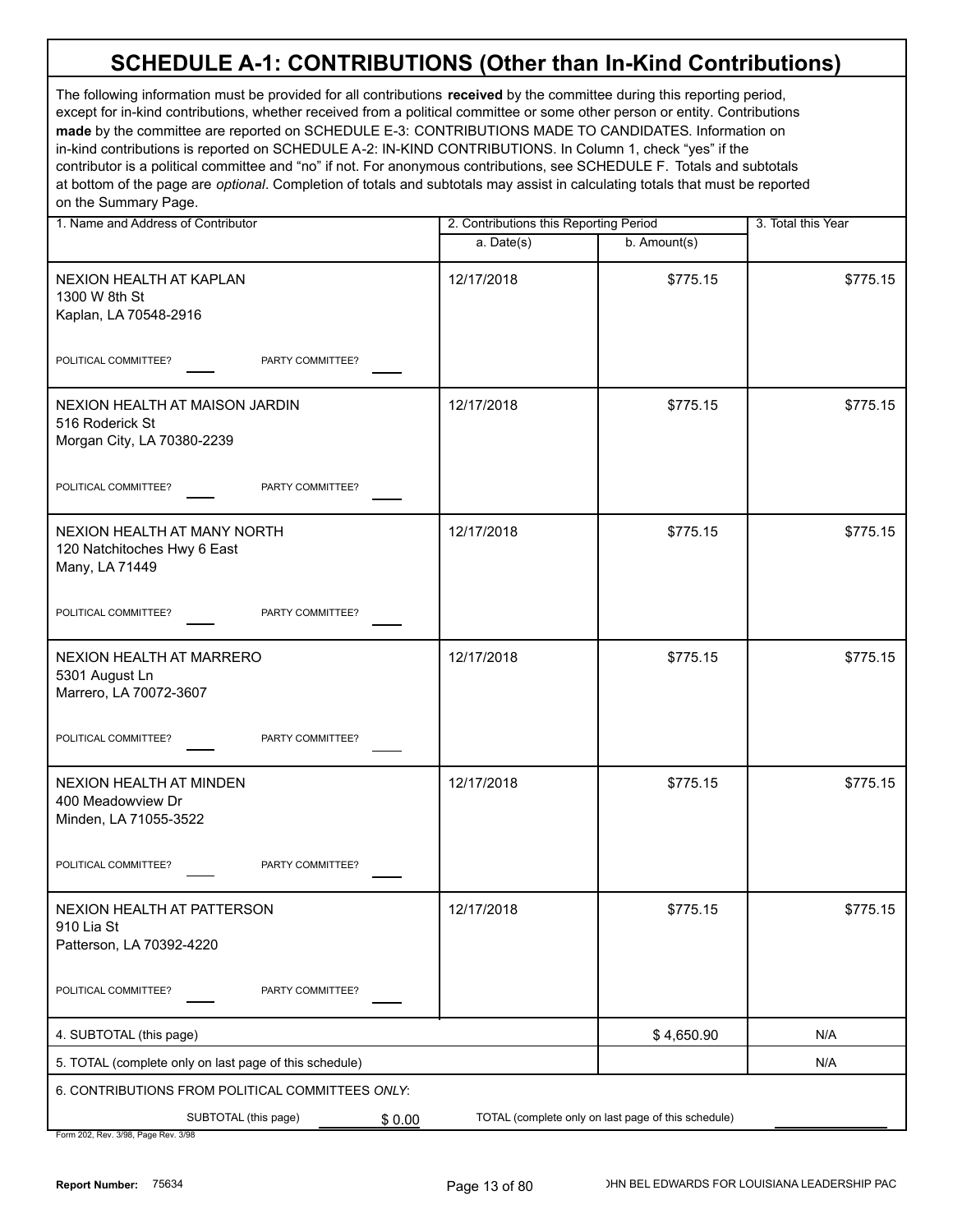# SCHEDULE A-1: CONTRIBUTIONS (Other than In-Kind Contributions)

The following information must be provided for all contributions **received** by the committee during this reporting period, except for in-kind contributions, whether received from a political committee or some other person or entity. Contributions **made** by the committee are reported on SCHEDULE E-3: CONTRIBUTIONS MADE TO CANDIDATES. Information on in-kind contributions is reported on SCHEDULE A-2: IN-KIND CONTRIBUTIONS. In Column 1, check "yes" if the contributor is a political committee and "no" if not. For anonymous contributions, see SCHEDULE F. Totals and subtotals at bottom of the page are *optional*. Completion of totals and subtotals may assist in calculating totals that must be reported on the Summary Page.

| 1. Name and Address of Contributor | 2. Contributions this Reporting Period | | 3. Total this Year |
|---|---|---|---|
| | a. Date(s) | b. Amount(s) | |
| NEXION HEALTH AT KAPLAN<br>1300 W 8th St<br>Kaplan, LA 70548-2916<br><br>POLITICAL COMMITTEE? ____ PARTY COMMITTEE? ____ | 12/17/2018 | $775.15 | $775.15 |
| NEXION HEALTH AT MAISON JARDIN<br>516 Roderick St<br>Morgan City, LA 70380-2239<br><br>POLITICAL COMMITTEE? ____ PARTY COMMITTEE? ____ | 12/17/2018 | $775.15 | $775.15 |
| NEXION HEALTH AT MANY NORTH<br>120 Natchitoches Hwy 6 East<br>Many, LA 71449<br><br>POLITICAL COMMITTEE? ____ PARTY COMMITTEE? ____ | 12/17/2018 | $775.15 | $775.15 |
| NEXION HEALTH AT MARRERO<br>5301 August Ln<br>Marrero, LA 70072-3607<br><br>POLITICAL COMMITTEE? ____ PARTY COMMITTEE? ____ | 12/17/2018 | $775.15 | $775.15 |
| NEXION HEALTH AT MINDEN<br>400 Meadowview Dr<br>Minden, LA 71055-3522<br><br>POLITICAL COMMITTEE? ____ PARTY COMMITTEE? ____ | 12/17/2018 | $775.15 | $775.15 |
| NEXION HEALTH AT PATTERSON<br>910 Lia St<br>Patterson, LA 70392-4220<br><br>POLITICAL COMMITTEE? ____ PARTY COMMITTEE? ____ | 12/17/2018 | $775.15 | $775.15 |
| 4. SUBTOTAL (this page) | | $ 4,650.90 | N/A |
| 5. TOTAL (complete only on last page of this schedule) | | | N/A |

6. CONTRIBUTIONS FROM POLITICAL COMMITTEES *ONLY*:

SUBTOTAL (this page) $ 0.00 TOTAL (complete only on last page of this schedule) ____

Form 202, Rev. 3/98, Page Rev. 3/98

Report Number: 75634

JOHN BEL EDWARDS FOR LOUISIANA LEADERSHIP PAC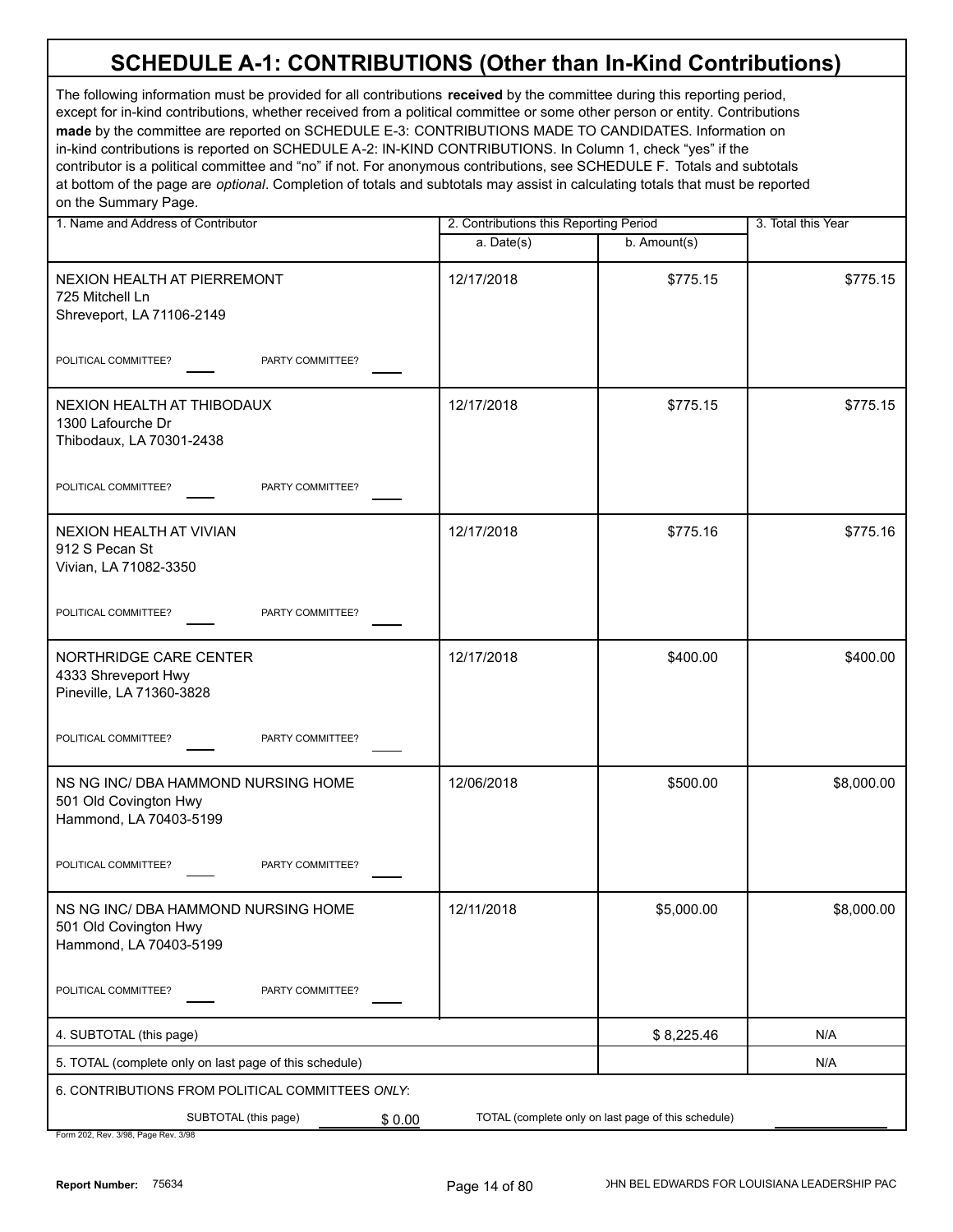# SCHEDULE A-1: CONTRIBUTIONS (Other than In-Kind Contributions)

The following information must be provided for all contributions **received** by the committee during this reporting period, except for in-kind contributions, whether received from a political committee or some other person or entity. Contributions **made** by the committee are reported on SCHEDULE E-3: CONTRIBUTIONS MADE TO CANDIDATES. Information on in-kind contributions is reported on SCHEDULE A-2: IN-KIND CONTRIBUTIONS. In Column 1, check "yes" if the contributor is a political committee and "no" if not. For anonymous contributions, see SCHEDULE F. Totals and subtotals at bottom of the page are *optional*. Completion of totals and subtotals may assist in calculating totals that must be reported on the Summary Page.

| 1. Name and Address of Contributor | 2. Contributions this Reporting Period | | 3. Total this Year |
|---|---|---|---|
| | a. Date(s) | b. Amount(s) | |
| NEXION HEALTH AT PIERREMONT<br>725 Mitchell Ln<br>Shreveport, LA 71106-2149<br>POLITICAL COMMITTEE? ____ PARTY COMMITTEE? ____ | 12/17/2018 | $775.15 | $775.15 |
| NEXION HEALTH AT THIBODAUX<br>1300 Lafourche Dr<br>Thibodaux, LA 70301-2438<br>POLITICAL COMMITTEE? ____ PARTY COMMITTEE? ____ | 12/17/2018 | $775.15 | $775.15 |
| NEXION HEALTH AT VIVIAN<br>912 S Pecan St<br>Vivian, LA 71082-3350<br>POLITICAL COMMITTEE? ____ PARTY COMMITTEE? ____ | 12/17/2018 | $775.16 | $775.16 |
| NORTHRIDGE CARE CENTER<br>4333 Shreveport Hwy<br>Pineville, LA 71360-3828<br>POLITICAL COMMITTEE? ____ PARTY COMMITTEE? ____ | 12/17/2018 | $400.00 | $400.00 |
| NS NG INC/ DBA HAMMOND NURSING HOME<br>501 Old Covington Hwy<br>Hammond, LA 70403-5199<br>POLITICAL COMMITTEE? ____ PARTY COMMITTEE? ____ | 12/06/2018 | $500.00 | $8,000.00 |
| NS NG INC/ DBA HAMMOND NURSING HOME<br>501 Old Covington Hwy<br>Hammond, LA 70403-5199<br>POLITICAL COMMITTEE? ____ PARTY COMMITTEE? ____ | 12/11/2018 | $5,000.00 | $8,000.00 |
| 4. SUBTOTAL (this page) | | $ 8,225.46 | N/A |
| 5. TOTAL (complete only on last page of this schedule) | | | N/A |

6. CONTRIBUTIONS FROM POLITICAL COMMITTEES *ONLY*:

SUBTOTAL (this page) $ 0.00 TOTAL (complete only on last page of this schedule) ____________

Form 202, Rev. 3/98, Page Rev. 3/98

**Report Number:** 75634 JOHN BEL EDWARDS FOR LOUISIANA LEADERSHIP PAC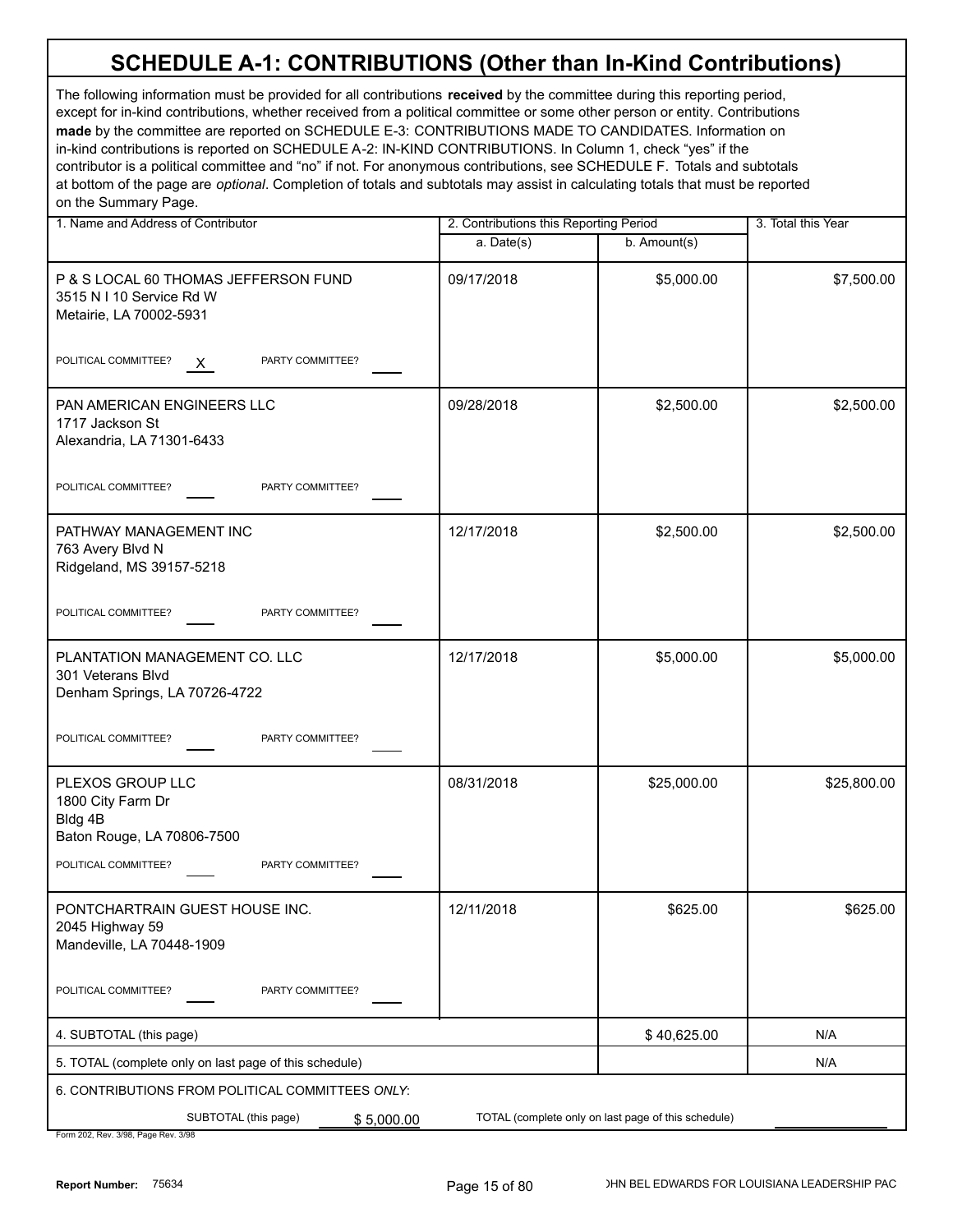# SCHEDULE A-1: CONTRIBUTIONS (Other than In-Kind Contributions)

The following information must be provided for all contributions **received** by the committee during this reporting period, except for in-kind contributions, whether received from a political committee or some other person or entity. Contributions **made** by the committee are reported on SCHEDULE E-3: CONTRIBUTIONS MADE TO CANDIDATES. Information on in-kind contributions is reported on SCHEDULE A-2: IN-KIND CONTRIBUTIONS. In Column 1, check "yes" if the contributor is a political committee and "no" if not. For anonymous contributions, see SCHEDULE F. Totals and subtotals at bottom of the page are *optional*. Completion of totals and subtotals may assist in calculating totals that must be reported on the Summary Page.

| 1. Name and Address of Contributor | 2. Contributions this Reporting Period | | 3. Total this Year |
|---|---|---|---|
| | a. Date(s) | b. Amount(s) | |
| P & S LOCAL 60 THOMAS JEFFERSON FUND<br>3515 N I 10 Service Rd W<br>Metairie, LA 70002-5931<br>POLITICAL COMMITTEE? X PARTY COMMITTEE? | 09/17/2018 | $5,000.00 | $7,500.00 |
| PAN AMERICAN ENGINEERS LLC<br>1717 Jackson St<br>Alexandria, LA 71301-6433<br>POLITICAL COMMITTEE? PARTY COMMITTEE? | 09/28/2018 | $2,500.00 | $2,500.00 |
| PATHWAY MANAGEMENT INC<br>763 Avery Blvd N<br>Ridgeland, MS 39157-5218<br>POLITICAL COMMITTEE? PARTY COMMITTEE? | 12/17/2018 | $2,500.00 | $2,500.00 |
| PLANTATION MANAGEMENT CO. LLC<br>301 Veterans Blvd<br>Denham Springs, LA 70726-4722<br>POLITICAL COMMITTEE? PARTY COMMITTEE? | 12/17/2018 | $5,000.00 | $5,000.00 |
| PLEXOS GROUP LLC<br>1800 City Farm Dr<br>Bldg 4B<br>Baton Rouge, LA 70806-7500<br>POLITICAL COMMITTEE? PARTY COMMITTEE? | 08/31/2018 | $25,000.00 | $25,800.00 |
| PONTCHARTRAIN GUEST HOUSE INC.<br>2045 Highway 59<br>Mandeville, LA 70448-1909<br>POLITICAL COMMITTEE? PARTY COMMITTEE? | 12/11/2018 | $625.00 | $625.00 |
| 4. SUBTOTAL (this page) | | $ 40,625.00 | N/A |
| 5. TOTAL (complete only on last page of this schedule) | | | N/A |

6. CONTRIBUTIONS FROM POLITICAL COMMITTEES *ONLY*:

SUBTOTAL (this page) $ 5,000.00 TOTAL (complete only on last page of this schedule) ______

Form 202, Rev. 3/98, Page Rev. 3/98

Report Number: 75634 JOHN BEL EDWARDS FOR LOUISIANA LEADERSHIP PAC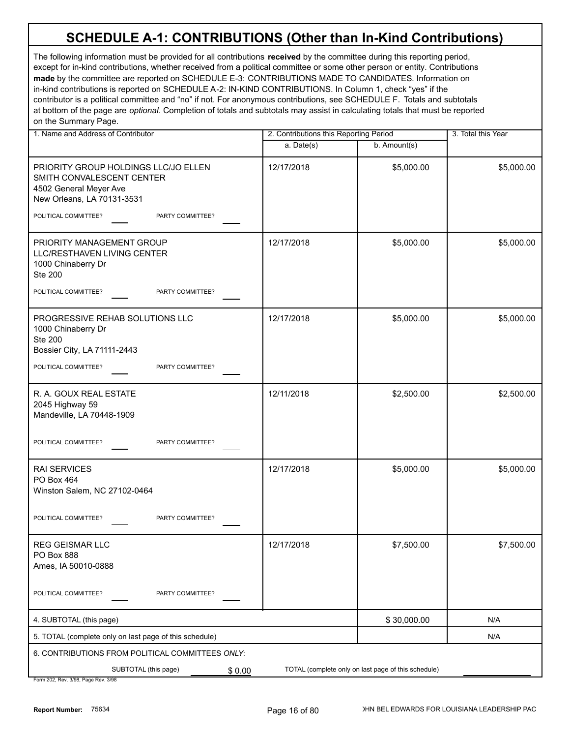# SCHEDULE A-1: CONTRIBUTIONS (Other than In-Kind Contributions)

The following information must be provided for all contributions **received** by the committee during this reporting period, except for in-kind contributions, whether received from a political committee or some other person or entity. Contributions **made** by the committee are reported on SCHEDULE E-3: CONTRIBUTIONS MADE TO CANDIDATES. Information on in-kind contributions is reported on SCHEDULE A-2: IN-KIND CONTRIBUTIONS. In Column 1, check "yes" if the contributor is a political committee and "no" if not. For anonymous contributions, see SCHEDULE F. Totals and subtotals at bottom of the page are *optional*. Completion of totals and subtotals may assist in calculating totals that must be reported on the Summary Page.

| 1. Name and Address of Contributor | 2. Contributions this Reporting Period a. Date(s) | b. Amount(s) | 3. Total this Year |
|---|---|---|---|
| PRIORITY GROUP HOLDINGS LLC/JO ELLEN SMITH CONVALESCENT CENTER<br>4502 General Meyer Ave<br>New Orleans, LA 70131-3531<br>POLITICAL COMMITTEE? ____ PARTY COMMITTEE? ____ | 12/17/2018 | $5,000.00 | $5,000.00 |
| PRIORITY MANAGEMENT GROUP LLC/RESTHAVEN LIVING CENTER<br>1000 Chinaberry Dr<br>Ste 200<br>POLITICAL COMMITTEE? ____ PARTY COMMITTEE? ____ | 12/17/2018 | $5,000.00 | $5,000.00 |
| PROGRESSIVE REHAB SOLUTIONS LLC<br>1000 Chinaberry Dr<br>Ste 200<br>Bossier City, LA 71111-2443<br>POLITICAL COMMITTEE? ____ PARTY COMMITTEE? ____ | 12/17/2018 | $5,000.00 | $5,000.00 |
| R. A. GOUX REAL ESTATE<br>2045 Highway 59<br>Mandeville, LA 70448-1909<br>POLITICAL COMMITTEE? ____ PARTY COMMITTEE? ____ | 12/11/2018 | $2,500.00 | $2,500.00 |
| RAI SERVICES<br>PO Box 464<br>Winston Salem, NC 27102-0464<br>POLITICAL COMMITTEE? ____ PARTY COMMITTEE? ____ | 12/17/2018 | $5,000.00 | $5,000.00 |
| REG GEISMAR LLC<br>PO Box 888<br>Ames, IA 50010-0888<br>POLITICAL COMMITTEE? ____ PARTY COMMITTEE? ____ | 12/17/2018 | $7,500.00 | $7,500.00 |
| 4. SUBTOTAL (this page) | | $ 30,000.00 | N/A |
| 5. TOTAL (complete only on last page of this schedule) | | | N/A |

6. CONTRIBUTIONS FROM POLITICAL COMMITTEES *ONLY*:

SUBTOTAL (this page) $ 0.00 TOTAL (complete only on last page of this schedule) ____________

Form 202, Rev. 3/98, Page Rev. 3/98

Report Number: 75634 JOHN BEL EDWARDS FOR LOUISIANA LEADERSHIP PAC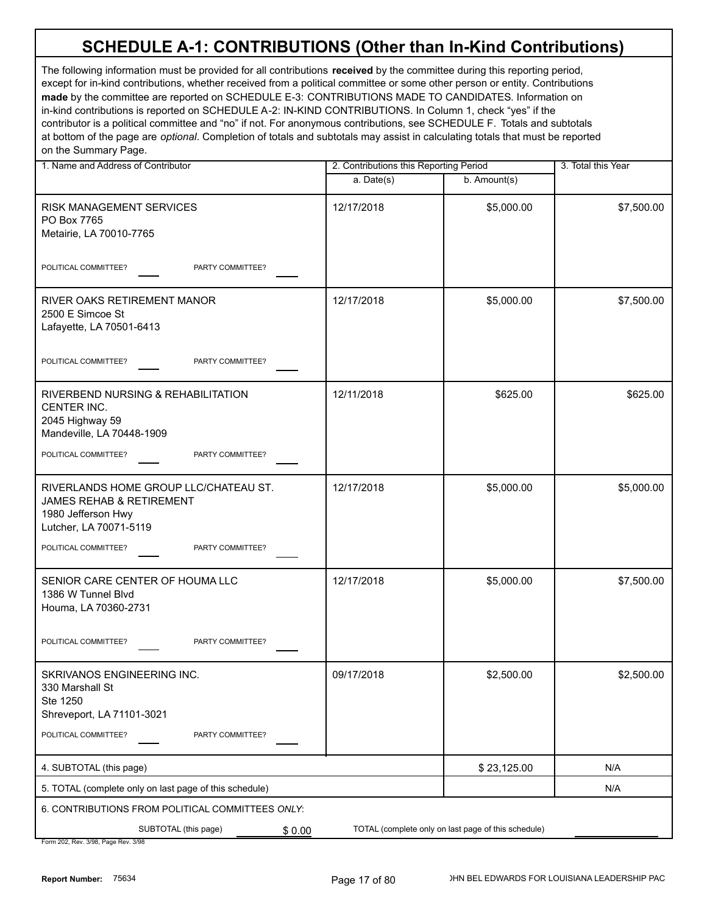# SCHEDULE A-1: CONTRIBUTIONS (Other than In-Kind Contributions)

The following information must be provided for all contributions **received** by the committee during this reporting period, except for in-kind contributions, whether received from a political committee or some other person or entity. Contributions **made** by the committee are reported on SCHEDULE E-3: CONTRIBUTIONS MADE TO CANDIDATES. Information on in-kind contributions is reported on SCHEDULE A-2: IN-KIND CONTRIBUTIONS. In Column 1, check "yes" if the contributor is a political committee and "no" if not. For anonymous contributions, see SCHEDULE F. Totals and subtotals at bottom of the page are *optional*. Completion of totals and subtotals may assist in calculating totals that must be reported on the Summary Page.

| 1. Name and Address of Contributor | 2. Contributions this Reporting Period | | 3. Total this Year |
|---|---|---|---|
| | a. Date(s) | b. Amount(s) | |
| RISK MANAGEMENT SERVICES<br>PO Box 7765<br>Metairie, LA 70010-7765<br>POLITICAL COMMITTEE? ____ PARTY COMMITTEE? ____ | 12/17/2018 | $5,000.00 | $7,500.00 |
| RIVER OAKS RETIREMENT MANOR<br>2500 E Simcoe St<br>Lafayette, LA 70501-6413<br>POLITICAL COMMITTEE? ____ PARTY COMMITTEE? ____ | 12/17/2018 | $5,000.00 | $7,500.00 |
| RIVERBEND NURSING & REHABILITATION CENTER INC.<br>2045 Highway 59<br>Mandeville, LA 70448-1909<br>POLITICAL COMMITTEE? ____ PARTY COMMITTEE? ____ | 12/11/2018 | $625.00 | $625.00 |
| RIVERLANDS HOME GROUP LLC/CHATEAU ST. JAMES REHAB & RETIREMENT<br>1980 Jefferson Hwy<br>Lutcher, LA 70071-5119<br>POLITICAL COMMITTEE? ____ PARTY COMMITTEE? ____ | 12/17/2018 | $5,000.00 | $5,000.00 |
| SENIOR CARE CENTER OF HOUMA LLC<br>1386 W Tunnel Blvd<br>Houma, LA 70360-2731<br>POLITICAL COMMITTEE? ____ PARTY COMMITTEE? ____ | 12/17/2018 | $5,000.00 | $7,500.00 |
| SKRIVANOS ENGINEERING INC.<br>330 Marshall St<br>Ste 1250<br>Shreveport, LA 71101-3021<br>POLITICAL COMMITTEE? ____ PARTY COMMITTEE? ____ | 09/17/2018 | $2,500.00 | $2,500.00 |
| 4. SUBTOTAL (this page) | | $ 23,125.00 | N/A |
| 5. TOTAL (complete only on last page of this schedule) | | | N/A |

6. CONTRIBUTIONS FROM POLITICAL COMMITTEES *ONLY*:

SUBTOTAL (this page) $ 0.00 TOTAL (complete only on last page of this schedule) ____________

Form 202, Rev. 3/98, Page Rev. 3/98

Report Number: 75634 JOHN BEL EDWARDS FOR LOUISIANA LEADERSHIP PAC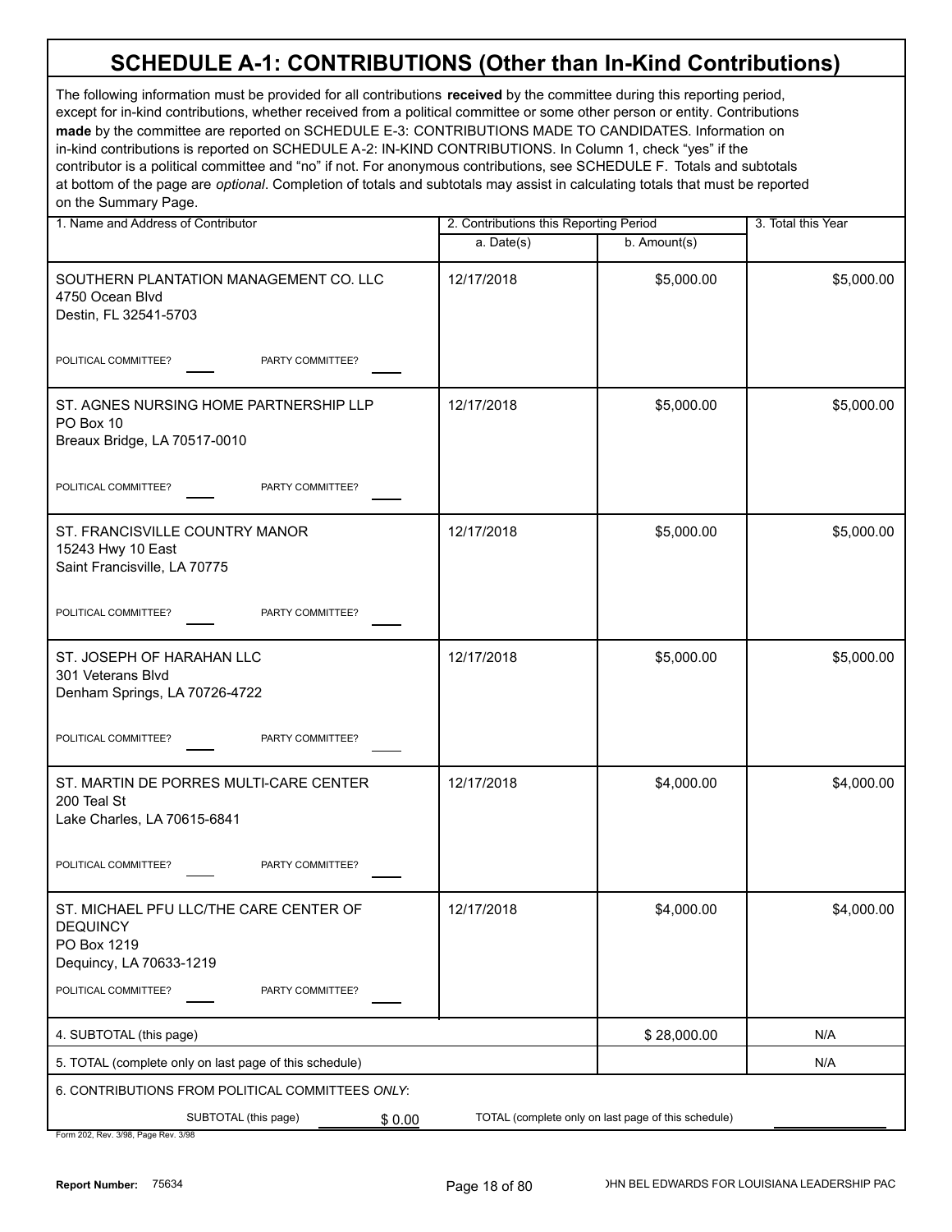# SCHEDULE A-1: CONTRIBUTIONS (Other than In-Kind Contributions)

The following information must be provided for all contributions **received** by the committee during this reporting period, except for in-kind contributions, whether received from a political committee or some other person or entity. Contributions **made** by the committee are reported on SCHEDULE E-3: CONTRIBUTIONS MADE TO CANDIDATES. Information on in-kind contributions is reported on SCHEDULE A-2: IN-KIND CONTRIBUTIONS. In Column 1, check "yes" if the contributor is a political committee and "no" if not. For anonymous contributions, see SCHEDULE F. Totals and subtotals at bottom of the page are *optional*. Completion of totals and subtotals may assist in calculating totals that must be reported on the Summary Page.

| 1. Name and Address of Contributor | 2. Contributions this Reporting Period | | 3. Total this Year |
|---|---|---|---|
| | a. Date(s) | b. Amount(s) | |
| SOUTHERN PLANTATION MANAGEMENT CO. LLC<br>4750 Ocean Blvd<br>Destin, FL 32541-5703<br>POLITICAL COMMITTEE? ____ PARTY COMMITTEE? ____ | 12/17/2018 | $5,000.00 | $5,000.00 |
| ST. AGNES NURSING HOME PARTNERSHIP LLP<br>PO Box 10<br>Breaux Bridge, LA 70517-0010<br>POLITICAL COMMITTEE? ____ PARTY COMMITTEE? ____ | 12/17/2018 | $5,000.00 | $5,000.00 |
| ST. FRANCISVILLE COUNTRY MANOR<br>15243 Hwy 10 East<br>Saint Francisville, LA 70775<br>POLITICAL COMMITTEE? ____ PARTY COMMITTEE? ____ | 12/17/2018 | $5,000.00 | $5,000.00 |
| ST. JOSEPH OF HARAHAN LLC<br>301 Veterans Blvd<br>Denham Springs, LA 70726-4722<br>POLITICAL COMMITTEE? ____ PARTY COMMITTEE? ____ | 12/17/2018 | $5,000.00 | $5,000.00 |
| ST. MARTIN DE PORRES MULTI-CARE CENTER<br>200 Teal St<br>Lake Charles, LA 70615-6841<br>POLITICAL COMMITTEE? ____ PARTY COMMITTEE? ____ | 12/17/2018 | $4,000.00 | $4,000.00 |
| ST. MICHAEL PFU LLC/THE CARE CENTER OF DEQUINCY<br>PO Box 1219<br>Dequincy, LA 70633-1219<br>POLITICAL COMMITTEE? ____ PARTY COMMITTEE? ____ | 12/17/2018 | $4,000.00 | $4,000.00 |
| 4. SUBTOTAL (this page) | | $ 28,000.00 | N/A |
| 5. TOTAL (complete only on last page of this schedule) | | | N/A |

6. CONTRIBUTIONS FROM POLITICAL COMMITTEES *ONLY*:

SUBTOTAL (this page) $ 0.00 TOTAL (complete only on last page of this schedule) ____________

Form 202, Rev. 3/98, Page Rev. 3/98

Report Number: 75634

JOHN BEL EDWARDS FOR LOUISIANA LEADERSHIP PAC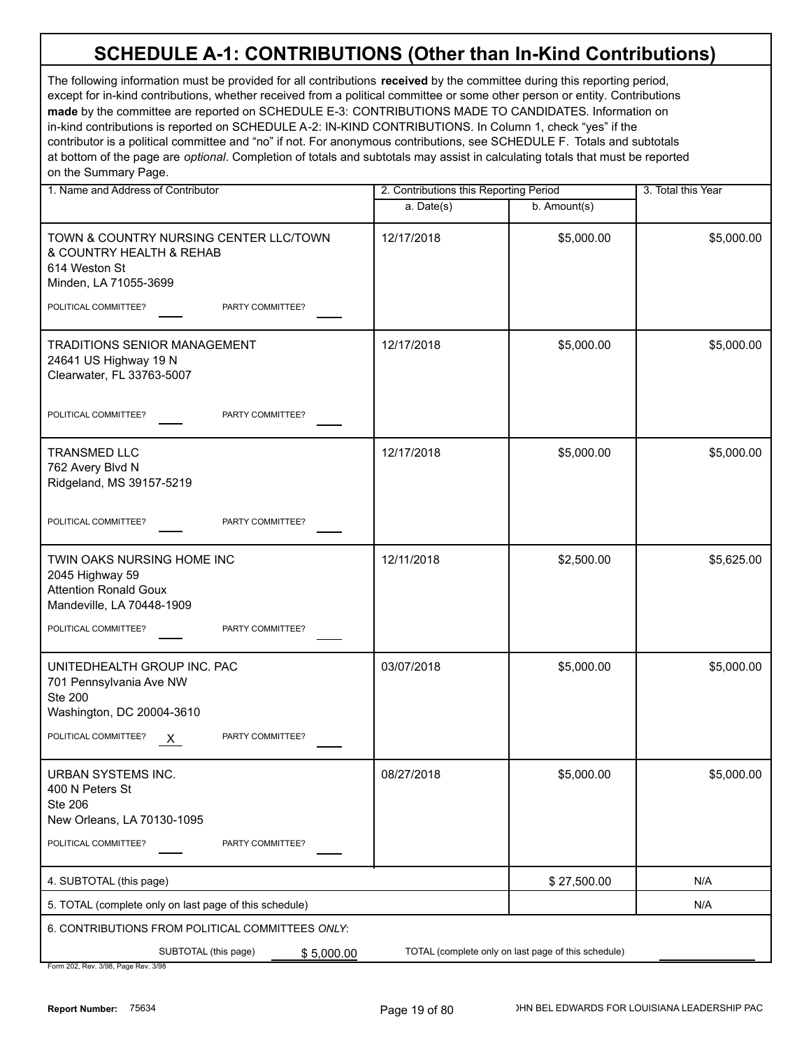# SCHEDULE A-1: CONTRIBUTIONS (Other than In-Kind Contributions)

The following information must be provided for all contributions **received** by the committee during this reporting period, except for in-kind contributions, whether received from a political committee or some other person or entity. Contributions **made** by the committee are reported on SCHEDULE E-3: CONTRIBUTIONS MADE TO CANDIDATES. Information on in-kind contributions is reported on SCHEDULE A-2: IN-KIND CONTRIBUTIONS. In Column 1, check "yes" if the contributor is a political committee and "no" if not. For anonymous contributions, see SCHEDULE F. Totals and subtotals at bottom of the page are *optional*. Completion of totals and subtotals may assist in calculating totals that must be reported on the Summary Page.

| 1. Name and Address of Contributor | 2. Contributions this Reporting Period a. Date(s) | b. Amount(s) | 3. Total this Year |
|---|---|---|---|
| TOWN & COUNTRY NURSING CENTER LLC/TOWN & COUNTRY HEALTH & REHAB<br>614 Weston St<br>Minden, LA 71055-3699<br>POLITICAL COMMITTEE? ___ PARTY COMMITTEE? ___ | 12/17/2018 | $5,000.00 | $5,000.00 |
| TRADITIONS SENIOR MANAGEMENT<br>24641 US Highway 19 N<br>Clearwater, FL 33763-5007<br>POLITICAL COMMITTEE? ___ PARTY COMMITTEE? ___ | 12/17/2018 | $5,000.00 | $5,000.00 |
| TRANSMED LLC<br>762 Avery Blvd N<br>Ridgeland, MS 39157-5219<br>POLITICAL COMMITTEE? ___ PARTY COMMITTEE? ___ | 12/17/2018 | $5,000.00 | $5,000.00 |
| TWIN OAKS NURSING HOME INC<br>2045 Highway 59<br>Attention Ronald Goux<br>Mandeville, LA 70448-1909<br>POLITICAL COMMITTEE? ___ PARTY COMMITTEE? ___ | 12/11/2018 | $2,500.00 | $5,625.00 |
| UNITEDHEALTH GROUP INC. PAC<br>701 Pennsylvania Ave NW<br>Ste 200<br>Washington, DC 20004-3610<br>POLITICAL COMMITTEE? X PARTY COMMITTEE? ___ | 03/07/2018 | $5,000.00 | $5,000.00 |
| URBAN SYSTEMS INC.<br>400 N Peters St<br>Ste 206<br>New Orleans, LA 70130-1095<br>POLITICAL COMMITTEE? ___ PARTY COMMITTEE? ___ | 08/27/2018 | $5,000.00 | $5,000.00 |
| 4. SUBTOTAL (this page) | | $ 27,500.00 | N/A |
| 5. TOTAL (complete only on last page of this schedule) | | | N/A |

6. CONTRIBUTIONS FROM POLITICAL COMMITTEES *ONLY*:

SUBTOTAL (this page) $ 5,000.00 TOTAL (complete only on last page of this schedule) ________

Form 202, Rev. 3/98, Page Rev. 3/98

Report Number: 75634

JOHN BEL EDWARDS FOR LOUISIANA LEADERSHIP PAC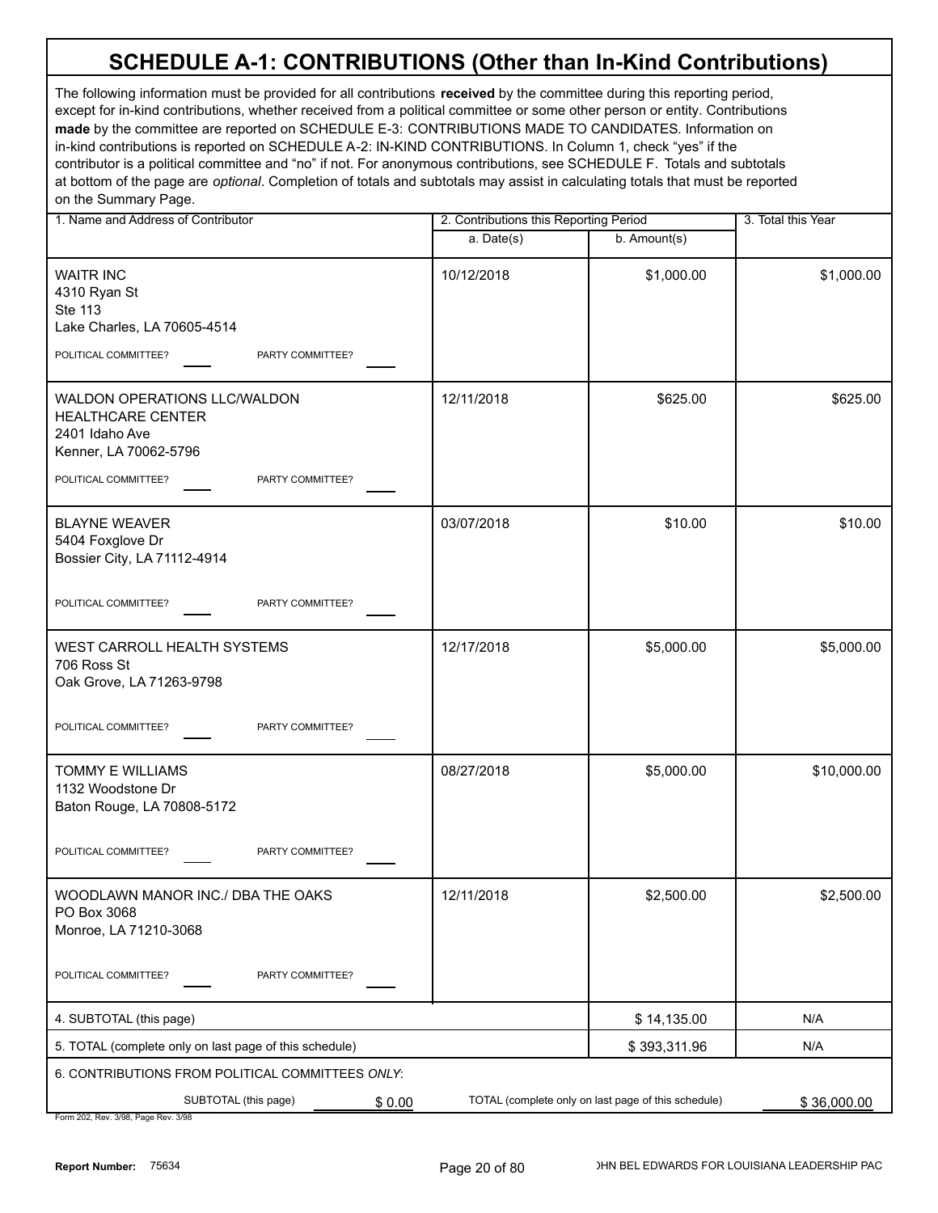# SCHEDULE A-1: CONTRIBUTIONS (Other than In-Kind Contributions)

The following information must be provided for all contributions **received** by the committee during this reporting period, except for in-kind contributions, whether received from a political committee or some other person or entity. Contributions **made** by the committee are reported on SCHEDULE E-3: CONTRIBUTIONS MADE TO CANDIDATES. Information on in-kind contributions is reported on SCHEDULE A-2: IN-KIND CONTRIBUTIONS. In Column 1, check "yes" if the contributor is a political committee and "no" if not. For anonymous contributions, see SCHEDULE F. Totals and subtotals at bottom of the page are *optional*. Completion of totals and subtotals may assist in calculating totals that must be reported on the Summary Page.

| 1. Name and Address of Contributor | 2. Contributions this Reporting Period a. Date(s) | b. Amount(s) | 3. Total this Year |
|---|---|---|---|
| WAITR INC<br>4310 Ryan St<br>Ste 113<br>Lake Charles, LA 70605-4514<br>POLITICAL COMMITTEE? ____ PARTY COMMITTEE? ____ | 10/12/2018 | $1,000.00 | $1,000.00 |
| WALDON OPERATIONS LLC/WALDON HEALTHCARE CENTER<br>2401 Idaho Ave<br>Kenner, LA 70062-5796<br>POLITICAL COMMITTEE? ____ PARTY COMMITTEE? ____ | 12/11/2018 | $625.00 | $625.00 |
| BLAYNE WEAVER<br>5404 Foxglove Dr<br>Bossier City, LA 71112-4914<br>POLITICAL COMMITTEE? ____ PARTY COMMITTEE? ____ | 03/07/2018 | $10.00 | $10.00 |
| WEST CARROLL HEALTH SYSTEMS<br>706 Ross St<br>Oak Grove, LA 71263-9798<br>POLITICAL COMMITTEE? ____ PARTY COMMITTEE? ____ | 12/17/2018 | $5,000.00 | $5,000.00 |
| TOMMY E WILLIAMS<br>1132 Woodstone Dr<br>Baton Rouge, LA 70808-5172<br>POLITICAL COMMITTEE? ____ PARTY COMMITTEE? ____ | 08/27/2018 | $5,000.00 | $10,000.00 |
| WOODLAWN MANOR INC./ DBA THE OAKS<br>PO Box 3068<br>Monroe, LA 71210-3068<br>POLITICAL COMMITTEE? ____ PARTY COMMITTEE? ____ | 12/11/2018 | $2,500.00 | $2,500.00 |
| 4. SUBTOTAL (this page) | | $ 14,135.00 | N/A |
| 5. TOTAL (complete only on last page of this schedule) | | $ 393,311.96 | N/A |

6. CONTRIBUTIONS FROM POLITICAL COMMITTEES *ONLY*:

SUBTOTAL (this page) $ 0.00 TOTAL (complete only on last page of this schedule) $ 36,000.00

Form 202, Rev. 3/98, Page Rev. 3/98

Report Number: 75634

JOHN BEL EDWARDS FOR LOUISIANA LEADERSHIP PAC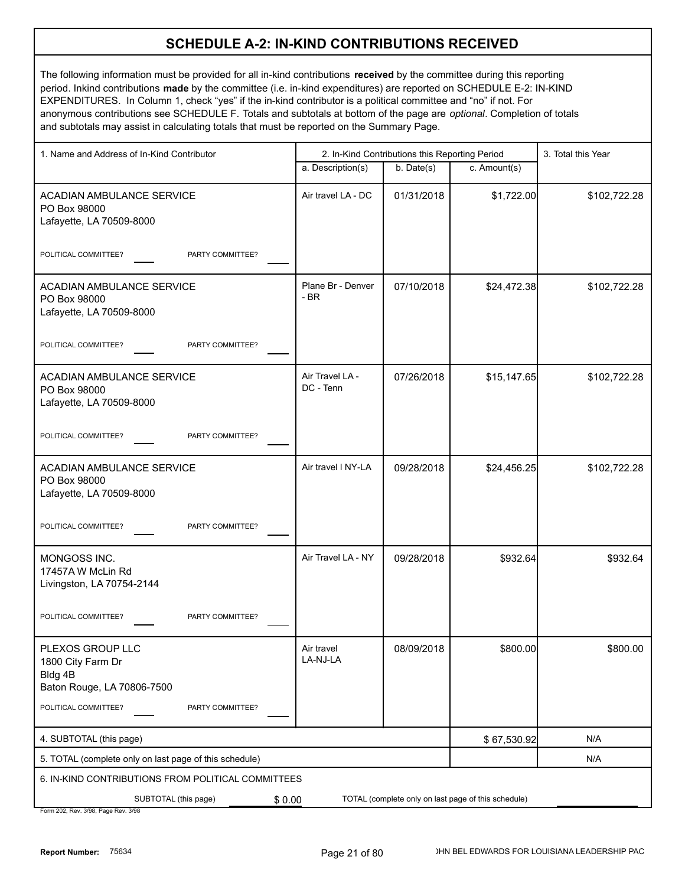## SCHEDULE A-2: IN-KIND CONTRIBUTIONS RECEIVED

The following information must be provided for all in-kind contributions **received** by the committee during this reporting period. Inkind contributions **made** by the committee (i.e. in-kind expenditures) are reported on SCHEDULE E-2: IN-KIND EXPENDITURES. In Column 1, check "yes" if the in-kind contributor is a political committee and "no" if not. For anonymous contributions see SCHEDULE F. Totals and subtotals at bottom of the page are *optional*. Completion of totals and subtotals may assist in calculating totals that must be reported on the Summary Page.

| 1. Name and Address of In-Kind Contributor | 2. In-Kind Contributions this Reporting Period | | | 3. Total this Year |
|---|---|---|---|---|
| | a. Description(s) | b. Date(s) | c. Amount(s) | |
| ACADIAN AMBULANCE SERVICE<br>PO Box 98000<br>Lafayette, LA 70509-8000<br>POLITICAL COMMITTEE? ____ PARTY COMMITTEE? ____ | Air travel LA - DC | 01/31/2018 | $1,722.00 | $102,722.28 |
| ACADIAN AMBULANCE SERVICE<br>PO Box 98000<br>Lafayette, LA 70509-8000<br>POLITICAL COMMITTEE? ____ PARTY COMMITTEE? ____ | Plane Br - Denver - BR | 07/10/2018 | $24,472.38 | $102,722.28 |
| ACADIAN AMBULANCE SERVICE<br>PO Box 98000<br>Lafayette, LA 70509-8000<br>POLITICAL COMMITTEE? ____ PARTY COMMITTEE? ____ | Air Travel LA - DC - Tenn | 07/26/2018 | $15,147.65 | $102,722.28 |
| ACADIAN AMBULANCE SERVICE<br>PO Box 98000<br>Lafayette, LA 70509-8000<br>POLITICAL COMMITTEE? ____ PARTY COMMITTEE? ____ | Air travel l NY-LA | 09/28/2018 | $24,456.25 | $102,722.28 |
| MONGOSS INC.<br>17457A W McLin Rd<br>Livingston, LA 70754-2144<br>POLITICAL COMMITTEE? ____ PARTY COMMITTEE? ____ | Air Travel LA - NY | 09/28/2018 | $932.64 | $932.64 |
| PLEXOS GROUP LLC<br>1800 City Farm Dr<br>Bldg 4B<br>Baton Rouge, LA 70806-7500<br>POLITICAL COMMITTEE? ____ PARTY COMMITTEE? ____ | Air travel LA-NJ-LA | 08/09/2018 | $800.00 | $800.00 |
| 4. SUBTOTAL (this page) | | | $ 67,530.92 | N/A |
| 5. TOTAL (complete only on last page of this schedule) | | | | N/A |

6. IN-KIND CONTRIBUTIONS FROM POLITICAL COMMITTEES

SUBTOTAL (this page) $ 0.00 TOTAL (complete only on last page of this schedule) ____________

Form 202, Rev. 3/98, Page Rev. 3/98

Report Number: 75634 JOHN BEL EDWARDS FOR LOUISIANA LEADERSHIP PAC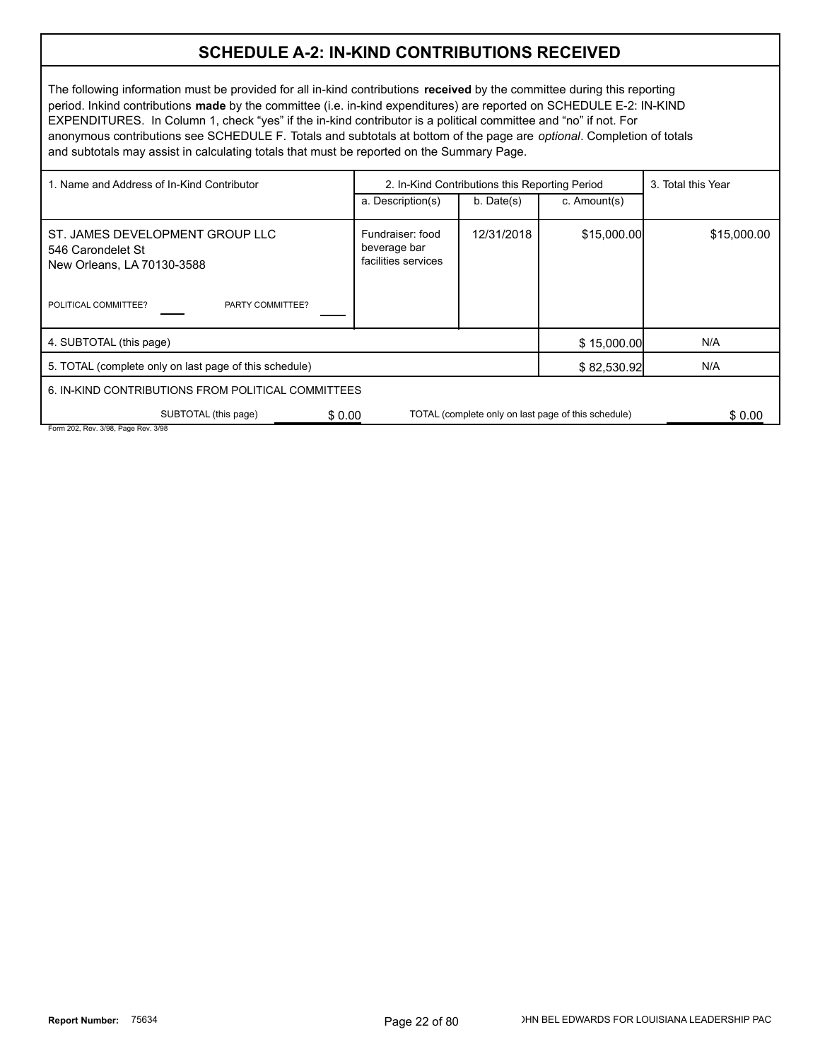# SCHEDULE A-2: IN-KIND CONTRIBUTIONS RECEIVED

The following information must be provided for all in-kind contributions **received** by the committee during this reporting period. Inkind contributions **made** by the committee (i.e. in-kind expenditures) are reported on SCHEDULE E-2: IN-KIND EXPENDITURES. In Column 1, check "yes" if the in-kind contributor is a political committee and "no" if not. For anonymous contributions see SCHEDULE F. Totals and subtotals at bottom of the page are *optional*. Completion of totals and subtotals may assist in calculating totals that must be reported on the Summary Page.

| 1. Name and Address of In-Kind Contributor | 2. In-Kind Contributions this Reporting Period | | | 3. Total this Year |
|---|---|---|---|---|
| | a. Description(s) | b. Date(s) | c. Amount(s) | |
| ST. JAMES DEVELOPMENT GROUP LLC<br>546 Carondelet St<br>New Orleans, LA 70130-3588<br><br>POLITICAL COMMITTEE? ____ PARTY COMMITTEE? ____ | Fundraiser: food beverage bar facilities services | 12/31/2018 | $15,000.00 | $15,000.00 |
| 4. SUBTOTAL (this page) | | | $ 15,000.00 | N/A |
| 5. TOTAL (complete only on last page of this schedule) | | | $ 82,530.92 | N/A |

6. IN-KIND CONTRIBUTIONS FROM POLITICAL COMMITTEES

SUBTOTAL (this page) $ 0.00 TOTAL (complete only on last page of this schedule) $ 0.00

Form 202, Rev. 3/98, Page Rev. 3/98

**Report Number:** 75634

JOHN BEL EDWARDS FOR LOUISIANA LEADERSHIP PAC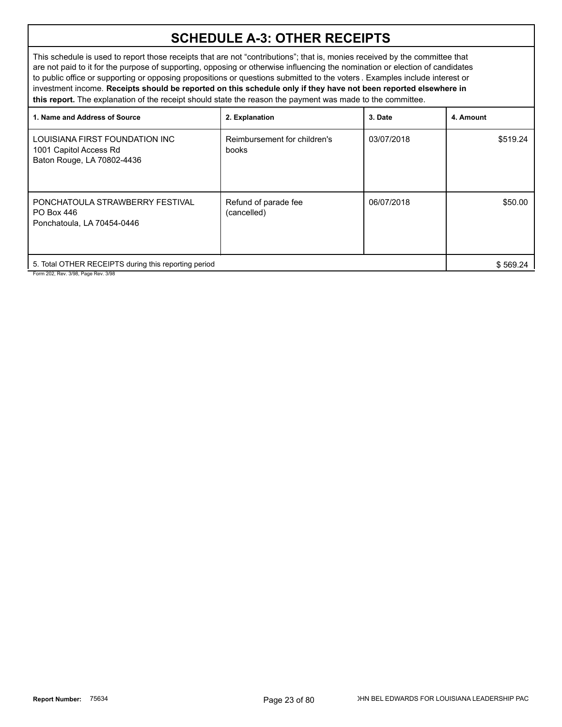# SCHEDULE A-3: OTHER RECEIPTS

This schedule is used to report those receipts that are not “contributions”; that is, monies received by the committee that are not paid to it for the purpose of supporting, opposing or otherwise influencing the nomination or election of candidates to public office or supporting or opposing propositions or questions submitted to the voters . Examples include interest or investment income. **Receipts should be reported on this schedule only if they have not been reported elsewhere in this report.** The explanation of the receipt should state the reason the payment was made to the committee.

| 1. Name and Address of Source | 2. Explanation | 3. Date | 4. Amount |
|---|---|---|---|
| LOUISIANA FIRST FOUNDATION INC<br>1001 Capitol Access Rd<br>Baton Rouge, LA 70802-4436 | Reimbursement for children's books | 03/07/2018 | $519.24 |
| PONCHATOULA STRAWBERRY FESTIVAL<br>PO Box 446<br>Ponchatoula, LA 70454-0446 | Refund of parade fee (cancelled) | 06/07/2018 | $50.00 |
| 5. Total OTHER RECEIPTS during this reporting period | | | $ 569.24 |

Form 202, Rev. 3/98, Page Rev. 3/98

**Report Number:** 75634

JOHN BEL EDWARDS FOR LOUISIANA LEADERSHIP PAC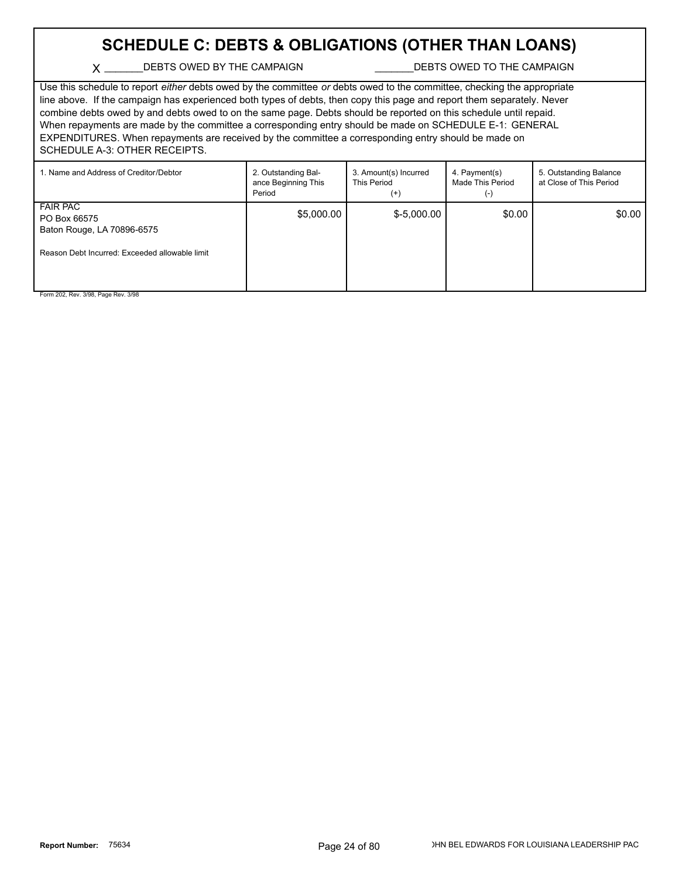# SCHEDULE C: DEBTS & OBLIGATIONS (OTHER THAN LOANS)

X _______DEBTS OWED BY THE CAMPAIGN _______DEBTS OWED TO THE CAMPAIGN

Use this schedule to report *either* debts owed by the committee *or* debts owed to the committee, checking the appropriate line above. If the campaign has experienced both types of debts, then copy this page and report them separately. Never combine debts owed by and debts owed to on the same page. Debts should be reported on this schedule until repaid. When repayments are made by the committee a corresponding entry should be made on SCHEDULE E-1: GENERAL EXPENDITURES. When repayments are received by the committee a corresponding entry should be made on SCHEDULE A-3: OTHER RECEIPTS.

| 1. Name and Address of Creditor/Debtor | 2. Outstanding Balance Beginning This Period | 3. Amount(s) Incurred This Period (+) | 4. Payment(s) Made This Period (-) | 5. Outstanding Balance at Close of This Period |
|---|---|---|---|---|
| FAIR PAC<br>PO Box 66575<br>Baton Rouge, LA 70896-6575<br><br>Reason Debt Incurred: Exceeded allowable limit | $5,000.00 | $-5,000.00 | $0.00 | $0.00 |

Form 202, Rev. 3/98, Page Rev. 3/98

**Report Number:** 75634

JOHN BEL EDWARDS FOR LOUISIANA LEADERSHIP PAC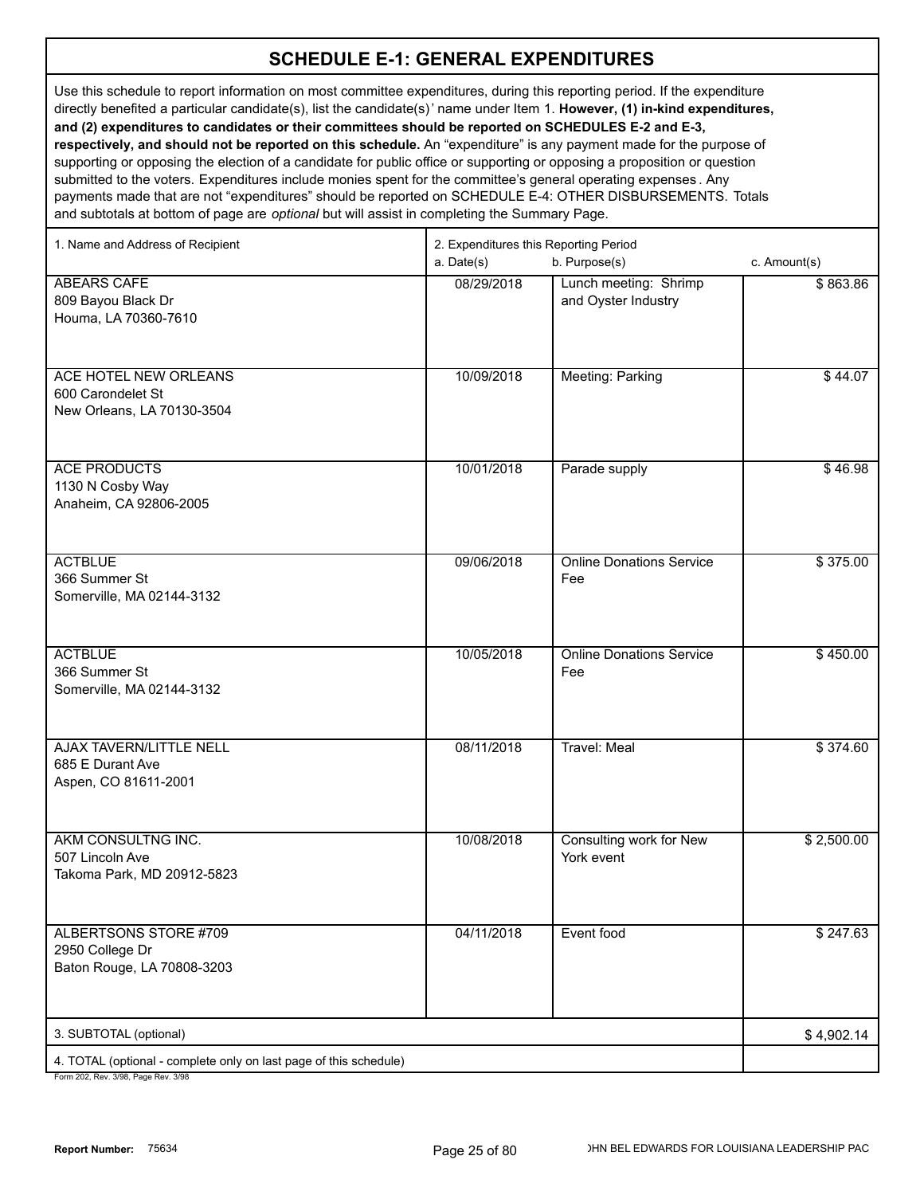# SCHEDULE E-1: GENERAL EXPENDITURES

Use this schedule to report information on most committee expenditures, during this reporting period. If the expenditure directly benefited a particular candidate(s), list the candidate(s)' name under Item 1. **However, (1) in-kind expenditures, and (2) expenditures to candidates or their committees should be reported on SCHEDULES E-2 and E-3, respectively, and should not be reported on this schedule.** An "expenditure" is any payment made for the purpose of supporting or opposing the election of a candidate for public office or supporting or opposing a proposition or question submitted to the voters. Expenditures include monies spent for the committee's general operating expenses. Any payments made that are not "expenditures" should be reported on SCHEDULE E-4: OTHER DISBURSEMENTS. Totals and subtotals at bottom of page are *optional* but will assist in completing the Summary Page.

| 1. Name and Address of Recipient | 2. Expenditures this Reporting Period a. Date(s) | b. Purpose(s) | c. Amount(s) |
|---|---|---|---|
| ABEARS CAFE<br>809 Bayou Black Dr<br>Houma, LA 70360-7610 | 08/29/2018 | Lunch meeting: Shrimp and Oyster Industry | $ 863.86 |
| ACE HOTEL NEW ORLEANS<br>600 Carondelet St<br>New Orleans, LA 70130-3504 | 10/09/2018 | Meeting: Parking | $ 44.07 |
| ACE PRODUCTS<br>1130 N Cosby Way<br>Anaheim, CA 92806-2005 | 10/01/2018 | Parade supply | $ 46.98 |
| ACTBLUE<br>366 Summer St<br>Somerville, MA 02144-3132 | 09/06/2018 | Online Donations Service Fee | $ 375.00 |
| ACTBLUE<br>366 Summer St<br>Somerville, MA 02144-3132 | 10/05/2018 | Online Donations Service Fee | $ 450.00 |
| AJAX TAVERN/LITTLE NELL<br>685 E Durant Ave<br>Aspen, CO 81611-2001 | 08/11/2018 | Travel: Meal | $ 374.60 |
| AKM CONSULTNG INC.<br>507 Lincoln Ave<br>Takoma Park, MD 20912-5823 | 10/08/2018 | Consulting work for New York event | $ 2,500.00 |
| ALBERTSONS STORE #709<br>2950 College Dr<br>Baton Rouge, LA 70808-3203 | 04/11/2018 | Event food | $ 247.63 |
| 3. SUBTOTAL (optional) | | | $ 4,902.14 |
| 4. TOTAL (optional - complete only on last page of this schedule) | | | |

Form 202, Rev. 3/98, Page Rev. 3/98

**Report Number:** 75634

JOHN BEL EDWARDS FOR LOUISIANA LEADERSHIP PAC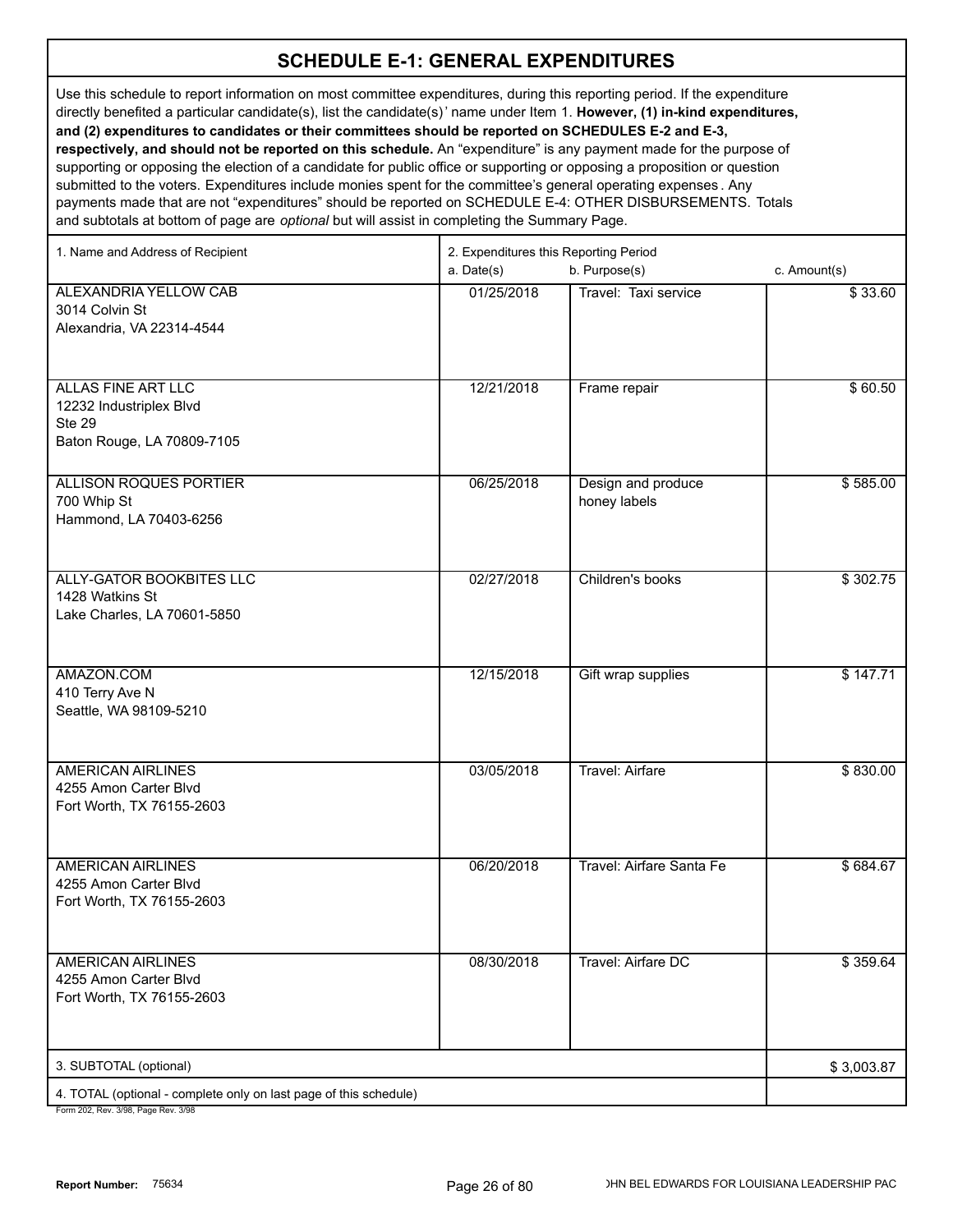## SCHEDULE E-1: GENERAL EXPENDITURES

Use this schedule to report information on most committee expenditures, during this reporting period. If the expenditure directly benefited a particular candidate(s), list the candidate(s)' name under Item 1. **However, (1) in-kind expenditures, and (2) expenditures to candidates or their committees should be reported on SCHEDULES E-2 and E-3, respectively, and should not be reported on this schedule.** An "expenditure" is any payment made for the purpose of supporting or opposing the election of a candidate for public office or supporting or opposing a proposition or question submitted to the voters. Expenditures include monies spent for the committee's general operating expenses. Any payments made that are not "expenditures" should be reported on SCHEDULE E-4: OTHER DISBURSEMENTS. Totals and subtotals at bottom of page are *optional* but will assist in completing the Summary Page.

| 1. Name and Address of Recipient | 2. Expenditures this Reporting Period a. Date(s) | b. Purpose(s) | c. Amount(s) |
|---|---|---|---|
| ALEXANDRIA YELLOW CAB<br>3014 Colvin St<br>Alexandria, VA 22314-4544 | 01/25/2018 | Travel: Taxi service | $ 33.60 |
| ALLAS FINE ART LLC<br>12232 Industriplex Blvd<br>Ste 29<br>Baton Rouge, LA 70809-7105 | 12/21/2018 | Frame repair | $ 60.50 |
| ALLISON ROQUES PORTIER<br>700 Whip St<br>Hammond, LA 70403-6256 | 06/25/2018 | Design and produce honey labels | $ 585.00 |
| ALLY-GATOR BOOKBITES LLC<br>1428 Watkins St<br>Lake Charles, LA 70601-5850 | 02/27/2018 | Children's books | $ 302.75 |
| AMAZON.COM<br>410 Terry Ave N<br>Seattle, WA 98109-5210 | 12/15/2018 | Gift wrap supplies | $ 147.71 |
| AMERICAN AIRLINES<br>4255 Amon Carter Blvd<br>Fort Worth, TX 76155-2603 | 03/05/2018 | Travel: Airfare | $ 830.00 |
| AMERICAN AIRLINES<br>4255 Amon Carter Blvd<br>Fort Worth, TX 76155-2603 | 06/20/2018 | Travel: Airfare Santa Fe | $ 684.67 |
| AMERICAN AIRLINES<br>4255 Amon Carter Blvd<br>Fort Worth, TX 76155-2603 | 08/30/2018 | Travel: Airfare DC | $ 359.64 |
| 3. SUBTOTAL (optional) | | | $ 3,003.87 |
| 4. TOTAL (optional - complete only on last page of this schedule) | | | |

Form 202, Rev. 3/98, Page Rev. 3/98

**Report Number:** 75634

JOHN BEL EDWARDS FOR LOUISIANA LEADERSHIP PAC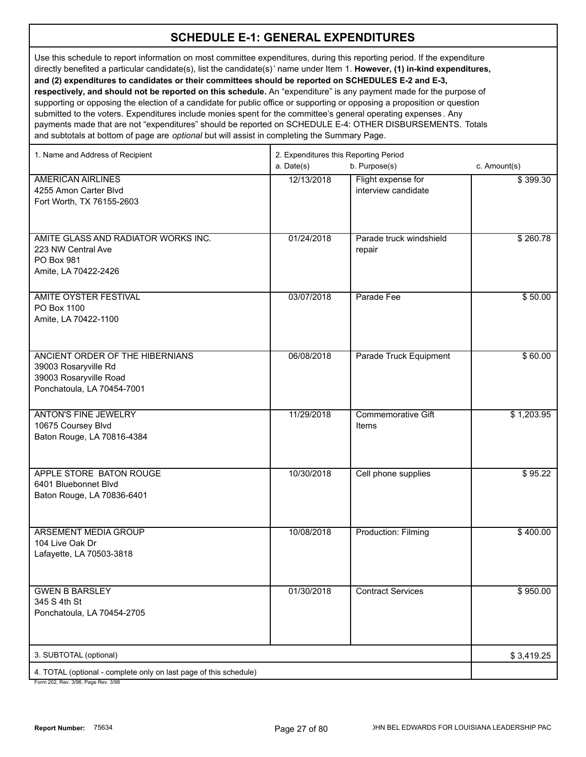# SCHEDULE E-1: GENERAL EXPENDITURES

Use this schedule to report information on most committee expenditures, during this reporting period. If the expenditure directly benefited a particular candidate(s), list the candidate(s)' name under Item 1. **However, (1) in-kind expenditures, and (2) expenditures to candidates or their committees should be reported on SCHEDULES E-2 and E-3, respectively, and should not be reported on this schedule.** An "expenditure" is any payment made for the purpose of supporting or opposing the election of a candidate for public office or supporting or opposing a proposition or question submitted to the voters. Expenditures include monies spent for the committee's general operating expenses. Any payments made that are not "expenditures" should be reported on SCHEDULE E-4: OTHER DISBURSEMENTS. Totals and subtotals at bottom of page are *optional* but will assist in completing the Summary Page.

| 1. Name and Address of Recipient | 2. Expenditures this Reporting Period a. Date(s) | b. Purpose(s) | c. Amount(s) |
|---|---|---|---|
| AMERICAN AIRLINES<br>4255 Amon Carter Blvd<br>Fort Worth, TX 76155-2603 | 12/13/2018 | Flight expense for interview candidate | $ 399.30 |
| AMITE GLASS AND RADIATOR WORKS INC.<br>223 NW Central Ave<br>PO Box 981<br>Amite, LA 70422-2426 | 01/24/2018 | Parade truck windshield repair | $ 260.78 |
| AMITE OYSTER FESTIVAL<br>PO Box 1100<br>Amite, LA 70422-1100 | 03/07/2018 | Parade Fee | $ 50.00 |
| ANCIENT ORDER OF THE HIBERNIANS<br>39003 Rosaryville Rd<br>39003 Rosaryville Road<br>Ponchatoula, LA 70454-7001 | 06/08/2018 | Parade Truck Equipment | $ 60.00 |
| ANTON'S FINE JEWELRY<br>10675 Coursey Blvd<br>Baton Rouge, LA 70816-4384 | 11/29/2018 | Commemorative Gift Items | $ 1,203.95 |
| APPLE STORE BATON ROUGE<br>6401 Bluebonnet Blvd<br>Baton Rouge, LA 70836-6401 | 10/30/2018 | Cell phone supplies | $ 95.22 |
| ARSEMENT MEDIA GROUP<br>104 Live Oak Dr<br>Lafayette, LA 70503-3818 | 10/08/2018 | Production: Filming | $ 400.00 |
| GWEN B BARSLEY<br>345 S 4th St<br>Ponchatoula, LA 70454-2705 | 01/30/2018 | Contract Services | $ 950.00 |
| 3. SUBTOTAL (optional) | | | $ 3,419.25 |
| 4. TOTAL (optional - complete only on last page of this schedule) | | | |

Form 202, Rev. 3/98, Page Rev. 3/98

**Report Number:** 75634

JOHN BEL EDWARDS FOR LOUISIANA LEADERSHIP PAC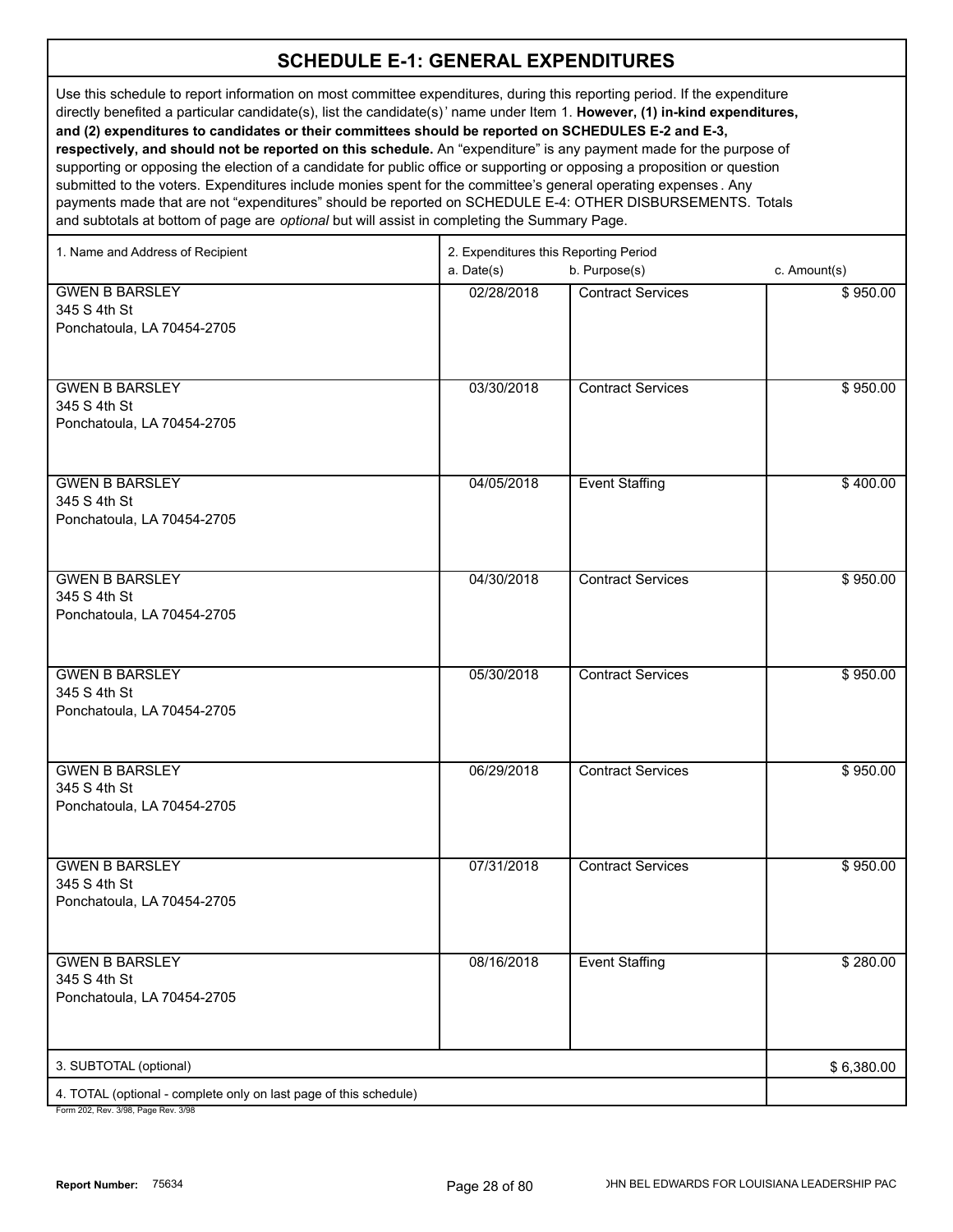# SCHEDULE E-1: GENERAL EXPENDITURES

Use this schedule to report information on most committee expenditures, during this reporting period. If the expenditure directly benefited a particular candidate(s), list the candidate(s)' name under Item 1. **However, (1) in-kind expenditures, and (2) expenditures to candidates or their committees should be reported on SCHEDULES E-2 and E-3, respectively, and should not be reported on this schedule.** An "expenditure" is any payment made for the purpose of supporting or opposing the election of a candidate for public office or supporting or opposing a proposition or question submitted to the voters. Expenditures include monies spent for the committee's general operating expenses. Any payments made that are not "expenditures" should be reported on SCHEDULE E-4: OTHER DISBURSEMENTS. Totals and subtotals at bottom of page are *optional* but will assist in completing the Summary Page.

| 1. Name and Address of Recipient | 2. Expenditures this Reporting Period a. Date(s) | b. Purpose(s) | c. Amount(s) |
|---|---|---|---|
| GWEN B BARSLEY<br>345 S 4th St<br>Ponchatoula, LA 70454-2705 | 02/28/2018 | Contract Services | $ 950.00 |
| GWEN B BARSLEY<br>345 S 4th St<br>Ponchatoula, LA 70454-2705 | 03/30/2018 | Contract Services | $ 950.00 |
| GWEN B BARSLEY<br>345 S 4th St<br>Ponchatoula, LA 70454-2705 | 04/05/2018 | Event Staffing | $ 400.00 |
| GWEN B BARSLEY<br>345 S 4th St<br>Ponchatoula, LA 70454-2705 | 04/30/2018 | Contract Services | $ 950.00 |
| GWEN B BARSLEY<br>345 S 4th St<br>Ponchatoula, LA 70454-2705 | 05/30/2018 | Contract Services | $ 950.00 |
| GWEN B BARSLEY<br>345 S 4th St<br>Ponchatoula, LA 70454-2705 | 06/29/2018 | Contract Services | $ 950.00 |
| GWEN B BARSLEY<br>345 S 4th St<br>Ponchatoula, LA 70454-2705 | 07/31/2018 | Contract Services | $ 950.00 |
| GWEN B BARSLEY<br>345 S 4th St<br>Ponchatoula, LA 70454-2705 | 08/16/2018 | Event Staffing | $ 280.00 |
| 3. SUBTOTAL (optional) | | | $ 6,380.00 |
| 4. TOTAL (optional - complete only on last page of this schedule) | | | |

Form 202, Rev. 3/98, Page Rev. 3/98

**Report Number:** 75634

JOHN BEL EDWARDS FOR LOUISIANA LEADERSHIP PAC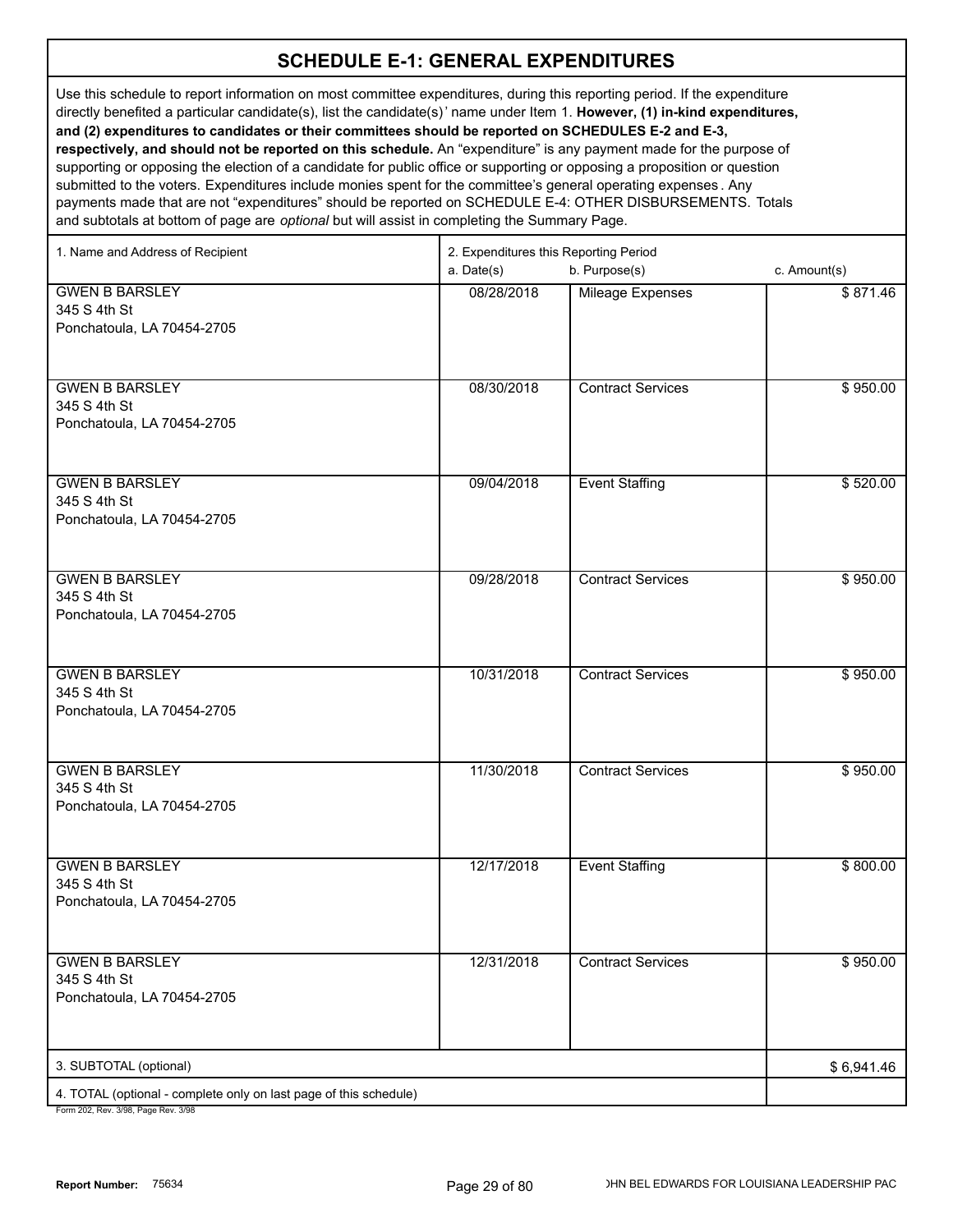# SCHEDULE E-1: GENERAL EXPENDITURES

Use this schedule to report information on most committee expenditures, during this reporting period. If the expenditure directly benefited a particular candidate(s), list the candidate(s)' name under Item 1. **However, (1) in-kind expenditures, and (2) expenditures to candidates or their committees should be reported on SCHEDULES E-2 and E-3, respectively, and should not be reported on this schedule.** An "expenditure" is any payment made for the purpose of supporting or opposing the election of a candidate for public office or supporting or opposing a proposition or question submitted to the voters. Expenditures include monies spent for the committee's general operating expenses. Any payments made that are not "expenditures" should be reported on SCHEDULE E-4: OTHER DISBURSEMENTS. Totals and subtotals at bottom of page are *optional* but will assist in completing the Summary Page.

| 1. Name and Address of Recipient | 2. Expenditures this Reporting Period a. Date(s) | b. Purpose(s) | c. Amount(s) |
|---|---|---|---|
| GWEN B BARSLEY<br>345 S 4th St<br>Ponchatoula, LA 70454-2705 | 08/28/2018 | Mileage Expenses | $ 871.46 |
| GWEN B BARSLEY<br>345 S 4th St<br>Ponchatoula, LA 70454-2705 | 08/30/2018 | Contract Services | $ 950.00 |
| GWEN B BARSLEY<br>345 S 4th St<br>Ponchatoula, LA 70454-2705 | 09/04/2018 | Event Staffing | $ 520.00 |
| GWEN B BARSLEY<br>345 S 4th St<br>Ponchatoula, LA 70454-2705 | 09/28/2018 | Contract Services | $ 950.00 |
| GWEN B BARSLEY<br>345 S 4th St<br>Ponchatoula, LA 70454-2705 | 10/31/2018 | Contract Services | $ 950.00 |
| GWEN B BARSLEY<br>345 S 4th St<br>Ponchatoula, LA 70454-2705 | 11/30/2018 | Contract Services | $ 950.00 |
| GWEN B BARSLEY<br>345 S 4th St<br>Ponchatoula, LA 70454-2705 | 12/17/2018 | Event Staffing | $ 800.00 |
| GWEN B BARSLEY<br>345 S 4th St<br>Ponchatoula, LA 70454-2705 | 12/31/2018 | Contract Services | $ 950.00 |
| 3. SUBTOTAL (optional) | | | $ 6,941.46 |
| 4. TOTAL (optional - complete only on last page of this schedule) | | | |

Form 202, Rev. 3/98, Page Rev. 3/98

**Report Number:** 75634

JOHN BEL EDWARDS FOR LOUISIANA LEADERSHIP PAC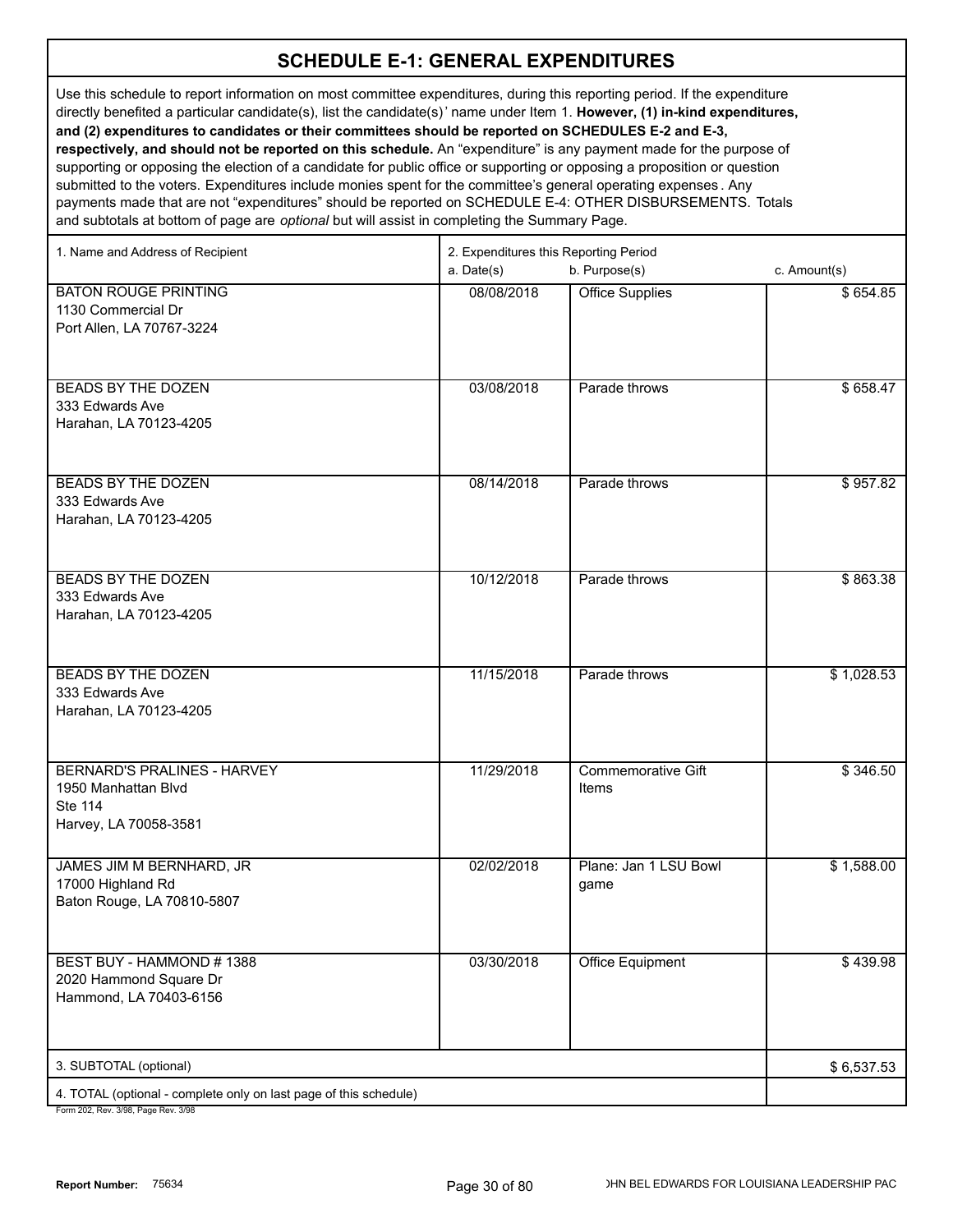# SCHEDULE E-1: GENERAL EXPENDITURES

Use this schedule to report information on most committee expenditures, during this reporting period. If the expenditure directly benefited a particular candidate(s), list the candidate(s)' name under Item 1. **However, (1) in-kind expenditures, and (2) expenditures to candidates or their committees should be reported on SCHEDULES E-2 and E-3, respectively, and should not be reported on this schedule.** An "expenditure" is any payment made for the purpose of supporting or opposing the election of a candidate for public office or supporting or opposing a proposition or question submitted to the voters. Expenditures include monies spent for the committee's general operating expenses. Any payments made that are not "expenditures" should be reported on SCHEDULE E-4: OTHER DISBURSEMENTS. Totals and subtotals at bottom of page are *optional* but will assist in completing the Summary Page.

| 1. Name and Address of Recipient | 2. Expenditures this Reporting Period a. Date(s) | b. Purpose(s) | c. Amount(s) |
|---|---|---|---|
| BATON ROUGE PRINTING<br>1130 Commercial Dr<br>Port Allen, LA 70767-3224 | 08/08/2018 | Office Supplies | $ 654.85 |
| BEADS BY THE DOZEN<br>333 Edwards Ave<br>Harahan, LA 70123-4205 | 03/08/2018 | Parade throws | $ 658.47 |
| BEADS BY THE DOZEN<br>333 Edwards Ave<br>Harahan, LA 70123-4205 | 08/14/2018 | Parade throws | $ 957.82 |
| BEADS BY THE DOZEN<br>333 Edwards Ave<br>Harahan, LA 70123-4205 | 10/12/2018 | Parade throws | $ 863.38 |
| BEADS BY THE DOZEN<br>333 Edwards Ave<br>Harahan, LA 70123-4205 | 11/15/2018 | Parade throws | $ 1,028.53 |
| BERNARD'S PRALINES - HARVEY<br>1950 Manhattan Blvd<br>Ste 114<br>Harvey, LA 70058-3581 | 11/29/2018 | Commemorative Gift Items | $ 346.50 |
| JAMES JIM M BERNHARD, JR<br>17000 Highland Rd<br>Baton Rouge, LA 70810-5807 | 02/02/2018 | Plane: Jan 1 LSU Bowl game | $ 1,588.00 |
| BEST BUY - HAMMOND # 1388<br>2020 Hammond Square Dr<br>Hammond, LA 70403-6156 | 03/30/2018 | Office Equipment | $ 439.98 |
| 3. SUBTOTAL (optional) | | | $ 6,537.53 |
| 4. TOTAL (optional - complete only on last page of this schedule) | | | |

Form 202, Rev. 3/98, Page Rev. 3/98

**Report Number:** 75634

JOHN BEL EDWARDS FOR LOUISIANA LEADERSHIP PAC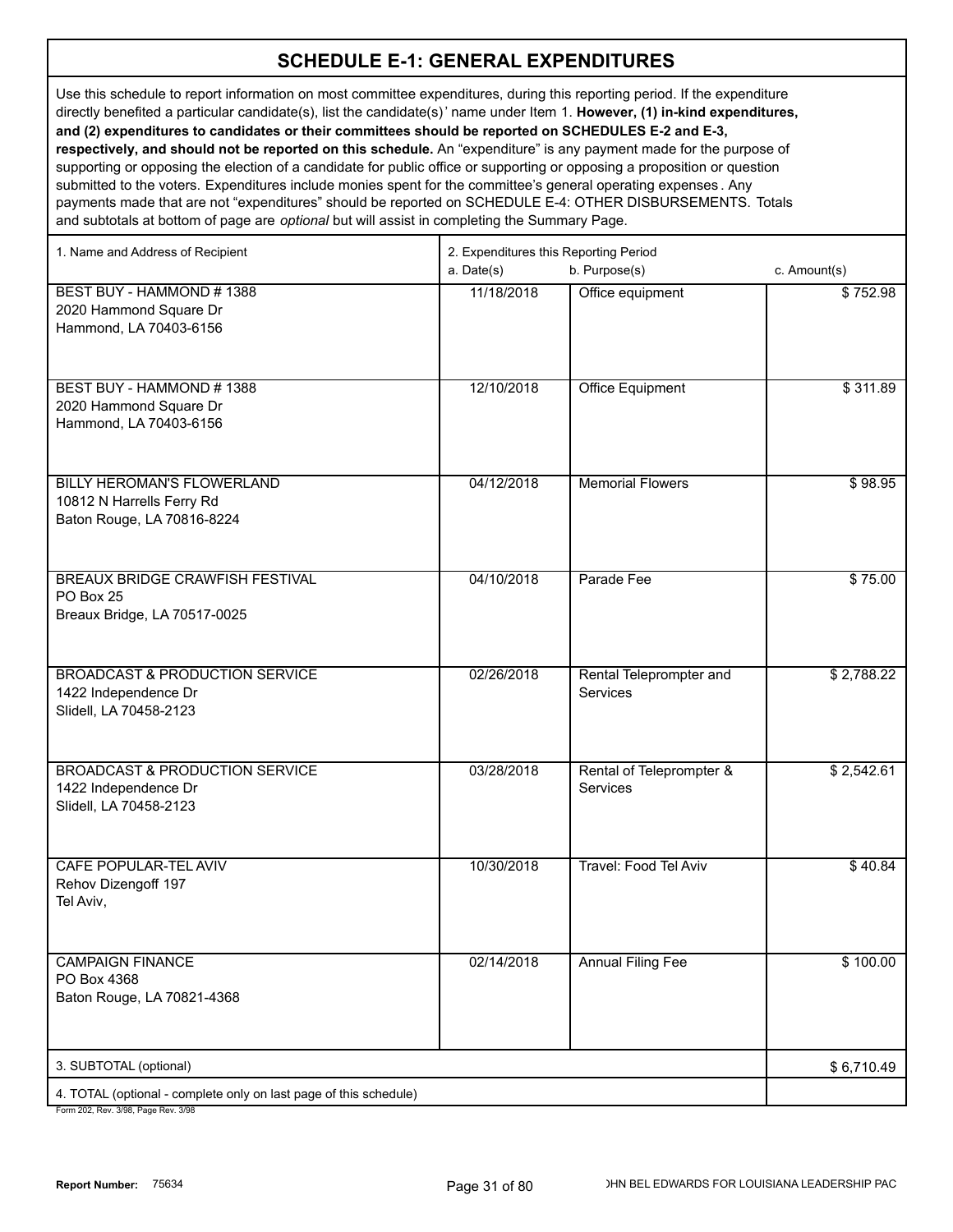## SCHEDULE E-1: GENERAL EXPENDITURES

Use this schedule to report information on most committee expenditures, during this reporting period. If the expenditure directly benefited a particular candidate(s), list the candidate(s)' name under Item 1. **However, (1) in-kind expenditures, and (2) expenditures to candidates or their committees should be reported on SCHEDULES E-2 and E-3, respectively, and should not be reported on this schedule.** An "expenditure" is any payment made for the purpose of supporting or opposing the election of a candidate for public office or supporting or opposing a proposition or question submitted to the voters. Expenditures include monies spent for the committee's general operating expenses. Any payments made that are not "expenditures" should be reported on SCHEDULE E-4: OTHER DISBURSEMENTS. Totals and subtotals at bottom of page are *optional* but will assist in completing the Summary Page.

| 1. Name and Address of Recipient | 2. Expenditures this Reporting Period a. Date(s) | b. Purpose(s) | c. Amount(s) |
|---|---|---|---|
| BEST BUY - HAMMOND # 1388<br>2020 Hammond Square Dr<br>Hammond, LA 70403-6156 | 11/18/2018 | Office equipment | $ 752.98 |
| BEST BUY - HAMMOND # 1388<br>2020 Hammond Square Dr<br>Hammond, LA 70403-6156 | 12/10/2018 | Office Equipment | $ 311.89 |
| BILLY HEROMAN'S FLOWERLAND<br>10812 N Harrells Ferry Rd<br>Baton Rouge, LA 70816-8224 | 04/12/2018 | Memorial Flowers | $ 98.95 |
| BREAUX BRIDGE CRAWFISH FESTIVAL<br>PO Box 25<br>Breaux Bridge, LA 70517-0025 | 04/10/2018 | Parade Fee | $ 75.00 |
| BROADCAST & PRODUCTION SERVICE<br>1422 Independence Dr<br>Slidell, LA 70458-2123 | 02/26/2018 | Rental Teleprompter and Services | $ 2,788.22 |
| BROADCAST & PRODUCTION SERVICE<br>1422 Independence Dr<br>Slidell, LA 70458-2123 | 03/28/2018 | Rental of Teleprompter & Services | $ 2,542.61 |
| CAFE POPULAR-TEL AVIV<br>Rehov Dizengoff 197<br>Tel Aviv, | 10/30/2018 | Travel: Food Tel Aviv | $ 40.84 |
| CAMPAIGN FINANCE<br>PO Box 4368<br>Baton Rouge, LA 70821-4368 | 02/14/2018 | Annual Filing Fee | $ 100.00 |
| 3. SUBTOTAL (optional) | | | $ 6,710.49 |
| 4. TOTAL (optional - complete only on last page of this schedule) | | | |

Form 202, Rev. 3/98, Page Rev. 3/98

**Report Number:** 75634

JOHN BEL EDWARDS FOR LOUISIANA LEADERSHIP PAC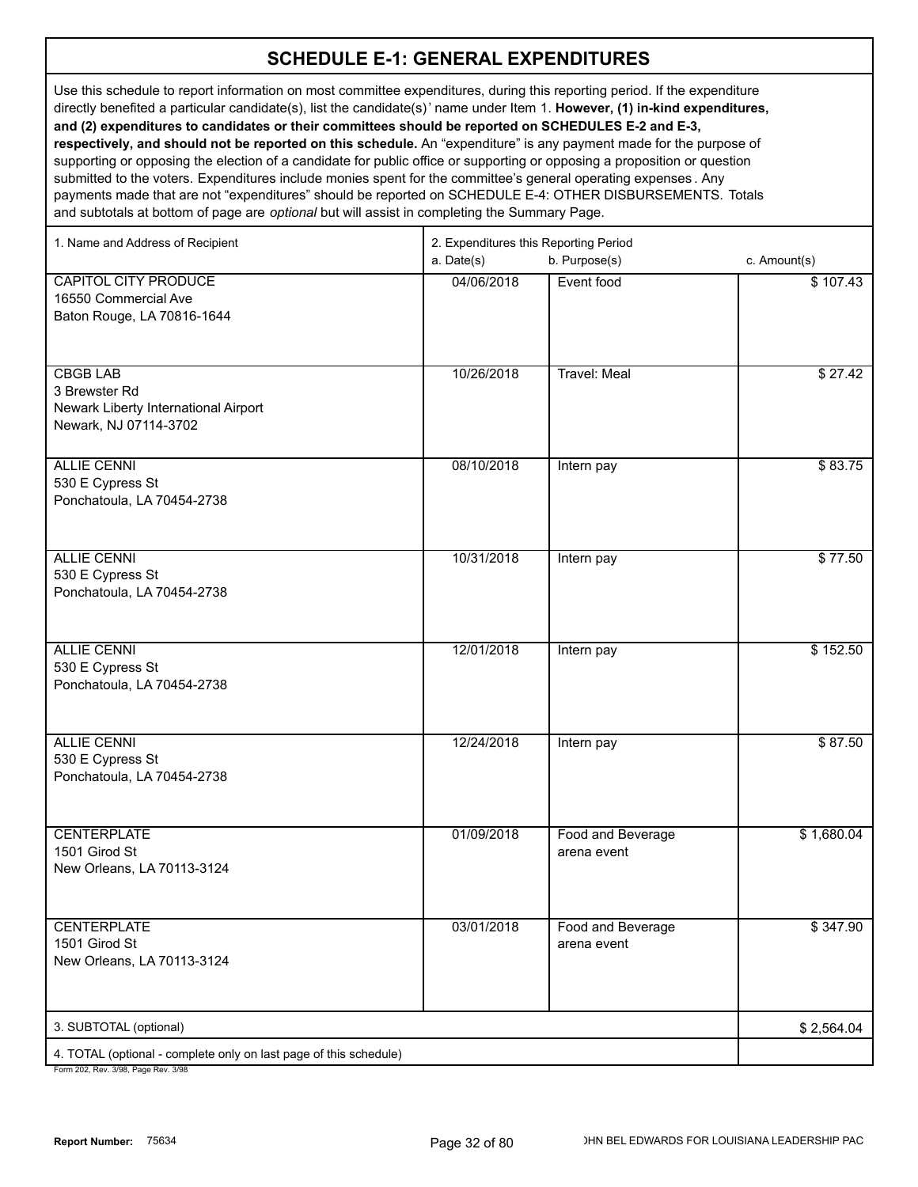# SCHEDULE E-1: GENERAL EXPENDITURES

Use this schedule to report information on most committee expenditures, during this reporting period. If the expenditure directly benefited a particular candidate(s), list the candidate(s)' name under Item 1. **However, (1) in-kind expenditures, and (2) expenditures to candidates or their committees should be reported on SCHEDULES E-2 and E-3, respectively, and should not be reported on this schedule.** An "expenditure" is any payment made for the purpose of supporting or opposing the election of a candidate for public office or supporting or opposing a proposition or question submitted to the voters. Expenditures include monies spent for the committee's general operating expenses. Any payments made that are not "expenditures" should be reported on SCHEDULE E-4: OTHER DISBURSEMENTS. Totals and subtotals at bottom of page are *optional* but will assist in completing the Summary Page.

| 1. Name and Address of Recipient | 2. Expenditures this Reporting Period a. Date(s) | b. Purpose(s) | c. Amount(s) |
|---|---|---|---|
| CAPITOL CITY PRODUCE<br>16550 Commercial Ave<br>Baton Rouge, LA 70816-1644 | 04/06/2018 | Event food | $ 107.43 |
| CBGB LAB<br>3 Brewster Rd<br>Newark Liberty International Airport<br>Newark, NJ 07114-3702 | 10/26/2018 | Travel: Meal | $ 27.42 |
| ALLIE CENNI<br>530 E Cypress St<br>Ponchatoula, LA 70454-2738 | 08/10/2018 | Intern pay | $ 83.75 |
| ALLIE CENNI<br>530 E Cypress St<br>Ponchatoula, LA 70454-2738 | 10/31/2018 | Intern pay | $ 77.50 |
| ALLIE CENNI<br>530 E Cypress St<br>Ponchatoula, LA 70454-2738 | 12/01/2018 | Intern pay | $ 152.50 |
| ALLIE CENNI<br>530 E Cypress St<br>Ponchatoula, LA 70454-2738 | 12/24/2018 | Intern pay | $ 87.50 |
| CENTERPLATE<br>1501 Girod St<br>New Orleans, LA 70113-3124 | 01/09/2018 | Food and Beverage arena event | $ 1,680.04 |
| CENTERPLATE<br>1501 Girod St<br>New Orleans, LA 70113-3124 | 03/01/2018 | Food and Beverage arena event | $ 347.90 |
| 3. SUBTOTAL (optional) | | | $ 2,564.04 |
| 4. TOTAL (optional - complete only on last page of this schedule) | | | |

Form 202, Rev. 3/98, Page Rev. 3/98

**Report Number:** 75634

JOHN BEL EDWARDS FOR LOUISIANA LEADERSHIP PAC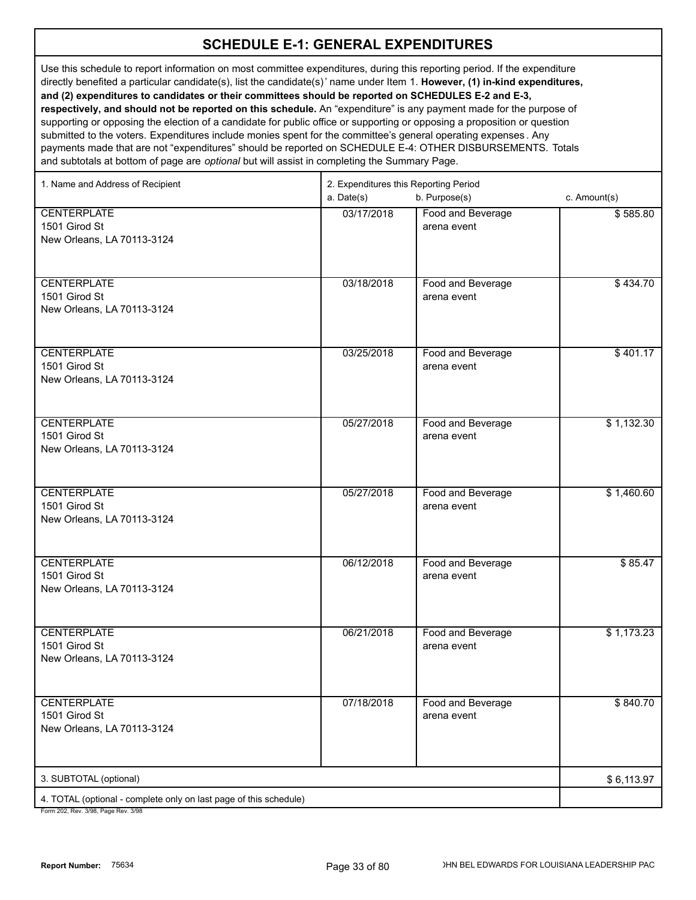## SCHEDULE E-1: GENERAL EXPENDITURES

Use this schedule to report information on most committee expenditures, during this reporting period. If the expenditure directly benefited a particular candidate(s), list the candidate(s)' name under Item 1. **However, (1) in-kind expenditures, and (2) expenditures to candidates or their committees should be reported on SCHEDULES E-2 and E-3, respectively, and should not be reported on this schedule.** An "expenditure" is any payment made for the purpose of supporting or opposing the election of a candidate for public office or supporting or opposing a proposition or question submitted to the voters. Expenditures include monies spent for the committee's general operating expenses. Any payments made that are not "expenditures" should be reported on SCHEDULE E-4: OTHER DISBURSEMENTS. Totals and subtotals at bottom of page are *optional* but will assist in completing the Summary Page.

| 1. Name and Address of Recipient | 2. Expenditures this Reporting Period | | |
|---|---|---|---|
| | a. Date(s) | b. Purpose(s) | c. Amount(s) |
| CENTERPLATE<br>1501 Girod St<br>New Orleans, LA 70113-3124 | 03/17/2018 | Food and Beverage arena event | $ 585.80 |
| CENTERPLATE<br>1501 Girod St<br>New Orleans, LA 70113-3124 | 03/18/2018 | Food and Beverage arena event | $ 434.70 |
| CENTERPLATE<br>1501 Girod St<br>New Orleans, LA 70113-3124 | 03/25/2018 | Food and Beverage arena event | $ 401.17 |
| CENTERPLATE<br>1501 Girod St<br>New Orleans, LA 70113-3124 | 05/27/2018 | Food and Beverage arena event | $ 1,132.30 |
| CENTERPLATE<br>1501 Girod St<br>New Orleans, LA 70113-3124 | 05/27/2018 | Food and Beverage arena event | $ 1,460.60 |
| CENTERPLATE<br>1501 Girod St<br>New Orleans, LA 70113-3124 | 06/12/2018 | Food and Beverage arena event | $ 85.47 |
| CENTERPLATE<br>1501 Girod St<br>New Orleans, LA 70113-3124 | 06/21/2018 | Food and Beverage arena event | $ 1,173.23 |
| CENTERPLATE<br>1501 Girod St<br>New Orleans, LA 70113-3124 | 07/18/2018 | Food and Beverage arena event | $ 840.70 |
| 3. SUBTOTAL (optional) | | | $ 6,113.97 |
| 4. TOTAL (optional - complete only on last page of this schedule) | | | |

Form 202, Rev. 3/98, Page Rev. 3/98

**Report Number:** 75634

JOHN BEL EDWARDS FOR LOUISIANA LEADERSHIP PAC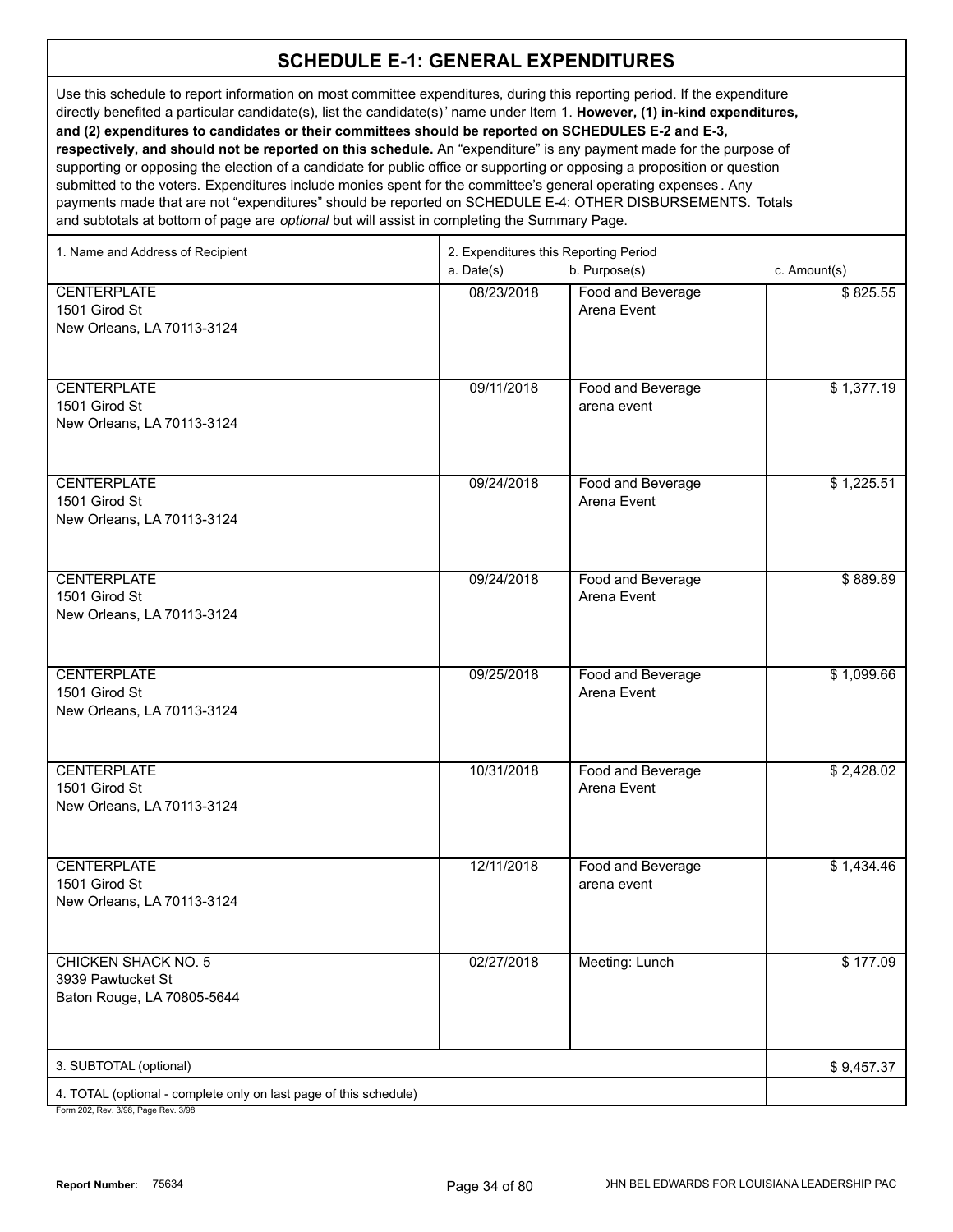# SCHEDULE E-1: GENERAL EXPENDITURES

Use this schedule to report information on most committee expenditures, during this reporting period. If the expenditure directly benefited a particular candidate(s), list the candidate(s)' name under Item 1. **However, (1) in-kind expenditures, and (2) expenditures to candidates or their committees should be reported on SCHEDULES E-2 and E-3, respectively, and should not be reported on this schedule.** An "expenditure" is any payment made for the purpose of supporting or opposing the election of a candidate for public office or supporting or opposing a proposition or question submitted to the voters. Expenditures include monies spent for the committee's general operating expenses. Any payments made that are not "expenditures" should be reported on SCHEDULE E-4: OTHER DISBURSEMENTS. Totals and subtotals at bottom of page are *optional* but will assist in completing the Summary Page.

| 1. Name and Address of Recipient | 2. Expenditures this Reporting Period a. Date(s) | b. Purpose(s) | c. Amount(s) |
|---|---|---|---|
| CENTERPLATE<br>1501 Girod St<br>New Orleans, LA 70113-3124 | 08/23/2018 | Food and Beverage<br>Arena Event | $ 825.55 |
| CENTERPLATE<br>1501 Girod St<br>New Orleans, LA 70113-3124 | 09/11/2018 | Food and Beverage<br>arena event | $ 1,377.19 |
| CENTERPLATE<br>1501 Girod St<br>New Orleans, LA 70113-3124 | 09/24/2018 | Food and Beverage<br>Arena Event | $ 1,225.51 |
| CENTERPLATE<br>1501 Girod St<br>New Orleans, LA 70113-3124 | 09/24/2018 | Food and Beverage<br>Arena Event | $ 889.89 |
| CENTERPLATE<br>1501 Girod St<br>New Orleans, LA 70113-3124 | 09/25/2018 | Food and Beverage<br>Arena Event | $ 1,099.66 |
| CENTERPLATE<br>1501 Girod St<br>New Orleans, LA 70113-3124 | 10/31/2018 | Food and Beverage<br>Arena Event | $ 2,428.02 |
| CENTERPLATE<br>1501 Girod St<br>New Orleans, LA 70113-3124 | 12/11/2018 | Food and Beverage<br>arena event | $ 1,434.46 |
| CHICKEN SHACK NO. 5<br>3939 Pawtucket St<br>Baton Rouge, LA 70805-5644 | 02/27/2018 | Meeting: Lunch | $ 177.09 |
| 3. SUBTOTAL (optional) | | | $ 9,457.37 |
| 4. TOTAL (optional - complete only on last page of this schedule) | | | |

Form 202, Rev. 3/98, Page Rev. 3/98

**Report Number:** 75634

JOHN BEL EDWARDS FOR LOUISIANA LEADERSHIP PAC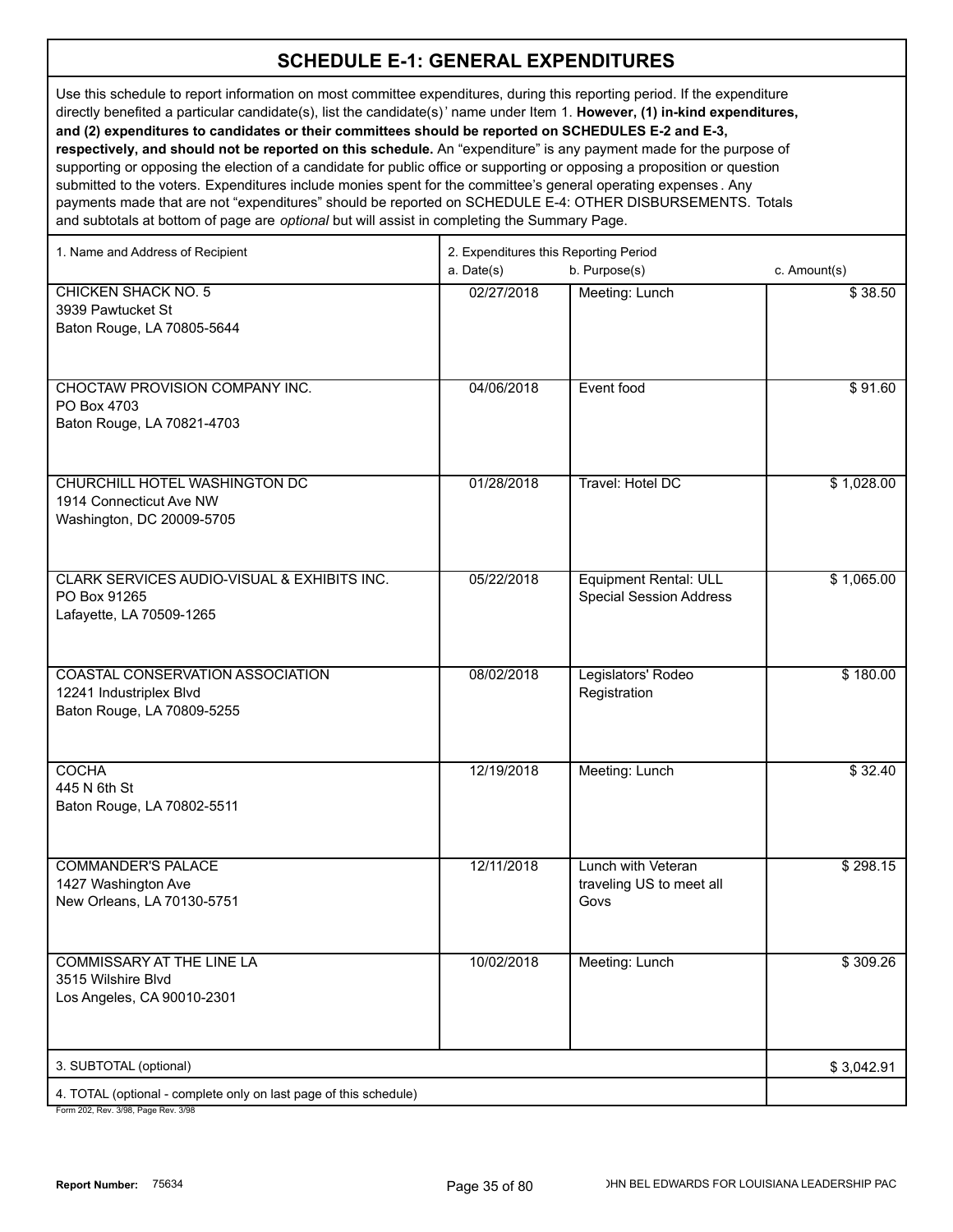# SCHEDULE E-1: GENERAL EXPENDITURES

Use this schedule to report information on most committee expenditures, during this reporting period. If the expenditure directly benefited a particular candidate(s), list the candidate(s)' name under Item 1. **However, (1) in-kind expenditures, and (2) expenditures to candidates or their committees should be reported on SCHEDULES E-2 and E-3, respectively, and should not be reported on this schedule.** An "expenditure" is any payment made for the purpose of supporting or opposing the election of a candidate for public office or supporting or opposing a proposition or question submitted to the voters. Expenditures include monies spent for the committee's general operating expenses. Any payments made that are not "expenditures" should be reported on SCHEDULE E-4: OTHER DISBURSEMENTS. Totals and subtotals at bottom of page are *optional* but will assist in completing the Summary Page.

| 1. Name and Address of Recipient | 2. Expenditures this Reporting Period<br>a. Date(s) | b. Purpose(s) | c. Amount(s) |
|---|---|---|---|
| CHICKEN SHACK NO. 5<br>3939 Pawtucket St<br>Baton Rouge, LA 70805-5644 | 02/27/2018 | Meeting: Lunch | $ 38.50 |
| CHOCTAW PROVISION COMPANY INC.<br>PO Box 4703<br>Baton Rouge, LA 70821-4703 | 04/06/2018 | Event food | $ 91.60 |
| CHURCHILL HOTEL WASHINGTON DC<br>1914 Connecticut Ave NW<br>Washington, DC 20009-5705 | 01/28/2018 | Travel: Hotel DC | $ 1,028.00 |
| CLARK SERVICES AUDIO-VISUAL & EXHIBITS INC.<br>PO Box 91265<br>Lafayette, LA 70509-1265 | 05/22/2018 | Equipment Rental: ULL Special Session Address | $ 1,065.00 |
| COASTAL CONSERVATION ASSOCIATION<br>12241 Industriplex Blvd<br>Baton Rouge, LA 70809-5255 | 08/02/2018 | Legislators' Rodeo Registration | $ 180.00 |
| COCHA<br>445 N 6th St<br>Baton Rouge, LA 70802-5511 | 12/19/2018 | Meeting: Lunch | $ 32.40 |
| COMMANDER'S PALACE<br>1427 Washington Ave<br>New Orleans, LA 70130-5751 | 12/11/2018 | Lunch with Veteran traveling US to meet all Govs | $ 298.15 |
| COMMISSARY AT THE LINE LA<br>3515 Wilshire Blvd<br>Los Angeles, CA 90010-2301 | 10/02/2018 | Meeting: Lunch | $ 309.26 |
| 3. SUBTOTAL (optional) | | | $ 3,042.91 |
| 4. TOTAL (optional - complete only on last page of this schedule) | | | |

Form 202, Rev. 3/98, Page Rev. 3/98

Report Number: 75634

JOHN BEL EDWARDS FOR LOUISIANA LEADERSHIP PAC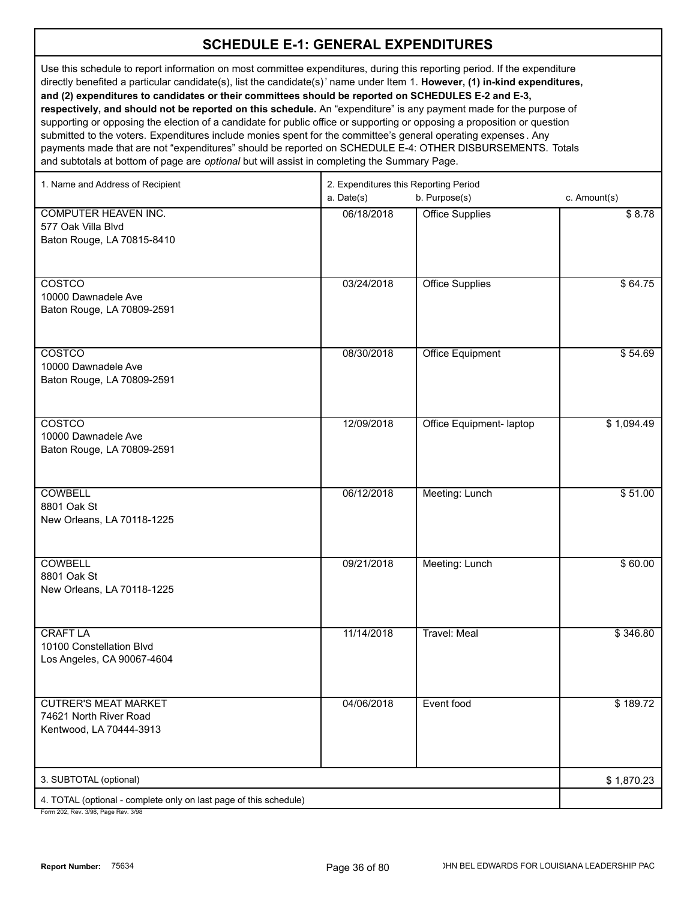# SCHEDULE E-1: GENERAL EXPENDITURES

Use this schedule to report information on most committee expenditures, during this reporting period. If the expenditure directly benefited a particular candidate(s), list the candidate(s)' name under Item 1. **However, (1) in-kind expenditures, and (2) expenditures to candidates or their committees should be reported on SCHEDULES E-2 and E-3, respectively, and should not be reported on this schedule.** An "expenditure" is any payment made for the purpose of supporting or opposing the election of a candidate for public office or supporting or opposing a proposition or question submitted to the voters. Expenditures include monies spent for the committee's general operating expenses. Any payments made that are not "expenditures" should be reported on SCHEDULE E-4: OTHER DISBURSEMENTS. Totals and subtotals at bottom of page are *optional* but will assist in completing the Summary Page.

| 1. Name and Address of Recipient | 2. Expenditures this Reporting Period a. Date(s) | b. Purpose(s) | c. Amount(s) |
|---|---|---|---|
| COMPUTER HEAVEN INC.<br>577 Oak Villa Blvd<br>Baton Rouge, LA 70815-8410 | 06/18/2018 | Office Supplies | $ 8.78 |
| COSTCO<br>10000 Dawnadele Ave<br>Baton Rouge, LA 70809-2591 | 03/24/2018 | Office Supplies | $ 64.75 |
| COSTCO<br>10000 Dawnadele Ave<br>Baton Rouge, LA 70809-2591 | 08/30/2018 | Office Equipment | $ 54.69 |
| COSTCO<br>10000 Dawnadele Ave<br>Baton Rouge, LA 70809-2591 | 12/09/2018 | Office Equipment- laptop | $ 1,094.49 |
| COWBELL<br>8801 Oak St<br>New Orleans, LA 70118-1225 | 06/12/2018 | Meeting: Lunch | $ 51.00 |
| COWBELL<br>8801 Oak St<br>New Orleans, LA 70118-1225 | 09/21/2018 | Meeting: Lunch | $ 60.00 |
| CRAFT LA<br>10100 Constellation Blvd<br>Los Angeles, CA 90067-4604 | 11/14/2018 | Travel: Meal | $ 346.80 |
| CUTRER'S MEAT MARKET<br>74621 North River Road<br>Kentwood, LA 70444-3913 | 04/06/2018 | Event food | $ 189.72 |
| 3. SUBTOTAL (optional) | | | $ 1,870.23 |
| 4. TOTAL (optional - complete only on last page of this schedule) | | | |

Form 202, Rev. 3/98, Page Rev. 3/98

**Report Number:** 75634

JOHN BEL EDWARDS FOR LOUISIANA LEADERSHIP PAC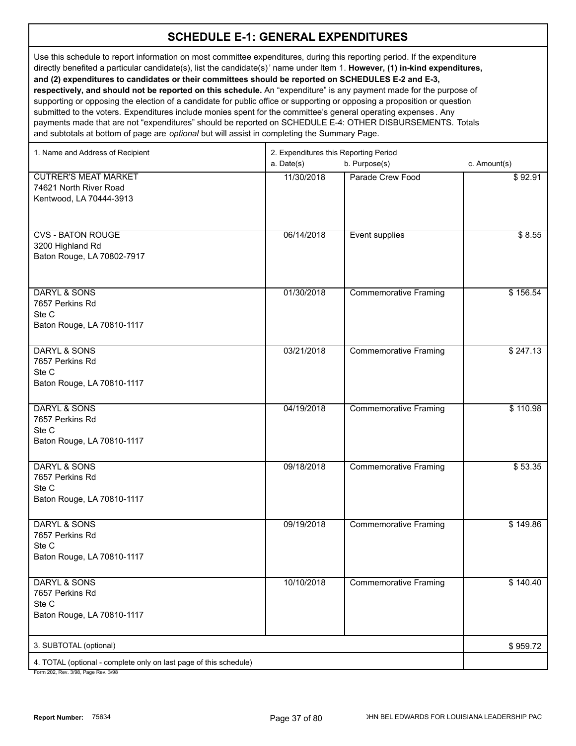# SCHEDULE E-1: GENERAL EXPENDITURES

Use this schedule to report information on most committee expenditures, during this reporting period. If the expenditure directly benefited a particular candidate(s), list the candidate(s)' name under Item 1. **However, (1) in-kind expenditures, and (2) expenditures to candidates or their committees should be reported on SCHEDULES E-2 and E-3, respectively, and should not be reported on this schedule.** An "expenditure" is any payment made for the purpose of supporting or opposing the election of a candidate for public office or supporting or opposing a proposition or question submitted to the voters. Expenditures include monies spent for the committee's general operating expenses. Any payments made that are not "expenditures" should be reported on SCHEDULE E-4: OTHER DISBURSEMENTS. Totals and subtotals at bottom of page are *optional* but will assist in completing the Summary Page.

| 1. Name and Address of Recipient | 2. Expenditures this Reporting Period a. Date(s) | b. Purpose(s) | c. Amount(s) |
|---|---|---|---|
| CUTRER'S MEAT MARKET<br>74621 North River Road<br>Kentwood, LA 70444-3913 | 11/30/2018 | Parade Crew Food | $ 92.91 |
| CVS - BATON ROUGE<br>3200 Highland Rd<br>Baton Rouge, LA 70802-7917 | 06/14/2018 | Event supplies | $ 8.55 |
| DARYL & SONS<br>7657 Perkins Rd<br>Ste C<br>Baton Rouge, LA 70810-1117 | 01/30/2018 | Commemorative Framing | $ 156.54 |
| DARYL & SONS<br>7657 Perkins Rd<br>Ste C<br>Baton Rouge, LA 70810-1117 | 03/21/2018 | Commemorative Framing | $ 247.13 |
| DARYL & SONS<br>7657 Perkins Rd<br>Ste C<br>Baton Rouge, LA 70810-1117 | 04/19/2018 | Commemorative Framing | $ 110.98 |
| DARYL & SONS<br>7657 Perkins Rd<br>Ste C<br>Baton Rouge, LA 70810-1117 | 09/18/2018 | Commemorative Framing | $ 53.35 |
| DARYL & SONS<br>7657 Perkins Rd<br>Ste C<br>Baton Rouge, LA 70810-1117 | 09/19/2018 | Commemorative Framing | $ 149.86 |
| DARYL & SONS<br>7657 Perkins Rd<br>Ste C<br>Baton Rouge, LA 70810-1117 | 10/10/2018 | Commemorative Framing | $ 140.40 |
| 3. SUBTOTAL (optional) | | | $ 959.72 |
| 4. TOTAL (optional - complete only on last page of this schedule) | | | |

Form 202, Rev. 3/98, Page Rev. 3/98

**Report Number:** 75634

JOHN BEL EDWARDS FOR LOUISIANA LEADERSHIP PAC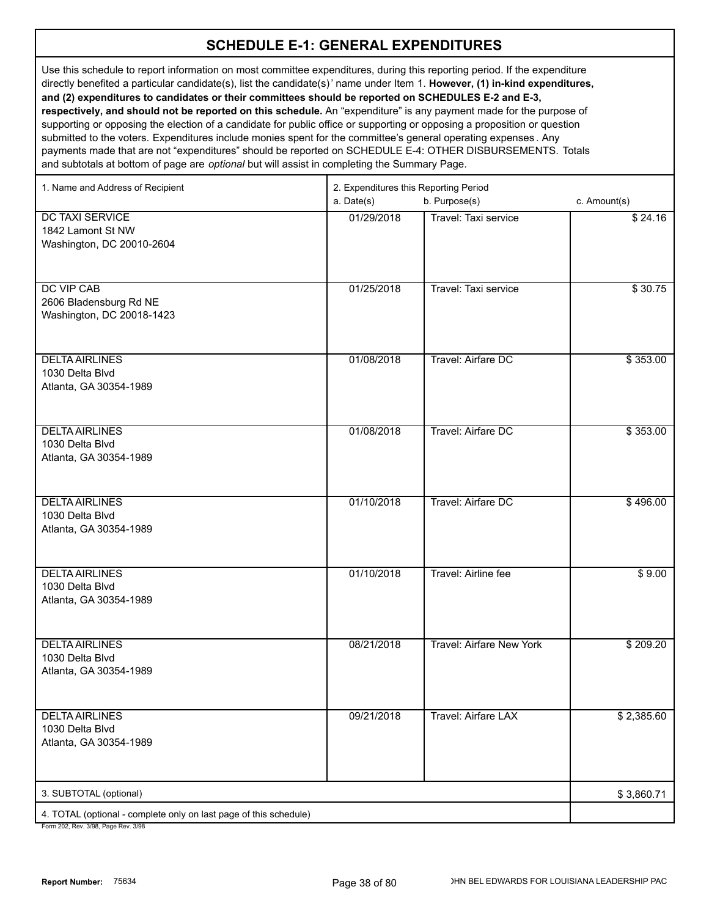# SCHEDULE E-1: GENERAL EXPENDITURES

Use this schedule to report information on most committee expenditures, during this reporting period. If the expenditure directly benefited a particular candidate(s), list the candidate(s)' name under Item 1. **However, (1) in-kind expenditures, and (2) expenditures to candidates or their committees should be reported on SCHEDULES E-2 and E-3, respectively, and should not be reported on this schedule.** An "expenditure" is any payment made for the purpose of supporting or opposing the election of a candidate for public office or supporting or opposing a proposition or question submitted to the voters. Expenditures include monies spent for the committee's general operating expenses. Any payments made that are not "expenditures" should be reported on SCHEDULE E-4: OTHER DISBURSEMENTS. Totals and subtotals at bottom of page are *optional* but will assist in completing the Summary Page.

| 1. Name and Address of Recipient | 2. Expenditures this Reporting Period a. Date(s) | b. Purpose(s) | c. Amount(s) |
|---|---|---|---|
| DC TAXI SERVICE<br>1842 Lamont St NW<br>Washington, DC 20010-2604 | 01/29/2018 | Travel: Taxi service | $ 24.16 |
| DC VIP CAB<br>2606 Bladensburg Rd NE<br>Washington, DC 20018-1423 | 01/25/2018 | Travel: Taxi service | $ 30.75 |
| DELTA AIRLINES<br>1030 Delta Blvd<br>Atlanta, GA 30354-1989 | 01/08/2018 | Travel: Airfare DC | $ 353.00 |
| DELTA AIRLINES<br>1030 Delta Blvd<br>Atlanta, GA 30354-1989 | 01/08/2018 | Travel: Airfare DC | $ 353.00 |
| DELTA AIRLINES<br>1030 Delta Blvd<br>Atlanta, GA 30354-1989 | 01/10/2018 | Travel: Airfare DC | $ 496.00 |
| DELTA AIRLINES<br>1030 Delta Blvd<br>Atlanta, GA 30354-1989 | 01/10/2018 | Travel: Airline fee | $ 9.00 |
| DELTA AIRLINES<br>1030 Delta Blvd<br>Atlanta, GA 30354-1989 | 08/21/2018 | Travel: Airfare New York | $ 209.20 |
| DELTA AIRLINES<br>1030 Delta Blvd<br>Atlanta, GA 30354-1989 | 09/21/2018 | Travel: Airfare LAX | $ 2,385.60 |
| 3. SUBTOTAL (optional) | | | $ 3,860.71 |
| 4. TOTAL (optional - complete only on last page of this schedule) | | | |

Form 202, Rev. 3/98, Page Rev. 3/98

**Report Number:** 75634

JOHN BEL EDWARDS FOR LOUISIANA LEADERSHIP PAC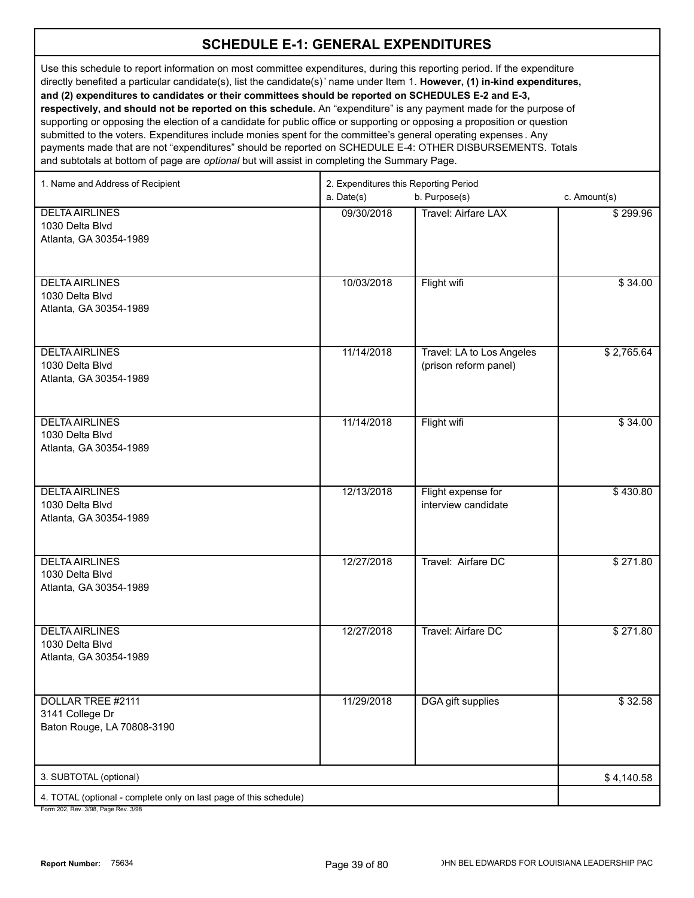# SCHEDULE E-1: GENERAL EXPENDITURES

Use this schedule to report information on most committee expenditures, during this reporting period. If the expenditure directly benefited a particular candidate(s), list the candidate(s)' name under Item 1. **However, (1) in-kind expenditures, and (2) expenditures to candidates or their committees should be reported on SCHEDULES E-2 and E-3, respectively, and should not be reported on this schedule.** An "expenditure" is any payment made for the purpose of supporting or opposing the election of a candidate for public office or supporting or opposing a proposition or question submitted to the voters. Expenditures include monies spent for the committee's general operating expenses. Any payments made that are not "expenditures" should be reported on SCHEDULE E-4: OTHER DISBURSEMENTS. Totals and subtotals at bottom of page are *optional* but will assist in completing the Summary Page.

| 1. Name and Address of Recipient | 2. Expenditures this Reporting Period a. Date(s) | b. Purpose(s) | c. Amount(s) |
|---|---|---|---|
| DELTA AIRLINES<br>1030 Delta Blvd<br>Atlanta, GA 30354-1989 | 09/30/2018 | Travel: Airfare LAX | $ 299.96 |
| DELTA AIRLINES<br>1030 Delta Blvd<br>Atlanta, GA 30354-1989 | 10/03/2018 | Flight wifi | $ 34.00 |
| DELTA AIRLINES<br>1030 Delta Blvd<br>Atlanta, GA 30354-1989 | 11/14/2018 | Travel: LA to Los Angeles (prison reform panel) | $ 2,765.64 |
| DELTA AIRLINES<br>1030 Delta Blvd<br>Atlanta, GA 30354-1989 | 11/14/2018 | Flight wifi | $ 34.00 |
| DELTA AIRLINES<br>1030 Delta Blvd<br>Atlanta, GA 30354-1989 | 12/13/2018 | Flight expense for interview candidate | $ 430.80 |
| DELTA AIRLINES<br>1030 Delta Blvd<br>Atlanta, GA 30354-1989 | 12/27/2018 | Travel: Airfare DC | $ 271.80 |
| DELTA AIRLINES<br>1030 Delta Blvd<br>Atlanta, GA 30354-1989 | 12/27/2018 | Travel: Airfare DC | $ 271.80 |
| DOLLAR TREE #2111<br>3141 College Dr<br>Baton Rouge, LA 70808-3190 | 11/29/2018 | DGA gift supplies | $ 32.58 |
| 3. SUBTOTAL (optional) | | | $ 4,140.58 |
| 4. TOTAL (optional - complete only on last page of this schedule) | | | |

Form 202, Rev. 3/98, Page Rev. 3/98

Report Number: 75634

JOHN BEL EDWARDS FOR LOUISIANA LEADERSHIP PAC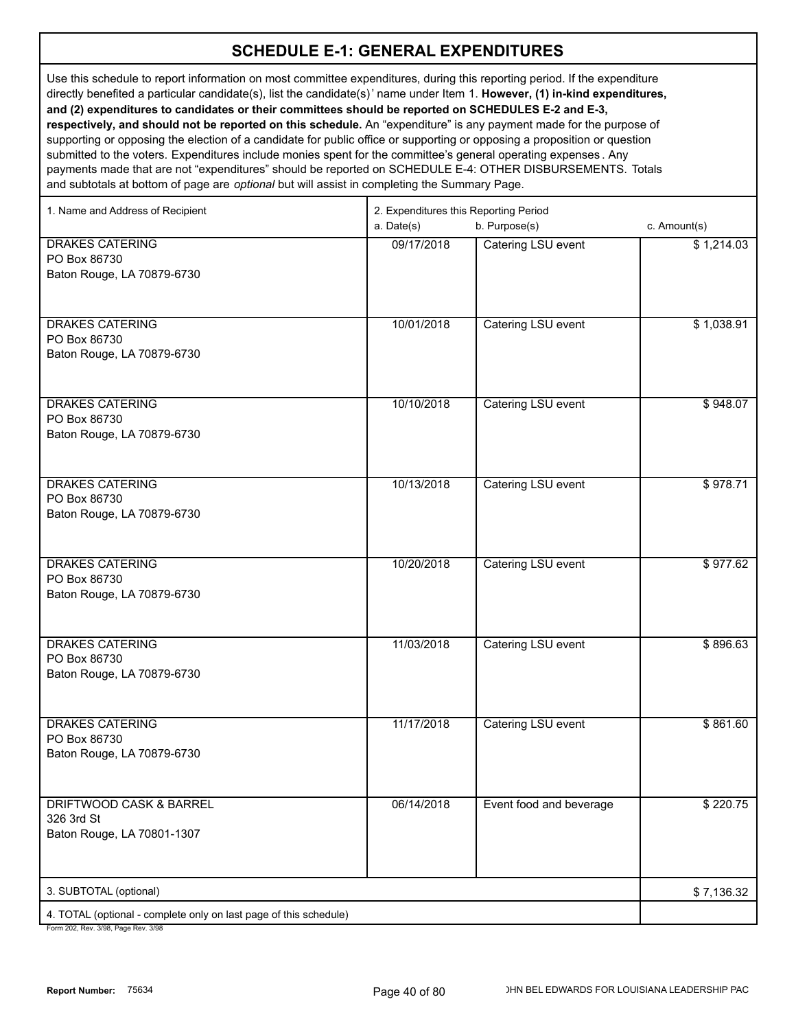# SCHEDULE E-1: GENERAL EXPENDITURES

Use this schedule to report information on most committee expenditures, during this reporting period. If the expenditure directly benefited a particular candidate(s), list the candidate(s)' name under Item 1. **However, (1) in-kind expenditures, and (2) expenditures to candidates or their committees should be reported on SCHEDULES E-2 and E-3, respectively, and should not be reported on this schedule.** An "expenditure" is any payment made for the purpose of supporting or opposing the election of a candidate for public office or supporting or opposing a proposition or question submitted to the voters. Expenditures include monies spent for the committee's general operating expenses. Any payments made that are not "expenditures" should be reported on SCHEDULE E-4: OTHER DISBURSEMENTS. Totals and subtotals at bottom of page are *optional* but will assist in completing the Summary Page.

| 1. Name and Address of Recipient | 2. Expenditures this Reporting Period a. Date(s) | b. Purpose(s) | c. Amount(s) |
|---|---|---|---|
| DRAKES CATERING<br>PO Box 86730<br>Baton Rouge, LA 70879-6730 | 09/17/2018 | Catering LSU event | $ 1,214.03 |
| DRAKES CATERING<br>PO Box 86730<br>Baton Rouge, LA 70879-6730 | 10/01/2018 | Catering LSU event | $ 1,038.91 |
| DRAKES CATERING<br>PO Box 86730<br>Baton Rouge, LA 70879-6730 | 10/10/2018 | Catering LSU event | $ 948.07 |
| DRAKES CATERING<br>PO Box 86730<br>Baton Rouge, LA 70879-6730 | 10/13/2018 | Catering LSU event | $ 978.71 |
| DRAKES CATERING<br>PO Box 86730<br>Baton Rouge, LA 70879-6730 | 10/20/2018 | Catering LSU event | $ 977.62 |
| DRAKES CATERING<br>PO Box 86730<br>Baton Rouge, LA 70879-6730 | 11/03/2018 | Catering LSU event | $ 896.63 |
| DRAKES CATERING<br>PO Box 86730<br>Baton Rouge, LA 70879-6730 | 11/17/2018 | Catering LSU event | $ 861.60 |
| DRIFTWOOD CASK & BARREL<br>326 3rd St<br>Baton Rouge, LA 70801-1307 | 06/14/2018 | Event food and beverage | $ 220.75 |
| 3. SUBTOTAL (optional) | | | $ 7,136.32 |
| 4. TOTAL (optional - complete only on last page of this schedule) | | | |

Form 202, Rev. 3/98, Page Rev. 3/98

**Report Number:** 75634

JOHN BEL EDWARDS FOR LOUISIANA LEADERSHIP PAC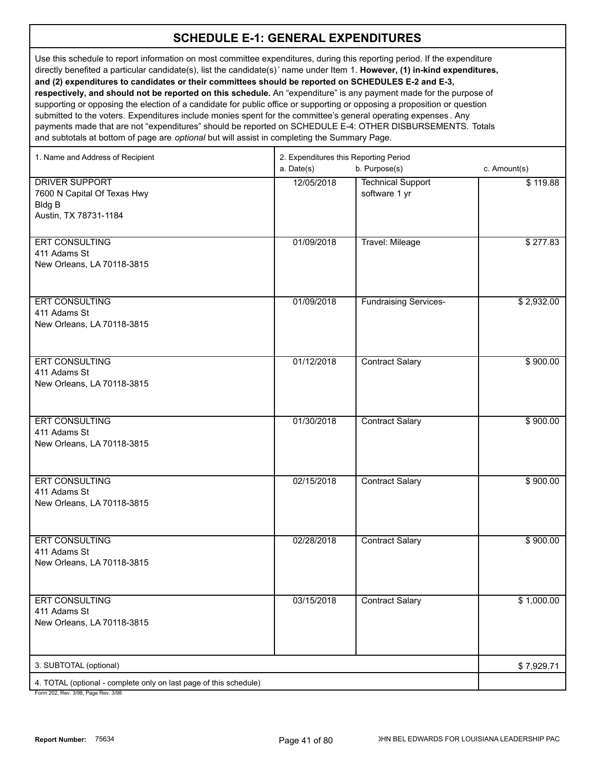# SCHEDULE E-1: GENERAL EXPENDITURES

Use this schedule to report information on most committee expenditures, during this reporting period. If the expenditure directly benefited a particular candidate(s), list the candidate(s)' name under Item 1. **However, (1) in-kind expenditures, and (2) expenditures to candidates or their committees should be reported on SCHEDULES E-2 and E-3, respectively, and should not be reported on this schedule.** An "expenditure" is any payment made for the purpose of supporting or opposing the election of a candidate for public office or supporting or opposing a proposition or question submitted to the voters. Expenditures include monies spent for the committee's general operating expenses. Any payments made that are not "expenditures" should be reported on SCHEDULE E-4: OTHER DISBURSEMENTS. Totals and subtotals at bottom of page are *optional* but will assist in completing the Summary Page.

| 1. Name and Address of Recipient | 2. Expenditures this Reporting Period<br>a. Date(s) | b. Purpose(s) | c. Amount(s) |
|---|---|---|---|
| DRIVER SUPPORT<br>7600 N Capital Of Texas Hwy<br>Bldg B<br>Austin, TX 78731-1184 | 12/05/2018 | Technical Support software 1 yr | $ 119.88 |
| ERT CONSULTING<br>411 Adams St<br>New Orleans, LA 70118-3815 | 01/09/2018 | Travel: Mileage | $ 277.83 |
| ERT CONSULTING<br>411 Adams St<br>New Orleans, LA 70118-3815 | 01/09/2018 | Fundraising Services- | $ 2,932.00 |
| ERT CONSULTING<br>411 Adams St<br>New Orleans, LA 70118-3815 | 01/12/2018 | Contract Salary | $ 900.00 |
| ERT CONSULTING<br>411 Adams St<br>New Orleans, LA 70118-3815 | 01/30/2018 | Contract Salary | $ 900.00 |
| ERT CONSULTING<br>411 Adams St<br>New Orleans, LA 70118-3815 | 02/15/2018 | Contract Salary | $ 900.00 |
| ERT CONSULTING<br>411 Adams St<br>New Orleans, LA 70118-3815 | 02/28/2018 | Contract Salary | $ 900.00 |
| ERT CONSULTING<br>411 Adams St<br>New Orleans, LA 70118-3815 | 03/15/2018 | Contract Salary | $ 1,000.00 |
| 3. SUBTOTAL (optional) | | | $ 7,929.71 |
| 4. TOTAL (optional - complete only on last page of this schedule) | | | |

Form 202, Rev. 3/98, Page Rev. 3/98

**Report Number:** 75634

JOHN BEL EDWARDS FOR LOUISIANA LEADERSHIP PAC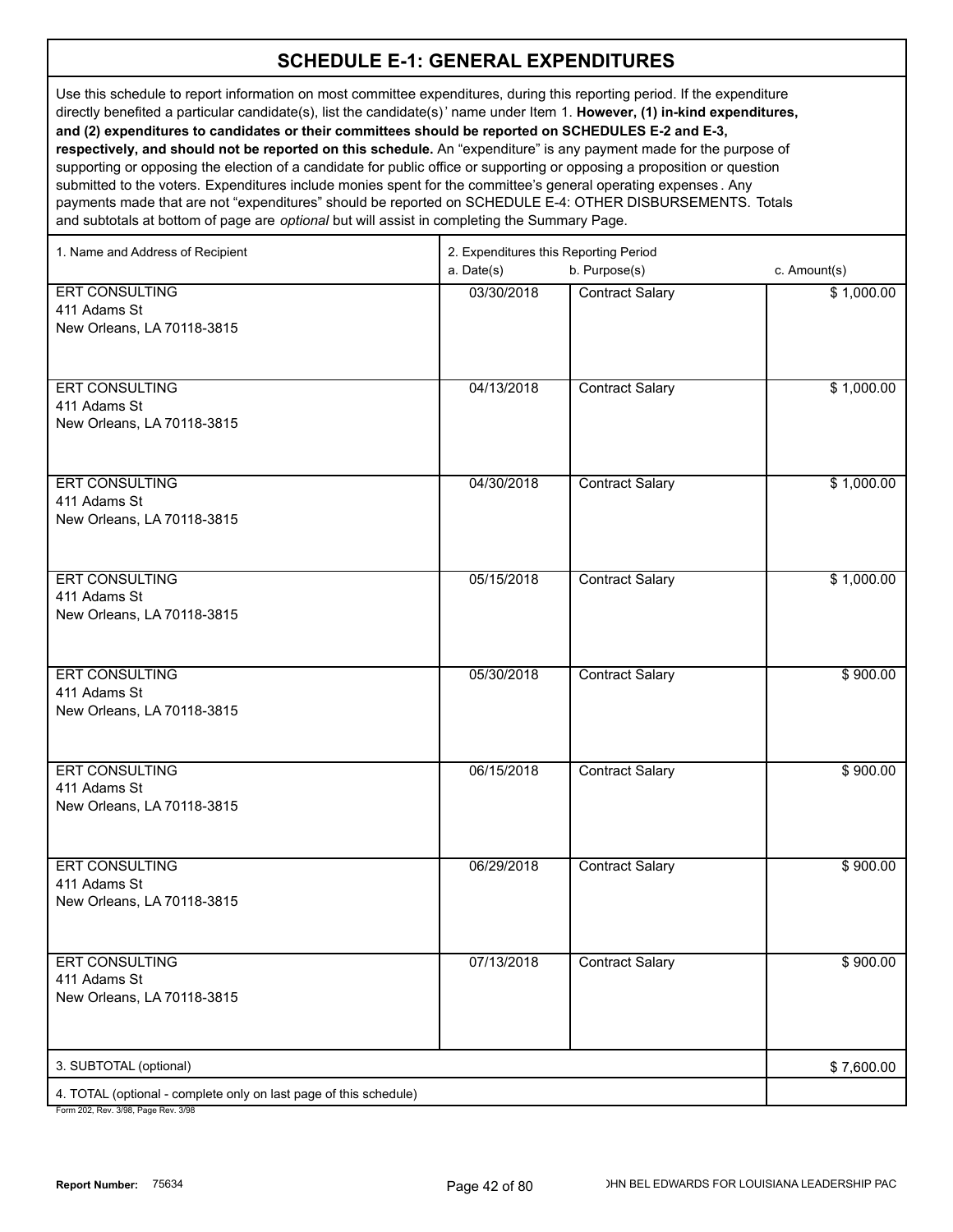## SCHEDULE E-1: GENERAL EXPENDITURES

Use this schedule to report information on most committee expenditures, during this reporting period. If the expenditure directly benefited a particular candidate(s), list the candidate(s)' name under Item 1. **However, (1) in-kind expenditures, and (2) expenditures to candidates or their committees should be reported on SCHEDULES E-2 and E-3, respectively, and should not be reported on this schedule.** An "expenditure" is any payment made for the purpose of supporting or opposing the election of a candidate for public office or supporting or opposing a proposition or question submitted to the voters. Expenditures include monies spent for the committee's general operating expenses. Any payments made that are not "expenditures" should be reported on SCHEDULE E-4: OTHER DISBURSEMENTS. Totals and subtotals at bottom of page are *optional* but will assist in completing the Summary Page.

| 1. Name and Address of Recipient | 2. Expenditures this Reporting Period a. Date(s) | b. Purpose(s) | c. Amount(s) |
|---|---|---|---|
| ERT CONSULTING<br>411 Adams St<br>New Orleans, LA 70118-3815 | 03/30/2018 | Contract Salary | $ 1,000.00 |
| ERT CONSULTING<br>411 Adams St<br>New Orleans, LA 70118-3815 | 04/13/2018 | Contract Salary | $ 1,000.00 |
| ERT CONSULTING<br>411 Adams St<br>New Orleans, LA 70118-3815 | 04/30/2018 | Contract Salary | $ 1,000.00 |
| ERT CONSULTING<br>411 Adams St<br>New Orleans, LA 70118-3815 | 05/15/2018 | Contract Salary | $ 1,000.00 |
| ERT CONSULTING<br>411 Adams St<br>New Orleans, LA 70118-3815 | 05/30/2018 | Contract Salary | $ 900.00 |
| ERT CONSULTING<br>411 Adams St<br>New Orleans, LA 70118-3815 | 06/15/2018 | Contract Salary | $ 900.00 |
| ERT CONSULTING<br>411 Adams St<br>New Orleans, LA 70118-3815 | 06/29/2018 | Contract Salary | $ 900.00 |
| ERT CONSULTING<br>411 Adams St<br>New Orleans, LA 70118-3815 | 07/13/2018 | Contract Salary | $ 900.00 |
| 3. SUBTOTAL (optional) | | | $ 7,600.00 |
| 4. TOTAL (optional - complete only on last page of this schedule) | | | |

Form 202, Rev. 3/98, Page Rev. 3/98

**Report Number:** 75634

JOHN BEL EDWARDS FOR LOUISIANA LEADERSHIP PAC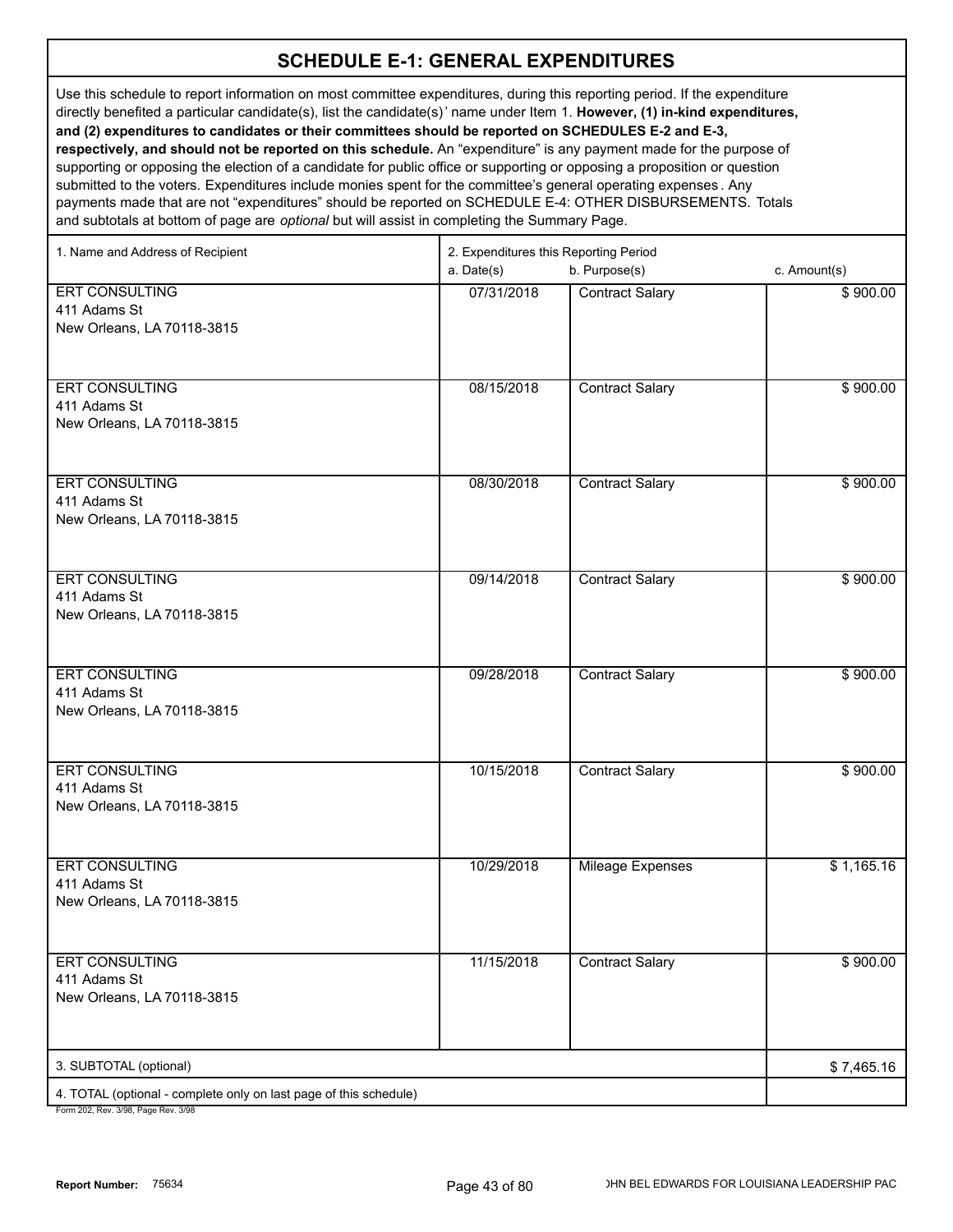# SCHEDULE E-1: GENERAL EXPENDITURES

Use this schedule to report information on most committee expenditures, during this reporting period. If the expenditure directly benefited a particular candidate(s), list the candidate(s)' name under Item 1. **However, (1) in-kind expenditures, and (2) expenditures to candidates or their committees should be reported on SCHEDULES E-2 and E-3, respectively, and should not be reported on this schedule.** An "expenditure" is any payment made for the purpose of supporting or opposing the election of a candidate for public office or supporting or opposing a proposition or question submitted to the voters. Expenditures include monies spent for the committee's general operating expenses. Any payments made that are not "expenditures" should be reported on SCHEDULE E-4: OTHER DISBURSEMENTS. Totals and subtotals at bottom of page are *optional* but will assist in completing the Summary Page.

| 1. Name and Address of Recipient | 2. Expenditures this Reporting Period a. Date(s) | b. Purpose(s) | c. Amount(s) |
|---|---|---|---|
| ERT CONSULTING<br>411 Adams St<br>New Orleans, LA 70118-3815 | 07/31/2018 | Contract Salary | $ 900.00 |
| ERT CONSULTING<br>411 Adams St<br>New Orleans, LA 70118-3815 | 08/15/2018 | Contract Salary | $ 900.00 |
| ERT CONSULTING<br>411 Adams St<br>New Orleans, LA 70118-3815 | 08/30/2018 | Contract Salary | $ 900.00 |
| ERT CONSULTING<br>411 Adams St<br>New Orleans, LA 70118-3815 | 09/14/2018 | Contract Salary | $ 900.00 |
| ERT CONSULTING<br>411 Adams St<br>New Orleans, LA 70118-3815 | 09/28/2018 | Contract Salary | $ 900.00 |
| ERT CONSULTING<br>411 Adams St<br>New Orleans, LA 70118-3815 | 10/15/2018 | Contract Salary | $ 900.00 |
| ERT CONSULTING<br>411 Adams St<br>New Orleans, LA 70118-3815 | 10/29/2018 | Mileage Expenses | $ 1,165.16 |
| ERT CONSULTING<br>411 Adams St<br>New Orleans, LA 70118-3815 | 11/15/2018 | Contract Salary | $ 900.00 |
| 3. SUBTOTAL (optional) | | | $ 7,465.16 |
| 4. TOTAL (optional - complete only on last page of this schedule) | | | |

Form 202, Rev. 3/98, Page Rev. 3/98

Report Number: 75634

JOHN BEL EDWARDS FOR LOUISIANA LEADERSHIP PAC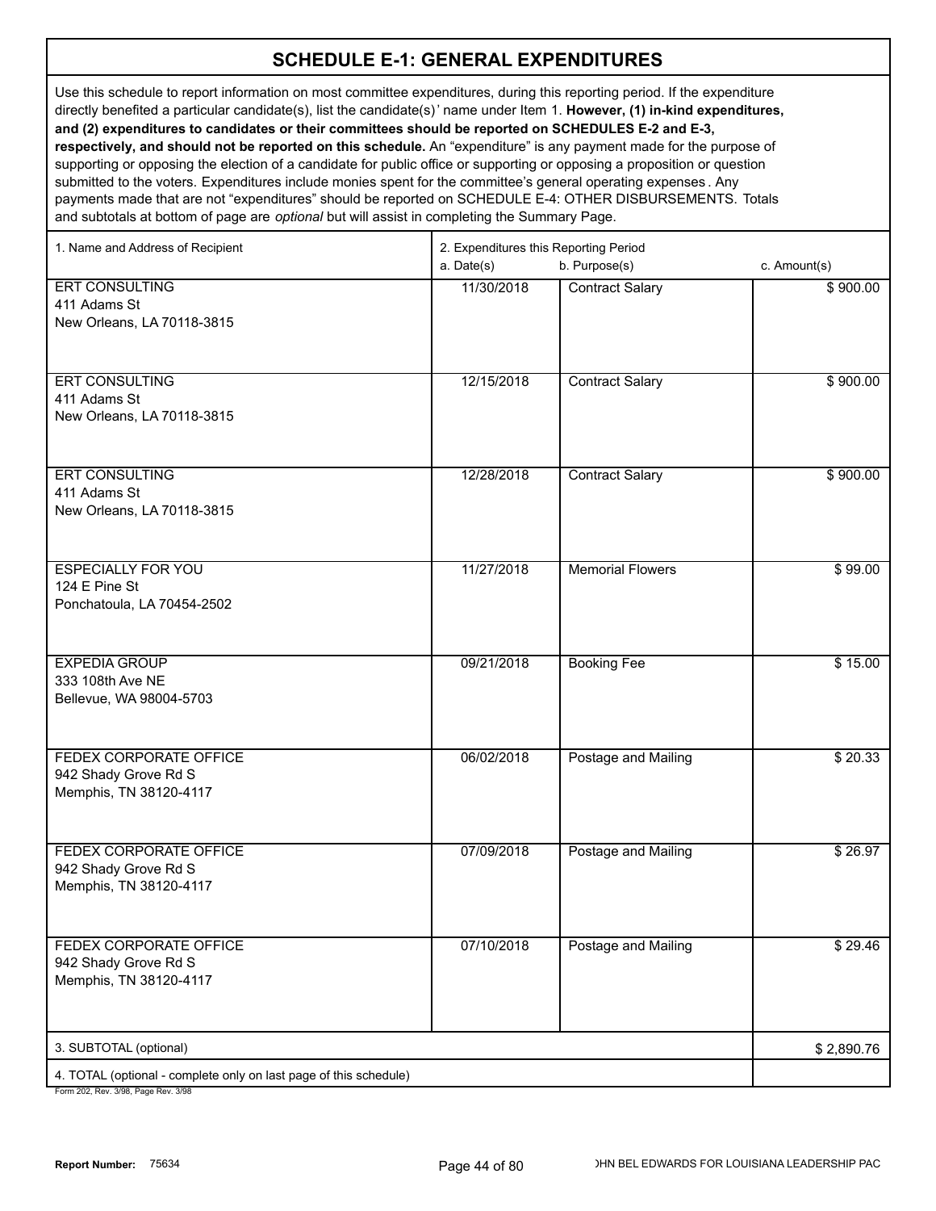## SCHEDULE E-1: GENERAL EXPENDITURES

Use this schedule to report information on most committee expenditures, during this reporting period. If the expenditure directly benefited a particular candidate(s), list the candidate(s)' name under Item 1. **However, (1) in-kind expenditures, and (2) expenditures to candidates or their committees should be reported on SCHEDULES E-2 and E-3, respectively, and should not be reported on this schedule.** An "expenditure" is any payment made for the purpose of supporting or opposing the election of a candidate for public office or supporting or opposing a proposition or question submitted to the voters. Expenditures include monies spent for the committee's general operating expenses. Any payments made that are not "expenditures" should be reported on SCHEDULE E-4: OTHER DISBURSEMENTS. Totals and subtotals at bottom of page are *optional* but will assist in completing the Summary Page.

| 1. Name and Address of Recipient | 2. Expenditures this Reporting Period a. Date(s) | b. Purpose(s) | c. Amount(s) |
|---|---|---|---|
| ERT CONSULTING<br>411 Adams St<br>New Orleans, LA 70118-3815 | 11/30/2018 | Contract Salary | $ 900.00 |
| ERT CONSULTING<br>411 Adams St<br>New Orleans, LA 70118-3815 | 12/15/2018 | Contract Salary | $ 900.00 |
| ERT CONSULTING<br>411 Adams St<br>New Orleans, LA 70118-3815 | 12/28/2018 | Contract Salary | $ 900.00 |
| ESPECIALLY FOR YOU<br>124 E Pine St<br>Ponchatoula, LA 70454-2502 | 11/27/2018 | Memorial Flowers | $ 99.00 |
| EXPEDIA GROUP<br>333 108th Ave NE<br>Bellevue, WA 98004-5703 | 09/21/2018 | Booking Fee | $ 15.00 |
| FEDEX CORPORATE OFFICE<br>942 Shady Grove Rd S<br>Memphis, TN 38120-4117 | 06/02/2018 | Postage and Mailing | $ 20.33 |
| FEDEX CORPORATE OFFICE<br>942 Shady Grove Rd S<br>Memphis, TN 38120-4117 | 07/09/2018 | Postage and Mailing | $ 26.97 |
| FEDEX CORPORATE OFFICE<br>942 Shady Grove Rd S<br>Memphis, TN 38120-4117 | 07/10/2018 | Postage and Mailing | $ 29.46 |
| 3. SUBTOTAL (optional) | | | $ 2,890.76 |
| 4. TOTAL (optional - complete only on last page of this schedule) | | | |

Form 202, Rev. 3/98, Page Rev. 3/98

**Report Number:** 75634

JOHN BEL EDWARDS FOR LOUISIANA LEADERSHIP PAC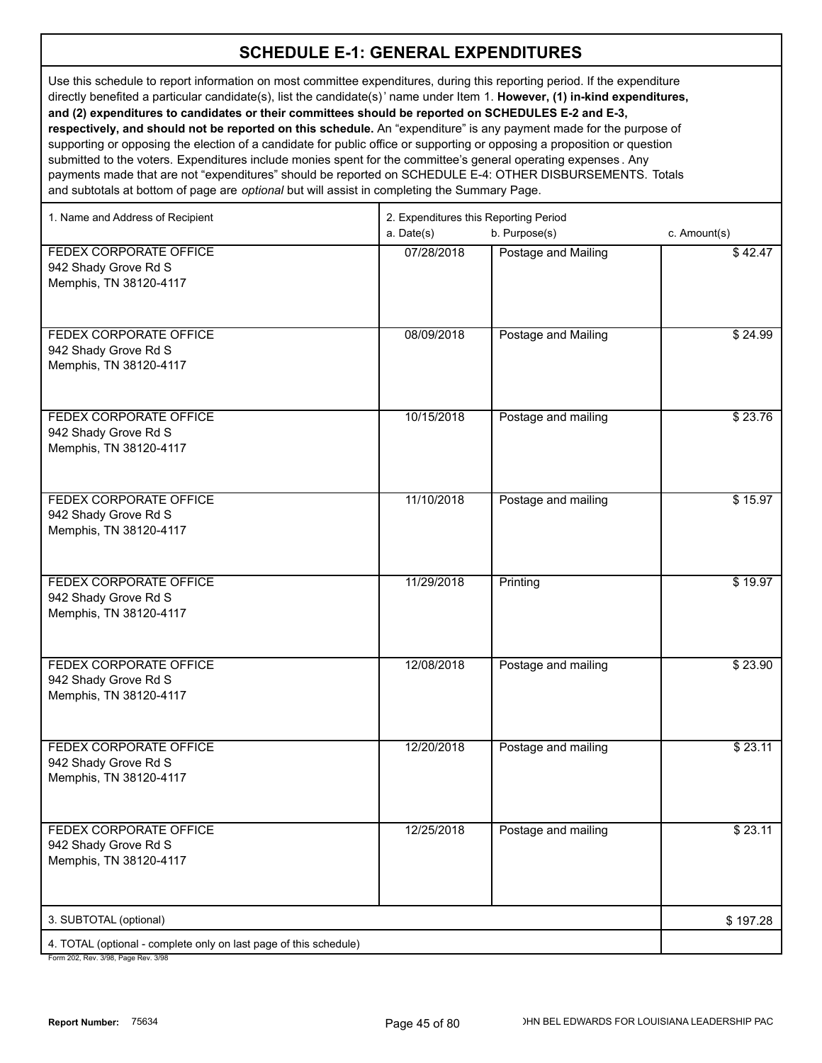# SCHEDULE E-1: GENERAL EXPENDITURES

Use this schedule to report information on most committee expenditures, during this reporting period. If the expenditure directly benefited a particular candidate(s), list the candidate(s)' name under Item 1. **However, (1) in-kind expenditures, and (2) expenditures to candidates or their committees should be reported on SCHEDULES E-2 and E-3, respectively, and should not be reported on this schedule.** An "expenditure" is any payment made for the purpose of supporting or opposing the election of a candidate for public office or supporting or opposing a proposition or question submitted to the voters. Expenditures include monies spent for the committee's general operating expenses. Any payments made that are not "expenditures" should be reported on SCHEDULE E-4: OTHER DISBURSEMENTS. Totals and subtotals at bottom of page are *optional* but will assist in completing the Summary Page.

| 1. Name and Address of Recipient | 2. Expenditures this Reporting Period a. Date(s) | b. Purpose(s) | c. Amount(s) |
|---|---|---|---|
| FEDEX CORPORATE OFFICE<br>942 Shady Grove Rd S<br>Memphis, TN 38120-4117 | 07/28/2018 | Postage and Mailing | $ 42.47 |
| FEDEX CORPORATE OFFICE<br>942 Shady Grove Rd S<br>Memphis, TN 38120-4117 | 08/09/2018 | Postage and Mailing | $ 24.99 |
| FEDEX CORPORATE OFFICE<br>942 Shady Grove Rd S<br>Memphis, TN 38120-4117 | 10/15/2018 | Postage and mailing | $ 23.76 |
| FEDEX CORPORATE OFFICE<br>942 Shady Grove Rd S<br>Memphis, TN 38120-4117 | 11/10/2018 | Postage and mailing | $ 15.97 |
| FEDEX CORPORATE OFFICE<br>942 Shady Grove Rd S<br>Memphis, TN 38120-4117 | 11/29/2018 | Printing | $ 19.97 |
| FEDEX CORPORATE OFFICE<br>942 Shady Grove Rd S<br>Memphis, TN 38120-4117 | 12/08/2018 | Postage and mailing | $ 23.90 |
| FEDEX CORPORATE OFFICE<br>942 Shady Grove Rd S<br>Memphis, TN 38120-4117 | 12/20/2018 | Postage and mailing | $ 23.11 |
| FEDEX CORPORATE OFFICE<br>942 Shady Grove Rd S<br>Memphis, TN 38120-4117 | 12/25/2018 | Postage and mailing | $ 23.11 |
| 3. SUBTOTAL (optional) | | | $ 197.28 |
| 4. TOTAL (optional - complete only on last page of this schedule) | | | |

Form 202, Rev. 3/98, Page Rev. 3/98

**Report Number:** 75634

JOHN BEL EDWARDS FOR LOUISIANA LEADERSHIP PAC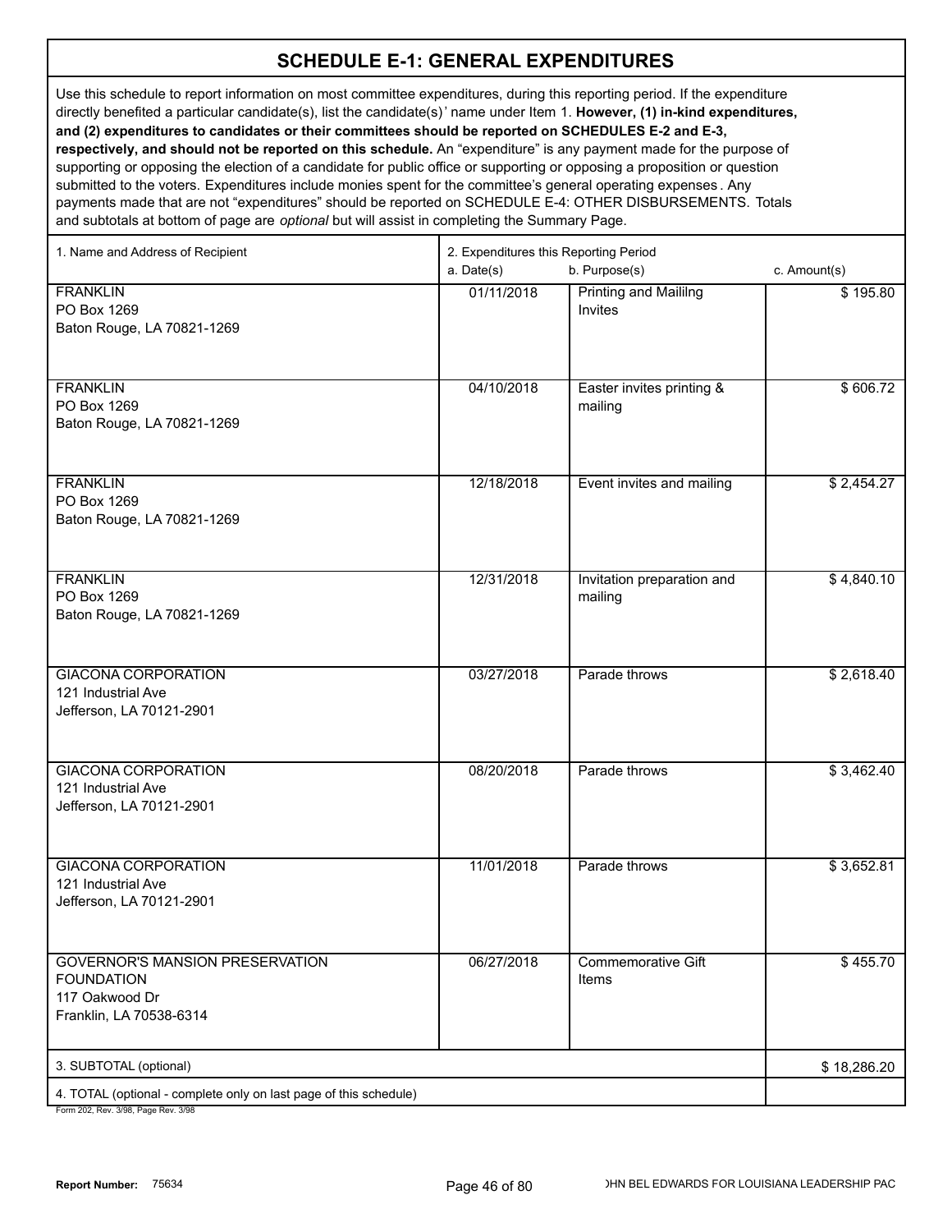# SCHEDULE E-1: GENERAL EXPENDITURES

Use this schedule to report information on most committee expenditures, during this reporting period. If the expenditure directly benefited a particular candidate(s), list the candidate(s)' name under Item 1. **However, (1) in-kind expenditures, and (2) expenditures to candidates or their committees should be reported on SCHEDULES E-2 and E-3, respectively, and should not be reported on this schedule.** An "expenditure" is any payment made for the purpose of supporting or opposing the election of a candidate for public office or supporting or opposing a proposition or question submitted to the voters. Expenditures include monies spent for the committee's general operating expenses. Any payments made that are not "expenditures" should be reported on SCHEDULE E-4: OTHER DISBURSEMENTS. Totals and subtotals at bottom of page are *optional* but will assist in completing the Summary Page.

| 1. Name and Address of Recipient | 2. Expenditures this Reporting Period a. Date(s) | b. Purpose(s) | c. Amount(s) |
|---|---|---|---|
| FRANKLIN<br>PO Box 1269<br>Baton Rouge, LA 70821-1269 | 01/11/2018 | Printing and Maililng Invites | $ 195.80 |
| FRANKLIN<br>PO Box 1269<br>Baton Rouge, LA 70821-1269 | 04/10/2018 | Easter invites printing & mailing | $ 606.72 |
| FRANKLIN<br>PO Box 1269<br>Baton Rouge, LA 70821-1269 | 12/18/2018 | Event invites and mailing | $ 2,454.27 |
| FRANKLIN<br>PO Box 1269<br>Baton Rouge, LA 70821-1269 | 12/31/2018 | Invitation preparation and mailing | $ 4,840.10 |
| GIACONA CORPORATION<br>121 Industrial Ave<br>Jefferson, LA 70121-2901 | 03/27/2018 | Parade throws | $ 2,618.40 |
| GIACONA CORPORATION<br>121 Industrial Ave<br>Jefferson, LA 70121-2901 | 08/20/2018 | Parade throws | $ 3,462.40 |
| GIACONA CORPORATION<br>121 Industrial Ave<br>Jefferson, LA 70121-2901 | 11/01/2018 | Parade throws | $ 3,652.81 |
| GOVERNOR'S MANSION PRESERVATION FOUNDATION<br>117 Oakwood Dr<br>Franklin, LA 70538-6314 | 06/27/2018 | Commemorative Gift Items | $ 455.70 |
| 3. SUBTOTAL (optional) | | | $ 18,286.20 |
| 4. TOTAL (optional - complete only on last page of this schedule) | | | |

Form 202, Rev. 3/98, Page Rev. 3/98

**Report Number:** 75634

JOHN BEL EDWARDS FOR LOUISIANA LEADERSHIP PAC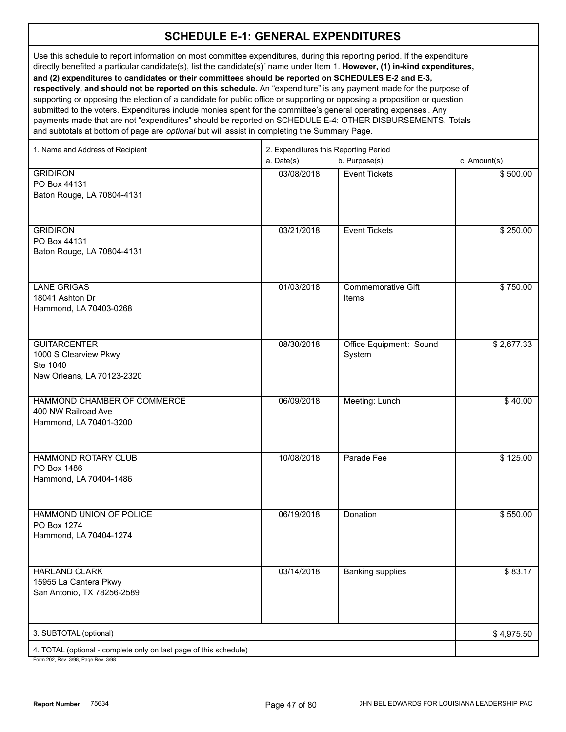## SCHEDULE E-1: GENERAL EXPENDITURES

Use this schedule to report information on most committee expenditures, during this reporting period. If the expenditure directly benefited a particular candidate(s), list the candidate(s)' name under Item 1. **However, (1) in-kind expenditures, and (2) expenditures to candidates or their committees should be reported on SCHEDULES E-2 and E-3, respectively, and should not be reported on this schedule.** An "expenditure" is any payment made for the purpose of supporting or opposing the election of a candidate for public office or supporting or opposing a proposition or question submitted to the voters. Expenditures include monies spent for the committee's general operating expenses. Any payments made that are not "expenditures" should be reported on SCHEDULE E-4: OTHER DISBURSEMENTS. Totals and subtotals at bottom of page are *optional* but will assist in completing the Summary Page.

| 1. Name and Address of Recipient | 2. Expenditures this Reporting Period a. Date(s) | b. Purpose(s) | c. Amount(s) |
|---|---|---|---|
| GRIDIRON<br>PO Box 44131<br>Baton Rouge, LA 70804-4131 | 03/08/2018 | Event Tickets | $ 500.00 |
| GRIDIRON<br>PO Box 44131<br>Baton Rouge, LA 70804-4131 | 03/21/2018 | Event Tickets | $ 250.00 |
| LANE GRIGAS<br>18041 Ashton Dr<br>Hammond, LA 70403-0268 | 01/03/2018 | Commemorative Gift Items | $ 750.00 |
| GUITARCENTER<br>1000 S Clearview Pkwy<br>Ste 1040<br>New Orleans, LA 70123-2320 | 08/30/2018 | Office Equipment: Sound System | $ 2,677.33 |
| HAMMOND CHAMBER OF COMMERCE<br>400 NW Railroad Ave<br>Hammond, LA 70401-3200 | 06/09/2018 | Meeting: Lunch | $ 40.00 |
| HAMMOND ROTARY CLUB<br>PO Box 1486<br>Hammond, LA 70404-1486 | 10/08/2018 | Parade Fee | $ 125.00 |
| HAMMOND UNION OF POLICE<br>PO Box 1274<br>Hammond, LA 70404-1274 | 06/19/2018 | Donation | $ 550.00 |
| HARLAND CLARK<br>15955 La Cantera Pkwy<br>San Antonio, TX 78256-2589 | 03/14/2018 | Banking supplies | $ 83.17 |
| 3. SUBTOTAL (optional) | | | $ 4,975.50 |
| 4. TOTAL (optional - complete only on last page of this schedule) | | | |

Form 202, Rev. 3/98, Page Rev. 3/98

Report Number: 75634

JOHN BEL EDWARDS FOR LOUISIANA LEADERSHIP PAC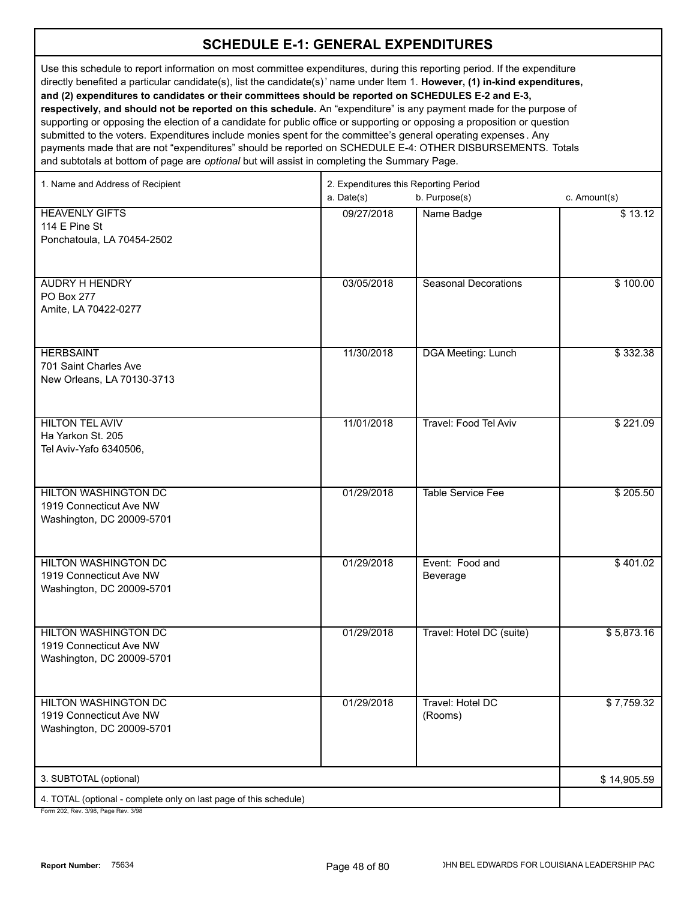# SCHEDULE E-1: GENERAL EXPENDITURES

Use this schedule to report information on most committee expenditures, during this reporting period. If the expenditure directly benefited a particular candidate(s), list the candidate(s)' name under Item 1. **However, (1) in-kind expenditures, and (2) expenditures to candidates or their committees should be reported on SCHEDULES E-2 and E-3, respectively, and should not be reported on this schedule.** An "expenditure" is any payment made for the purpose of supporting or opposing the election of a candidate for public office or supporting or opposing a proposition or question submitted to the voters. Expenditures include monies spent for the committee's general operating expenses. Any payments made that are not "expenditures" should be reported on SCHEDULE E-4: OTHER DISBURSEMENTS. Totals and subtotals at bottom of page are *optional* but will assist in completing the Summary Page.

| 1. Name and Address of Recipient | 2. Expenditures this Reporting Period<br>a. Date(s) | b. Purpose(s) | c. Amount(s) |
|---|---|---|---|
| HEAVENLY GIFTS<br>114 E Pine St<br>Ponchatoula, LA 70454-2502 | 09/27/2018 | Name Badge | $ 13.12 |
| AUDRY H HENDRY<br>PO Box 277<br>Amite, LA 70422-0277 | 03/05/2018 | Seasonal Decorations | $ 100.00 |
| HERBSAINT<br>701 Saint Charles Ave<br>New Orleans, LA 70130-3713 | 11/30/2018 | DGA Meeting: Lunch | $ 332.38 |
| HILTON TEL AVIV<br>Ha Yarkon St. 205<br>Tel Aviv-Yafo 6340506, | 11/01/2018 | Travel: Food Tel Aviv | $ 221.09 |
| HILTON WASHINGTON DC<br>1919 Connecticut Ave NW<br>Washington, DC 20009-5701 | 01/29/2018 | Table Service Fee | $ 205.50 |
| HILTON WASHINGTON DC<br>1919 Connecticut Ave NW<br>Washington, DC 20009-5701 | 01/29/2018 | Event: Food and Beverage | $ 401.02 |
| HILTON WASHINGTON DC<br>1919 Connecticut Ave NW<br>Washington, DC 20009-5701 | 01/29/2018 | Travel: Hotel DC (suite) | $ 5,873.16 |
| HILTON WASHINGTON DC<br>1919 Connecticut Ave NW<br>Washington, DC 20009-5701 | 01/29/2018 | Travel: Hotel DC (Rooms) | $ 7,759.32 |
| 3. SUBTOTAL (optional) | | | $ 14,905.59 |
| 4. TOTAL (optional - complete only on last page of this schedule) | | | |

Form 202, Rev. 3/98, Page Rev. 3/98

**Report Number:** 75634

JOHN BEL EDWARDS FOR LOUISIANA LEADERSHIP PAC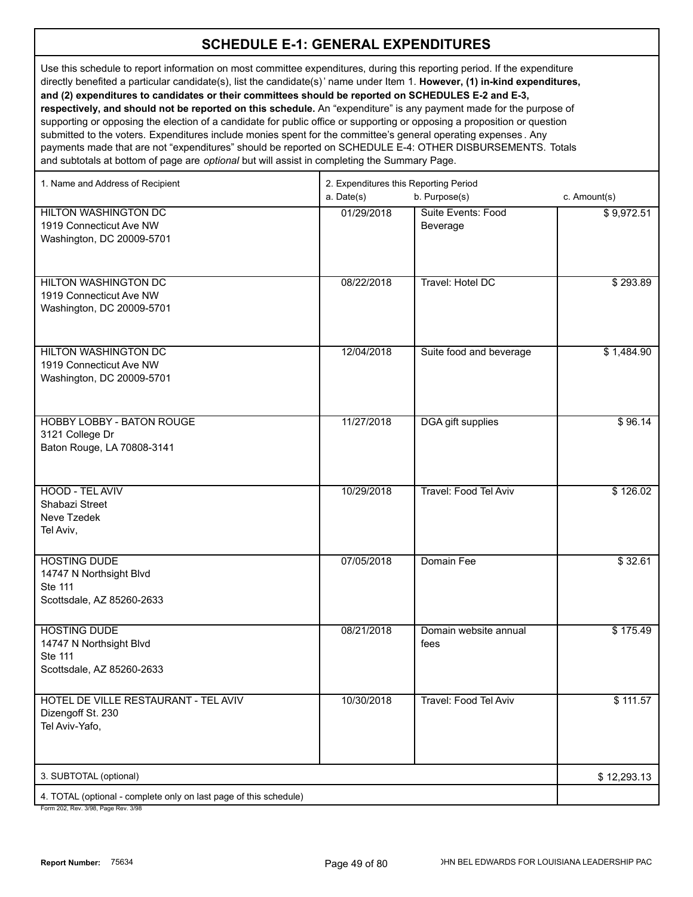# SCHEDULE E-1: GENERAL EXPENDITURES

Use this schedule to report information on most committee expenditures, during this reporting period. If the expenditure directly benefited a particular candidate(s), list the candidate(s)' name under Item 1. **However, (1) in-kind expenditures, and (2) expenditures to candidates or their committees should be reported on SCHEDULES E-2 and E-3, respectively, and should not be reported on this schedule.** An "expenditure" is any payment made for the purpose of supporting or opposing the election of a candidate for public office or supporting or opposing a proposition or question submitted to the voters. Expenditures include monies spent for the committee's general operating expenses. Any payments made that are not "expenditures" should be reported on SCHEDULE E-4: OTHER DISBURSEMENTS. Totals and subtotals at bottom of page are *optional* but will assist in completing the Summary Page.

| 1. Name and Address of Recipient | 2. Expenditures this Reporting Period<br>a. Date(s) | b. Purpose(s) | c. Amount(s) |
|---|---|---|---|
| HILTON WASHINGTON DC<br>1919 Connecticut Ave NW<br>Washington, DC 20009-5701 | 01/29/2018 | Suite Events: Food Beverage | $ 9,972.51 |
| HILTON WASHINGTON DC<br>1919 Connecticut Ave NW<br>Washington, DC 20009-5701 | 08/22/2018 | Travel: Hotel DC | $ 293.89 |
| HILTON WASHINGTON DC<br>1919 Connecticut Ave NW<br>Washington, DC 20009-5701 | 12/04/2018 | Suite food and beverage | $ 1,484.90 |
| HOBBY LOBBY - BATON ROUGE<br>3121 College Dr<br>Baton Rouge, LA 70808-3141 | 11/27/2018 | DGA gift supplies | $ 96.14 |
| HOOD - TEL AVIV<br>Shabazi Street<br>Neve Tzedek<br>Tel Aviv, | 10/29/2018 | Travel: Food Tel Aviv | $ 126.02 |
| HOSTING DUDE<br>14747 N Northsight Blvd<br>Ste 111<br>Scottsdale, AZ 85260-2633 | 07/05/2018 | Domain Fee | $ 32.61 |
| HOSTING DUDE<br>14747 N Northsight Blvd<br>Ste 111<br>Scottsdale, AZ 85260-2633 | 08/21/2018 | Domain website annual fees | $ 175.49 |
| HOTEL DE VILLE RESTAURANT - TEL AVIV<br>Dizengoff St. 230<br>Tel Aviv-Yafo, | 10/30/2018 | Travel: Food Tel Aviv | $ 111.57 |
| 3. SUBTOTAL (optional) | | | $ 12,293.13 |
| 4. TOTAL (optional - complete only on last page of this schedule) | | | |

Form 202, Rev. 3/98, Page Rev. 3/98

Report Number: 75634

JOHN BEL EDWARDS FOR LOUISIANA LEADERSHIP PAC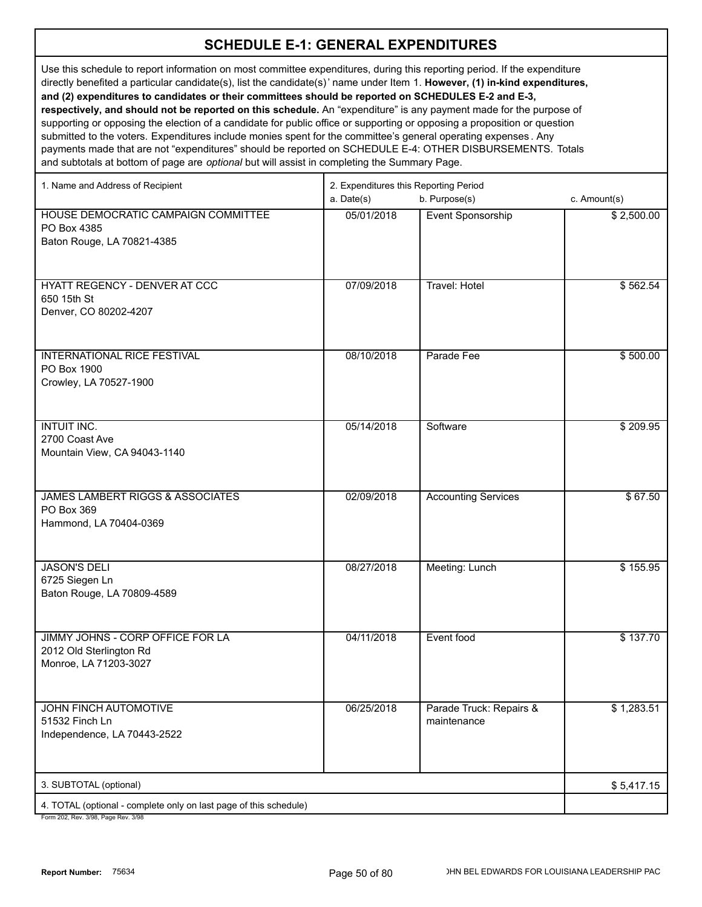# SCHEDULE E-1: GENERAL EXPENDITURES

Use this schedule to report information on most committee expenditures, during this reporting period. If the expenditure directly benefited a particular candidate(s), list the candidate(s)' name under Item 1. **However, (1) in-kind expenditures, and (2) expenditures to candidates or their committees should be reported on SCHEDULES E-2 and E-3, respectively, and should not be reported on this schedule.** An "expenditure" is any payment made for the purpose of supporting or opposing the election of a candidate for public office or supporting or opposing a proposition or question submitted to the voters. Expenditures include monies spent for the committee's general operating expenses. Any payments made that are not "expenditures" should be reported on SCHEDULE E-4: OTHER DISBURSEMENTS. Totals and subtotals at bottom of page are *optional* but will assist in completing the Summary Page.

| 1. Name and Address of Recipient | 2. Expenditures this Reporting Period a. Date(s) | b. Purpose(s) | c. Amount(s) |
|---|---|---|---|
| HOUSE DEMOCRATIC CAMPAIGN COMMITTEE<br>PO Box 4385<br>Baton Rouge, LA 70821-4385 | 05/01/2018 | Event Sponsorship | $ 2,500.00 |
| HYATT REGENCY - DENVER AT CCC<br>650 15th St<br>Denver, CO 80202-4207 | 07/09/2018 | Travel: Hotel | $ 562.54 |
| INTERNATIONAL RICE FESTIVAL<br>PO Box 1900<br>Crowley, LA 70527-1900 | 08/10/2018 | Parade Fee | $ 500.00 |
| INTUIT INC.<br>2700 Coast Ave<br>Mountain View, CA 94043-1140 | 05/14/2018 | Software | $ 209.95 |
| JAMES LAMBERT RIGGS & ASSOCIATES<br>PO Box 369<br>Hammond, LA 70404-0369 | 02/09/2018 | Accounting Services | $ 67.50 |
| JASON'S DELI<br>6725 Siegen Ln<br>Baton Rouge, LA 70809-4589 | 08/27/2018 | Meeting: Lunch | $ 155.95 |
| JIMMY JOHNS - CORP OFFICE FOR LA<br>2012 Old Sterlington Rd<br>Monroe, LA 71203-3027 | 04/11/2018 | Event food | $ 137.70 |
| JOHN FINCH AUTOMOTIVE<br>51532 Finch Ln<br>Independence, LA 70443-2522 | 06/25/2018 | Parade Truck: Repairs & maintenance | $ 1,283.51 |
| 3. SUBTOTAL (optional) | | | $ 5,417.15 |
| 4. TOTAL (optional - complete only on last page of this schedule) | | | |

Form 202, Rev. 3/98, Page Rev. 3/98

**Report Number:** 75634

JOHN BEL EDWARDS FOR LOUISIANA LEADERSHIP PAC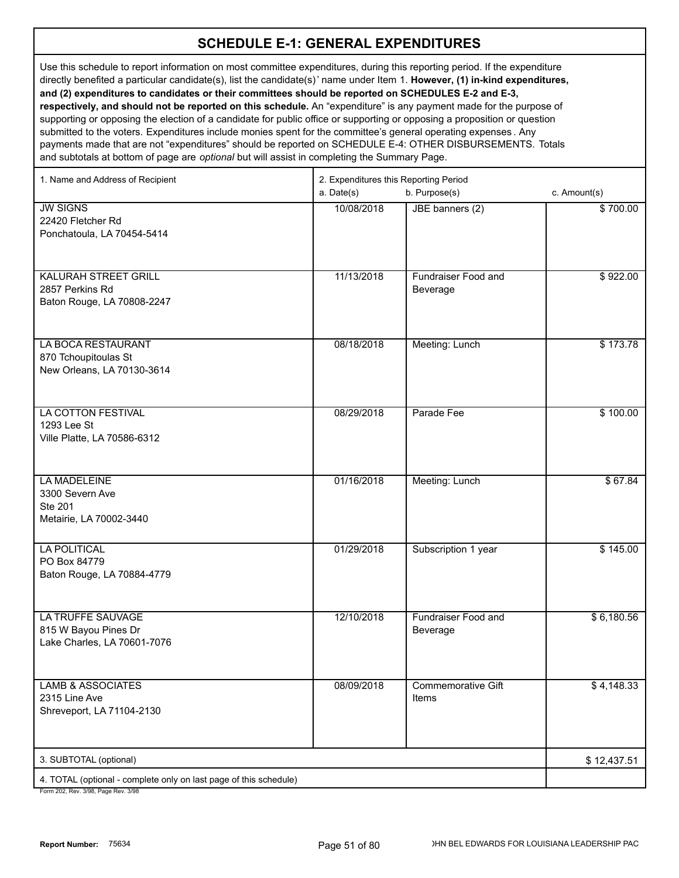## SCHEDULE E-1: GENERAL EXPENDITURES

Use this schedule to report information on most committee expenditures, during this reporting period. If the expenditure directly benefited a particular candidate(s), list the candidate(s)' name under Item 1. **However, (1) in-kind expenditures, and (2) expenditures to candidates or their committees should be reported on SCHEDULES E-2 and E-3, respectively, and should not be reported on this schedule.** An "expenditure" is any payment made for the purpose of supporting or opposing the election of a candidate for public office or supporting or opposing a proposition or question submitted to the voters. Expenditures include monies spent for the committee's general operating expenses. Any payments made that are not "expenditures" should be reported on SCHEDULE E-4: OTHER DISBURSEMENTS. Totals and subtotals at bottom of page are *optional* but will assist in completing the Summary Page.

| 1. Name and Address of Recipient | 2. Expenditures this Reporting Period a. Date(s) | b. Purpose(s) | c. Amount(s) |
|---|---|---|---|
| JW SIGNS<br>22420 Fletcher Rd<br>Ponchatoula, LA 70454-5414 | 10/08/2018 | JBE banners (2) | $ 700.00 |
| KALURAH STREET GRILL<br>2857 Perkins Rd<br>Baton Rouge, LA 70808-2247 | 11/13/2018 | Fundraiser Food and Beverage | $ 922.00 |
| LA BOCA RESTAURANT<br>870 Tchoupitoulas St<br>New Orleans, LA 70130-3614 | 08/18/2018 | Meeting: Lunch | $ 173.78 |
| LA COTTON FESTIVAL<br>1293 Lee St<br>Ville Platte, LA 70586-6312 | 08/29/2018 | Parade Fee | $ 100.00 |
| LA MADELEINE<br>3300 Severn Ave<br>Ste 201<br>Metairie, LA 70002-3440 | 01/16/2018 | Meeting: Lunch | $ 67.84 |
| LA POLITICAL<br>PO Box 84779<br>Baton Rouge, LA 70884-4779 | 01/29/2018 | Subscription 1 year | $ 145.00 |
| LA TRUFFE SAUVAGE<br>815 W Bayou Pines Dr<br>Lake Charles, LA 70601-7076 | 12/10/2018 | Fundraiser Food and Beverage | $ 6,180.56 |
| LAMB & ASSOCIATES<br>2315 Line Ave<br>Shreveport, LA 71104-2130 | 08/09/2018 | Commemorative Gift Items | $ 4,148.33 |
| 3. SUBTOTAL (optional) | | | $ 12,437.51 |
| 4. TOTAL (optional - complete only on last page of this schedule) | | | |

Form 202, Rev. 3/98, Page Rev. 3/98

**Report Number:** 75634

JOHN BEL EDWARDS FOR LOUISIANA LEADERSHIP PAC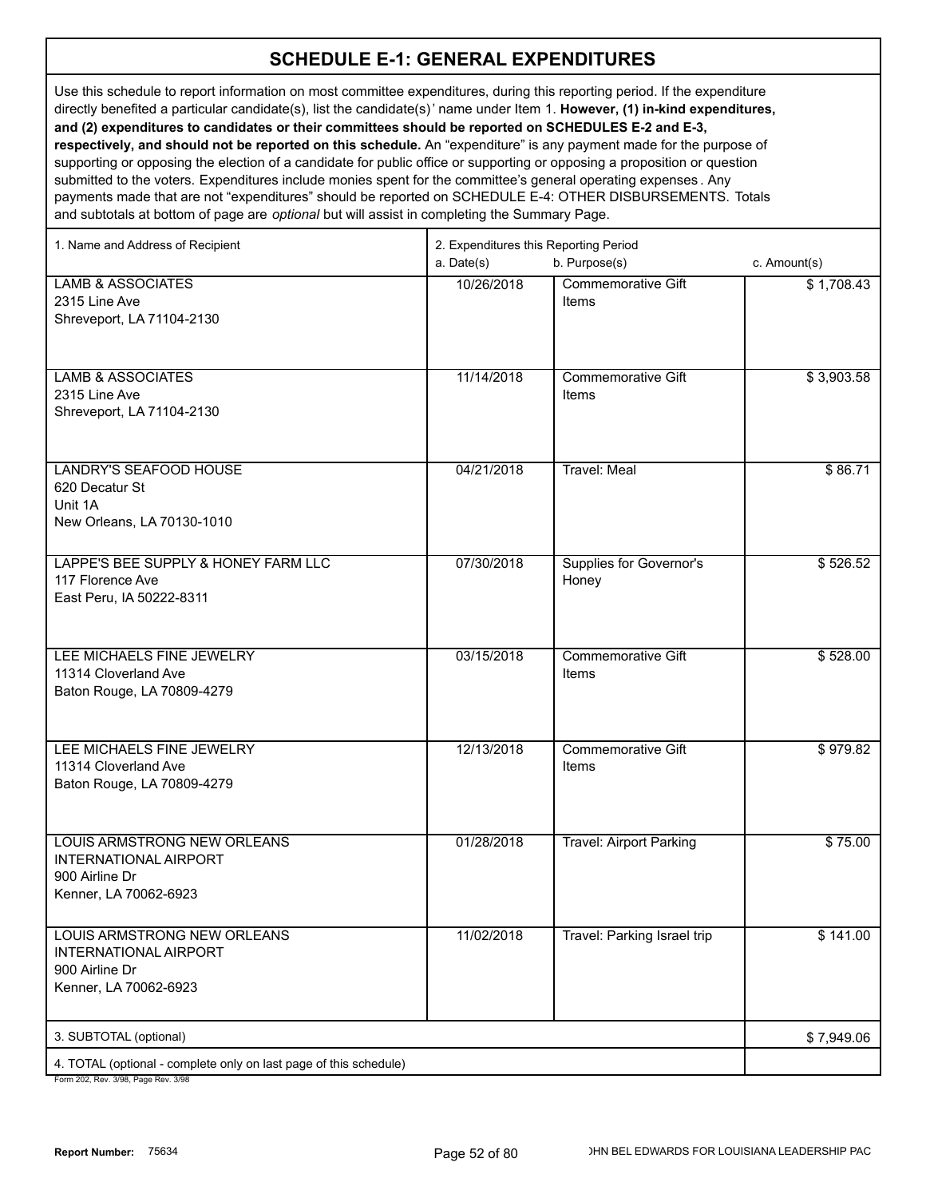# SCHEDULE E-1: GENERAL EXPENDITURES

Use this schedule to report information on most committee expenditures, during this reporting period. If the expenditure directly benefited a particular candidate(s), list the candidate(s)' name under Item 1. **However, (1) in-kind expenditures, and (2) expenditures to candidates or their committees should be reported on SCHEDULES E-2 and E-3, respectively, and should not be reported on this schedule.** An "expenditure" is any payment made for the purpose of supporting or opposing the election of a candidate for public office or supporting or opposing a proposition or question submitted to the voters. Expenditures include monies spent for the committee's general operating expenses. Any payments made that are not "expenditures" should be reported on SCHEDULE E-4: OTHER DISBURSEMENTS. Totals and subtotals at bottom of page are *optional* but will assist in completing the Summary Page.

| 1. Name and Address of Recipient | 2. Expenditures this Reporting Period a. Date(s) | b. Purpose(s) | c. Amount(s) |
|---|---|---|---|
| LAMB & ASSOCIATES<br>2315 Line Ave<br>Shreveport, LA 71104-2130 | 10/26/2018 | Commemorative Gift Items | $ 1,708.43 |
| LAMB & ASSOCIATES<br>2315 Line Ave<br>Shreveport, LA 71104-2130 | 11/14/2018 | Commemorative Gift Items | $ 3,903.58 |
| LANDRY'S SEAFOOD HOUSE<br>620 Decatur St<br>Unit 1A<br>New Orleans, LA 70130-1010 | 04/21/2018 | Travel: Meal | $ 86.71 |
| LAPPE'S BEE SUPPLY & HONEY FARM LLC<br>117 Florence Ave<br>East Peru, IA 50222-8311 | 07/30/2018 | Supplies for Governor's Honey | $ 526.52 |
| LEE MICHAELS FINE JEWELRY<br>11314 Cloverland Ave<br>Baton Rouge, LA 70809-4279 | 03/15/2018 | Commemorative Gift Items | $ 528.00 |
| LEE MICHAELS FINE JEWELRY<br>11314 Cloverland Ave<br>Baton Rouge, LA 70809-4279 | 12/13/2018 | Commemorative Gift Items | $ 979.82 |
| LOUIS ARMSTRONG NEW ORLEANS INTERNATIONAL AIRPORT<br>900 Airline Dr<br>Kenner, LA 70062-6923 | 01/28/2018 | Travel: Airport Parking | $ 75.00 |
| LOUIS ARMSTRONG NEW ORLEANS INTERNATIONAL AIRPORT<br>900 Airline Dr<br>Kenner, LA 70062-6923 | 11/02/2018 | Travel: Parking Israel trip | $ 141.00 |
| 3. SUBTOTAL (optional) | | | $ 7,949.06 |
| 4. TOTAL (optional - complete only on last page of this schedule) | | | |

Form 202, Rev. 3/98, Page Rev. 3/98

**Report Number:** 75634

JOHN BEL EDWARDS FOR LOUISIANA LEADERSHIP PAC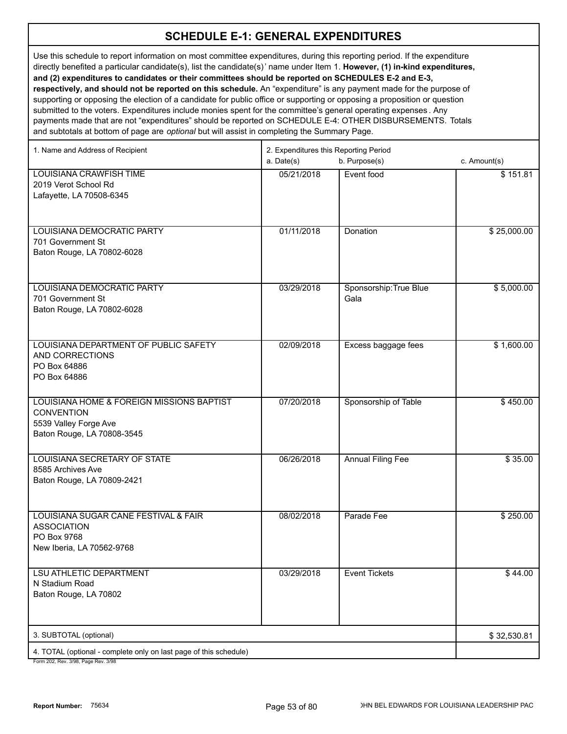# SCHEDULE E-1: GENERAL EXPENDITURES

Use this schedule to report information on most committee expenditures, during this reporting period. If the expenditure directly benefited a particular candidate(s), list the candidate(s)' name under Item 1. **However, (1) in-kind expenditures, and (2) expenditures to candidates or their committees should be reported on SCHEDULES E-2 and E-3, respectively, and should not be reported on this schedule.** An "expenditure" is any payment made for the purpose of supporting or opposing the election of a candidate for public office or supporting or opposing a proposition or question submitted to the voters. Expenditures include monies spent for the committee's general operating expenses. Any payments made that are not "expenditures" should be reported on SCHEDULE E-4: OTHER DISBURSEMENTS. Totals and subtotals at bottom of page are *optional* but will assist in completing the Summary Page.

| 1. Name and Address of Recipient | 2. Expenditures this Reporting Period<br>a. Date(s) | b. Purpose(s) | c. Amount(s) |
|---|---|---|---|
| LOUISIANA CRAWFISH TIME<br>2019 Verot School Rd<br>Lafayette, LA 70508-6345 | 05/21/2018 | Event food | $ 151.81 |
| LOUISIANA DEMOCRATIC PARTY<br>701 Government St<br>Baton Rouge, LA 70802-6028 | 01/11/2018 | Donation | $ 25,000.00 |
| LOUISIANA DEMOCRATIC PARTY<br>701 Government St<br>Baton Rouge, LA 70802-6028 | 03/29/2018 | Sponsorship:True Blue Gala | $ 5,000.00 |
| LOUISIANA DEPARTMENT OF PUBLIC SAFETY AND CORRECTIONS<br>PO Box 64886<br>PO Box 64886 | 02/09/2018 | Excess baggage fees | $ 1,600.00 |
| LOUISIANA HOME & FOREIGN MISSIONS BAPTIST CONVENTION<br>5539 Valley Forge Ave<br>Baton Rouge, LA 70808-3545 | 07/20/2018 | Sponsorship of Table | $ 450.00 |
| LOUISIANA SECRETARY OF STATE<br>8585 Archives Ave<br>Baton Rouge, LA 70809-2421 | 06/26/2018 | Annual Filing Fee | $ 35.00 |
| LOUISIANA SUGAR CANE FESTIVAL & FAIR ASSOCIATION<br>PO Box 9768<br>New Iberia, LA 70562-9768 | 08/02/2018 | Parade Fee | $ 250.00 |
| LSU ATHLETIC DEPARTMENT<br>N Stadium Road<br>Baton Rouge, LA 70802 | 03/29/2018 | Event Tickets | $ 44.00 |
| 3. SUBTOTAL (optional) | | | $ 32,530.81 |
| 4. TOTAL (optional - complete only on last page of this schedule) | | | |

Form 202, Rev. 3/98, Page Rev. 3/98

Report Number: 75634

JOHN BEL EDWARDS FOR LOUISIANA LEADERSHIP PAC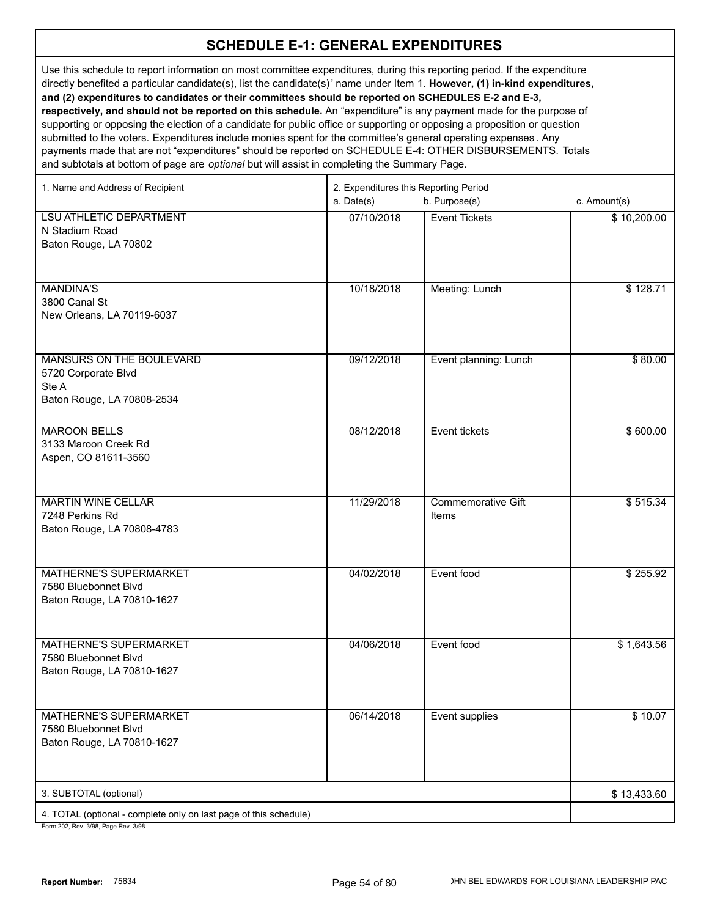# SCHEDULE E-1: GENERAL EXPENDITURES

Use this schedule to report information on most committee expenditures, during this reporting period. If the expenditure directly benefited a particular candidate(s), list the candidate(s)' name under Item 1. **However, (1) in-kind expenditures, and (2) expenditures to candidates or their committees should be reported on SCHEDULES E-2 and E-3, respectively, and should not be reported on this schedule.** An "expenditure" is any payment made for the purpose of supporting or opposing the election of a candidate for public office or supporting or opposing a proposition or question submitted to the voters. Expenditures include monies spent for the committee's general operating expenses. Any payments made that are not "expenditures" should be reported on SCHEDULE E-4: OTHER DISBURSEMENTS. Totals and subtotals at bottom of page are *optional* but will assist in completing the Summary Page.

| 1. Name and Address of Recipient | 2. Expenditures this Reporting Period<br>a. Date(s) | b. Purpose(s) | c. Amount(s) |
|---|---|---|---|
| LSU ATHLETIC DEPARTMENT<br>N Stadium Road<br>Baton Rouge, LA 70802 | 07/10/2018 | Event Tickets | $ 10,200.00 |
| MANDINA'S<br>3800 Canal St<br>New Orleans, LA 70119-6037 | 10/18/2018 | Meeting: Lunch | $ 128.71 |
| MANSURS ON THE BOULEVARD<br>5720 Corporate Blvd<br>Ste A<br>Baton Rouge, LA 70808-2534 | 09/12/2018 | Event planning: Lunch | $ 80.00 |
| MAROON BELLS<br>3133 Maroon Creek Rd<br>Aspen, CO 81611-3560 | 08/12/2018 | Event tickets | $ 600.00 |
| MARTIN WINE CELLAR<br>7248 Perkins Rd<br>Baton Rouge, LA 70808-4783 | 11/29/2018 | Commemorative Gift Items | $ 515.34 |
| MATHERNE'S SUPERMARKET<br>7580 Bluebonnet Blvd<br>Baton Rouge, LA 70810-1627 | 04/02/2018 | Event food | $ 255.92 |
| MATHERNE'S SUPERMARKET<br>7580 Bluebonnet Blvd<br>Baton Rouge, LA 70810-1627 | 04/06/2018 | Event food | $ 1,643.56 |
| MATHERNE'S SUPERMARKET<br>7580 Bluebonnet Blvd<br>Baton Rouge, LA 70810-1627 | 06/14/2018 | Event supplies | $ 10.07 |
| 3. SUBTOTAL (optional) | | | $ 13,433.60 |
| 4. TOTAL (optional - complete only on last page of this schedule) | | | |

Form 202, Rev. 3/98, Page Rev. 3/98

Report Number: 75634

JOHN BEL EDWARDS FOR LOUISIANA LEADERSHIP PAC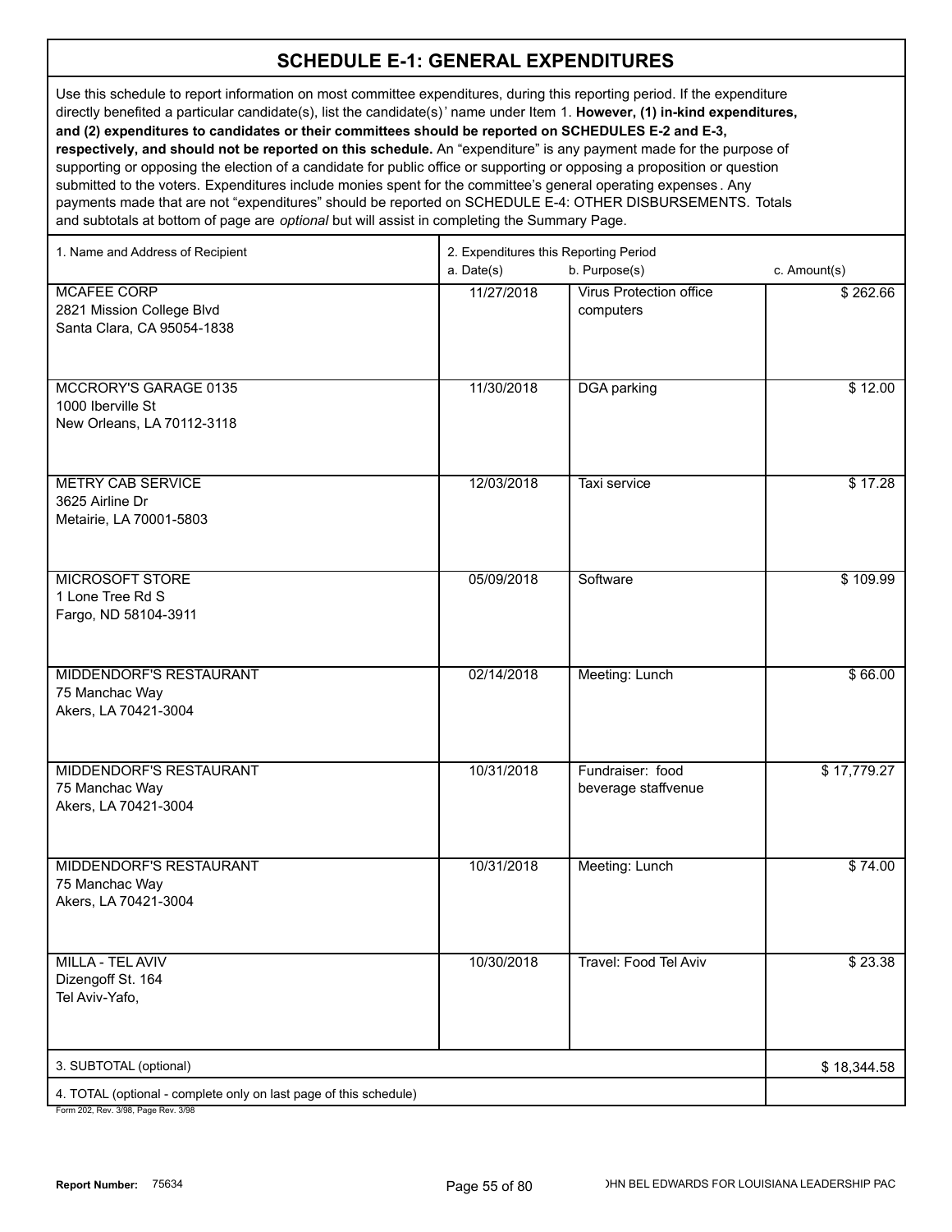# SCHEDULE E-1: GENERAL EXPENDITURES

Use this schedule to report information on most committee expenditures, during this reporting period. If the expenditure directly benefited a particular candidate(s), list the candidate(s)' name under Item 1. **However, (1) in-kind expenditures, and (2) expenditures to candidates or their committees should be reported on SCHEDULES E-2 and E-3, respectively, and should not be reported on this schedule.** An "expenditure" is any payment made for the purpose of supporting or opposing the election of a candidate for public office or supporting or opposing a proposition or question submitted to the voters. Expenditures include monies spent for the committee's general operating expenses. Any payments made that are not "expenditures" should be reported on SCHEDULE E-4: OTHER DISBURSEMENTS. Totals and subtotals at bottom of page are *optional* but will assist in completing the Summary Page.

| 1. Name and Address of Recipient | 2. Expenditures this Reporting Period a. Date(s) | b. Purpose(s) | c. Amount(s) |
|---|---|---|---|
| MCAFEE CORP<br>2821 Mission College Blvd<br>Santa Clara, CA 95054-1838 | 11/27/2018 | Virus Protection office computers | $ 262.66 |
| MCCRORY'S GARAGE 0135<br>1000 Iberville St<br>New Orleans, LA 70112-3118 | 11/30/2018 | DGA parking | $ 12.00 |
| METRY CAB SERVICE<br>3625 Airline Dr<br>Metairie, LA 70001-5803 | 12/03/2018 | Taxi service | $ 17.28 |
| MICROSOFT STORE<br>1 Lone Tree Rd S<br>Fargo, ND 58104-3911 | 05/09/2018 | Software | $ 109.99 |
| MIDDENDORF'S RESTAURANT<br>75 Manchac Way<br>Akers, LA 70421-3004 | 02/14/2018 | Meeting: Lunch | $ 66.00 |
| MIDDENDORF'S RESTAURANT<br>75 Manchac Way<br>Akers, LA 70421-3004 | 10/31/2018 | Fundraiser: food beverage staffvenue | $ 17,779.27 |
| MIDDENDORF'S RESTAURANT<br>75 Manchac Way<br>Akers, LA 70421-3004 | 10/31/2018 | Meeting: Lunch | $ 74.00 |
| MILLA - TEL AVIV<br>Dizengoff St. 164<br>Tel Aviv-Yafo, | 10/30/2018 | Travel: Food Tel Aviv | $ 23.38 |
| 3. SUBTOTAL (optional) | | | $ 18,344.58 |
| 4. TOTAL (optional - complete only on last page of this schedule) | | | |

Form 202, Rev. 3/98, Page Rev. 3/98

**Report Number:** 75634

JOHN BEL EDWARDS FOR LOUISIANA LEADERSHIP PAC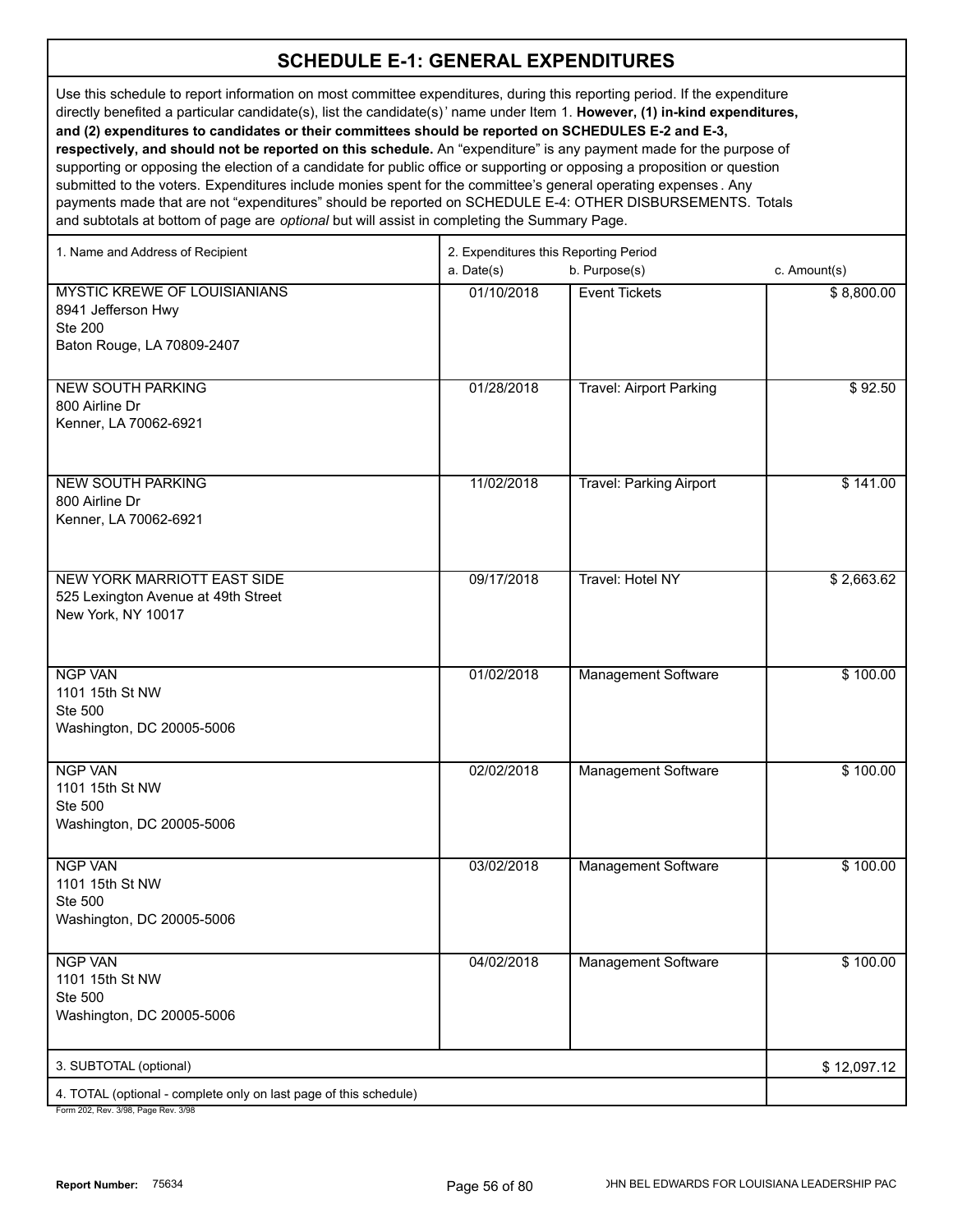# SCHEDULE E-1: GENERAL EXPENDITURES

Use this schedule to report information on most committee expenditures, during this reporting period. If the expenditure directly benefited a particular candidate(s), list the candidate(s)' name under Item 1. **However, (1) in-kind expenditures, and (2) expenditures to candidates or their committees should be reported on SCHEDULES E-2 and E-3, respectively, and should not be reported on this schedule.** An "expenditure" is any payment made for the purpose of supporting or opposing the election of a candidate for public office or supporting or opposing a proposition or question submitted to the voters. Expenditures include monies spent for the committee's general operating expenses. Any payments made that are not "expenditures" should be reported on SCHEDULE E-4: OTHER DISBURSEMENTS. Totals and subtotals at bottom of page are *optional* but will assist in completing the Summary Page.

| 1. Name and Address of Recipient | 2. Expenditures this Reporting Period a. Date(s) | b. Purpose(s) | c. Amount(s) |
|---|---|---|---|
| MYSTIC KREWE OF LOUISIANIANS<br>8941 Jefferson Hwy<br>Ste 200<br>Baton Rouge, LA 70809-2407 | 01/10/2018 | Event Tickets | $ 8,800.00 |
| NEW SOUTH PARKING<br>800 Airline Dr<br>Kenner, LA 70062-6921 | 01/28/2018 | Travel: Airport Parking | $ 92.50 |
| NEW SOUTH PARKING<br>800 Airline Dr<br>Kenner, LA 70062-6921 | 11/02/2018 | Travel: Parking Airport | $ 141.00 |
| NEW YORK MARRIOTT EAST SIDE<br>525 Lexington Avenue at 49th Street<br>New York, NY 10017 | 09/17/2018 | Travel: Hotel NY | $ 2,663.62 |
| NGP VAN<br>1101 15th St NW<br>Ste 500<br>Washington, DC 20005-5006 | 01/02/2018 | Management Software | $ 100.00 |
| NGP VAN<br>1101 15th St NW<br>Ste 500<br>Washington, DC 20005-5006 | 02/02/2018 | Management Software | $ 100.00 |
| NGP VAN<br>1101 15th St NW<br>Ste 500<br>Washington, DC 20005-5006 | 03/02/2018 | Management Software | $ 100.00 |
| NGP VAN<br>1101 15th St NW<br>Ste 500<br>Washington, DC 20005-5006 | 04/02/2018 | Management Software | $ 100.00 |
| 3. SUBTOTAL (optional) | | | $ 12,097.12 |
| 4. TOTAL (optional - complete only on last page of this schedule) | | | |

Form 202, Rev. 3/98, Page Rev. 3/98

Report Number: 75634

JOHN BEL EDWARDS FOR LOUISIANA LEADERSHIP PAC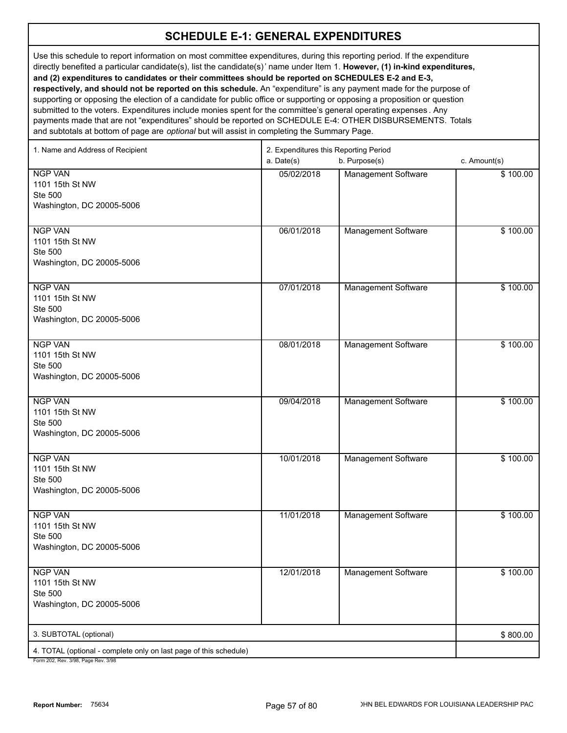# SCHEDULE E-1: GENERAL EXPENDITURES

Use this schedule to report information on most committee expenditures, during this reporting period. If the expenditure directly benefited a particular candidate(s), list the candidate(s)' name under Item 1. **However, (1) in-kind expenditures, and (2) expenditures to candidates or their committees should be reported on SCHEDULES E-2 and E-3, respectively, and should not be reported on this schedule.** An "expenditure" is any payment made for the purpose of supporting or opposing the election of a candidate for public office or supporting or opposing a proposition or question submitted to the voters. Expenditures include monies spent for the committee's general operating expenses. Any payments made that are not "expenditures" should be reported on SCHEDULE E-4: OTHER DISBURSEMENTS. Totals and subtotals at bottom of page are *optional* but will assist in completing the Summary Page.

| 1. Name and Address of Recipient | 2. Expenditures this Reporting Period a. Date(s) | b. Purpose(s) | c. Amount(s) |
|---|---|---|---|
| NGP VAN<br>1101 15th St NW<br>Ste 500<br>Washington, DC 20005-5006 | 05/02/2018 | Management Software | $ 100.00 |
| NGP VAN<br>1101 15th St NW<br>Ste 500<br>Washington, DC 20005-5006 | 06/01/2018 | Management Software | $ 100.00 |
| NGP VAN<br>1101 15th St NW<br>Ste 500<br>Washington, DC 20005-5006 | 07/01/2018 | Management Software | $ 100.00 |
| NGP VAN<br>1101 15th St NW<br>Ste 500<br>Washington, DC 20005-5006 | 08/01/2018 | Management Software | $ 100.00 |
| NGP VAN<br>1101 15th St NW<br>Ste 500<br>Washington, DC 20005-5006 | 09/04/2018 | Management Software | $ 100.00 |
| NGP VAN<br>1101 15th St NW<br>Ste 500<br>Washington, DC 20005-5006 | 10/01/2018 | Management Software | $ 100.00 |
| NGP VAN<br>1101 15th St NW<br>Ste 500<br>Washington, DC 20005-5006 | 11/01/2018 | Management Software | $ 100.00 |
| NGP VAN<br>1101 15th St NW<br>Ste 500<br>Washington, DC 20005-5006 | 12/01/2018 | Management Software | $ 100.00 |
| 3. SUBTOTAL (optional) | | | $ 800.00 |
| 4. TOTAL (optional - complete only on last page of this schedule) | | | |

Form 202, Rev. 3/98, Page Rev. 3/98

**Report Number:** 75634

JOHN BEL EDWARDS FOR LOUISIANA LEADERSHIP PAC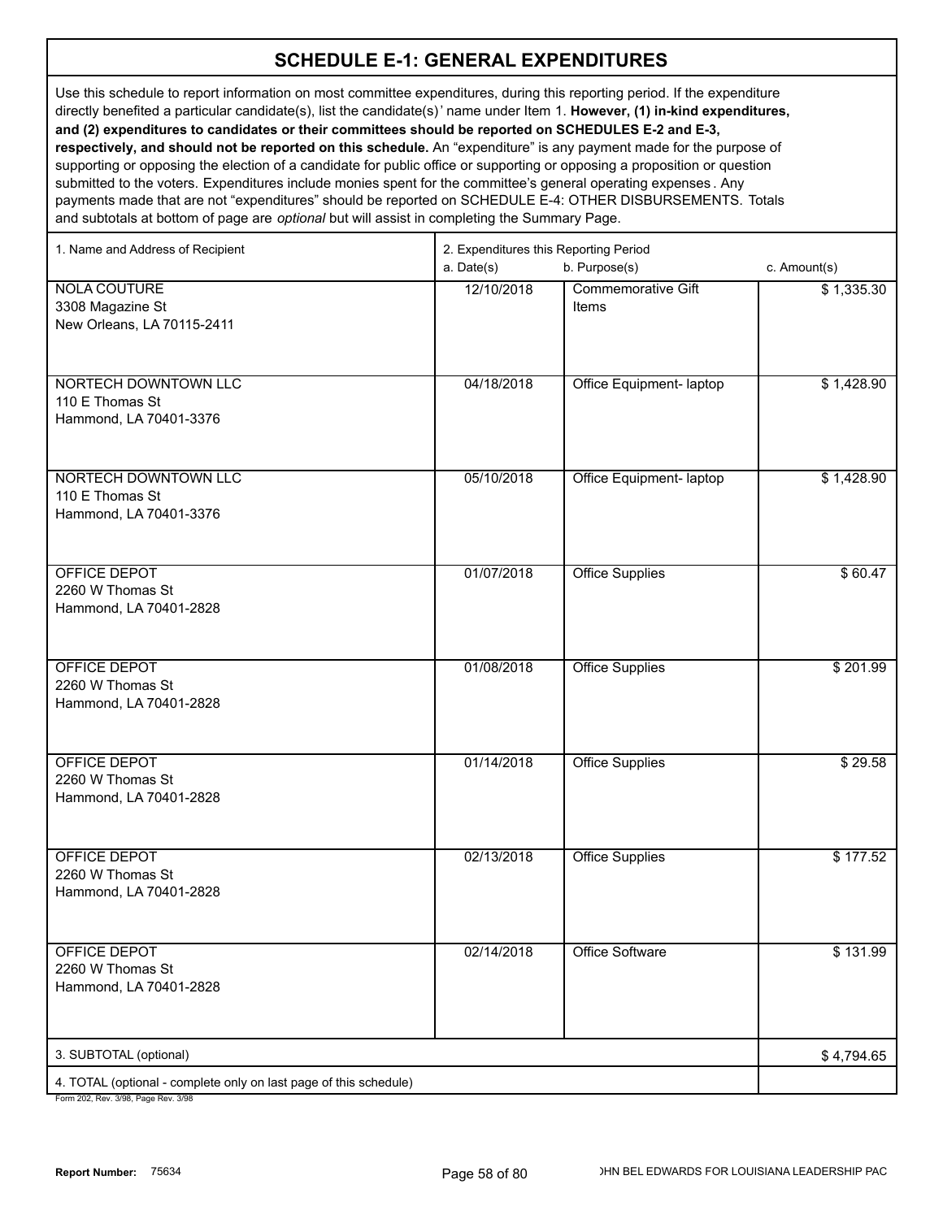# SCHEDULE E-1: GENERAL EXPENDITURES

Use this schedule to report information on most committee expenditures, during this reporting period. If the expenditure directly benefited a particular candidate(s), list the candidate(s)' name under Item 1. **However, (1) in-kind expenditures, and (2) expenditures to candidates or their committees should be reported on SCHEDULES E-2 and E-3, respectively, and should not be reported on this schedule.** An "expenditure" is any payment made for the purpose of supporting or opposing the election of a candidate for public office or supporting or opposing a proposition or question submitted to the voters. Expenditures include monies spent for the committee's general operating expenses. Any payments made that are not "expenditures" should be reported on SCHEDULE E-4: OTHER DISBURSEMENTS. Totals and subtotals at bottom of page are *optional* but will assist in completing the Summary Page.

| 1. Name and Address of Recipient | 2. Expenditures this Reporting Period a. Date(s) | b. Purpose(s) | c. Amount(s) |
|---|---|---|---|
| NOLA COUTURE<br>3308 Magazine St<br>New Orleans, LA 70115-2411 | 12/10/2018 | Commemorative Gift Items | $ 1,335.30 |
| NORTECH DOWNTOWN LLC<br>110 E Thomas St<br>Hammond, LA 70401-3376 | 04/18/2018 | Office Equipment- laptop | $ 1,428.90 |
| NORTECH DOWNTOWN LLC<br>110 E Thomas St<br>Hammond, LA 70401-3376 | 05/10/2018 | Office Equipment- laptop | $ 1,428.90 |
| OFFICE DEPOT<br>2260 W Thomas St<br>Hammond, LA 70401-2828 | 01/07/2018 | Office Supplies | $ 60.47 |
| OFFICE DEPOT<br>2260 W Thomas St<br>Hammond, LA 70401-2828 | 01/08/2018 | Office Supplies | $ 201.99 |
| OFFICE DEPOT<br>2260 W Thomas St<br>Hammond, LA 70401-2828 | 01/14/2018 | Office Supplies | $ 29.58 |
| OFFICE DEPOT<br>2260 W Thomas St<br>Hammond, LA 70401-2828 | 02/13/2018 | Office Supplies | $ 177.52 |
| OFFICE DEPOT<br>2260 W Thomas St<br>Hammond, LA 70401-2828 | 02/14/2018 | Office Software | $ 131.99 |
| 3. SUBTOTAL (optional) | | | $ 4,794.65 |
| 4. TOTAL (optional - complete only on last page of this schedule) | | | |

Form 202, Rev. 3/98, Page Rev. 3/98

**Report Number:** 75634

JOHN BEL EDWARDS FOR LOUISIANA LEADERSHIP PAC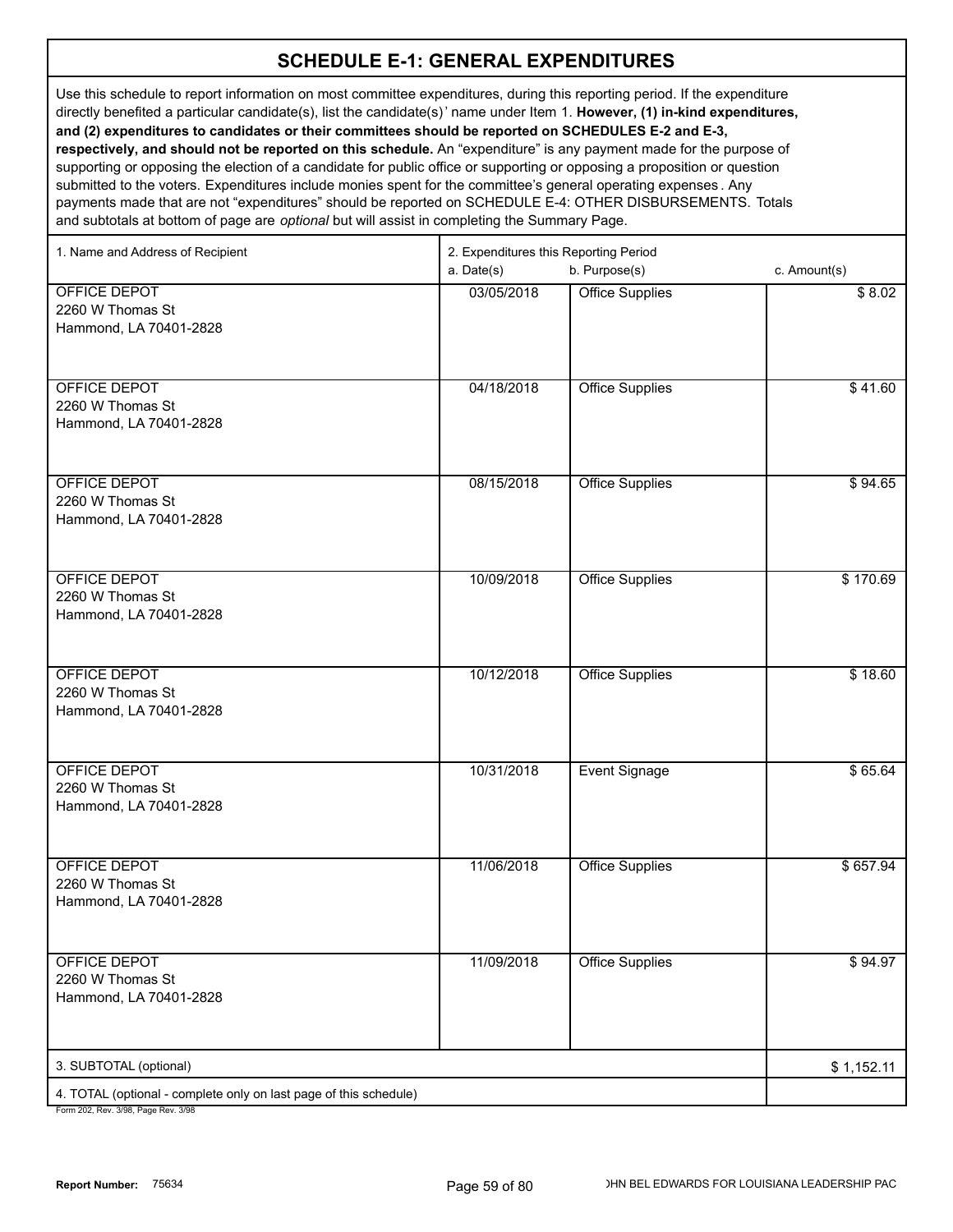# SCHEDULE E-1: GENERAL EXPENDITURES

Use this schedule to report information on most committee expenditures, during this reporting period. If the expenditure directly benefited a particular candidate(s), list the candidate(s)' name under Item 1. **However, (1) in-kind expenditures, and (2) expenditures to candidates or their committees should be reported on SCHEDULES E-2 and E-3, respectively, and should not be reported on this schedule.** An "expenditure" is any payment made for the purpose of supporting or opposing the election of a candidate for public office or supporting or opposing a proposition or question submitted to the voters. Expenditures include monies spent for the committee's general operating expenses. Any payments made that are not "expenditures" should be reported on SCHEDULE E-4: OTHER DISBURSEMENTS. Totals and subtotals at bottom of page are *optional* but will assist in completing the Summary Page.

| 1. Name and Address of Recipient | 2. Expenditures this Reporting Period<br>a. Date(s) | b. Purpose(s) | c. Amount(s) |
|---|---|---|---|
| OFFICE DEPOT<br>2260 W Thomas St<br>Hammond, LA 70401-2828 | 03/05/2018 | Office Supplies | $ 8.02 |
| OFFICE DEPOT<br>2260 W Thomas St<br>Hammond, LA 70401-2828 | 04/18/2018 | Office Supplies | $ 41.60 |
| OFFICE DEPOT<br>2260 W Thomas St<br>Hammond, LA 70401-2828 | 08/15/2018 | Office Supplies | $ 94.65 |
| OFFICE DEPOT<br>2260 W Thomas St<br>Hammond, LA 70401-2828 | 10/09/2018 | Office Supplies | $ 170.69 |
| OFFICE DEPOT<br>2260 W Thomas St<br>Hammond, LA 70401-2828 | 10/12/2018 | Office Supplies | $ 18.60 |
| OFFICE DEPOT<br>2260 W Thomas St<br>Hammond, LA 70401-2828 | 10/31/2018 | Event Signage | $ 65.64 |
| OFFICE DEPOT<br>2260 W Thomas St<br>Hammond, LA 70401-2828 | 11/06/2018 | Office Supplies | $ 657.94 |
| OFFICE DEPOT<br>2260 W Thomas St<br>Hammond, LA 70401-2828 | 11/09/2018 | Office Supplies | $ 94.97 |
| 3. SUBTOTAL (optional) | | | $ 1,152.11 |
| 4. TOTAL (optional - complete only on last page of this schedule) | | | |

Form 202, Rev. 3/98, Page Rev. 3/98

**Report Number:** 75634

JOHN BEL EDWARDS FOR LOUISIANA LEADERSHIP PAC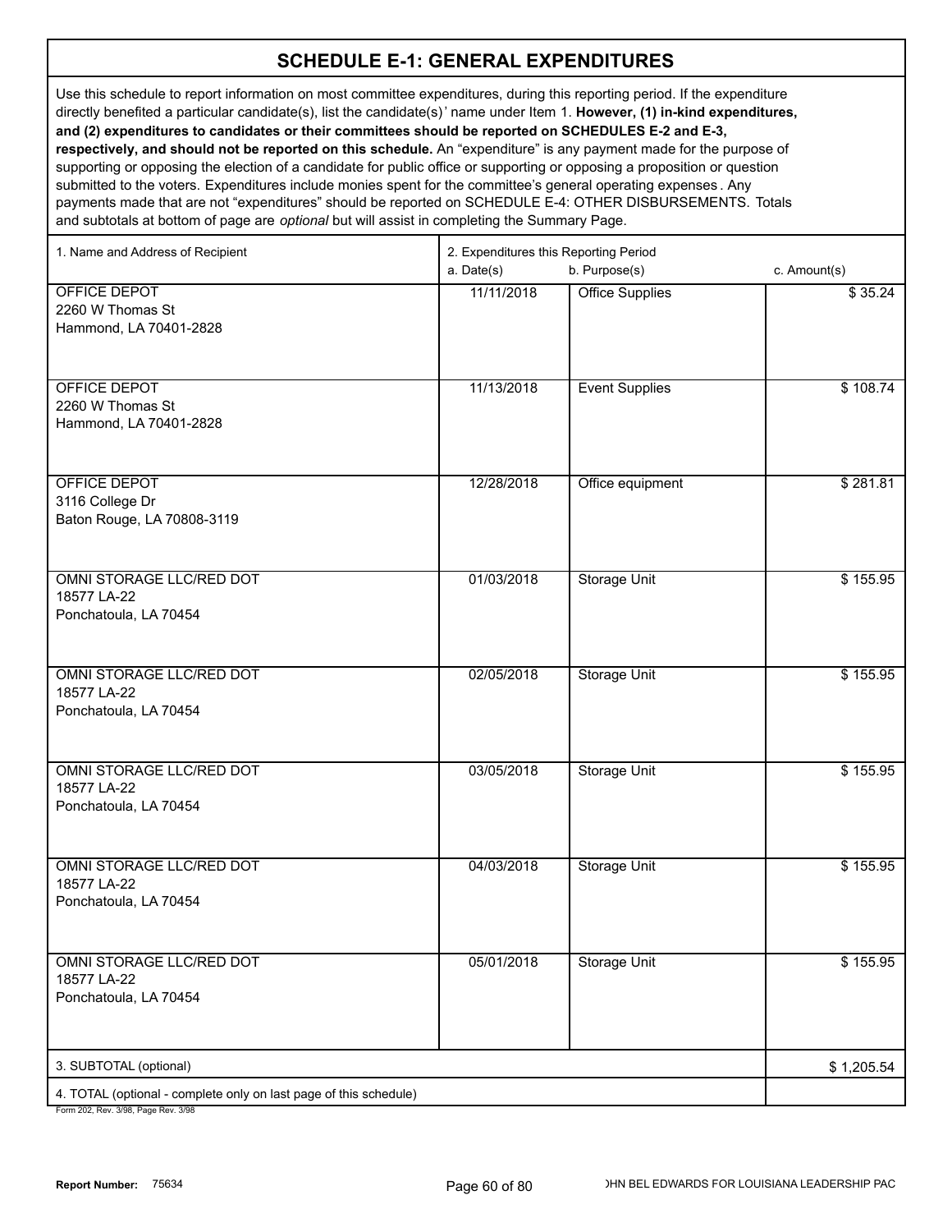# SCHEDULE E-1: GENERAL EXPENDITURES

Use this schedule to report information on most committee expenditures, during this reporting period. If the expenditure directly benefited a particular candidate(s), list the candidate(s)' name under Item 1. **However, (1) in-kind expenditures, and (2) expenditures to candidates or their committees should be reported on SCHEDULES E-2 and E-3, respectively, and should not be reported on this schedule.** An "expenditure" is any payment made for the purpose of supporting or opposing the election of a candidate for public office or supporting or opposing a proposition or question submitted to the voters. Expenditures include monies spent for the committee's general operating expenses. Any payments made that are not "expenditures" should be reported on SCHEDULE E-4: OTHER DISBURSEMENTS. Totals and subtotals at bottom of page are *optional* but will assist in completing the Summary Page.

| 1. Name and Address of Recipient | 2. Expenditures this Reporting Period a. Date(s) | b. Purpose(s) | c. Amount(s) |
|---|---|---|---|
| OFFICE DEPOT<br>2260 W Thomas St<br>Hammond, LA 70401-2828 | 11/11/2018 | Office Supplies | $ 35.24 |
| OFFICE DEPOT<br>2260 W Thomas St<br>Hammond, LA 70401-2828 | 11/13/2018 | Event Supplies | $ 108.74 |
| OFFICE DEPOT<br>3116 College Dr<br>Baton Rouge, LA 70808-3119 | 12/28/2018 | Office equipment | $ 281.81 |
| OMNI STORAGE LLC/RED DOT<br>18577 LA-22<br>Ponchatoula, LA 70454 | 01/03/2018 | Storage Unit | $ 155.95 |
| OMNI STORAGE LLC/RED DOT<br>18577 LA-22<br>Ponchatoula, LA 70454 | 02/05/2018 | Storage Unit | $ 155.95 |
| OMNI STORAGE LLC/RED DOT<br>18577 LA-22<br>Ponchatoula, LA 70454 | 03/05/2018 | Storage Unit | $ 155.95 |
| OMNI STORAGE LLC/RED DOT<br>18577 LA-22<br>Ponchatoula, LA 70454 | 04/03/2018 | Storage Unit | $ 155.95 |
| OMNI STORAGE LLC/RED DOT<br>18577 LA-22<br>Ponchatoula, LA 70454 | 05/01/2018 | Storage Unit | $ 155.95 |
| 3. SUBTOTAL (optional) | | | $ 1,205.54 |
| 4. TOTAL (optional - complete only on last page of this schedule) | | | |

Form 202, Rev. 3/98, Page Rev. 3/98

**Report Number:** 75634

JOHN BEL EDWARDS FOR LOUISIANA LEADERSHIP PAC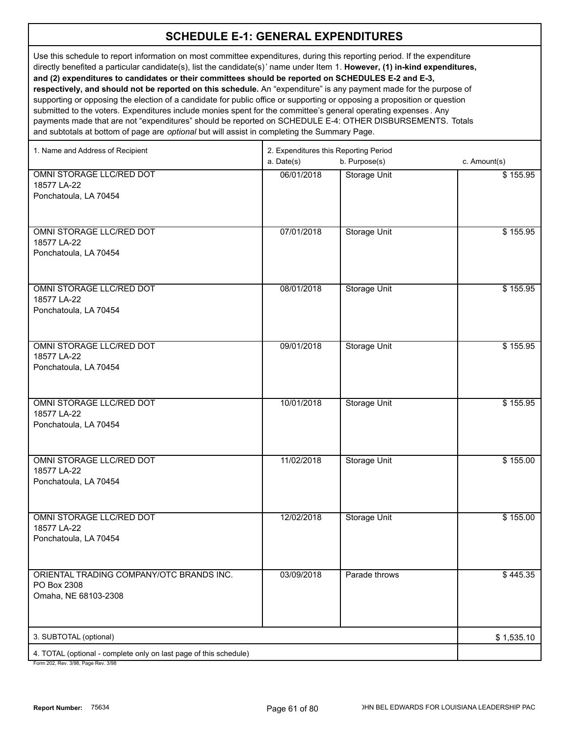# SCHEDULE E-1: GENERAL EXPENDITURES

Use this schedule to report information on most committee expenditures, during this reporting period. If the expenditure directly benefited a particular candidate(s), list the candidate(s)' name under Item 1. **However, (1) in-kind expenditures, and (2) expenditures to candidates or their committees should be reported on SCHEDULES E-2 and E-3, respectively, and should not be reported on this schedule.** An "expenditure" is any payment made for the purpose of supporting or opposing the election of a candidate for public office or supporting or opposing a proposition or question submitted to the voters. Expenditures include monies spent for the committee's general operating expenses. Any payments made that are not "expenditures" should be reported on SCHEDULE E-4: OTHER DISBURSEMENTS. Totals and subtotals at bottom of page are *optional* but will assist in completing the Summary Page.

| 1. Name and Address of Recipient | 2. Expenditures this Reporting Period a. Date(s) | b. Purpose(s) | c. Amount(s) |
|---|---|---|---|
| OMNI STORAGE LLC/RED DOT<br>18577 LA-22<br>Ponchatoula, LA 70454 | 06/01/2018 | Storage Unit | $ 155.95 |
| OMNI STORAGE LLC/RED DOT<br>18577 LA-22<br>Ponchatoula, LA 70454 | 07/01/2018 | Storage Unit | $ 155.95 |
| OMNI STORAGE LLC/RED DOT<br>18577 LA-22<br>Ponchatoula, LA 70454 | 08/01/2018 | Storage Unit | $ 155.95 |
| OMNI STORAGE LLC/RED DOT<br>18577 LA-22<br>Ponchatoula, LA 70454 | 09/01/2018 | Storage Unit | $ 155.95 |
| OMNI STORAGE LLC/RED DOT<br>18577 LA-22<br>Ponchatoula, LA 70454 | 10/01/2018 | Storage Unit | $ 155.95 |
| OMNI STORAGE LLC/RED DOT<br>18577 LA-22<br>Ponchatoula, LA 70454 | 11/02/2018 | Storage Unit | $ 155.00 |
| OMNI STORAGE LLC/RED DOT<br>18577 LA-22<br>Ponchatoula, LA 70454 | 12/02/2018 | Storage Unit | $ 155.00 |
| ORIENTAL TRADING COMPANY/OTC BRANDS INC.<br>PO Box 2308<br>Omaha, NE 68103-2308 | 03/09/2018 | Parade throws | $ 445.35 |
| 3. SUBTOTAL (optional) | | | $ 1,535.10 |
| 4. TOTAL (optional - complete only on last page of this schedule) | | | |

Form 202, Rev. 3/98, Page Rev. 3/98

**Report Number:** 75634

JOHN BEL EDWARDS FOR LOUISIANA LEADERSHIP PAC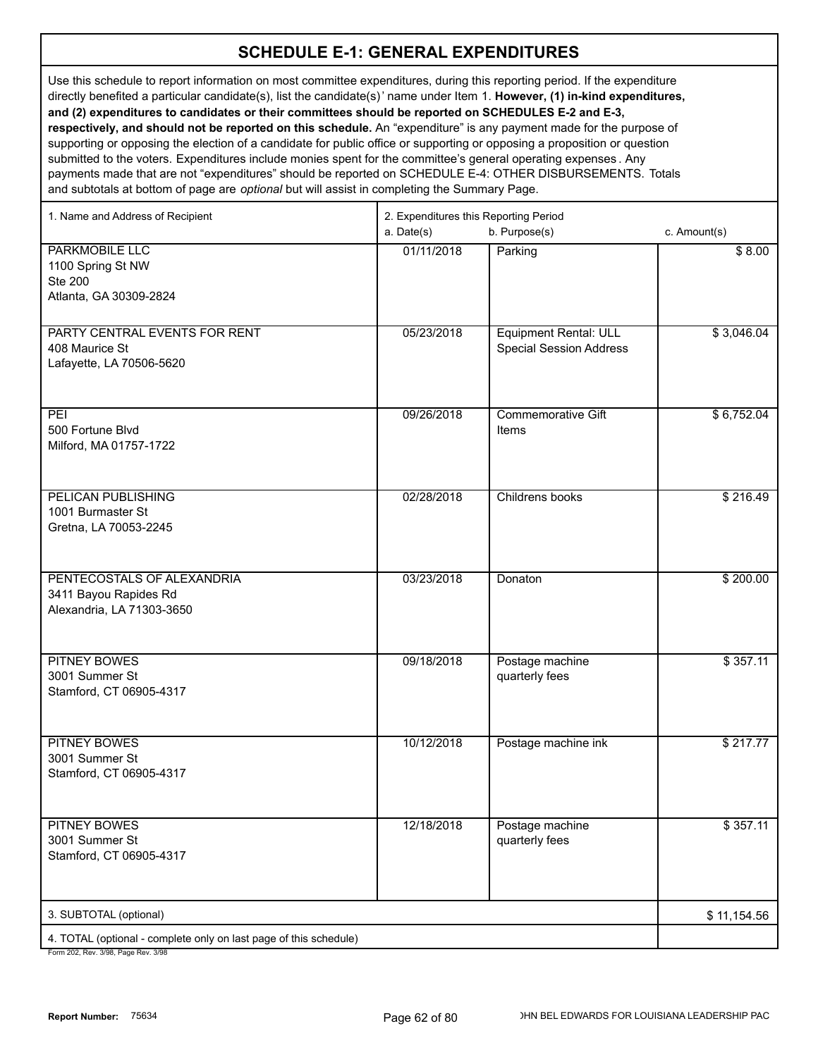# SCHEDULE E-1: GENERAL EXPENDITURES

Use this schedule to report information on most committee expenditures, during this reporting period. If the expenditure directly benefited a particular candidate(s), list the candidate(s)' name under Item 1. **However, (1) in-kind expenditures, and (2) expenditures to candidates or their committees should be reported on SCHEDULES E-2 and E-3, respectively, and should not be reported on this schedule.** An "expenditure" is any payment made for the purpose of supporting or opposing the election of a candidate for public office or supporting or opposing a proposition or question submitted to the voters. Expenditures include monies spent for the committee's general operating expenses. Any payments made that are not "expenditures" should be reported on SCHEDULE E-4: OTHER DISBURSEMENTS. Totals and subtotals at bottom of page are *optional* but will assist in completing the Summary Page.

| 1. Name and Address of Recipient | 2. Expenditures this Reporting Period a. Date(s) | b. Purpose(s) | c. Amount(s) |
|---|---|---|---|
| PARKMOBILE LLC<br>1100 Spring St NW<br>Ste 200<br>Atlanta, GA 30309-2824 | 01/11/2018 | Parking | $ 8.00 |
| PARTY CENTRAL EVENTS FOR RENT<br>408 Maurice St<br>Lafayette, LA 70506-5620 | 05/23/2018 | Equipment Rental: ULL Special Session Address | $ 3,046.04 |
| PEI<br>500 Fortune Blvd<br>Milford, MA 01757-1722 | 09/26/2018 | Commemorative Gift Items | $ 6,752.04 |
| PELICAN PUBLISHING<br>1001 Burmaster St<br>Gretna, LA 70053-2245 | 02/28/2018 | Childrens books | $ 216.49 |
| PENTECOSTALS OF ALEXANDRIA<br>3411 Bayou Rapides Rd<br>Alexandria, LA 71303-3650 | 03/23/2018 | Donaton | $ 200.00 |
| PITNEY BOWES<br>3001 Summer St<br>Stamford, CT 06905-4317 | 09/18/2018 | Postage machine quarterly fees | $ 357.11 |
| PITNEY BOWES<br>3001 Summer St<br>Stamford, CT 06905-4317 | 10/12/2018 | Postage machine ink | $ 217.77 |
| PITNEY BOWES<br>3001 Summer St<br>Stamford, CT 06905-4317 | 12/18/2018 | Postage machine quarterly fees | $ 357.11 |
| 3. SUBTOTAL (optional) | | | $ 11,154.56 |
| 4. TOTAL (optional - complete only on last page of this schedule) | | | |

Form 202, Rev. 3/98, Page Rev. 3/98

**Report Number:** 75634

JOHN BEL EDWARDS FOR LOUISIANA LEADERSHIP PAC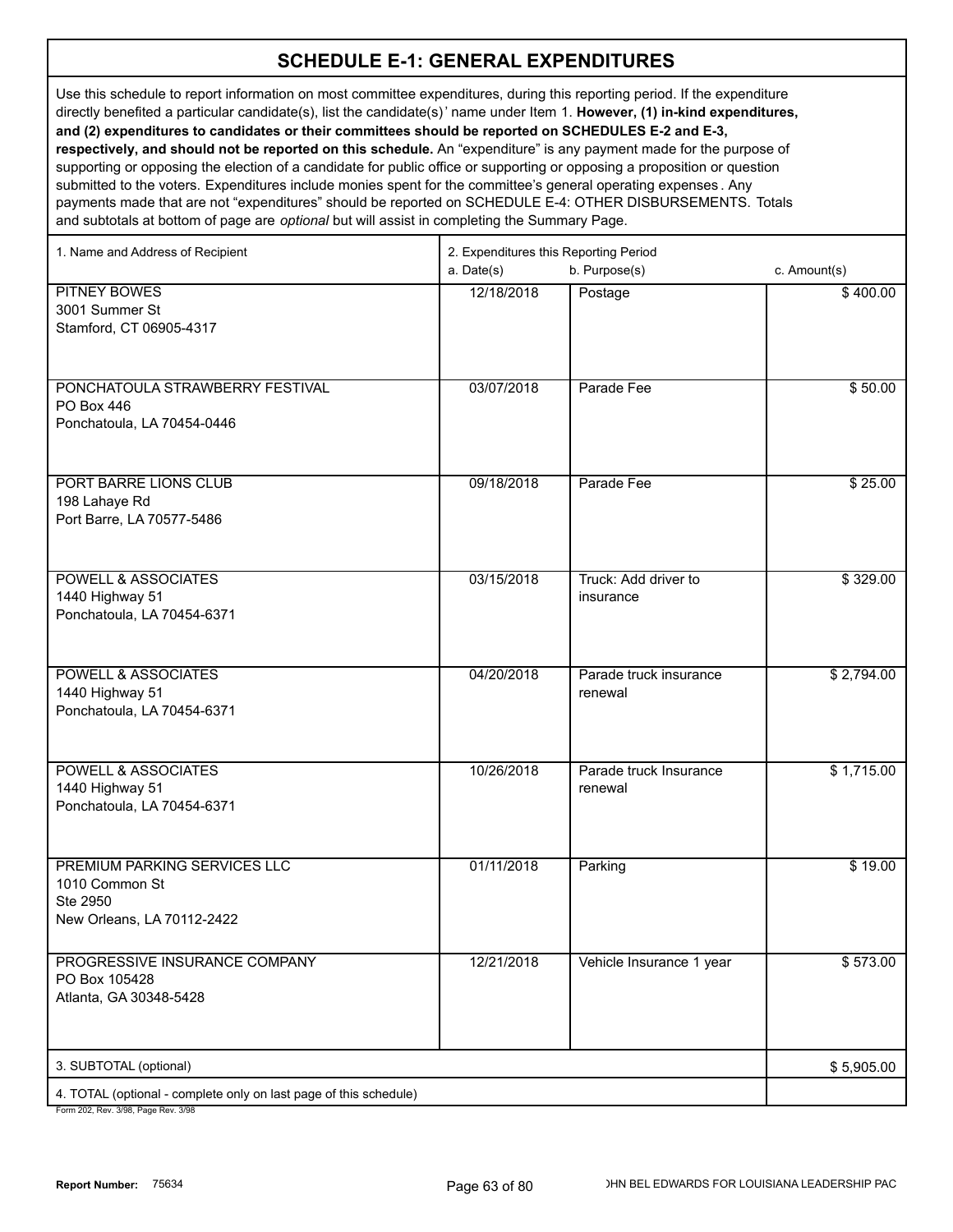## SCHEDULE E-1: GENERAL EXPENDITURES

Use this schedule to report information on most committee expenditures, during this reporting period. If the expenditure directly benefited a particular candidate(s), list the candidate(s)' name under Item 1. **However, (1) in-kind expenditures, and (2) expenditures to candidates or their committees should be reported on SCHEDULES E-2 and E-3, respectively, and should not be reported on this schedule.** An "expenditure" is any payment made for the purpose of supporting or opposing the election of a candidate for public office or supporting or opposing a proposition or question submitted to the voters. Expenditures include monies spent for the committee's general operating expenses. Any payments made that are not "expenditures" should be reported on SCHEDULE E-4: OTHER DISBURSEMENTS. Totals and subtotals at bottom of page are *optional* but will assist in completing the Summary Page.

| 1. Name and Address of Recipient | 2. Expenditures this Reporting Period a. Date(s) | b. Purpose(s) | c. Amount(s) |
|---|---|---|---|
| PITNEY BOWES<br>3001 Summer St<br>Stamford, CT 06905-4317 | 12/18/2018 | Postage | $ 400.00 |
| PONCHATOULA STRAWBERRY FESTIVAL<br>PO Box 446<br>Ponchatoula, LA 70454-0446 | 03/07/2018 | Parade Fee | $ 50.00 |
| PORT BARRE LIONS CLUB<br>198 Lahaye Rd<br>Port Barre, LA 70577-5486 | 09/18/2018 | Parade Fee | $ 25.00 |
| POWELL & ASSOCIATES<br>1440 Highway 51<br>Ponchatoula, LA 70454-6371 | 03/15/2018 | Truck: Add driver to insurance | $ 329.00 |
| POWELL & ASSOCIATES<br>1440 Highway 51<br>Ponchatoula, LA 70454-6371 | 04/20/2018 | Parade truck insurance renewal | $ 2,794.00 |
| POWELL & ASSOCIATES<br>1440 Highway 51<br>Ponchatoula, LA 70454-6371 | 10/26/2018 | Parade truck Insurance renewal | $ 1,715.00 |
| PREMIUM PARKING SERVICES LLC<br>1010 Common St<br>Ste 2950<br>New Orleans, LA 70112-2422 | 01/11/2018 | Parking | $ 19.00 |
| PROGRESSIVE INSURANCE COMPANY<br>PO Box 105428<br>Atlanta, GA 30348-5428 | 12/21/2018 | Vehicle Insurance 1 year | $ 573.00 |
| 3. SUBTOTAL (optional) | | | $ 5,905.00 |
| 4. TOTAL (optional - complete only on last page of this schedule) | | | |

Form 202, Rev. 3/98, Page Rev. 3/98

**Report Number:** 75634

JOHN BEL EDWARDS FOR LOUISIANA LEADERSHIP PAC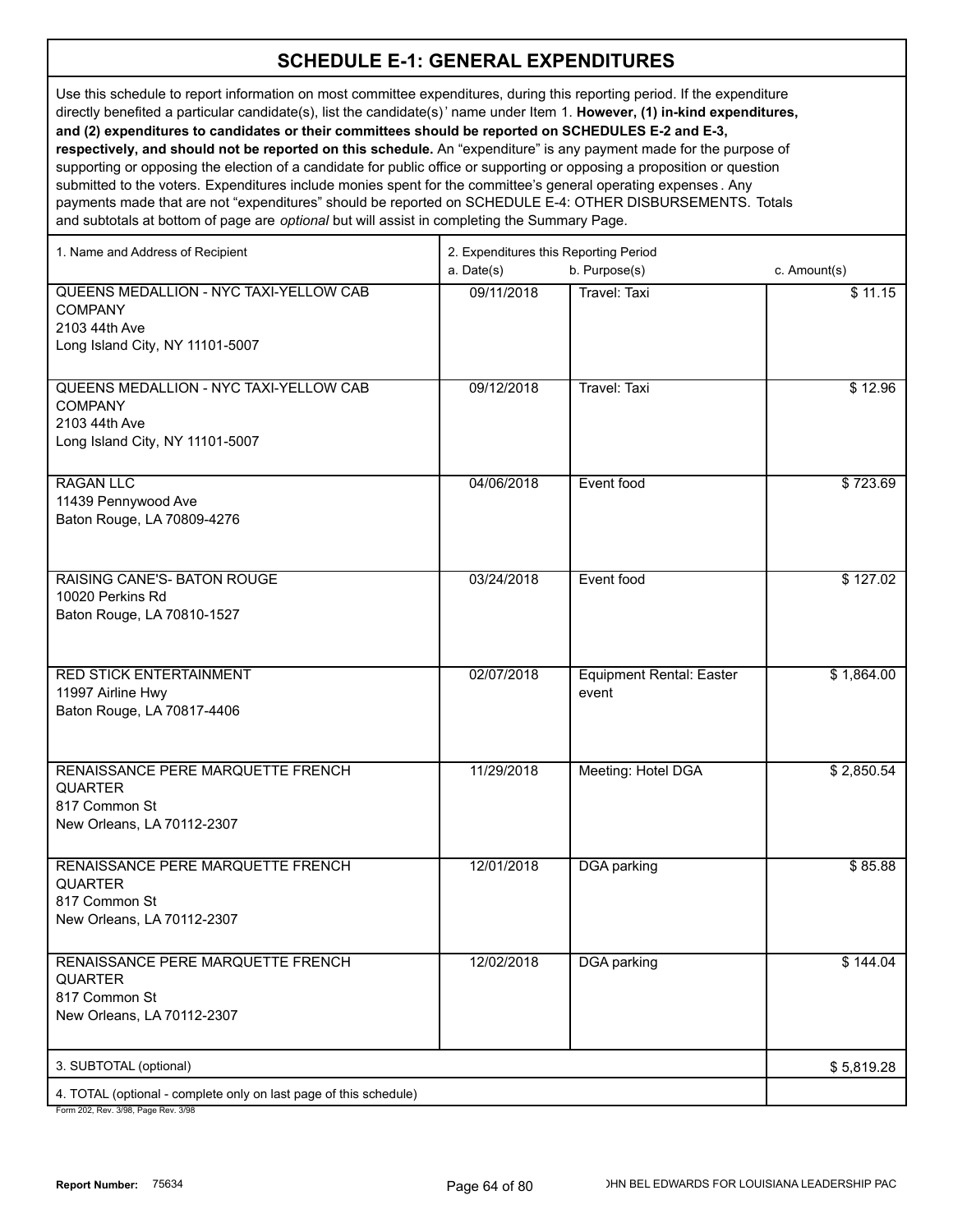## SCHEDULE E-1: GENERAL EXPENDITURES

Use this schedule to report information on most committee expenditures, during this reporting period. If the expenditure directly benefited a particular candidate(s), list the candidate(s)' name under Item 1. **However, (1) in-kind expenditures, and (2) expenditures to candidates or their committees should be reported on SCHEDULES E-2 and E-3, respectively, and should not be reported on this schedule.** An "expenditure" is any payment made for the purpose of supporting or opposing the election of a candidate for public office or supporting or opposing a proposition or question submitted to the voters. Expenditures include monies spent for the committee's general operating expenses. Any payments made that are not "expenditures" should be reported on SCHEDULE E-4: OTHER DISBURSEMENTS. Totals and subtotals at bottom of page are *optional* but will assist in completing the Summary Page.

| 1. Name and Address of Recipient | 2. Expenditures this Reporting Period a. Date(s) | b. Purpose(s) | c. Amount(s) |
|---|---|---|---|
| QUEENS MEDALLION - NYC TAXI-YELLOW CAB COMPANY<br>2103 44th Ave<br>Long Island City, NY 11101-5007 | 09/11/2018 | Travel: Taxi | $ 11.15 |
| QUEENS MEDALLION - NYC TAXI-YELLOW CAB COMPANY<br>2103 44th Ave<br>Long Island City, NY 11101-5007 | 09/12/2018 | Travel: Taxi | $ 12.96 |
| RAGAN LLC<br>11439 Pennywood Ave<br>Baton Rouge, LA 70809-4276 | 04/06/2018 | Event food | $ 723.69 |
| RAISING CANE'S- BATON ROUGE<br>10020 Perkins Rd<br>Baton Rouge, LA 70810-1527 | 03/24/2018 | Event food | $ 127.02 |
| RED STICK ENTERTAINMENT<br>11997 Airline Hwy<br>Baton Rouge, LA 70817-4406 | 02/07/2018 | Equipment Rental: Easter event | $ 1,864.00 |
| RENAISSANCE PERE MARQUETTE FRENCH QUARTER<br>817 Common St<br>New Orleans, LA 70112-2307 | 11/29/2018 | Meeting: Hotel DGA | $ 2,850.54 |
| RENAISSANCE PERE MARQUETTE FRENCH QUARTER<br>817 Common St<br>New Orleans, LA 70112-2307 | 12/01/2018 | DGA parking | $ 85.88 |
| RENAISSANCE PERE MARQUETTE FRENCH QUARTER<br>817 Common St<br>New Orleans, LA 70112-2307 | 12/02/2018 | DGA parking | $ 144.04 |
| 3. SUBTOTAL (optional) | | | $ 5,819.28 |
| 4. TOTAL (optional - complete only on last page of this schedule) | | | |

Form 202, Rev. 3/98, Page Rev. 3/98

**Report Number:** 75634

JOHN BEL EDWARDS FOR LOUISIANA LEADERSHIP PAC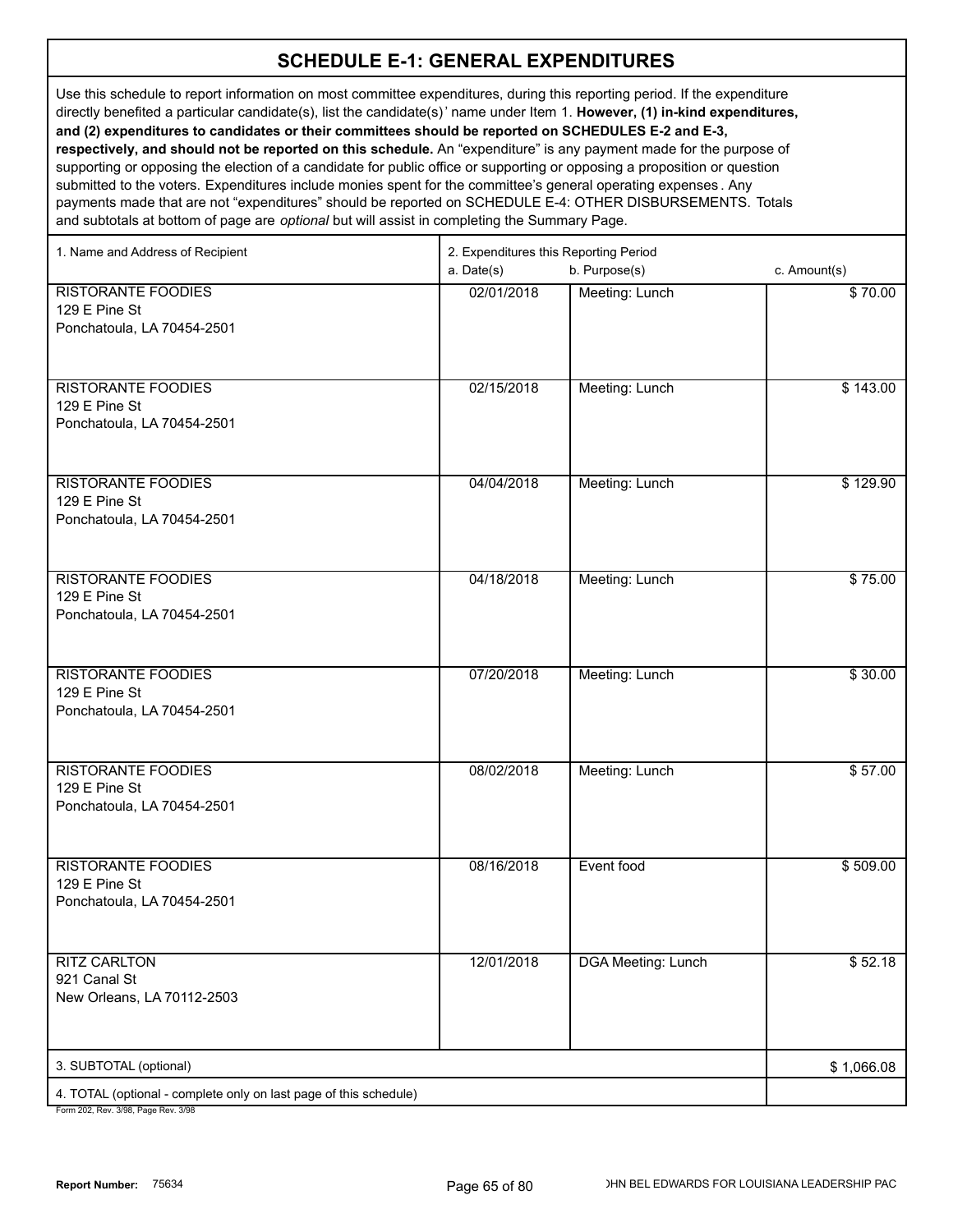# SCHEDULE E-1: GENERAL EXPENDITURES

Use this schedule to report information on most committee expenditures, during this reporting period. If the expenditure directly benefited a particular candidate(s), list the candidate(s)' name under Item 1. **However, (1) in-kind expenditures, and (2) expenditures to candidates or their committees should be reported on SCHEDULES E-2 and E-3, respectively, and should not be reported on this schedule.** An "expenditure" is any payment made for the purpose of supporting or opposing the election of a candidate for public office or supporting or opposing a proposition or question submitted to the voters. Expenditures include monies spent for the committee's general operating expenses. Any payments made that are not "expenditures" should be reported on SCHEDULE E-4: OTHER DISBURSEMENTS. Totals and subtotals at bottom of page are *optional* but will assist in completing the Summary Page.

| 1. Name and Address of Recipient | 2. Expenditures this Reporting Period<br>a. Date(s) | b. Purpose(s) | c. Amount(s) |
|---|---|---|---|
| RISTORANTE FOODIES<br>129 E Pine St<br>Ponchatoula, LA 70454-2501 | 02/01/2018 | Meeting: Lunch | $ 70.00 |
| RISTORANTE FOODIES<br>129 E Pine St<br>Ponchatoula, LA 70454-2501 | 02/15/2018 | Meeting: Lunch | $ 143.00 |
| RISTORANTE FOODIES<br>129 E Pine St<br>Ponchatoula, LA 70454-2501 | 04/04/2018 | Meeting: Lunch | $ 129.90 |
| RISTORANTE FOODIES<br>129 E Pine St<br>Ponchatoula, LA 70454-2501 | 04/18/2018 | Meeting: Lunch | $ 75.00 |
| RISTORANTE FOODIES<br>129 E Pine St<br>Ponchatoula, LA 70454-2501 | 07/20/2018 | Meeting: Lunch | $ 30.00 |
| RISTORANTE FOODIES<br>129 E Pine St<br>Ponchatoula, LA 70454-2501 | 08/02/2018 | Meeting: Lunch | $ 57.00 |
| RISTORANTE FOODIES<br>129 E Pine St<br>Ponchatoula, LA 70454-2501 | 08/16/2018 | Event food | $ 509.00 |
| RITZ CARLTON<br>921 Canal St<br>New Orleans, LA 70112-2503 | 12/01/2018 | DGA Meeting: Lunch | $ 52.18 |
| 3. SUBTOTAL (optional) | | | $ 1,066.08 |
| 4. TOTAL (optional - complete only on last page of this schedule) | | | |

Form 202, Rev. 3/98, Page Rev. 3/98

**Report Number:** 75634

JOHN BEL EDWARDS FOR LOUISIANA LEADERSHIP PAC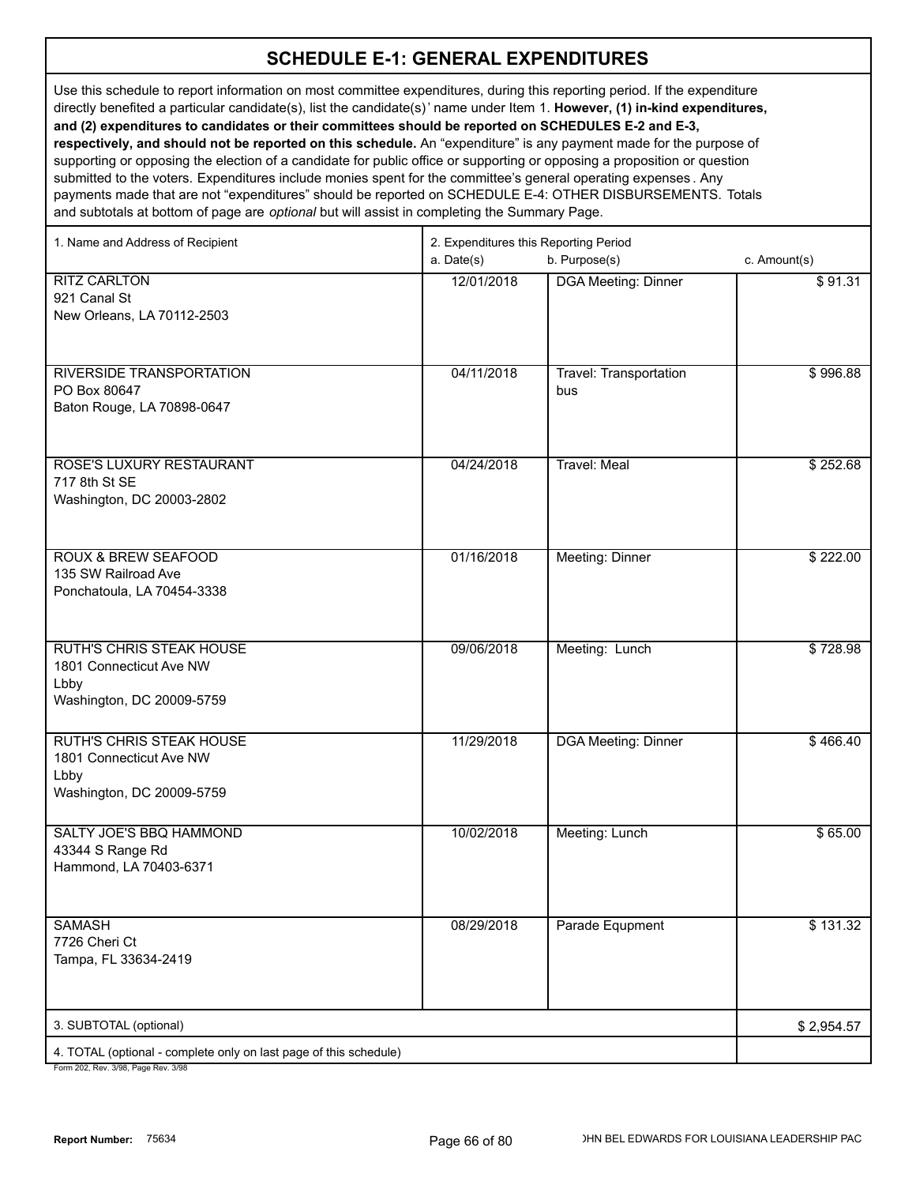# SCHEDULE E-1: GENERAL EXPENDITURES

Use this schedule to report information on most committee expenditures, during this reporting period. If the expenditure directly benefited a particular candidate(s), list the candidate(s)' name under Item 1. **However, (1) in-kind expenditures, and (2) expenditures to candidates or their committees should be reported on SCHEDULES E-2 and E-3, respectively, and should not be reported on this schedule.** An "expenditure" is any payment made for the purpose of supporting or opposing the election of a candidate for public office or supporting or opposing a proposition or question submitted to the voters. Expenditures include monies spent for the committee's general operating expenses. Any payments made that are not "expenditures" should be reported on SCHEDULE E-4: OTHER DISBURSEMENTS. Totals and subtotals at bottom of page are *optional* but will assist in completing the Summary Page.

| 1. Name and Address of Recipient | 2. Expenditures this Reporting Period a. Date(s) | b. Purpose(s) | c. Amount(s) |
|---|---|---|---|
| RITZ CARLTON<br>921 Canal St<br>New Orleans, LA 70112-2503 | 12/01/2018 | DGA Meeting: Dinner | $ 91.31 |
| RIVERSIDE TRANSPORTATION<br>PO Box 80647<br>Baton Rouge, LA 70898-0647 | 04/11/2018 | Travel: Transportation bus | $ 996.88 |
| ROSE'S LUXURY RESTAURANT<br>717 8th St SE<br>Washington, DC 20003-2802 | 04/24/2018 | Travel: Meal | $ 252.68 |
| ROUX & BREW SEAFOOD<br>135 SW Railroad Ave<br>Ponchatoula, LA 70454-3338 | 01/16/2018 | Meeting: Dinner | $ 222.00 |
| RUTH'S CHRIS STEAK HOUSE<br>1801 Connecticut Ave NW<br>Lbby<br>Washington, DC 20009-5759 | 09/06/2018 | Meeting: Lunch | $ 728.98 |
| RUTH'S CHRIS STEAK HOUSE<br>1801 Connecticut Ave NW<br>Lbby<br>Washington, DC 20009-5759 | 11/29/2018 | DGA Meeting: Dinner | $ 466.40 |
| SALTY JOE'S BBQ HAMMOND<br>43344 S Range Rd<br>Hammond, LA 70403-6371 | 10/02/2018 | Meeting: Lunch | $ 65.00 |
| SAMASH<br>7726 Cheri Ct<br>Tampa, FL 33634-2419 | 08/29/2018 | Parade Equipment | $ 131.32 |
| 3. SUBTOTAL (optional) | | | $ 2,954.57 |
| 4. TOTAL (optional - complete only on last page of this schedule) | | | |

Form 202, Rev. 3/98, Page Rev. 3/98

Report Number: 75634

JOHN BEL EDWARDS FOR LOUISIANA LEADERSHIP PAC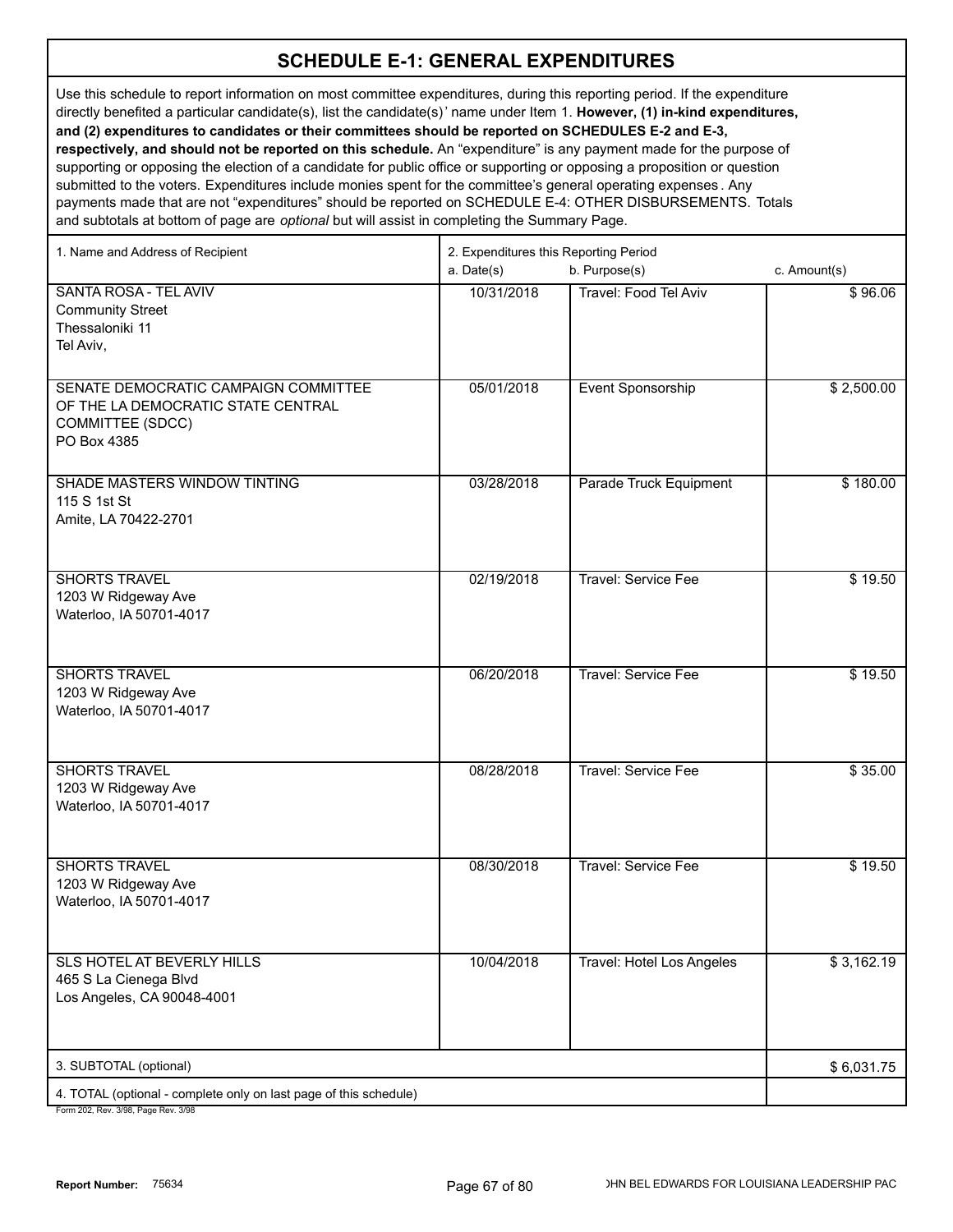# SCHEDULE E-1: GENERAL EXPENDITURES

Use this schedule to report information on most committee expenditures, during this reporting period. If the expenditure directly benefited a particular candidate(s), list the candidate(s)' name under Item 1. **However, (1) in-kind expenditures, and (2) expenditures to candidates or their committees should be reported on SCHEDULES E-2 and E-3, respectively, and should not be reported on this schedule.** An "expenditure" is any payment made for the purpose of supporting or opposing the election of a candidate for public office or supporting or opposing a proposition or question submitted to the voters. Expenditures include monies spent for the committee's general operating expenses. Any payments made that are not "expenditures" should be reported on SCHEDULE E-4: OTHER DISBURSEMENTS. Totals and subtotals at bottom of page are *optional* but will assist in completing the Summary Page.

| 1. Name and Address of Recipient | 2. Expenditures this Reporting Period a. Date(s) | b. Purpose(s) | c. Amount(s) |
|---|---|---|---|
| SANTA ROSA - TEL AVIV<br>Community Street<br>Thessaloniki 11<br>Tel Aviv, | 10/31/2018 | Travel: Food Tel Aviv | $ 96.06 |
| SENATE DEMOCRATIC CAMPAIGN COMMITTEE OF THE LA DEMOCRATIC STATE CENTRAL COMMITTEE (SDCC)<br>PO Box 4385 | 05/01/2018 | Event Sponsorship | $ 2,500.00 |
| SHADE MASTERS WINDOW TINTING<br>115 S 1st St<br>Amite, LA 70422-2701 | 03/28/2018 | Parade Truck Equipment | $ 180.00 |
| SHORTS TRAVEL<br>1203 W Ridgeway Ave<br>Waterloo, IA 50701-4017 | 02/19/2018 | Travel: Service Fee | $ 19.50 |
| SHORTS TRAVEL<br>1203 W Ridgeway Ave<br>Waterloo, IA 50701-4017 | 06/20/2018 | Travel: Service Fee | $ 19.50 |
| SHORTS TRAVEL<br>1203 W Ridgeway Ave<br>Waterloo, IA 50701-4017 | 08/28/2018 | Travel: Service Fee | $ 35.00 |
| SHORTS TRAVEL<br>1203 W Ridgeway Ave<br>Waterloo, IA 50701-4017 | 08/30/2018 | Travel: Service Fee | $ 19.50 |
| SLS HOTEL AT BEVERLY HILLS<br>465 S La Cienega Blvd<br>Los Angeles, CA 90048-4001 | 10/04/2018 | Travel: Hotel Los Angeles | $ 3,162.19 |
| 3. SUBTOTAL (optional) | | | $ 6,031.75 |
| 4. TOTAL (optional - complete only on last page of this schedule) | | | |

Form 202, Rev. 3/98, Page Rev. 3/98

**Report Number:** 75634

JOHN BEL EDWARDS FOR LOUISIANA LEADERSHIP PAC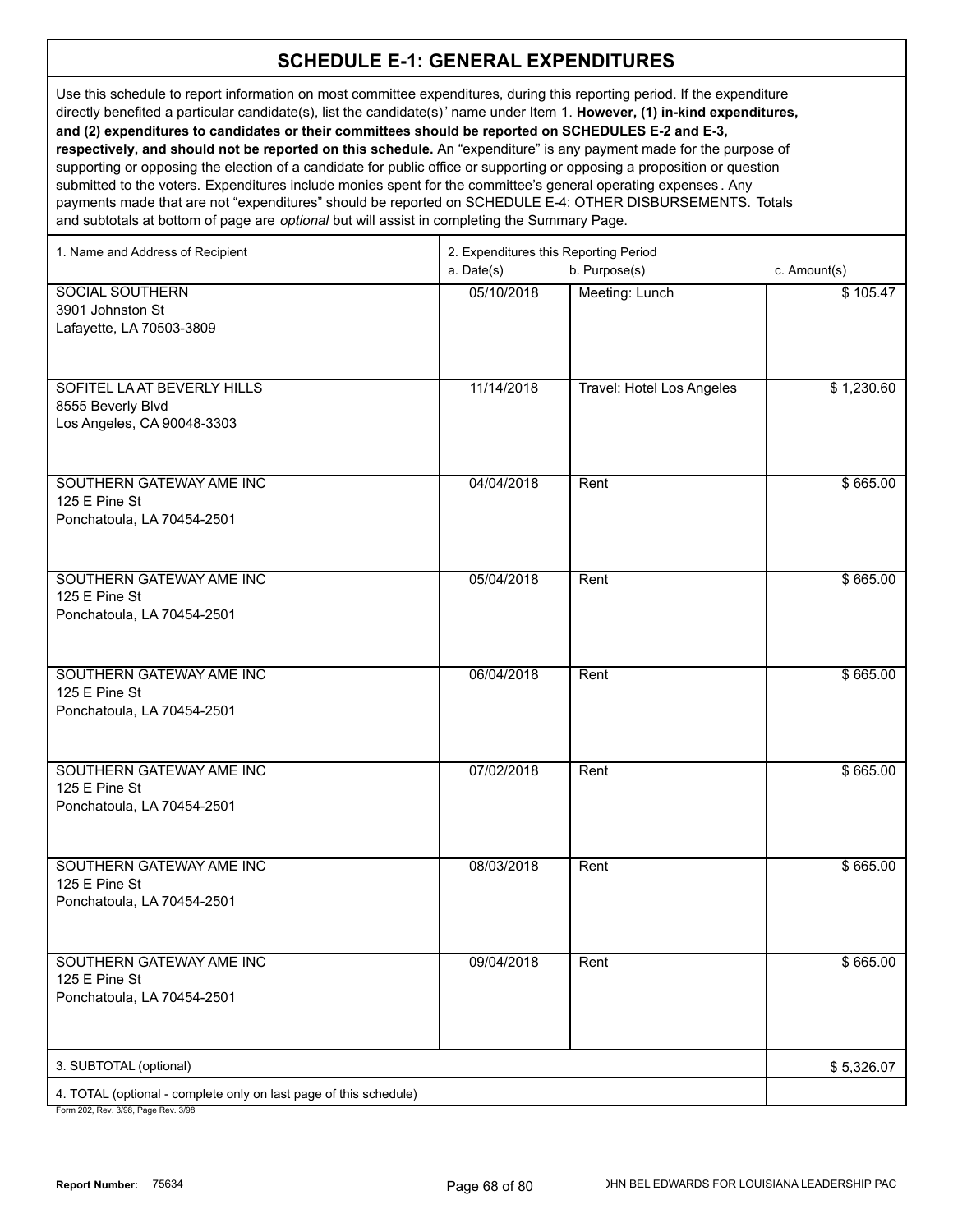# SCHEDULE E-1: GENERAL EXPENDITURES

Use this schedule to report information on most committee expenditures, during this reporting period. If the expenditure directly benefited a particular candidate(s), list the candidate(s)' name under Item 1. **However, (1) in-kind expenditures, and (2) expenditures to candidates or their committees should be reported on SCHEDULES E-2 and E-3, respectively, and should not be reported on this schedule.** An "expenditure" is any payment made for the purpose of supporting or opposing the election of a candidate for public office or supporting or opposing a proposition or question submitted to the voters. Expenditures include monies spent for the committee's general operating expenses. Any payments made that are not "expenditures" should be reported on SCHEDULE E-4: OTHER DISBURSEMENTS. Totals and subtotals at bottom of page are *optional* but will assist in completing the Summary Page.

| 1. Name and Address of Recipient | 2. Expenditures this Reporting Period a. Date(s) | b. Purpose(s) | c. Amount(s) |
|---|---|---|---|
| SOCIAL SOUTHERN<br>3901 Johnston St<br>Lafayette, LA 70503-3809 | 05/10/2018 | Meeting: Lunch | $ 105.47 |
| SOFITEL LA AT BEVERLY HILLS<br>8555 Beverly Blvd<br>Los Angeles, CA 90048-3303 | 11/14/2018 | Travel: Hotel Los Angeles | $ 1,230.60 |
| SOUTHERN GATEWAY AME INC<br>125 E Pine St<br>Ponchatoula, LA 70454-2501 | 04/04/2018 | Rent | $ 665.00 |
| SOUTHERN GATEWAY AME INC<br>125 E Pine St<br>Ponchatoula, LA 70454-2501 | 05/04/2018 | Rent | $ 665.00 |
| SOUTHERN GATEWAY AME INC<br>125 E Pine St<br>Ponchatoula, LA 70454-2501 | 06/04/2018 | Rent | $ 665.00 |
| SOUTHERN GATEWAY AME INC<br>125 E Pine St<br>Ponchatoula, LA 70454-2501 | 07/02/2018 | Rent | $ 665.00 |
| SOUTHERN GATEWAY AME INC<br>125 E Pine St<br>Ponchatoula, LA 70454-2501 | 08/03/2018 | Rent | $ 665.00 |
| SOUTHERN GATEWAY AME INC<br>125 E Pine St<br>Ponchatoula, LA 70454-2501 | 09/04/2018 | Rent | $ 665.00 |
| 3. SUBTOTAL (optional) | | | $ 5,326.07 |
| 4. TOTAL (optional - complete only on last page of this schedule) | | | |

Form 202, Rev. 3/98, Page Rev. 3/98

**Report Number:** 75634

JOHN BEL EDWARDS FOR LOUISIANA LEADERSHIP PAC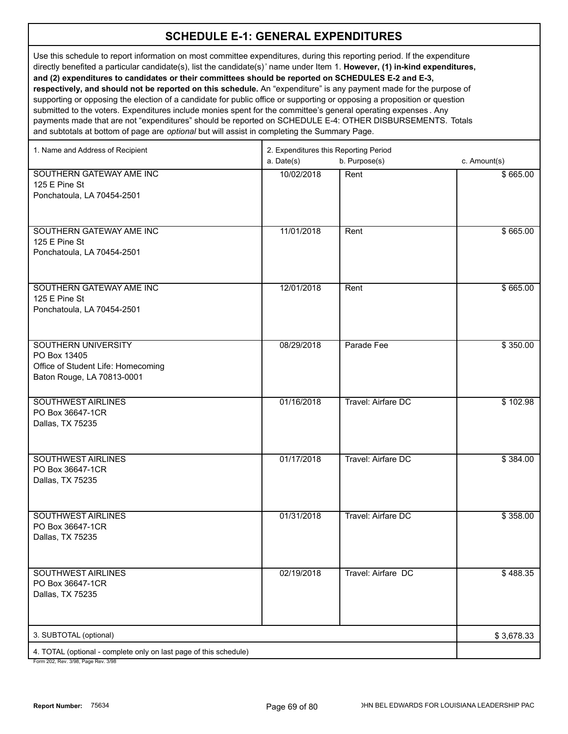# SCHEDULE E-1: GENERAL EXPENDITURES

Use this schedule to report information on most committee expenditures, during this reporting period. If the expenditure directly benefited a particular candidate(s), list the candidate(s)' name under Item 1. **However, (1) in-kind expenditures, and (2) expenditures to candidates or their committees should be reported on SCHEDULES E-2 and E-3, respectively, and should not be reported on this schedule.** An "expenditure" is any payment made for the purpose of supporting or opposing the election of a candidate for public office or supporting or opposing a proposition or question submitted to the voters. Expenditures include monies spent for the committee's general operating expenses. Any payments made that are not "expenditures" should be reported on SCHEDULE E-4: OTHER DISBURSEMENTS. Totals and subtotals at bottom of page are *optional* but will assist in completing the Summary Page.

| 1. Name and Address of Recipient | 2. Expenditures this Reporting Period a. Date(s) | b. Purpose(s) | c. Amount(s) |
|---|---|---|---|
| SOUTHERN GATEWAY AME INC<br>125 E Pine St<br>Ponchatoula, LA 70454-2501 | 10/02/2018 | Rent | $ 665.00 |
| SOUTHERN GATEWAY AME INC<br>125 E Pine St<br>Ponchatoula, LA 70454-2501 | 11/01/2018 | Rent | $ 665.00 |
| SOUTHERN GATEWAY AME INC<br>125 E Pine St<br>Ponchatoula, LA 70454-2501 | 12/01/2018 | Rent | $ 665.00 |
| SOUTHERN UNIVERSITY<br>PO Box 13405<br>Office of Student Life: Homecoming<br>Baton Rouge, LA 70813-0001 | 08/29/2018 | Parade Fee | $ 350.00 |
| SOUTHWEST AIRLINES<br>PO Box 36647-1CR<br>Dallas, TX 75235 | 01/16/2018 | Travel: Airfare DC | $ 102.98 |
| SOUTHWEST AIRLINES<br>PO Box 36647-1CR<br>Dallas, TX 75235 | 01/17/2018 | Travel: Airfare DC | $ 384.00 |
| SOUTHWEST AIRLINES<br>PO Box 36647-1CR<br>Dallas, TX 75235 | 01/31/2018 | Travel: Airfare DC | $ 358.00 |
| SOUTHWEST AIRLINES<br>PO Box 36647-1CR<br>Dallas, TX 75235 | 02/19/2018 | Travel: Airfare DC | $ 488.35 |
| 3. SUBTOTAL (optional) | | | $ 3,678.33 |
| 4. TOTAL (optional - complete only on last page of this schedule) | | | |

Form 202, Rev. 3/98, Page Rev. 3/98

**Report Number:** 75634

JOHN BEL EDWARDS FOR LOUISIANA LEADERSHIP PAC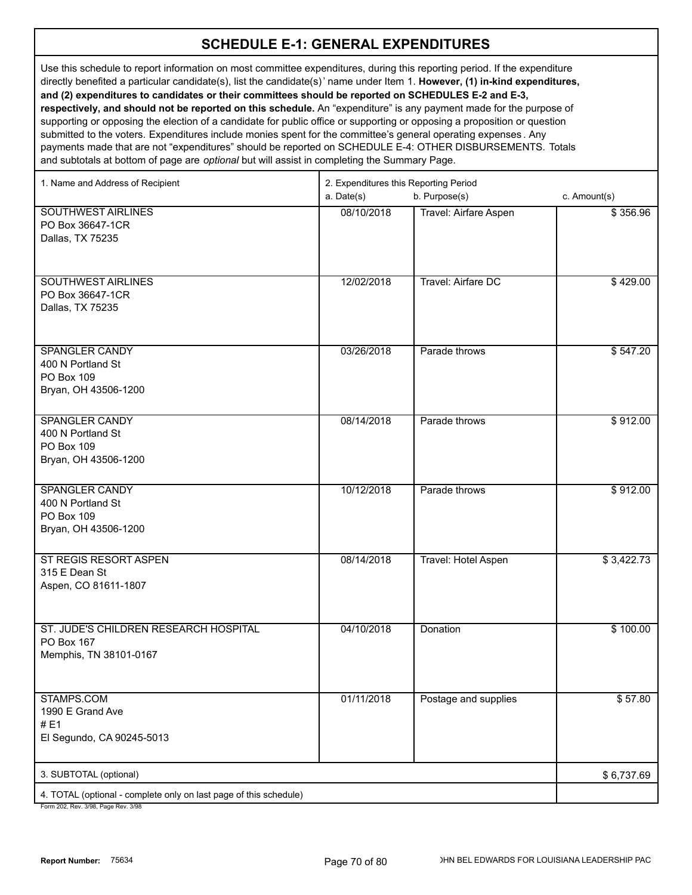# SCHEDULE E-1: GENERAL EXPENDITURES

Use this schedule to report information on most committee expenditures, during this reporting period. If the expenditure directly benefited a particular candidate(s), list the candidate(s)' name under Item 1. **However, (1) in-kind expenditures, and (2) expenditures to candidates or their committees should be reported on SCHEDULES E-2 and E-3, respectively, and should not be reported on this schedule.** An "expenditure" is any payment made for the purpose of supporting or opposing the election of a candidate for public office or supporting or opposing a proposition or question submitted to the voters. Expenditures include monies spent for the committee's general operating expenses. Any payments made that are not "expenditures" should be reported on SCHEDULE E-4: OTHER DISBURSEMENTS. Totals and subtotals at bottom of page are *optional* but will assist in completing the Summary Page.

| 1. Name and Address of Recipient | 2. Expenditures this Reporting Period a. Date(s) | b. Purpose(s) | c. Amount(s) |
|---|---|---|---|
| SOUTHWEST AIRLINES<br>PO Box 36647-1CR<br>Dallas, TX 75235 | 08/10/2018 | Travel: Airfare Aspen | $ 356.96 |
| SOUTHWEST AIRLINES<br>PO Box 36647-1CR<br>Dallas, TX 75235 | 12/02/2018 | Travel: Airfare DC | $ 429.00 |
| SPANGLER CANDY<br>400 N Portland St<br>PO Box 109<br>Bryan, OH 43506-1200 | 03/26/2018 | Parade throws | $ 547.20 |
| SPANGLER CANDY<br>400 N Portland St<br>PO Box 109<br>Bryan, OH 43506-1200 | 08/14/2018 | Parade throws | $ 912.00 |
| SPANGLER CANDY<br>400 N Portland St<br>PO Box 109<br>Bryan, OH 43506-1200 | 10/12/2018 | Parade throws | $ 912.00 |
| ST REGIS RESORT ASPEN<br>315 E Dean St<br>Aspen, CO 81611-1807 | 08/14/2018 | Travel: Hotel Aspen | $ 3,422.73 |
| ST. JUDE'S CHILDREN RESEARCH HOSPITAL<br>PO Box 167<br>Memphis, TN 38101-0167 | 04/10/2018 | Donation | $ 100.00 |
| STAMPS.COM<br>1990 E Grand Ave<br># E1<br>El Segundo, CA 90245-5013 | 01/11/2018 | Postage and supplies | $ 57.80 |
| 3. SUBTOTAL (optional) | | | $ 6,737.69 |
| 4. TOTAL (optional - complete only on last page of this schedule) | | | |

Form 202, Rev. 3/98, Page Rev. 3/98

Report Number: 75634

JOHN BEL EDWARDS FOR LOUISIANA LEADERSHIP PAC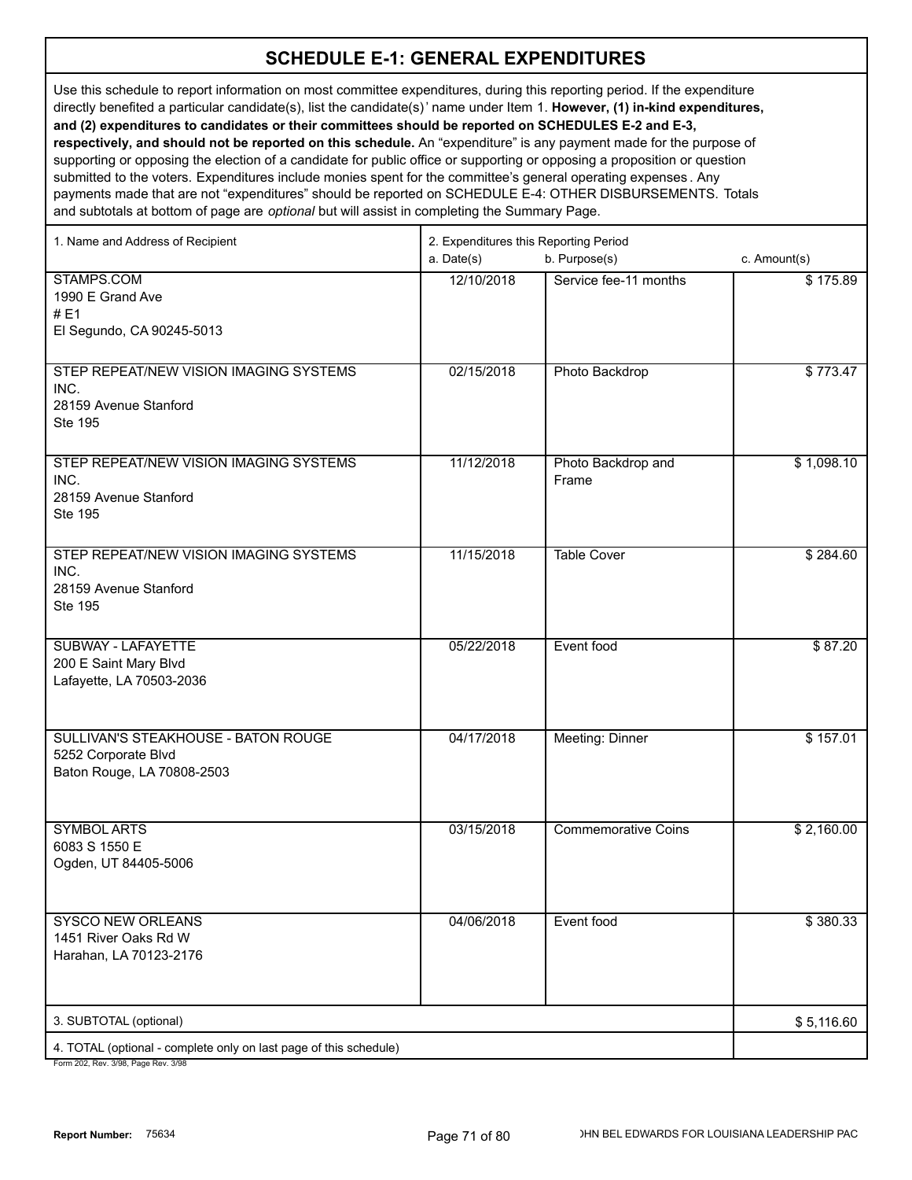# SCHEDULE E-1: GENERAL EXPENDITURES

Use this schedule to report information on most committee expenditures, during this reporting period. If the expenditure directly benefited a particular candidate(s), list the candidate(s)' name under Item 1. **However, (1) in-kind expenditures, and (2) expenditures to candidates or their committees should be reported on SCHEDULES E-2 and E-3, respectively, and should not be reported on this schedule.** An "expenditure" is any payment made for the purpose of supporting or opposing the election of a candidate for public office or supporting or opposing a proposition or question submitted to the voters. Expenditures include monies spent for the committee's general operating expenses. Any payments made that are not "expenditures" should be reported on SCHEDULE E-4: OTHER DISBURSEMENTS. Totals and subtotals at bottom of page are *optional* but will assist in completing the Summary Page.

| 1. Name and Address of Recipient | 2. Expenditures this Reporting Period a. Date(s) | b. Purpose(s) | c. Amount(s) |
|---|---|---|---|
| STAMPS.COM<br>1990 E Grand Ave<br># E1<br>El Segundo, CA 90245-5013 | 12/10/2018 | Service fee-11 months | $ 175.89 |
| STEP REPEAT/NEW VISION IMAGING SYSTEMS INC.<br>28159 Avenue Stanford<br>Ste 195 | 02/15/2018 | Photo Backdrop | $ 773.47 |
| STEP REPEAT/NEW VISION IMAGING SYSTEMS INC.<br>28159 Avenue Stanford<br>Ste 195 | 11/12/2018 | Photo Backdrop and Frame | $ 1,098.10 |
| STEP REPEAT/NEW VISION IMAGING SYSTEMS INC.<br>28159 Avenue Stanford<br>Ste 195 | 11/15/2018 | Table Cover | $ 284.60 |
| SUBWAY - LAFAYETTE<br>200 E Saint Mary Blvd<br>Lafayette, LA 70503-2036 | 05/22/2018 | Event food | $ 87.20 |
| SULLIVAN'S STEAKHOUSE - BATON ROUGE<br>5252 Corporate Blvd<br>Baton Rouge, LA 70808-2503 | 04/17/2018 | Meeting: Dinner | $ 157.01 |
| SYMBOL ARTS<br>6083 S 1550 E<br>Ogden, UT 84405-5006 | 03/15/2018 | Commemorative Coins | $ 2,160.00 |
| SYSCO NEW ORLEANS<br>1451 River Oaks Rd W<br>Harahan, LA 70123-2176 | 04/06/2018 | Event food | $ 380.33 |
| 3. SUBTOTAL (optional) | | | $ 5,116.60 |
| 4. TOTAL (optional - complete only on last page of this schedule) | | | |

Form 202, Rev. 3/98, Page Rev. 3/98

**Report Number:** 75634

JOHN BEL EDWARDS FOR LOUISIANA LEADERSHIP PAC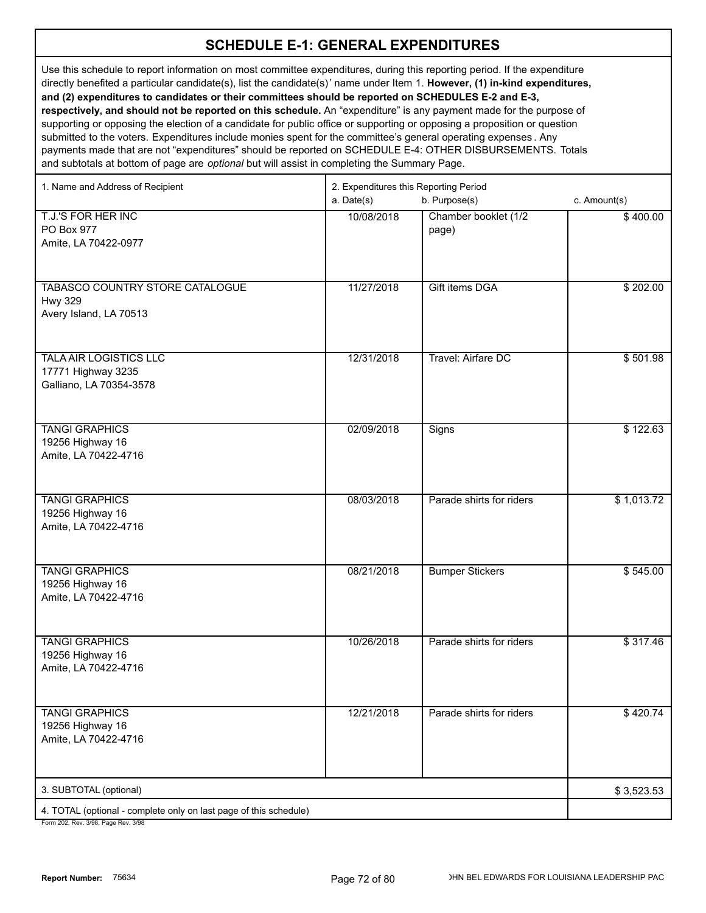# SCHEDULE E-1: GENERAL EXPENDITURES

Use this schedule to report information on most committee expenditures, during this reporting period. If the expenditure directly benefited a particular candidate(s), list the candidate(s)' name under Item 1. **However, (1) in-kind expenditures, and (2) expenditures to candidates or their committees should be reported on SCHEDULES E-2 and E-3, respectively, and should not be reported on this schedule.** An "expenditure" is any payment made for the purpose of supporting or opposing the election of a candidate for public office or supporting or opposing a proposition or question submitted to the voters. Expenditures include monies spent for the committee's general operating expenses. Any payments made that are not "expenditures" should be reported on SCHEDULE E-4: OTHER DISBURSEMENTS. Totals and subtotals at bottom of page are *optional* but will assist in completing the Summary Page.

| 1. Name and Address of Recipient | 2. Expenditures this Reporting Period a. Date(s) | b. Purpose(s) | c. Amount(s) |
|---|---|---|---|
| T.J.'S FOR HER INC<br>PO Box 977<br>Amite, LA 70422-0977 | 10/08/2018 | Chamber booklet (1/2 page) | $ 400.00 |
| TABASCO COUNTRY STORE CATALOGUE<br>Hwy 329<br>Avery Island, LA 70513 | 11/27/2018 | Gift items DGA | $ 202.00 |
| TALA AIR LOGISTICS LLC<br>17771 Highway 3235<br>Galliano, LA 70354-3578 | 12/31/2018 | Travel: Airfare DC | $ 501.98 |
| TANGI GRAPHICS<br>19256 Highway 16<br>Amite, LA 70422-4716 | 02/09/2018 | Signs | $ 122.63 |
| TANGI GRAPHICS<br>19256 Highway 16<br>Amite, LA 70422-4716 | 08/03/2018 | Parade shirts for riders | $ 1,013.72 |
| TANGI GRAPHICS<br>19256 Highway 16<br>Amite, LA 70422-4716 | 08/21/2018 | Bumper Stickers | $ 545.00 |
| TANGI GRAPHICS<br>19256 Highway 16<br>Amite, LA 70422-4716 | 10/26/2018 | Parade shirts for riders | $ 317.46 |
| TANGI GRAPHICS<br>19256 Highway 16<br>Amite, LA 70422-4716 | 12/21/2018 | Parade shirts for riders | $ 420.74 |
| 3. SUBTOTAL (optional) | | | $ 3,523.53 |
| 4. TOTAL (optional - complete only on last page of this schedule) | | | |

Form 202, Rev. 3/98, Page Rev. 3/98

**Report Number:** 75634

JOHN BEL EDWARDS FOR LOUISIANA LEADERSHIP PAC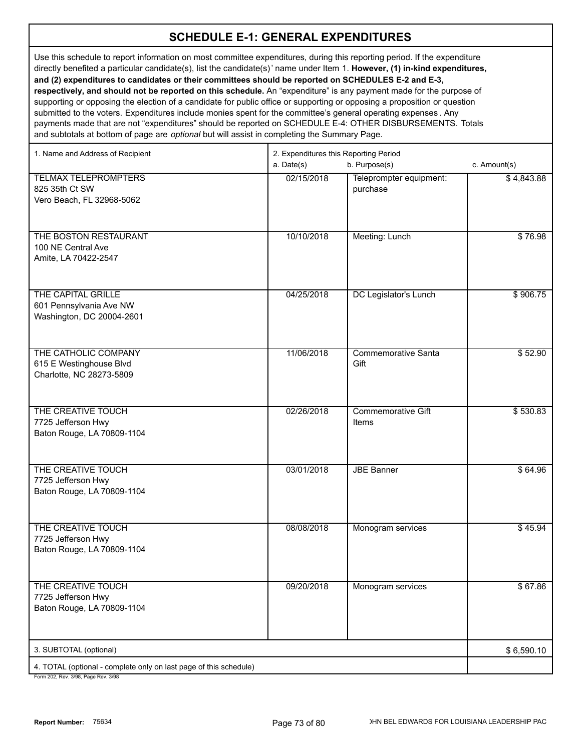# SCHEDULE E-1: GENERAL EXPENDITURES

Use this schedule to report information on most committee expenditures, during this reporting period. If the expenditure directly benefited a particular candidate(s), list the candidate(s)' name under Item 1. **However, (1) in-kind expenditures, and (2) expenditures to candidates or their committees should be reported on SCHEDULES E-2 and E-3, respectively, and should not be reported on this schedule.** An "expenditure" is any payment made for the purpose of supporting or opposing the election of a candidate for public office or supporting or opposing a proposition or question submitted to the voters. Expenditures include monies spent for the committee's general operating expenses. Any payments made that are not "expenditures" should be reported on SCHEDULE E-4: OTHER DISBURSEMENTS. Totals and subtotals at bottom of page are *optional* but will assist in completing the Summary Page.

| 1. Name and Address of Recipient | 2. Expenditures this Reporting Period a. Date(s) | b. Purpose(s) | c. Amount(s) |
|---|---|---|---|
| TELMAX TELEPROMPTERS<br>825 35th Ct SW<br>Vero Beach, FL 32968-5062 | 02/15/2018 | Teleprompter equipment: purchase | $ 4,843.88 |
| THE BOSTON RESTAURANT<br>100 NE Central Ave<br>Amite, LA 70422-2547 | 10/10/2018 | Meeting: Lunch | $ 76.98 |
| THE CAPITAL GRILLE<br>601 Pennsylvania Ave NW<br>Washington, DC 20004-2601 | 04/25/2018 | DC Legislator's Lunch | $ 906.75 |
| THE CATHOLIC COMPANY<br>615 E Westinghouse Blvd<br>Charlotte, NC 28273-5809 | 11/06/2018 | Commemorative Santa Gift | $ 52.90 |
| THE CREATIVE TOUCH<br>7725 Jefferson Hwy<br>Baton Rouge, LA 70809-1104 | 02/26/2018 | Commemorative Gift Items | $ 530.83 |
| THE CREATIVE TOUCH<br>7725 Jefferson Hwy<br>Baton Rouge, LA 70809-1104 | 03/01/2018 | JBE Banner | $ 64.96 |
| THE CREATIVE TOUCH<br>7725 Jefferson Hwy<br>Baton Rouge, LA 70809-1104 | 08/08/2018 | Monogram services | $ 45.94 |
| THE CREATIVE TOUCH<br>7725 Jefferson Hwy<br>Baton Rouge, LA 70809-1104 | 09/20/2018 | Monogram services | $ 67.86 |
| 3. SUBTOTAL (optional) | | | $ 6,590.10 |
| 4. TOTAL (optional - complete only on last page of this schedule) | | | |

Form 202, Rev. 3/98, Page Rev. 3/98

Report Number: 75634

JOHN BEL EDWARDS FOR LOUISIANA LEADERSHIP PAC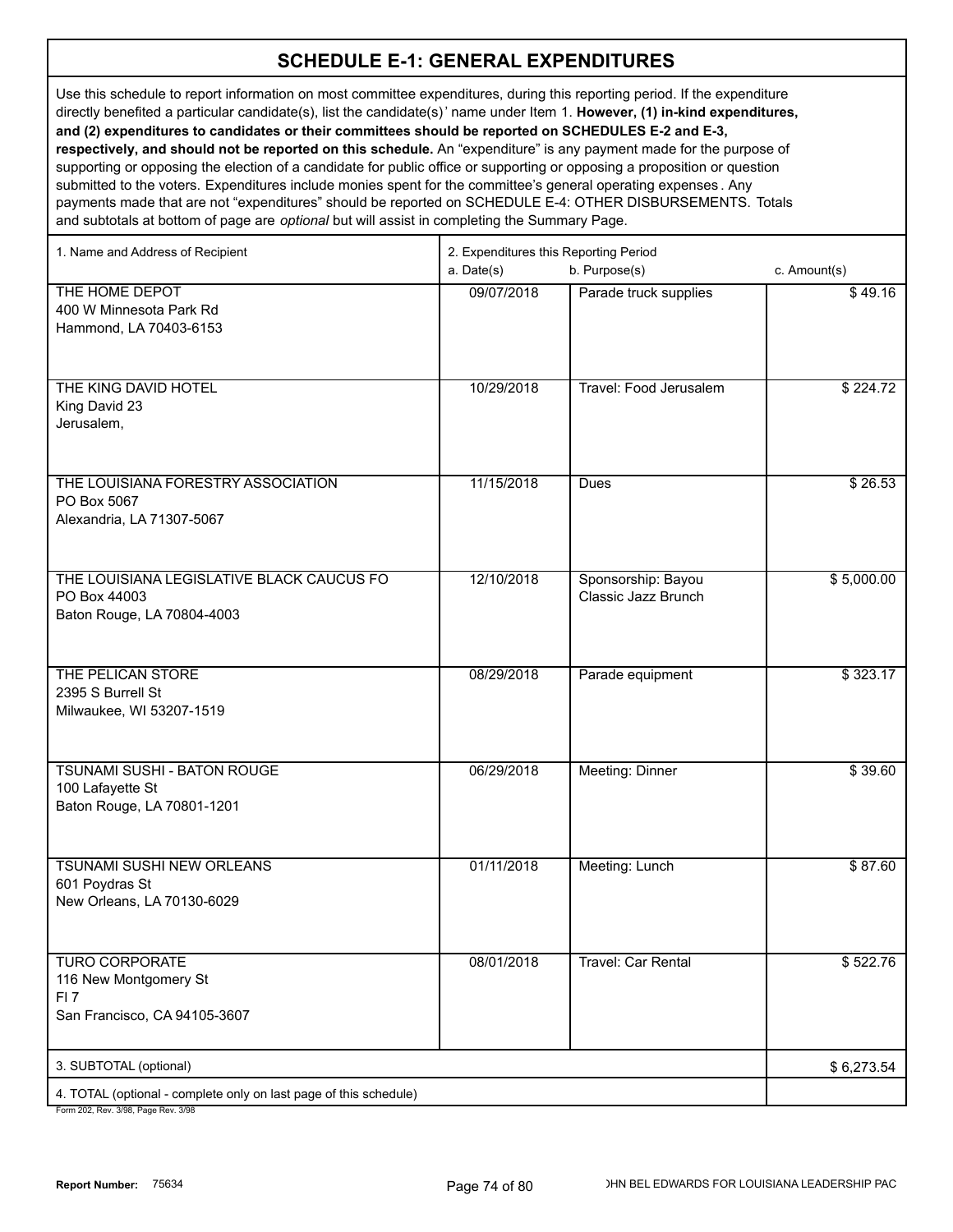# SCHEDULE E-1: GENERAL EXPENDITURES

Use this schedule to report information on most committee expenditures, during this reporting period. If the expenditure directly benefited a particular candidate(s), list the candidate(s)' name under Item 1. **However, (1) in-kind expenditures, and (2) expenditures to candidates or their committees should be reported on SCHEDULES E-2 and E-3, respectively, and should not be reported on this schedule.** An "expenditure" is any payment made for the purpose of supporting or opposing the election of a candidate for public office or supporting or opposing a proposition or question submitted to the voters. Expenditures include monies spent for the committee's general operating expenses. Any payments made that are not "expenditures" should be reported on SCHEDULE E-4: OTHER DISBURSEMENTS. Totals and subtotals at bottom of page are *optional* but will assist in completing the Summary Page.

| 1. Name and Address of Recipient | 2. Expenditures this Reporting Period<br>a. Date(s) | b. Purpose(s) | c. Amount(s) |
|---|---|---|---|
| THE HOME DEPOT<br>400 W Minnesota Park Rd<br>Hammond, LA 70403-6153 | 09/07/2018 | Parade truck supplies | $ 49.16 |
| THE KING DAVID HOTEL<br>King David 23<br>Jerusalem, | 10/29/2018 | Travel: Food Jerusalem | $ 224.72 |
| THE LOUISIANA FORESTRY ASSOCIATION<br>PO Box 5067<br>Alexandria, LA 71307-5067 | 11/15/2018 | Dues | $ 26.53 |
| THE LOUISIANA LEGISLATIVE BLACK CAUCUS FO<br>PO Box 44003<br>Baton Rouge, LA 70804-4003 | 12/10/2018 | Sponsorship: Bayou Classic Jazz Brunch | $ 5,000.00 |
| THE PELICAN STORE<br>2395 S Burrell St<br>Milwaukee, WI 53207-1519 | 08/29/2018 | Parade equipment | $ 323.17 |
| TSUNAMI SUSHI - BATON ROUGE<br>100 Lafayette St<br>Baton Rouge, LA 70801-1201 | 06/29/2018 | Meeting: Dinner | $ 39.60 |
| TSUNAMI SUSHI NEW ORLEANS<br>601 Poydras St<br>New Orleans, LA 70130-6029 | 01/11/2018 | Meeting: Lunch | $ 87.60 |
| TURO CORPORATE<br>116 New Montgomery St<br>Fl 7<br>San Francisco, CA 94105-3607 | 08/01/2018 | Travel: Car Rental | $ 522.76 |
| 3. SUBTOTAL (optional) | | | $ 6,273.54 |
| 4. TOTAL (optional - complete only on last page of this schedule) | | | |

Form 202, Rev. 3/98, Page Rev. 3/98

**Report Number:** 75634

JOHN BEL EDWARDS FOR LOUISIANA LEADERSHIP PAC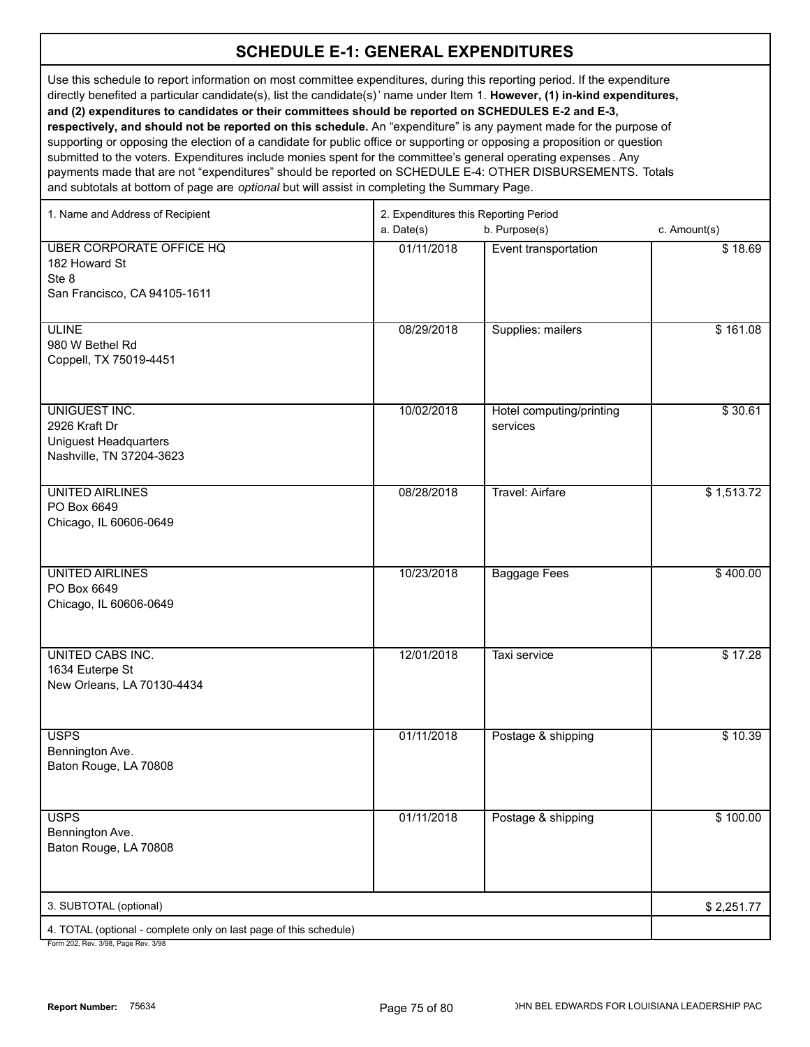## SCHEDULE E-1: GENERAL EXPENDITURES

Use this schedule to report information on most committee expenditures, during this reporting period. If the expenditure directly benefited a particular candidate(s), list the candidate(s)' name under Item 1. **However, (1) in-kind expenditures, and (2) expenditures to candidates or their committees should be reported on SCHEDULES E-2 and E-3, respectively, and should not be reported on this schedule.** An "expenditure" is any payment made for the purpose of supporting or opposing the election of a candidate for public office or supporting or opposing a proposition or question submitted to the voters. Expenditures include monies spent for the committee's general operating expenses. Any payments made that are not "expenditures" should be reported on SCHEDULE E-4: OTHER DISBURSEMENTS. Totals and subtotals at bottom of page are *optional* but will assist in completing the Summary Page.

| 1. Name and Address of Recipient | 2. Expenditures this Reporting Period<br>a. Date(s) | b. Purpose(s) | c. Amount(s) |
|---|---|---|---|
| UBER CORPORATE OFFICE HQ<br>182 Howard St<br>Ste 8<br>San Francisco, CA 94105-1611 | 01/11/2018 | Event transportation | $ 18.69 |
| ULINE<br>980 W Bethel Rd<br>Coppell, TX 75019-4451 | 08/29/2018 | Supplies: mailers | $ 161.08 |
| UNIGUEST INC.<br>2926 Kraft Dr<br>Uniguest Headquarters<br>Nashville, TN 37204-3623 | 10/02/2018 | Hotel computing/printing services | $ 30.61 |
| UNITED AIRLINES<br>PO Box 6649<br>Chicago, IL 60606-0649 | 08/28/2018 | Travel: Airfare | $ 1,513.72 |
| UNITED AIRLINES<br>PO Box 6649<br>Chicago, IL 60606-0649 | 10/23/2018 | Baggage Fees | $ 400.00 |
| UNITED CABS INC.<br>1634 Euterpe St<br>New Orleans, LA 70130-4434 | 12/01/2018 | Taxi service | $ 17.28 |
| USPS<br>Bennington Ave.<br>Baton Rouge, LA 70808 | 01/11/2018 | Postage & shipping | $ 10.39 |
| USPS<br>Bennington Ave.<br>Baton Rouge, LA 70808 | 01/11/2018 | Postage & shipping | $ 100.00 |
| 3. SUBTOTAL (optional) | | | $ 2,251.77 |
| 4. TOTAL (optional - complete only on last page of this schedule) | | | |

Form 202, Rev. 3/98, Page Rev. 3/98

**Report Number:** 75634

JOHN BEL EDWARDS FOR LOUISIANA LEADERSHIP PAC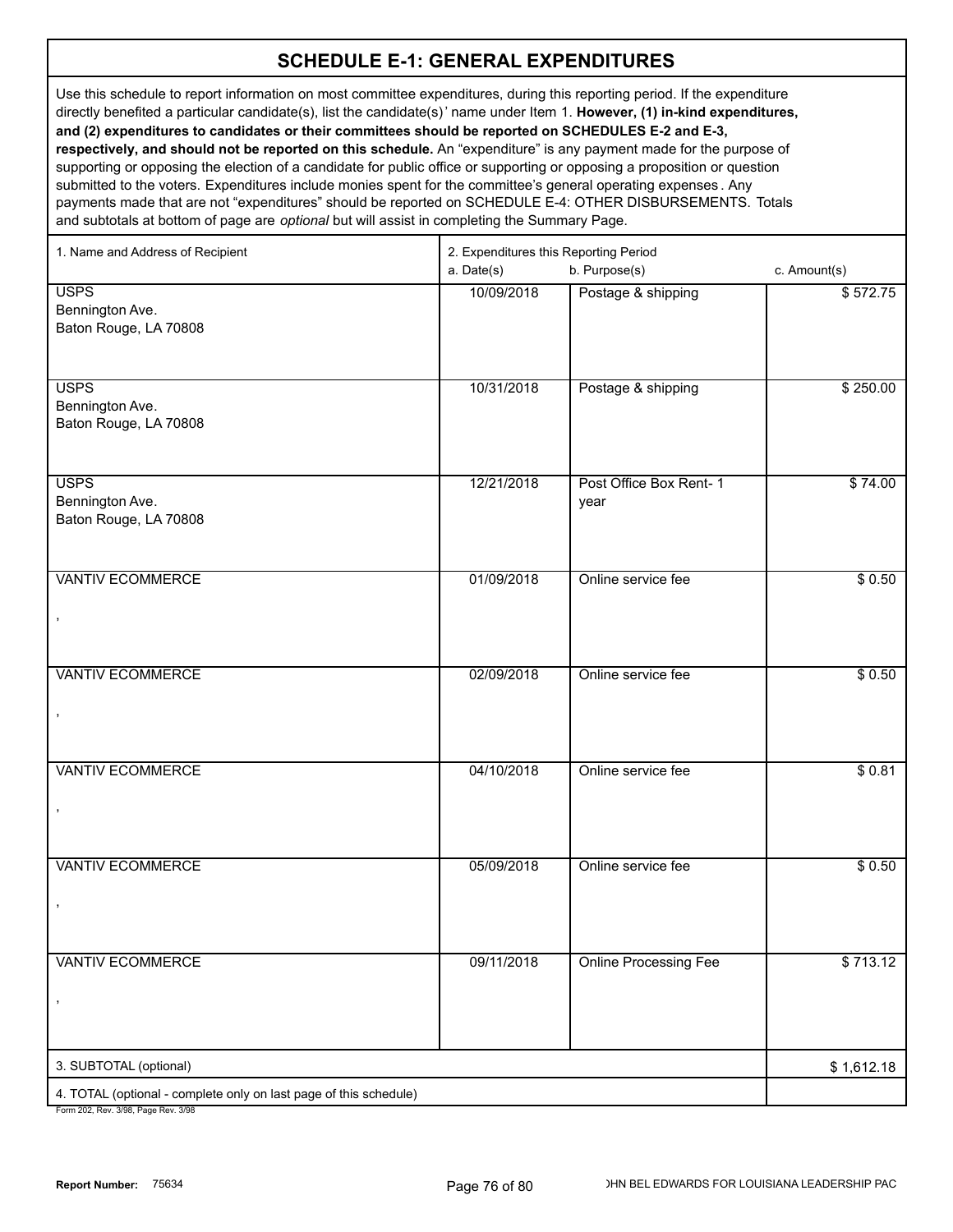## SCHEDULE E-1: GENERAL EXPENDITURES

Use this schedule to report information on most committee expenditures, during this reporting period. If the expenditure directly benefited a particular candidate(s), list the candidate(s)' name under Item 1. **However, (1) in-kind expenditures, and (2) expenditures to candidates or their committees should be reported on SCHEDULES E-2 and E-3, respectively, and should not be reported on this schedule.** An "expenditure" is any payment made for the purpose of supporting or opposing the election of a candidate for public office or supporting or opposing a proposition or question submitted to the voters. Expenditures include monies spent for the committee's general operating expenses. Any payments made that are not "expenditures" should be reported on SCHEDULE E-4: OTHER DISBURSEMENTS. Totals and subtotals at bottom of page are *optional* but will assist in completing the Summary Page.

| 1. Name and Address of Recipient | 2. Expenditures this Reporting Period a. Date(s) | b. Purpose(s) | c. Amount(s) |
|---|---|---|---|
| USPS<br>Bennington Ave.<br>Baton Rouge, LA 70808 | 10/09/2018 | Postage & shipping | $ 572.75 |
| USPS<br>Bennington Ave.<br>Baton Rouge, LA 70808 | 10/31/2018 | Postage & shipping | $ 250.00 |
| USPS<br>Bennington Ave.<br>Baton Rouge, LA 70808 | 12/21/2018 | Post Office Box Rent- 1 year | $ 74.00 |
| VANTIV ECOMMERCE<br>, | 01/09/2018 | Online service fee | $ 0.50 |
| VANTIV ECOMMERCE<br>, | 02/09/2018 | Online service fee | $ 0.50 |
| VANTIV ECOMMERCE<br>, | 04/10/2018 | Online service fee | $ 0.81 |
| VANTIV ECOMMERCE<br>, | 05/09/2018 | Online service fee | $ 0.50 |
| VANTIV ECOMMERCE<br>, | 09/11/2018 | Online Processing Fee | $ 713.12 |
| 3. SUBTOTAL (optional) | | | $ 1,612.18 |
| 4. TOTAL (optional - complete only on last page of this schedule) | | | |

Form 202, Rev. 3/98, Page Rev. 3/98

Report Number: 75634

JOHN BEL EDWARDS FOR LOUISIANA LEADERSHIP PAC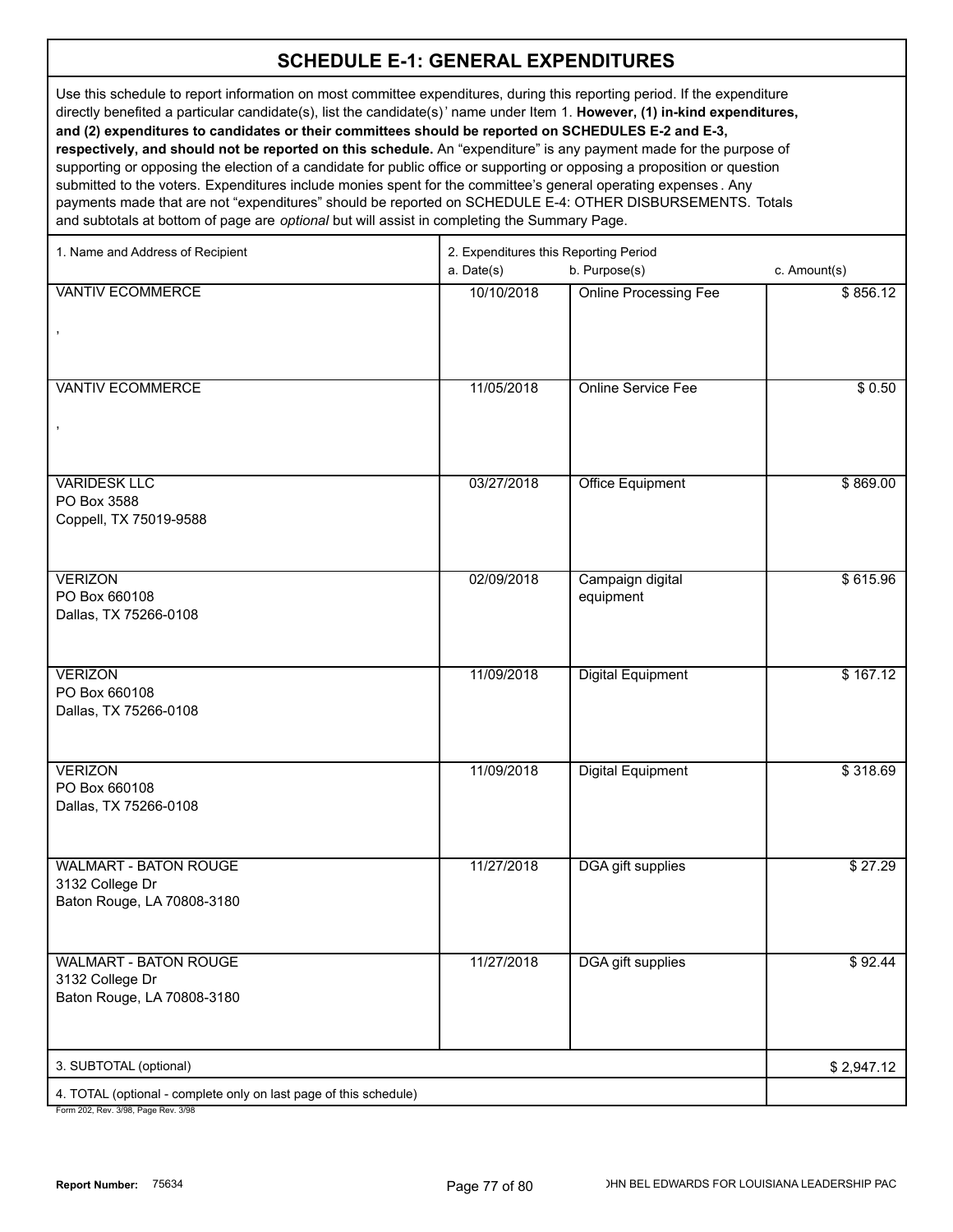# SCHEDULE E-1: GENERAL EXPENDITURES

Use this schedule to report information on most committee expenditures, during this reporting period. If the expenditure directly benefited a particular candidate(s), list the candidate(s)' name under Item 1. **However, (1) in-kind expenditures, and (2) expenditures to candidates or their committees should be reported on SCHEDULES E-2 and E-3, respectively, and should not be reported on this schedule.** An "expenditure" is any payment made for the purpose of supporting or opposing the election of a candidate for public office or supporting or opposing a proposition or question submitted to the voters. Expenditures include monies spent for the committee's general operating expenses. Any payments made that are not "expenditures" should be reported on SCHEDULE E-4: OTHER DISBURSEMENTS. Totals and subtotals at bottom of page are *optional* but will assist in completing the Summary Page.

| 1. Name and Address of Recipient | 2. Expenditures this Reporting Period a. Date(s) | b. Purpose(s) | c. Amount(s) |
|---|---|---|---|
| VANTIV ECOMMERCE<br>, | 10/10/2018 | Online Processing Fee | $ 856.12 |
| VANTIV ECOMMERCE<br>, | 11/05/2018 | Online Service Fee | $ 0.50 |
| VARIDESK LLC<br>PO Box 3588<br>Coppell, TX 75019-9588 | 03/27/2018 | Office Equipment | $ 869.00 |
| VERIZON<br>PO Box 660108<br>Dallas, TX 75266-0108 | 02/09/2018 | Campaign digital equipment | $ 615.96 |
| VERIZON<br>PO Box 660108<br>Dallas, TX 75266-0108 | 11/09/2018 | Digital Equipment | $ 167.12 |
| VERIZON<br>PO Box 660108<br>Dallas, TX 75266-0108 | 11/09/2018 | Digital Equipment | $ 318.69 |
| WALMART - BATON ROUGE<br>3132 College Dr<br>Baton Rouge, LA 70808-3180 | 11/27/2018 | DGA gift supplies | $ 27.29 |
| WALMART - BATON ROUGE<br>3132 College Dr<br>Baton Rouge, LA 70808-3180 | 11/27/2018 | DGA gift supplies | $ 92.44 |
| 3. SUBTOTAL (optional) | | | $ 2,947.12 |
| 4. TOTAL (optional - complete only on last page of this schedule) | | | |

Form 202, Rev. 3/98, Page Rev. 3/98

**Report Number:** 75634

JOHN BEL EDWARDS FOR LOUISIANA LEADERSHIP PAC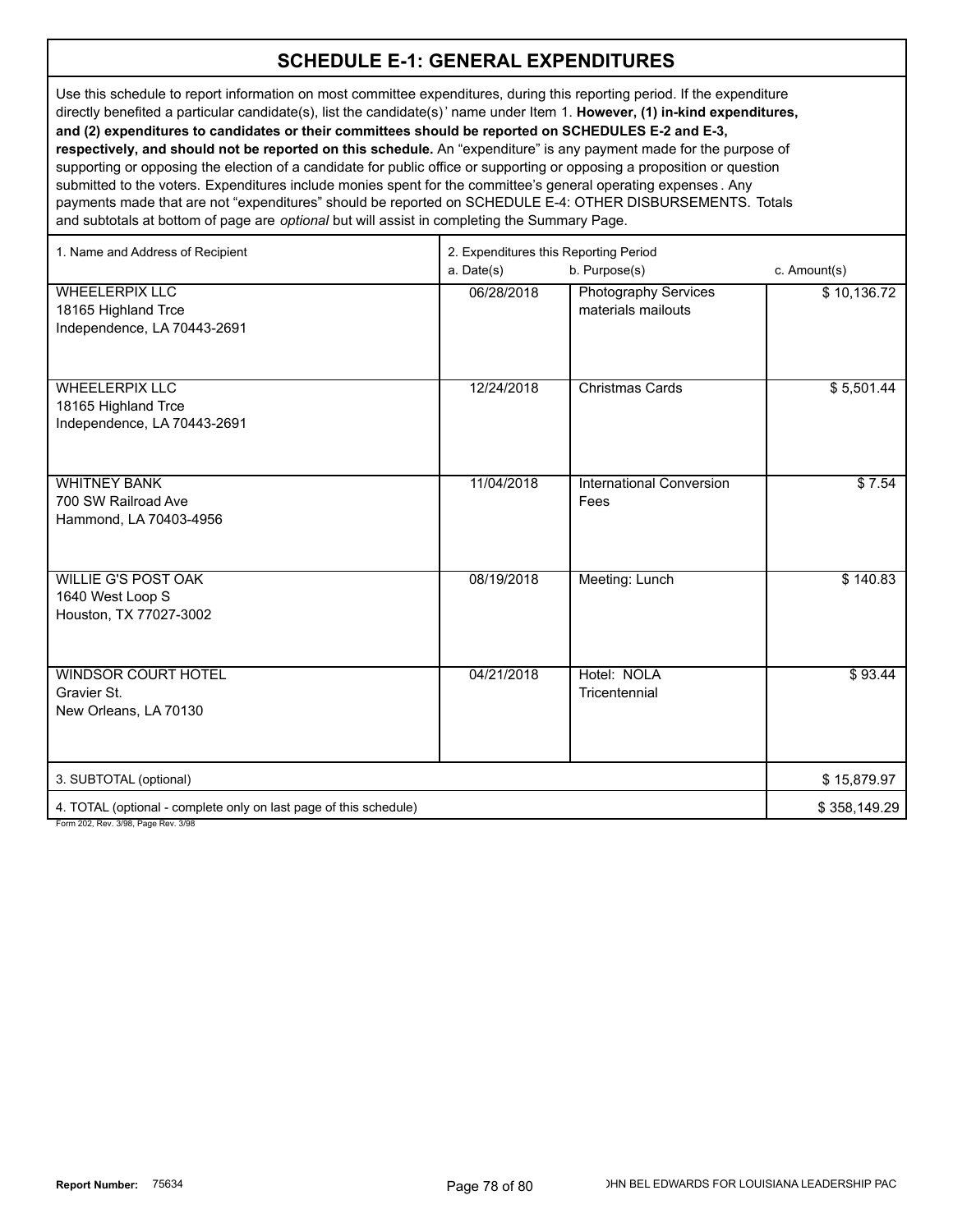# SCHEDULE E-1: GENERAL EXPENDITURES

Use this schedule to report information on most committee expenditures, during this reporting period. If the expenditure directly benefited a particular candidate(s), list the candidate(s)' name under Item 1. **However, (1) in-kind expenditures, and (2) expenditures to candidates or their committees should be reported on SCHEDULES E-2 and E-3, respectively, and should not be reported on this schedule.** An "expenditure" is any payment made for the purpose of supporting or opposing the election of a candidate for public office or supporting or opposing a proposition or question submitted to the voters. Expenditures include monies spent for the committee's general operating expenses. Any payments made that are not "expenditures" should be reported on SCHEDULE E-4: OTHER DISBURSEMENTS. Totals and subtotals at bottom of page are *optional* but will assist in completing the Summary Page.

| 1. Name and Address of Recipient | 2. Expenditures this Reporting Period a. Date(s) | b. Purpose(s) | c. Amount(s) |
|---|---|---|---|
| WHEELERPIX LLC<br>18165 Highland Trce<br>Independence, LA 70443-2691 | 06/28/2018 | Photography Services materials mailouts | $ 10,136.72 |
| WHEELERPIX LLC<br>18165 Highland Trce<br>Independence, LA 70443-2691 | 12/24/2018 | Christmas Cards | $ 5,501.44 |
| WHITNEY BANK<br>700 SW Railroad Ave<br>Hammond, LA 70403-4956 | 11/04/2018 | International Conversion Fees | $ 7.54 |
| WILLIE G'S POST OAK<br>1640 West Loop S<br>Houston, TX 77027-3002 | 08/19/2018 | Meeting: Lunch | $ 140.83 |
| WINDSOR COURT HOTEL<br>Gravier St.<br>New Orleans, LA 70130 | 04/21/2018 | Hotel: NOLA Tricentennial | $ 93.44 |
| 3. SUBTOTAL (optional) | | | $ 15,879.97 |
| 4. TOTAL (optional - complete only on last page of this schedule) | | | $ 358,149.29 |

Form 202, Rev. 3/98, Page Rev. 3/98

**Report Number:** 75634

JOHN BEL EDWARDS FOR LOUISIANA LEADERSHIP PAC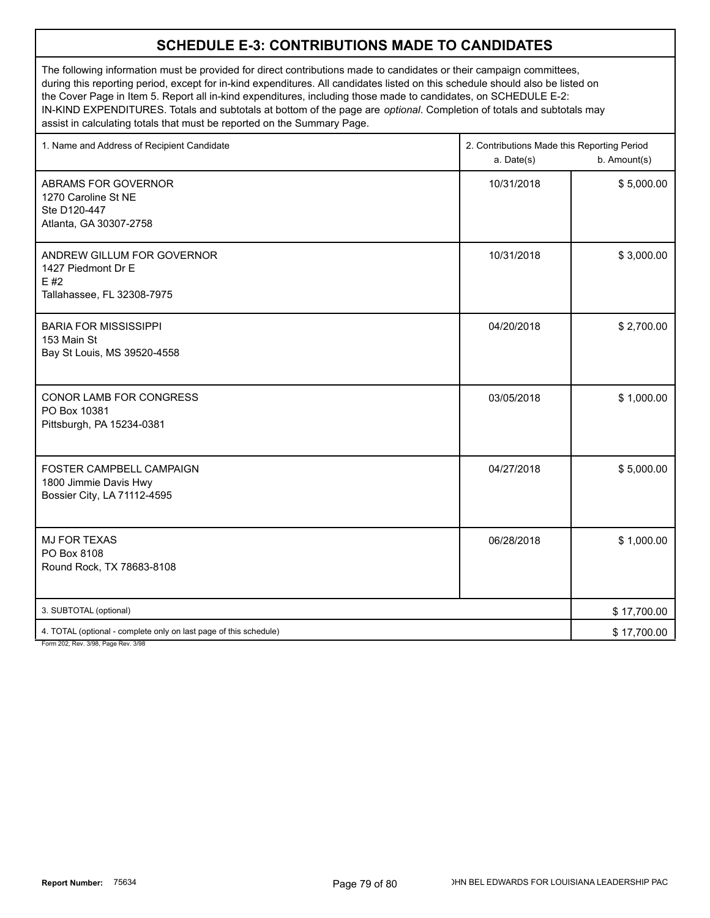## SCHEDULE E-3: CONTRIBUTIONS MADE TO CANDIDATES

The following information must be provided for direct contributions made to candidates or their campaign committees, during this reporting period, except for in-kind expenditures. All candidates listed on this schedule should also be listed on the Cover Page in Item 5. Report all in-kind expenditures, including those made to candidates, on SCHEDULE E-2: IN-KIND EXPENDITURES. Totals and subtotals at bottom of the page are *optional*. Completion of totals and subtotals may assist in calculating totals that must be reported on the Summary Page.

| 1. Name and Address of Recipient Candidate | 2. Contributions Made this Reporting Period a. Date(s) | b. Amount(s) |
|---|---|---|
| ABRAMS FOR GOVERNOR<br>1270 Caroline St NE<br>Ste D120-447<br>Atlanta, GA 30307-2758 | 10/31/2018 | $ 5,000.00 |
| ANDREW GILLUM FOR GOVERNOR<br>1427 Piedmont Dr E<br>E #2<br>Tallahassee, FL 32308-7975 | 10/31/2018 | $ 3,000.00 |
| BARIA FOR MISSISSIPPI<br>153 Main St<br>Bay St Louis, MS 39520-4558 | 04/20/2018 | $ 2,700.00 |
| CONOR LAMB FOR CONGRESS<br>PO Box 10381<br>Pittsburgh, PA 15234-0381 | 03/05/2018 | $ 1,000.00 |
| FOSTER CAMPBELL CAMPAIGN<br>1800 Jimmie Davis Hwy<br>Bossier City, LA 71112-4595 | 04/27/2018 | $ 5,000.00 |
| MJ FOR TEXAS<br>PO Box 8108<br>Round Rock, TX 78683-8108 | 06/28/2018 | $ 1,000.00 |
| 3. SUBTOTAL (optional) | | $ 17,700.00 |
| 4. TOTAL (optional - complete only on last page of this schedule) | | $ 17,700.00 |

Form 202, Rev. 3/98, Page Rev. 3/98

**Report Number:** 75634

JOHN BEL EDWARDS FOR LOUISIANA LEADERSHIP PAC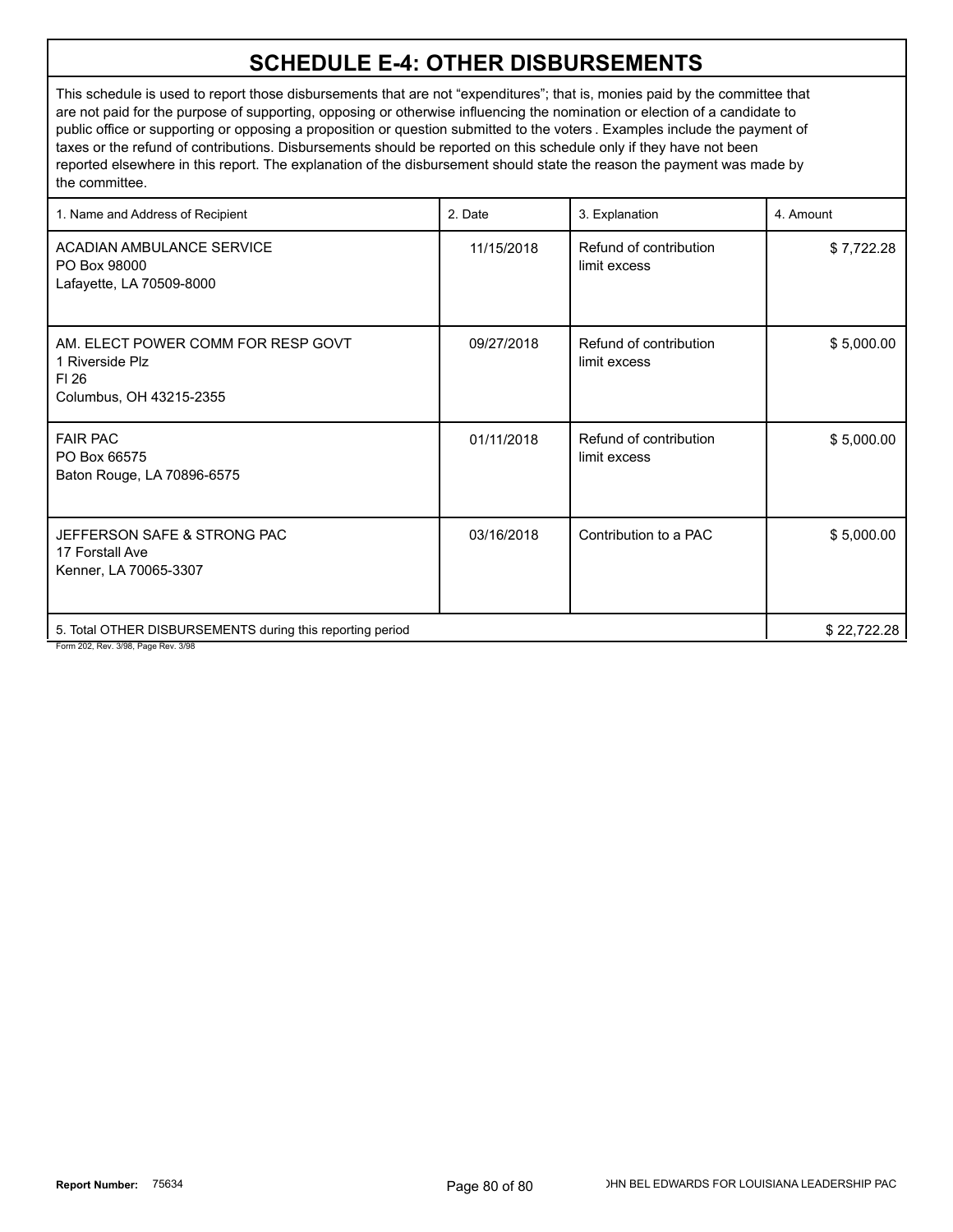# SCHEDULE E-4: OTHER DISBURSEMENTS

This schedule is used to report those disbursements that are not "expenditures"; that is, monies paid by the committee that are not paid for the purpose of supporting, opposing or otherwise influencing the nomination or election of a candidate to public office or supporting or opposing a proposition or question submitted to the voters . Examples include the payment of taxes or the refund of contributions. Disbursements should be reported on this schedule only if they have not been reported elsewhere in this report. The explanation of the disbursement should state the reason the payment was made by the committee.

| 1. Name and Address of Recipient | 2. Date | 3. Explanation | 4. Amount |
|---|---|---|---|
| ACADIAN AMBULANCE SERVICE<br>PO Box 98000<br>Lafayette, LA 70509-8000 | 11/15/2018 | Refund of contribution limit excess | $ 7,722.28 |
| AM. ELECT POWER COMM FOR RESP GOVT<br>1 Riverside Plz<br>Fl 26<br>Columbus, OH 43215-2355 | 09/27/2018 | Refund of contribution limit excess | $ 5,000.00 |
| FAIR PAC<br>PO Box 66575<br>Baton Rouge, LA 70896-6575 | 01/11/2018 | Refund of contribution limit excess | $ 5,000.00 |
| JEFFERSON SAFE & STRONG PAC<br>17 Forstall Ave<br>Kenner, LA 70065-3307 | 03/16/2018 | Contribution to a PAC | $ 5,000.00 |
| 5. Total OTHER DISBURSEMENTS during this reporting period | | | $ 22,722.28 |

Form 202, Rev. 3/98, Page Rev. 3/98

**Report Number:** 75634

JOHN BEL EDWARDS FOR LOUISIANA LEADERSHIP PAC